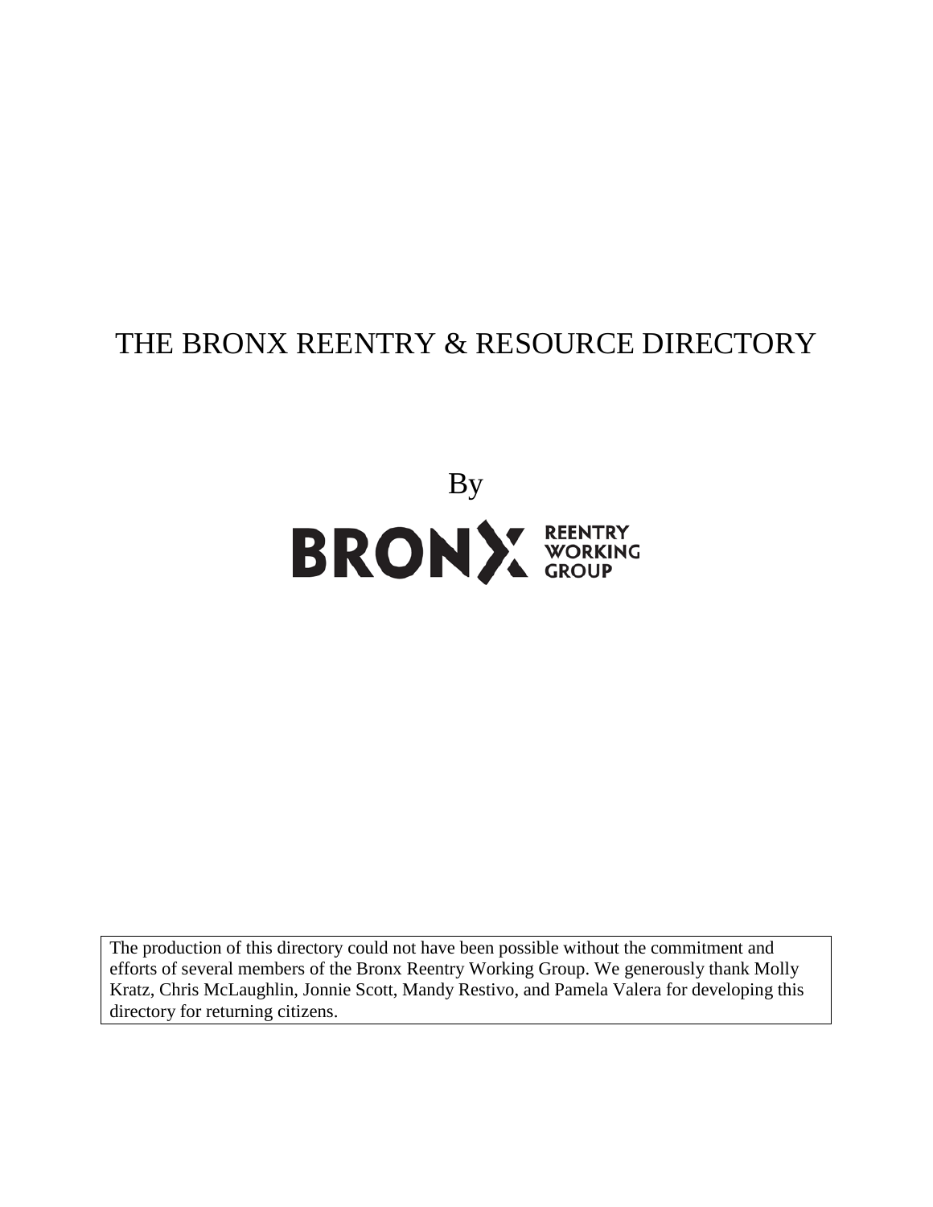# THE BRONX REENTRY & RESOURCE DIRECTORY

By

BRONX REENTRY WORKING GROUP

The production of this directory could not have been possible without the commitment and efforts of several members of the Bronx Reentry Working Group. We generously thank Molly Kratz, Chris McLaughlin, Jonnie Scott, Mandy Restivo, and Pamela Valera for developing this directory for returning citizens.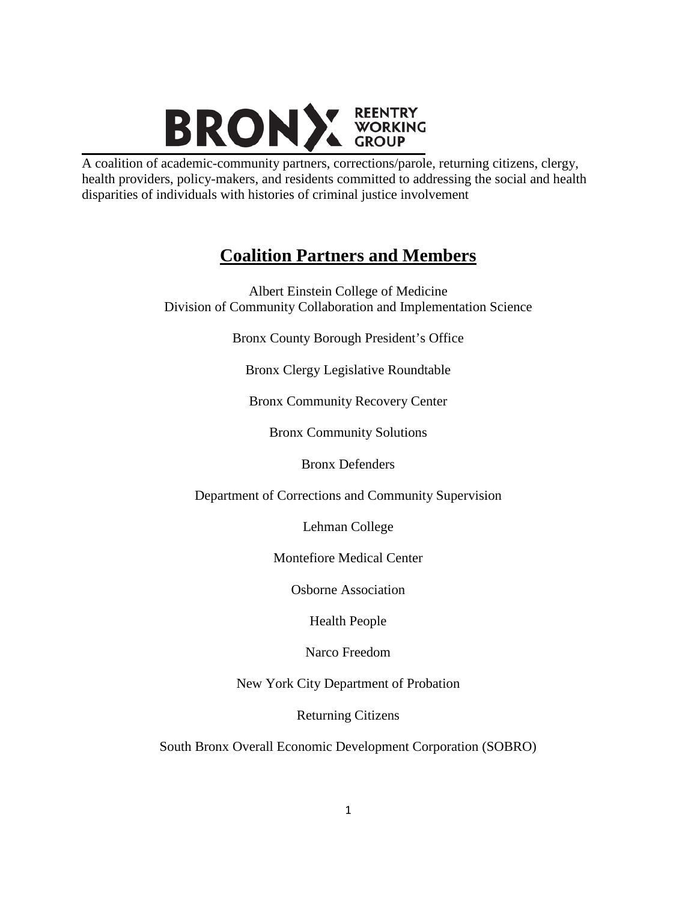# BRONX REENTRY WORKING GROUP

A coalition of academic-community partners, corrections/parole, returning citizens, clergy, health providers, policy-makers, and residents committed to addressing the social and health disparities of individuals with histories of criminal justice involvement

## Coalition Partners and Members

Albert Einstein College of Medicine
Division of Community Collaboration and Implementation Science

Bronx County Borough President's Office

Bronx Clergy Legislative Roundtable

Bronx Community Recovery Center

Bronx Community Solutions

Bronx Defenders

Department of Corrections and Community Supervision

Lehman College

Montefiore Medical Center

Osborne Association

Health People

Narco Freedom

New York City Department of Probation

Returning Citizens

South Bronx Overall Economic Development Corporation (SOBRO)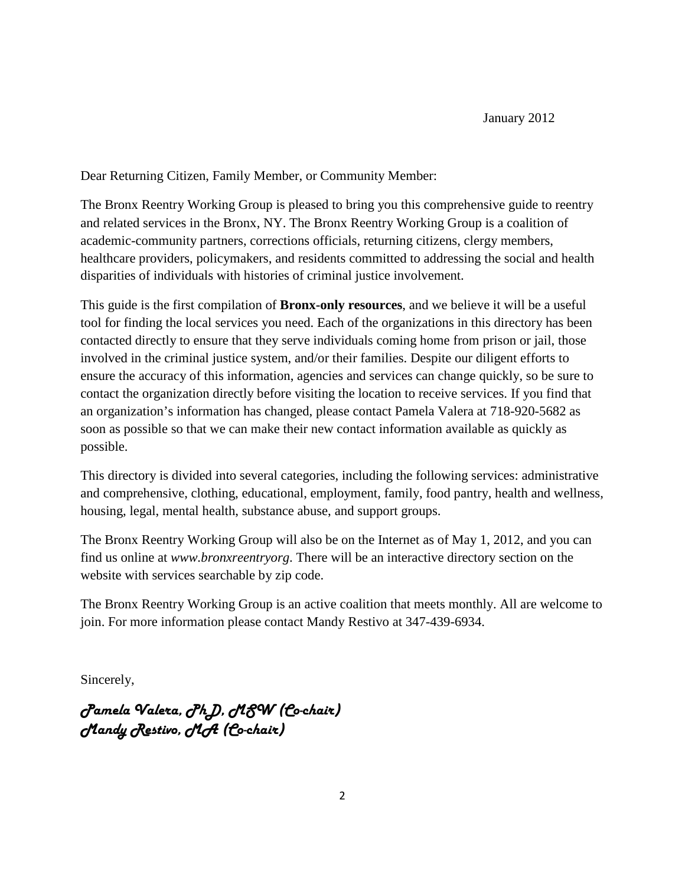January 2012

Dear Returning Citizen, Family Member, or Community Member:

The Bronx Reentry Working Group is pleased to bring you this comprehensive guide to reentry and related services in the Bronx, NY. The Bronx Reentry Working Group is a coalition of academic-community partners, corrections officials, returning citizens, clergy members, healthcare providers, policymakers, and residents committed to addressing the social and health disparities of individuals with histories of criminal justice involvement.

This guide is the first compilation of **Bronx-only resources**, and we believe it will be a useful tool for finding the local services you need. Each of the organizations in this directory has been contacted directly to ensure that they serve individuals coming home from prison or jail, those involved in the criminal justice system, and/or their families. Despite our diligent efforts to ensure the accuracy of this information, agencies and services can change quickly, so be sure to contact the organization directly before visiting the location to receive services. If you find that an organization's information has changed, please contact Pamela Valera at 718-920-5682 as soon as possible so that we can make their new contact information available as quickly as possible.

This directory is divided into several categories, including the following services: administrative and comprehensive, clothing, educational, employment, family, food pantry, health and wellness, housing, legal, mental health, substance abuse, and support groups.

The Bronx Reentry Working Group will also be on the Internet as of May 1, 2012, and you can find us online at *www.bronxreentryorg*. There will be an interactive directory section on the website with services searchable by zip code.

The Bronx Reentry Working Group is an active coalition that meets monthly. All are welcome to join. For more information please contact Mandy Restivo at 347-439-6934.

Sincerely,

*Pamela Valera, PhD, MSW (Co-chair)*
*Mandy Restivo, MA (Co-chair)*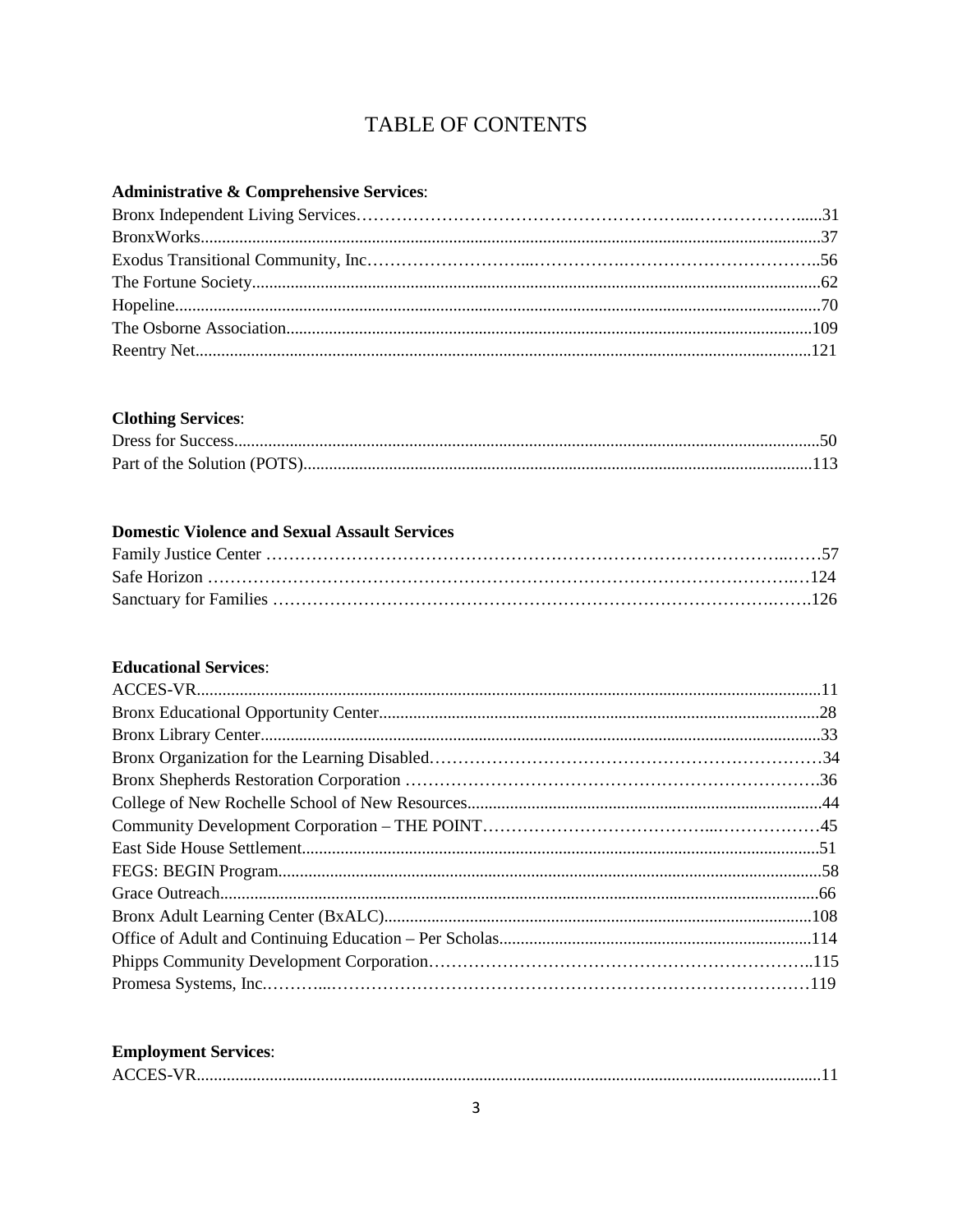# TABLE OF CONTENTS

**Administrative & Comprehensive Services**:

Bronx Independent Living Services……………………………………………………..………………….....31
BronxWorks...........................................................................................................................................37
Exodus Transitional Community, Inc………………………..…………….……………………………..56
The Fortune Society...............................................................................................................................62
Hopeline................................................................................................................................................70
The Osborne Association.....................................................................................................................109
Reentry Net.........................................................................................................................................121

**Clothing Services**:

Dress for Success...................................................................................................................................50
Part of the Solution (POTS).................................................................................................................113

**Domestic Violence and Sexual Assault Services**

Family Justice Center …………………………………………………………………………..……57
Safe Horizon ……………………………………………………………………………………….…124
Sanctuary for Families ……………………………………………………………………….…….126

**Educational Services**:

ACCES-VR............................................................................................................................................11
Bronx Educational Opportunity Center.................................................................................................28
Bronx Library Center.............................................................................................................................33
Bronx Organization for the Learning Disabled……………………………………………………………34
Bronx Shepherds Restoration Corporation ………………………………………………………………36
College of New Rochelle School of New Resources.............................................................................44
Community Development Corporation – THE POINT…………………………………...………………45
East Side House Settlement...................................................................................................................51
FEGS: BEGIN Program.........................................................................................................................58
Grace Outreach......................................................................................................................................66
Bronx Adult Learning Center (BxALC)..............................................................................................108
Office of Adult and Continuing Education – Per Scholas....................................................................114
Phipps Community Development Corporation…………………………………………………………..115
Promesa Systems, Inc.………...………………………………………………………………………119

**Employment Services**:

ACCES-VR............................................................................................................................................11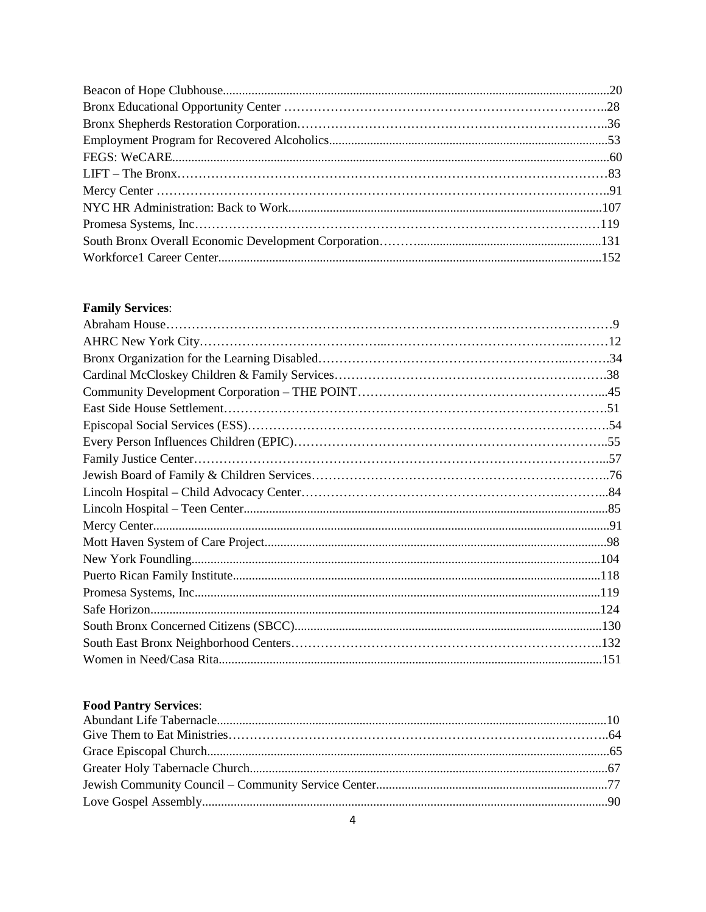Beacon of Hope Clubhouse........................................................................................................................20
Bronx Educational Opportunity Center ………………………………………………………………..28
Bronx Shepherds Restoration Corporation……………………………………………………………..36
Employment Program for Recovered Alcoholics.......................................................................................53
FEGS: WeCARE.........................................................................................................................................60
LIFT – The Bronx……………………………………………………………………………………83
Mercy Center ………………………………………………………………………………….……..91
NYC HR Administration: Back to Work...................................................................................................107
Promesa Systems, Inc………………………………………………………………………………119
South Bronx Overall Economic Development Corporation………..........................................................131
Workforce1 Career Center........................................................................................................................152

**Family Services**:

Abraham House………………………………………………………….……………………9
AHRC New York City………………………………...……………………………………..………12
Bronx Organization for the Learning Disabled………………………………………………...……….34
Cardinal McCloskey Children & Family Services…………………………………………….……….38
Community Development Corporation – THE POINT………………………………………………...45
East Side House Settlement……………………………………………………………………………….51
Episcopal Social Services (ESS)……………………………………………….………………………….54
Every Person Influences Children (EPIC)……………………………….……………………………..55
Family Justice Center……………………………………………………………………………...57
Jewish Board of Family & Children Services…………………………………………………………..76
Lincoln Hospital – Child Advocacy Center……………………………………………………..………..84
Lincoln Hospital – Teen Center.................................................................................................................85
Mercy Center..............................................................................................................................................91
Mott Haven System of Care Project...........................................................................................................98
New York Foundling................................................................................................................................104
Puerto Rican Family Institute...................................................................................................................118
Promesa Systems, Inc...............................................................................................................................119
Safe Horizon............................................................................................................................................124
South Bronx Concerned Citizens (SBCC)................................................................................................130
South East Bronx Neighborhood Centers……………………………………………………………..132
Women in Need/Casa Rita........................................................................................................................151

**Food Pantry Services**:

Abundant Life Tabernacle..........................................................................................................................10
Give Them to Eat Ministries………………………………………………………………..…………..64
Grace Episcopal Church.............................................................................................................................65
Greater Holy Tabernacle Church................................................................................................................67
Jewish Community Council – Community Service Center........................................................................77
Love Gospel Assembly...............................................................................................................................90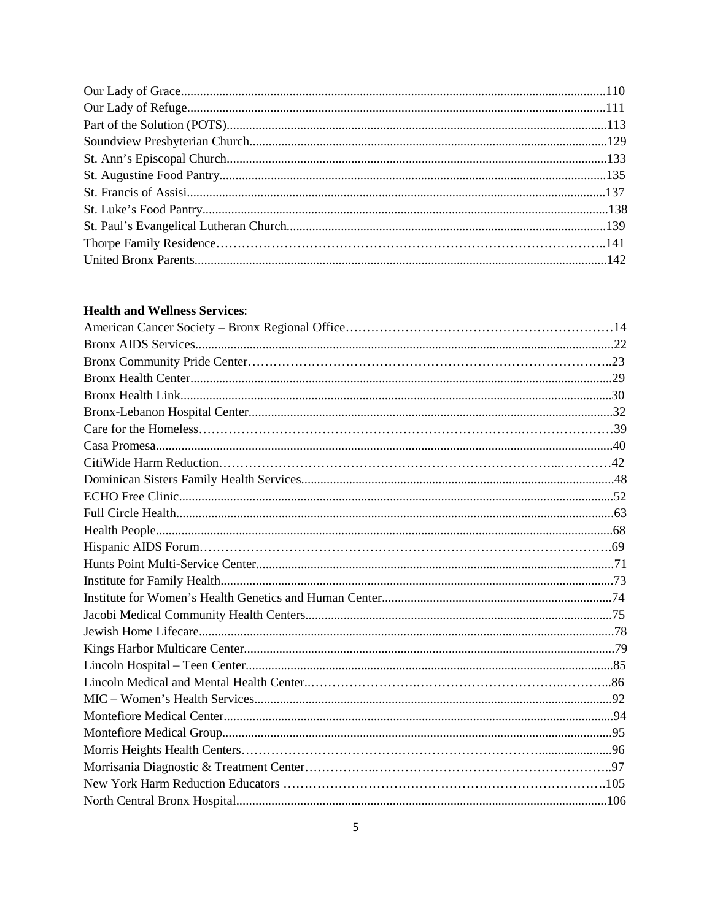Our Lady of Grace....................................................................................................................................110
Our Lady of Refuge...................................................................................................................................111
Part of the Solution (POTS).......................................................................................................................113
Soundview Presbyterian Church................................................................................................................129
St. Ann's Episcopal Church.......................................................................................................................133
St. Augustine Food Pantry.........................................................................................................................135
St. Francis of Assisi...................................................................................................................................137
St. Luke's Food Pantry...............................................................................................................................138
St. Paul's Evangelical Lutheran Church....................................................................................................139
Thorpe Family Residence……………………………………………………………………………..141
United Bronx Parents.................................................................................................................................142

**Health and Wellness Services**:

American Cancer Society – Bronx Regional Office……………………………………………………14
Bronx AIDS Services..................................................................................................................................22
Bronx Community Pride Center………………………………………………………………………..23
Bronx Health Center...................................................................................................................................29
Bronx Health Link......................................................................................................................................30
Bronx-Lebanon Hospital Center.................................................................................................................32
Care for the Homeless………………………………………………………………………………39
Casa Promesa.............................................................................................................................................40
CitiWide Harm Reduction………………………………………………………………..…………42
Dominican Sisters Family Health Services.................................................................................................48
ECHO Free Clinic.......................................................................................................................................52
Full Circle Health........................................................................................................................................63
Health People..............................................................................................................................................68
Hispanic AIDS Forum……………………………………………………………………………….69
Hunts Point Multi-Service Center................................................................................................................71
Institute for Family Health...........................................................................................................................73
Institute for Women's Health Genetics and Human Center........................................................................74
Jacobi Medical Community Health Centers................................................................................................75
Jewish Home Lifecare.................................................................................................................................78
Kings Harbor Multicare Center....................................................................................................................79
Lincoln Hospital – Teen Center...................................................................................................................85
Lincoln Medical and Mental Health Center..…………………….………………………..………...86
MIC – Women's Health Services................................................................................................................92
Montefiore Medical Center..........................................................................................................................94
Montefiore Medical Group..........................................................................................................................95
Morris Heights Health Centers……………………………….………………………….....................96
Morrisania Diagnostic & Treatment Center……………..…………………………………………..97
New York Harm Reduction Educators ………………………………………………………………105
North Central Bronx Hospital....................................................................................................................106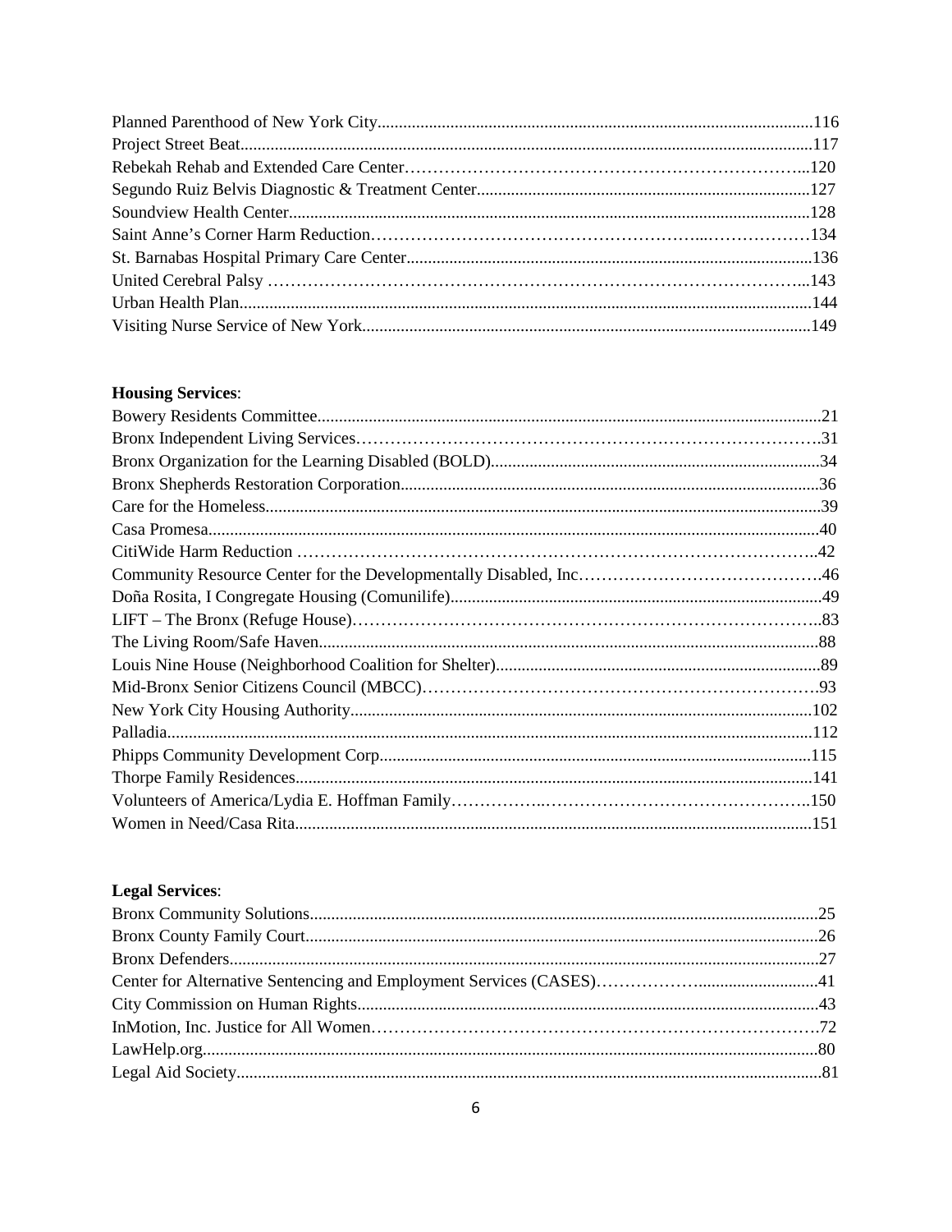Planned Parenthood of New York City......................................................................................................116
Project Street Beat......................................................................................................................................117
Rebekah Rehab and Extended Care Center…………………………………………………………...120
Segundo Ruiz Belvis Diagnostic & Treatment Center..............................................................................127
Soundview Health Center..........................................................................................................................128
Saint Anne's Corner Harm Reduction………………………………………………..………………134
St. Barnabas Hospital Primary Care Center...............................................................................................136
United Cerebral Palsy ………………………………………………………………………………...143
Urban Health Plan......................................................................................................................................144
Visiting Nurse Service of New York.........................................................................................................149

**Housing Services**:

Bowery Residents Committee.....................................................................................................................21
Bronx Independent Living Services……………………………………………………………………….31
Bronx Organization for the Learning Disabled (BOLD).............................................................................34
Bronx Shepherds Restoration Corporation..................................................................................................36
Care for the Homeless..................................................................................................................................39
Casa Promesa...............................................................................................................................................40
CitiWide Harm Reduction ………………………………………………………………………………..42
Community Resource Center for the Developmentally Disabled, Inc…………………………………….46
Doña Rosita, I Congregate Housing (Comunilife).......................................................................................49
LIFT – The Bronx (Refuge House)………………………………………………………………………..83
The Living Room/Safe Haven.....................................................................................................................88
Louis Nine House (Neighborhood Coalition for Shelter)............................................................................89
Mid-Bronx Senior Citizens Council (MBCC)……………………………………………………………93
New York City Housing Authority............................................................................................................102
Palladia.......................................................................................................................................................112
Phipps Community Development Corp.....................................................................................................115
Thorpe Family Residences.........................................................................................................................141
Volunteers of America/Lydia E. Hoffman Family……………..……………………………………..150
Women in Need/Casa Rita.........................................................................................................................151

**Legal Services**:

Bronx Community Solutions.......................................................................................................................25
Bronx County Family Court........................................................................................................................26
Bronx Defenders..........................................................................................................................................27
Center for Alternative Sentencing and Employment Services (CASES)…………….............................41
City Commission on Human Rights............................................................................................................43
InMotion, Inc. Justice for All Women……………………………………………………………………72
LawHelp.org................................................................................................................................................80
Legal Aid Society........................................................................................................................................81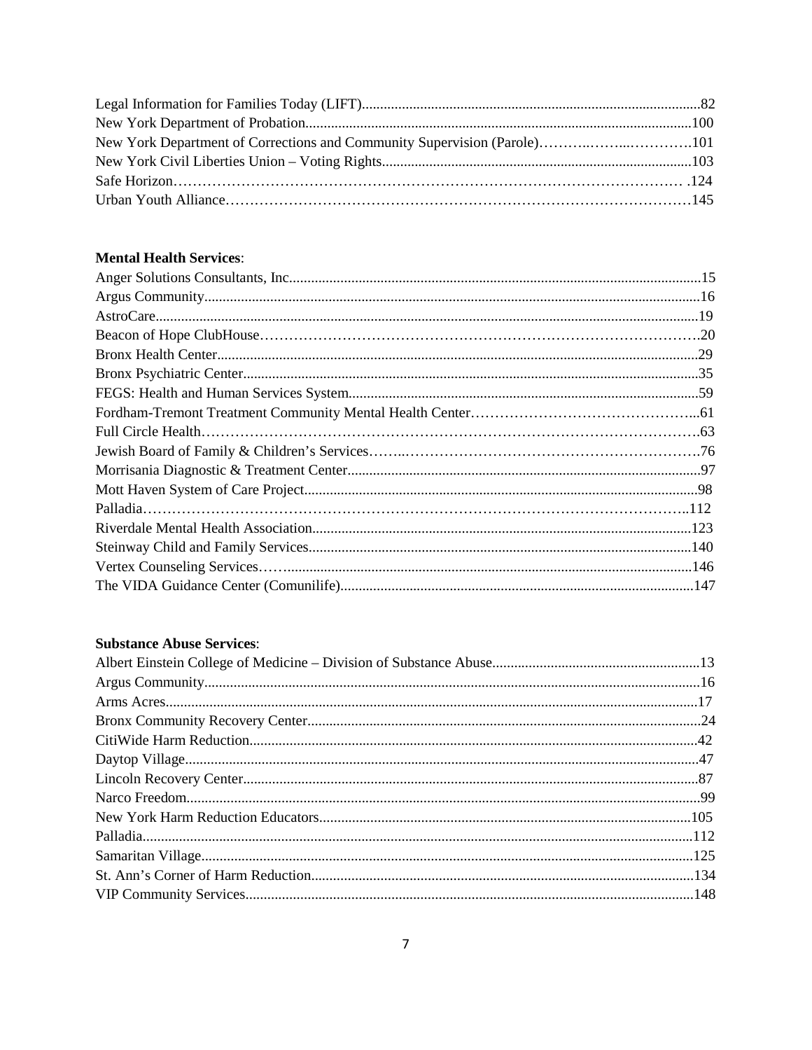Legal Information for Families Today (LIFT)............................................................................................82
New York Department of Probation..........................................................................................................100
New York Department of Corrections and Community Supervision (Parole)……….……..………….101
New York Civil Liberties Union – Voting Rights....................................................................................103
Safe Horizon………………………………………………………………………………………… .124
Urban Youth Alliance………………………………………………………………………………145

**Mental Health Services**:

Anger Solutions Consultants, Inc...............................................................................................................15
Argus Community.......................................................................................................................................16
AstroCare....................................................................................................................................................19
Beacon of Hope ClubHouse………………………………………………………………………….20
Bronx Health Center...................................................................................................................................29
Bronx Psychiatric Center............................................................................................................................35
FEGS: Health and Human Services System...............................................................................................59
Fordham-Tremont Treatment Community Mental Health Center………………………………………...61
Full Circle Health…………………………………………………………………………………………63
Jewish Board of Family & Children's Services……..……………………………………………………76
Morrisania Diagnostic & Treatment Center................................................................................................97
Mott Haven System of Care Project...........................................................................................................98
Palladia……………………………………………………………………………………………..112
Riverdale Mental Health Association.......................................................................................................123
Steinway Child and Family Services........................................................................................................140
Vertex Counseling Services……...............................................................................................................146
The VIDA Guidance Center (Comunilife)................................................................................................147

**Substance Abuse Services**:

Albert Einstein College of Medicine – Division of Substance Abuse.........................................................13
Argus Community.......................................................................................................................................16
Arms Acres.................................................................................................................................................17
Bronx Community Recovery Center...........................................................................................................24
CitiWide Harm Reduction..........................................................................................................................42
Daytop Village............................................................................................................................................47
Lincoln Recovery Center............................................................................................................................87
Narco Freedom............................................................................................................................................99
New York Harm Reduction Educators......................................................................................................105
Palladia......................................................................................................................................................112
Samaritan Village......................................................................................................................................125
St. Ann's Corner of Harm Reduction........................................................................................................134
VIP Community Services..........................................................................................................................148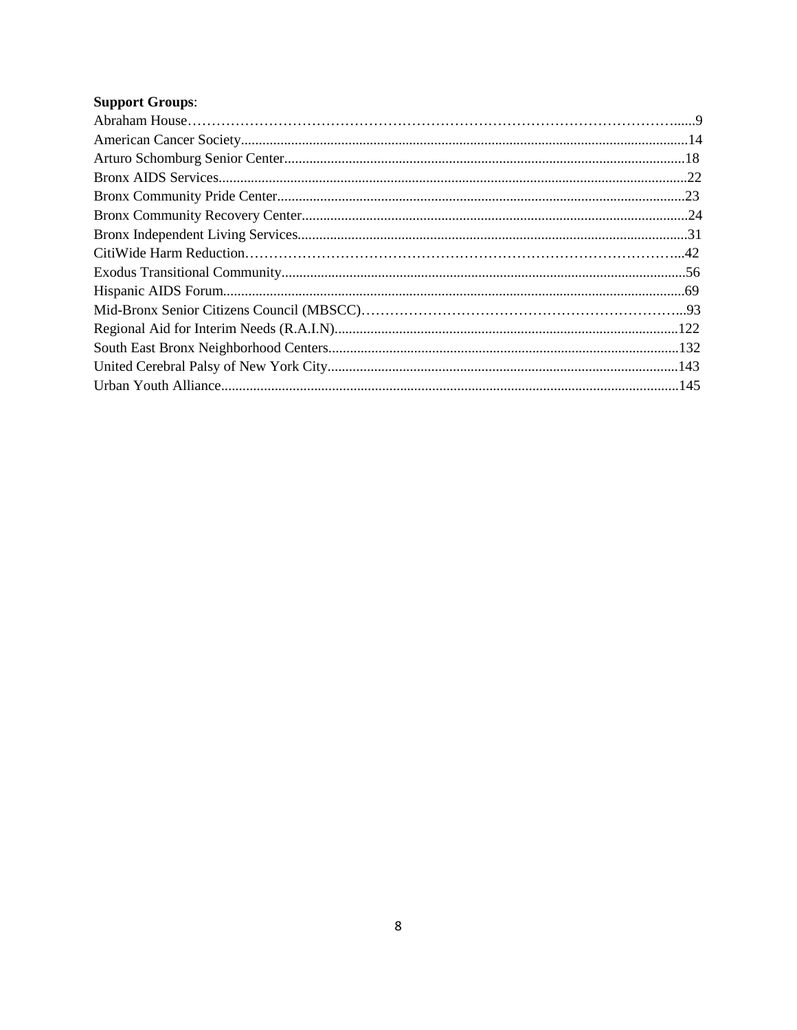**Support Groups**:

Abraham House……………………………………………………………………………………......9
American Cancer Society.............................................................................................................14
Arturo Schomburg Senior Center.................................................................................................18
Bronx AIDS Services....................................................................................................................22
Bronx Community Pride Center...................................................................................................23
Bronx Community Recovery Center............................................................................................24
Bronx Independent Living Services.............................................................................................31
CitiWide Harm Reduction………………………………………………………………………...42
Exodus Transitional Community..................................................................................................56
Hispanic AIDS Forum..................................................................................................................69
Mid-Bronx Senior Citizens Council (MBSCC)…………………………………………………...93
Regional Aid for Interim Needs (R.A.I.N)................................................................................122
South East Bronx Neighborhood Centers..................................................................................132
United Cerebral Palsy of New York City..................................................................................143
Urban Youth Alliance................................................................................................................145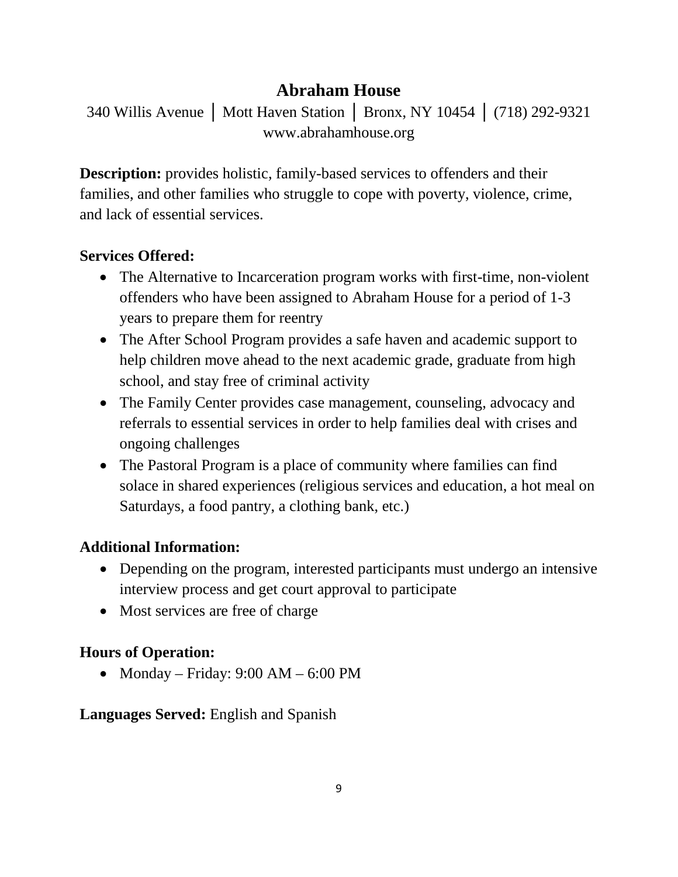## Abraham House

340 Willis Avenue │ Mott Haven Station │ Bronx, NY 10454 │ (718) 292-9321
www.abrahamhouse.org

**Description:** provides holistic, family-based services to offenders and their families, and other families who struggle to cope with poverty, violence, crime, and lack of essential services.

**Services Offered:**

- The Alternative to Incarceration program works with first-time, non-violent offenders who have been assigned to Abraham House for a period of 1-3 years to prepare them for reentry
- The After School Program provides a safe haven and academic support to help children move ahead to the next academic grade, graduate from high school, and stay free of criminal activity
- The Family Center provides case management, counseling, advocacy and referrals to essential services in order to help families deal with crises and ongoing challenges
- The Pastoral Program is a place of community where families can find solace in shared experiences (religious services and education, a hot meal on Saturdays, a food pantry, a clothing bank, etc.)

**Additional Information:**

- Depending on the program, interested participants must undergo an intensive interview process and get court approval to participate
- Most services are free of charge

**Hours of Operation:**

- Monday – Friday: 9:00 AM – 6:00 PM

**Languages Served:** English and Spanish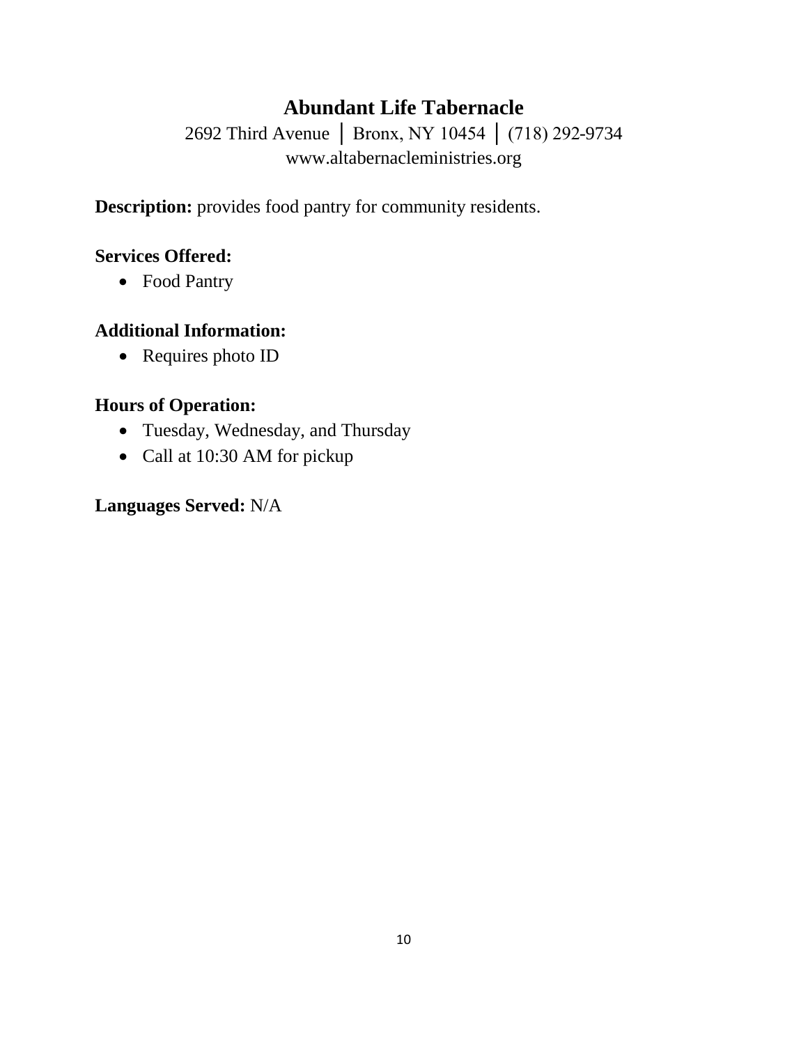## Abundant Life Tabernacle

2692 Third Avenue │ Bronx, NY 10454 │ (718) 292-9734
www.altabernacleministries.org

**Description:** provides food pantry for community residents.

**Services Offered:**

- Food Pantry

**Additional Information:**

- Requires photo ID

**Hours of Operation:**

- Tuesday, Wednesday, and Thursday
- Call at 10:30 AM for pickup

**Languages Served:** N/A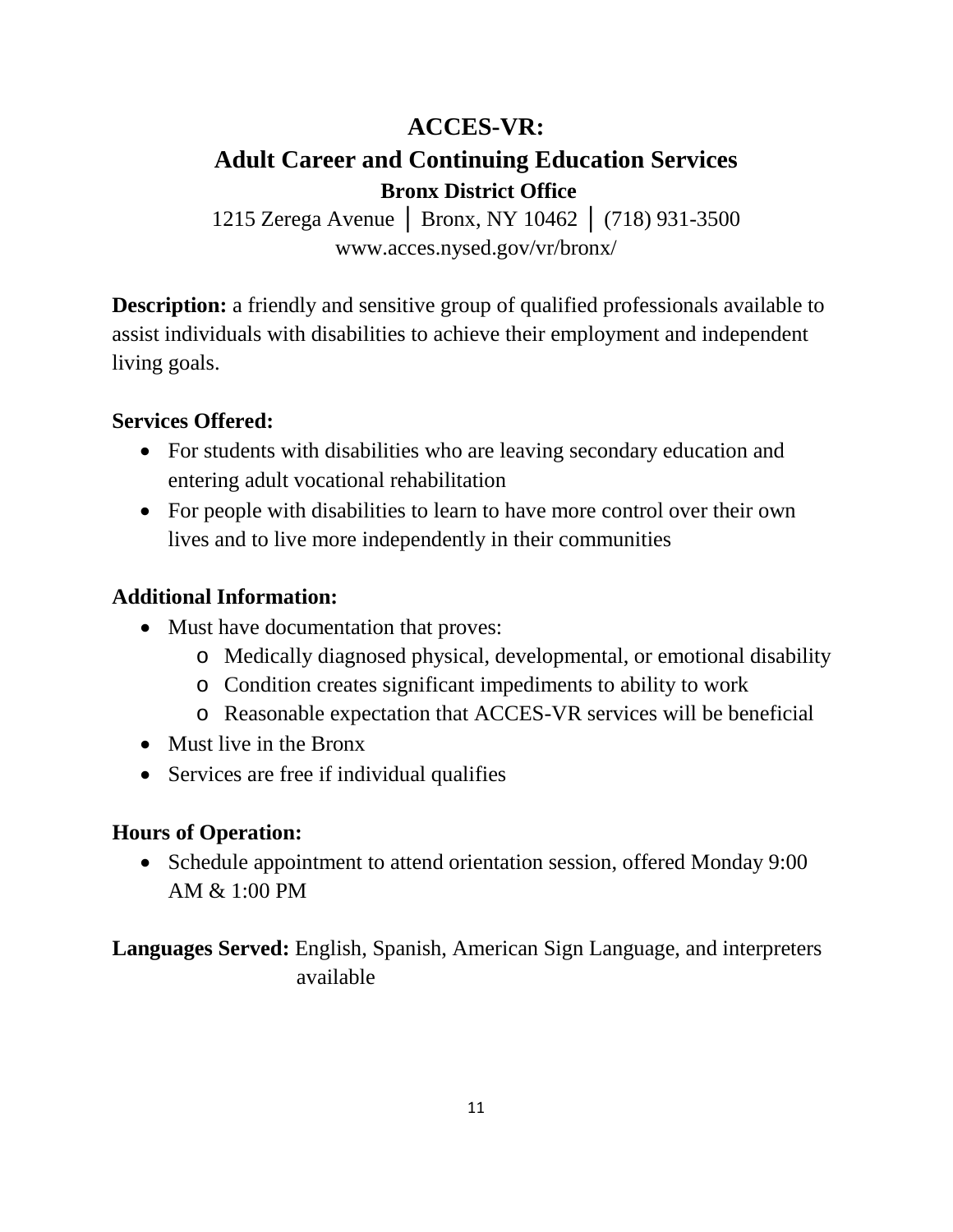# ACCES-VR:
## Adult Career and Continuing Education Services
### Bronx District Office

1215 Zerega Avenue │ Bronx, NY 10462 │ (718) 931-3500
www.acces.nysed.gov/vr/bronx/

**Description:** a friendly and sensitive group of qualified professionals available to assist individuals with disabilities to achieve their employment and independent living goals.

**Services Offered:**

- For students with disabilities who are leaving secondary education and entering adult vocational rehabilitation
- For people with disabilities to learn to have more control over their own lives and to live more independently in their communities

**Additional Information:**

- Must have documentation that proves:
  - Medically diagnosed physical, developmental, or emotional disability
  - Condition creates significant impediments to ability to work
  - Reasonable expectation that ACCES-VR services will be beneficial
- Must live in the Bronx
- Services are free if individual qualifies

**Hours of Operation:**

- Schedule appointment to attend orientation session, offered Monday 9:00 AM & 1:00 PM

**Languages Served:** English, Spanish, American Sign Language, and interpreters available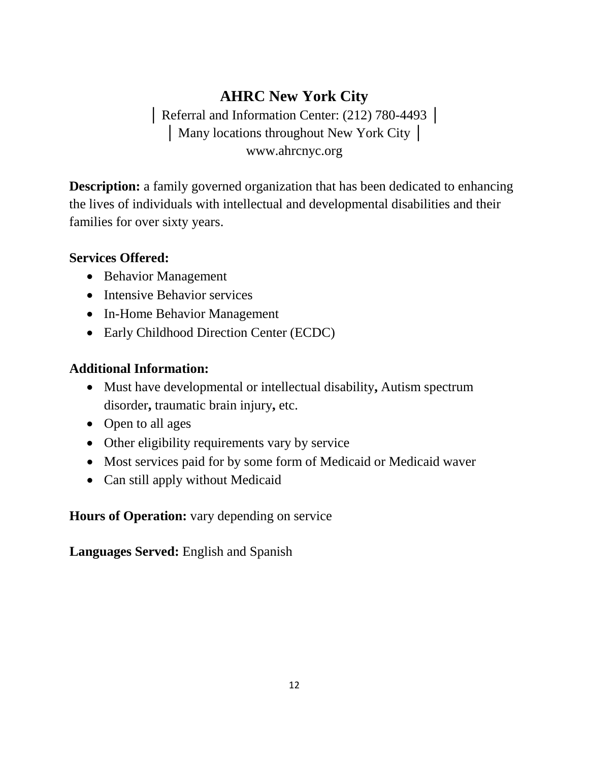# AHRC New York City

│ Referral and Information Center: (212) 780-4493 │
│ Many locations throughout New York City │
www.ahrcnyc.org

**Description:** a family governed organization that has been dedicated to enhancing the lives of individuals with intellectual and developmental disabilities and their families for over sixty years.

**Services Offered:**

- Behavior Management
- Intensive Behavior services
- In-Home Behavior Management
- Early Childhood Direction Center (ECDC)

**Additional Information:**

- Must have developmental or intellectual disability**,** Autism spectrum disorder**,** traumatic brain injury**,** etc.
- Open to all ages
- Other eligibility requirements vary by service
- Most services paid for by some form of Medicaid or Medicaid waver
- Can still apply without Medicaid

**Hours of Operation:** vary depending on service

**Languages Served:** English and Spanish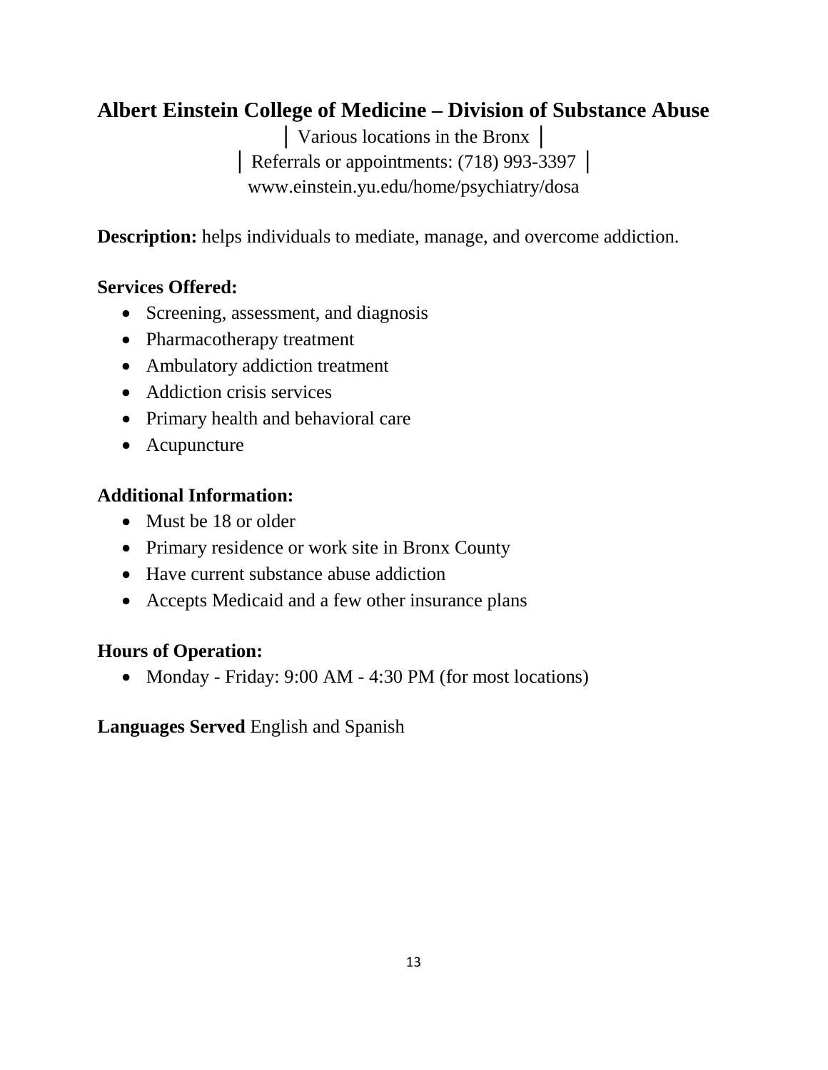## Albert Einstein College of Medicine – Division of Substance Abuse

│ Various locations in the Bronx │

│ Referrals or appointments: (718) 993-3397 │

www.einstein.yu.edu/home/psychiatry/dosa

**Description:** helps individuals to mediate, manage, and overcome addiction.

### Services Offered:

- Screening, assessment, and diagnosis
- Pharmacotherapy treatment
- Ambulatory addiction treatment
- Addiction crisis services
- Primary health and behavioral care
- Acupuncture

### Additional Information:

- Must be 18 or older
- Primary residence or work site in Bronx County
- Have current substance abuse addiction
- Accepts Medicaid and a few other insurance plans

### Hours of Operation:

- Monday - Friday: 9:00 AM - 4:30 PM (for most locations)

**Languages Served** English and Spanish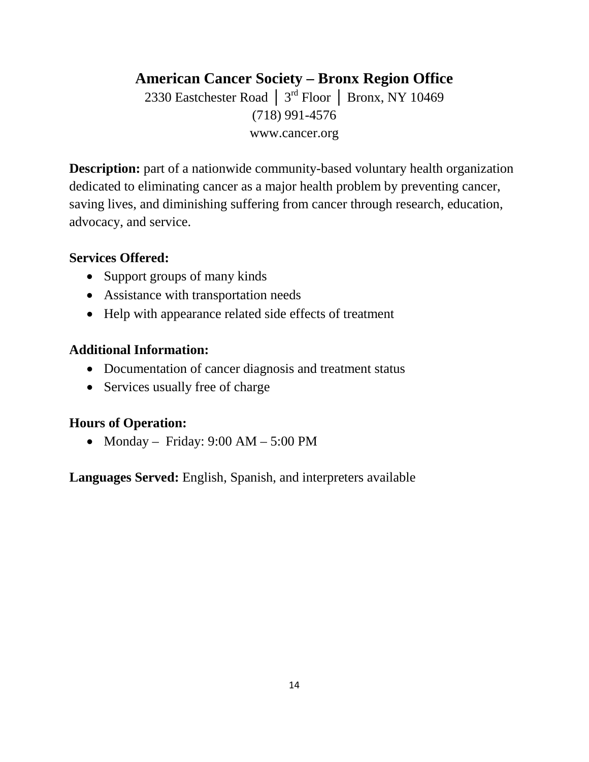## American Cancer Society – Bronx Region Office

2330 Eastchester Road │ 3rd Floor │ Bronx, NY 10469
(718) 991-4576
www.cancer.org

**Description:** part of a nationwide community-based voluntary health organization dedicated to eliminating cancer as a major health problem by preventing cancer, saving lives, and diminishing suffering from cancer through research, education, advocacy, and service.

**Services Offered:**

- Support groups of many kinds
- Assistance with transportation needs
- Help with appearance related side effects of treatment

**Additional Information:**

- Documentation of cancer diagnosis and treatment status
- Services usually free of charge

**Hours of Operation:**

- Monday – Friday: 9:00 AM – 5:00 PM

**Languages Served:** English, Spanish, and interpreters available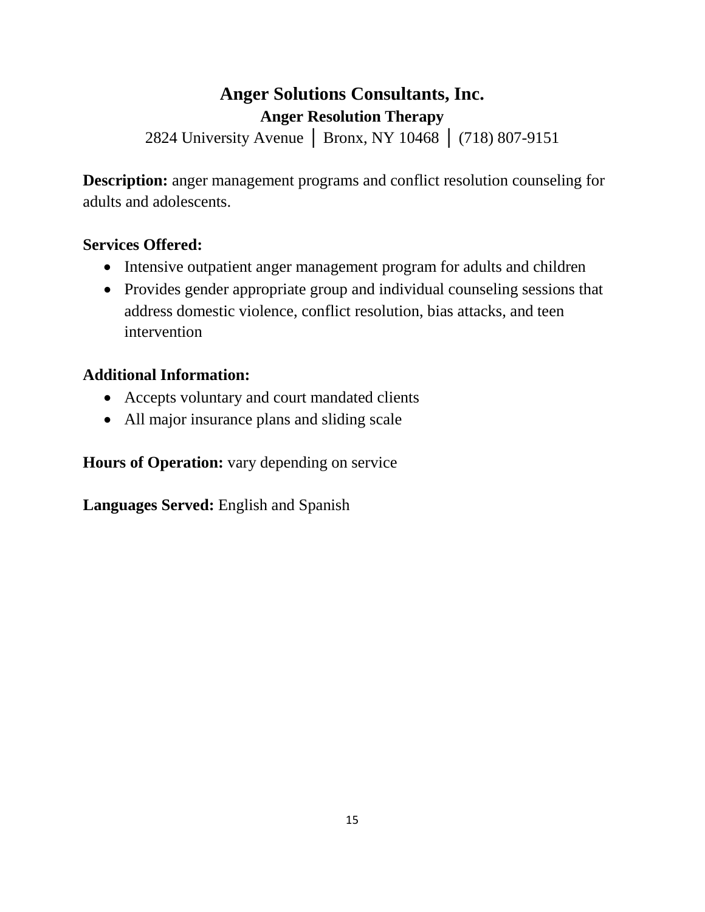# Anger Solutions Consultants, Inc.

## Anger Resolution Therapy

2824 University Avenue | Bronx, NY 10468 | (718) 807-9151

**Description:** anger management programs and conflict resolution counseling for adults and adolescents.

**Services Offered:**

- Intensive outpatient anger management program for adults and children
- Provides gender appropriate group and individual counseling sessions that address domestic violence, conflict resolution, bias attacks, and teen intervention

**Additional Information:**

- Accepts voluntary and court mandated clients
- All major insurance plans and sliding scale

**Hours of Operation:** vary depending on service

**Languages Served:** English and Spanish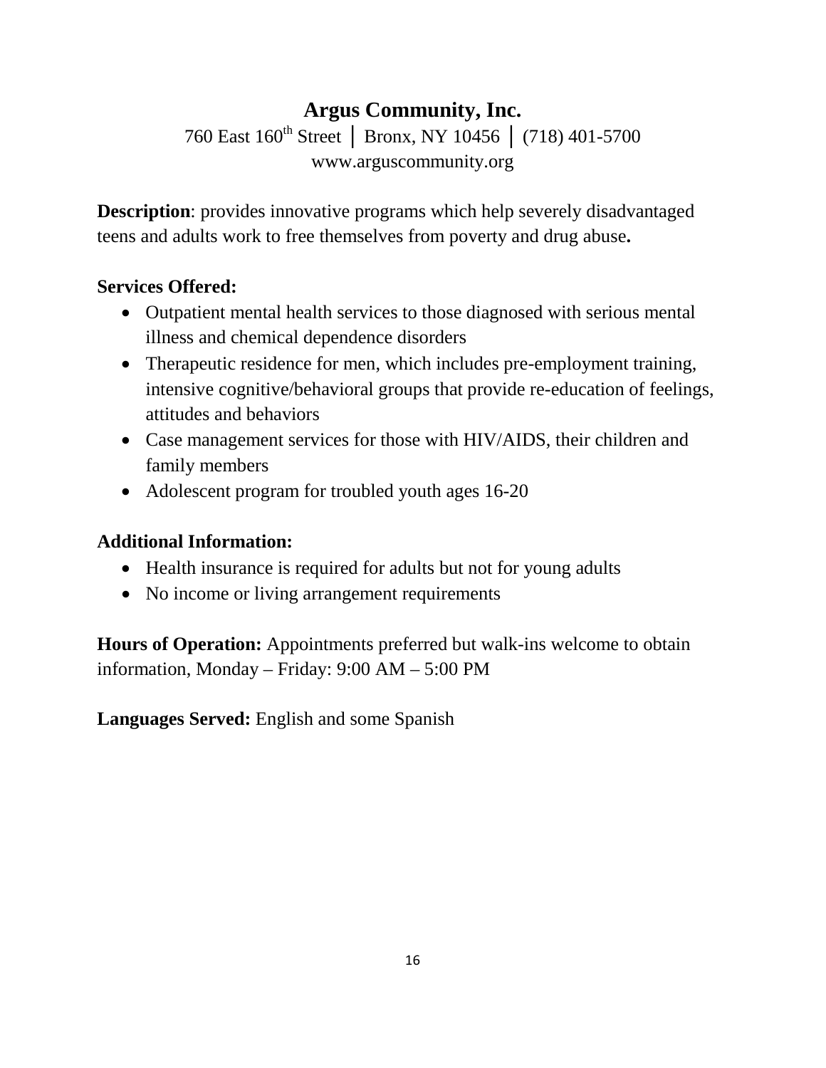# Argus Community, Inc.

760 East 160th Street │ Bronx, NY 10456 │ (718) 401-5700

www.arguscommunity.org

**Description**: provides innovative programs which help severely disadvantaged teens and adults work to free themselves from poverty and drug abuse**.**

**Services Offered:**

- Outpatient mental health services to those diagnosed with serious mental illness and chemical dependence disorders
- Therapeutic residence for men, which includes pre-employment training, intensive cognitive/behavioral groups that provide re-education of feelings, attitudes and behaviors
- Case management services for those with HIV/AIDS, their children and family members
- Adolescent program for troubled youth ages 16-20

**Additional Information:**

- Health insurance is required for adults but not for young adults
- No income or living arrangement requirements

**Hours of Operation:** Appointments preferred but walk-ins welcome to obtain information, Monday – Friday: 9:00 AM – 5:00 PM

**Languages Served:** English and some Spanish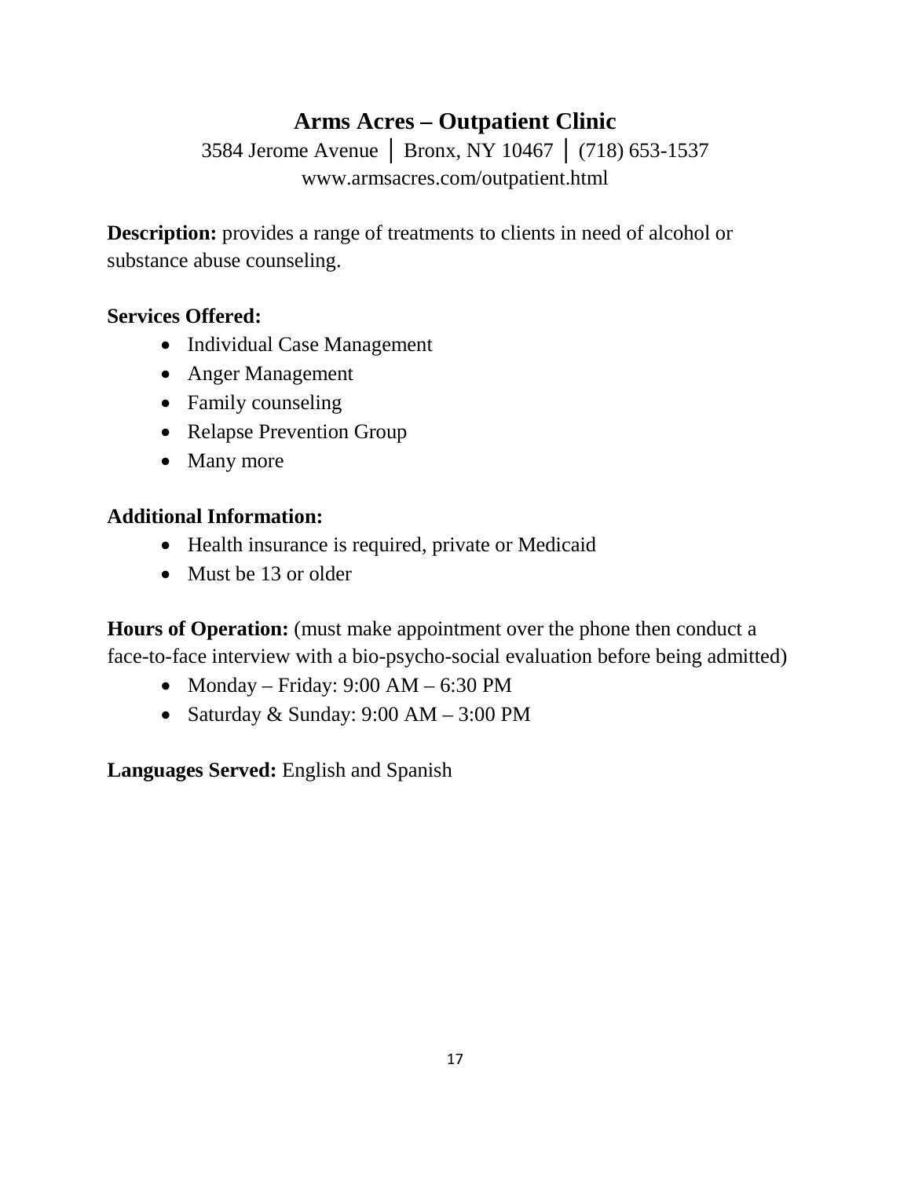## Arms Acres – Outpatient Clinic

3584 Jerome Avenue │ Bronx, NY 10467 │ (718) 653-1537
www.armsacres.com/outpatient.html

**Description:** provides a range of treatments to clients in need of alcohol or substance abuse counseling.

**Services Offered:**

- Individual Case Management
- Anger Management
- Family counseling
- Relapse Prevention Group
- Many more

**Additional Information:**

- Health insurance is required, private or Medicaid
- Must be 13 or older

**Hours of Operation:** (must make appointment over the phone then conduct a face-to-face interview with a bio-psycho-social evaluation before being admitted)

- Monday – Friday: 9:00 AM – 6:30 PM
- Saturday & Sunday: 9:00 AM – 3:00 PM

**Languages Served:** English and Spanish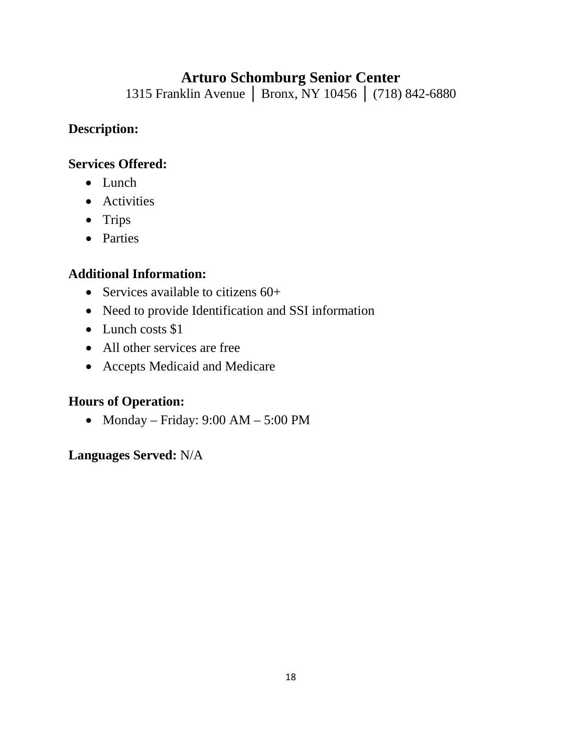# Arturo Schomburg Senior Center

1315 Franklin Avenue | Bronx, NY 10456 | (718) 842-6880

**Description:**

**Services Offered:**

- Lunch
- Activities
- Trips
- Parties

**Additional Information:**

- Services available to citizens 60+
- Need to provide Identification and SSI information
- Lunch costs $1
- All other services are free
- Accepts Medicaid and Medicare

**Hours of Operation:**

- Monday – Friday: 9:00 AM – 5:00 PM

**Languages Served:** N/A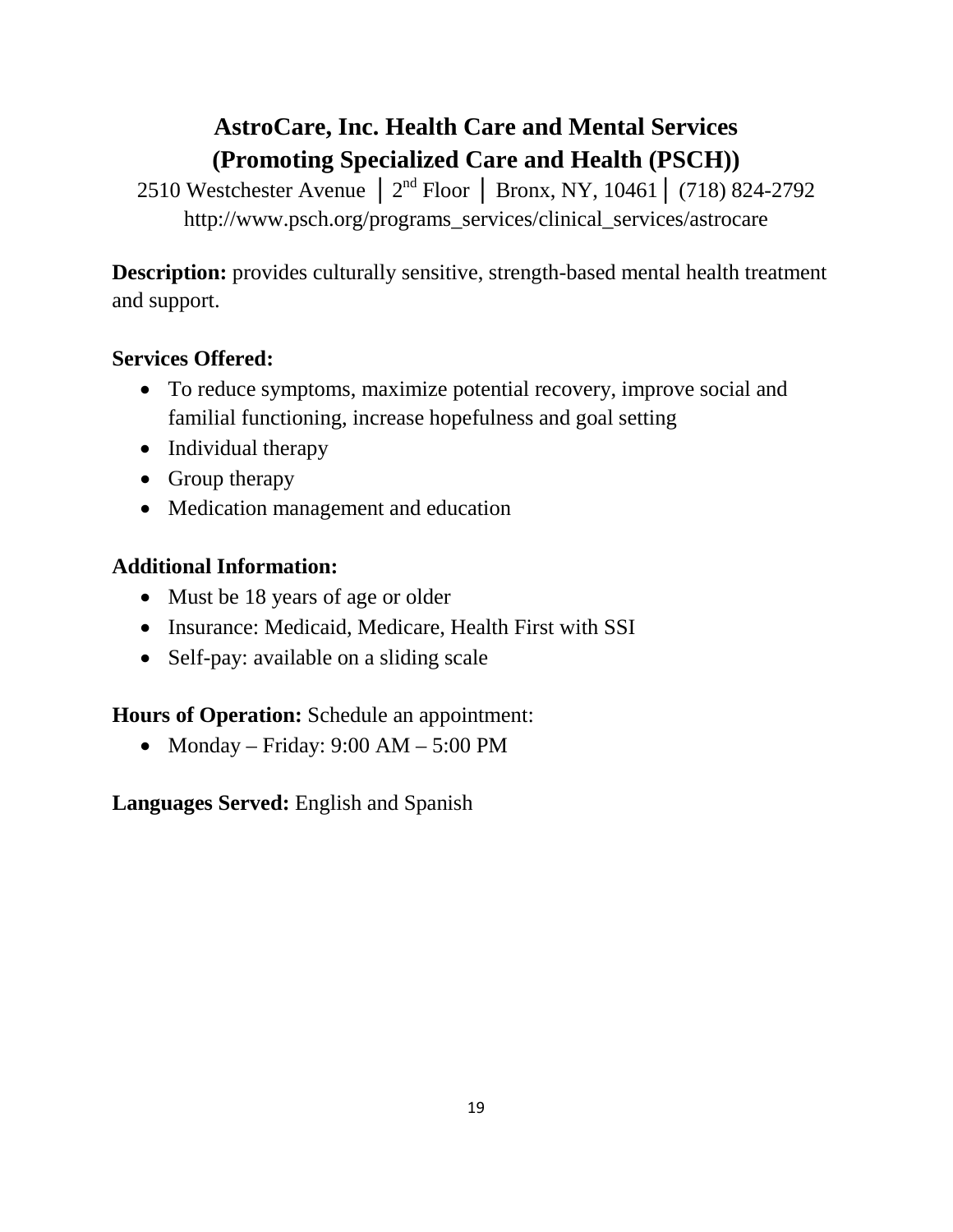# AstroCare, Inc. Health Care and Mental Services
# (Promoting Specialized Care and Health (PSCH))

2510 Westchester Avenue │ 2nd Floor │ Bronx, NY, 10461│ (718) 824-2792
http://www.psch.org/programs_services/clinical_services/astrocare

**Description:** provides culturally sensitive, strength-based mental health treatment and support.

**Services Offered:**

- To reduce symptoms, maximize potential recovery, improve social and familial functioning, increase hopefulness and goal setting
- Individual therapy
- Group therapy
- Medication management and education

**Additional Information:**

- Must be 18 years of age or older
- Insurance: Medicaid, Medicare, Health First with SSI
- Self-pay: available on a sliding scale

**Hours of Operation:** Schedule an appointment:

- Monday – Friday: 9:00 AM – 5:00 PM

**Languages Served:** English and Spanish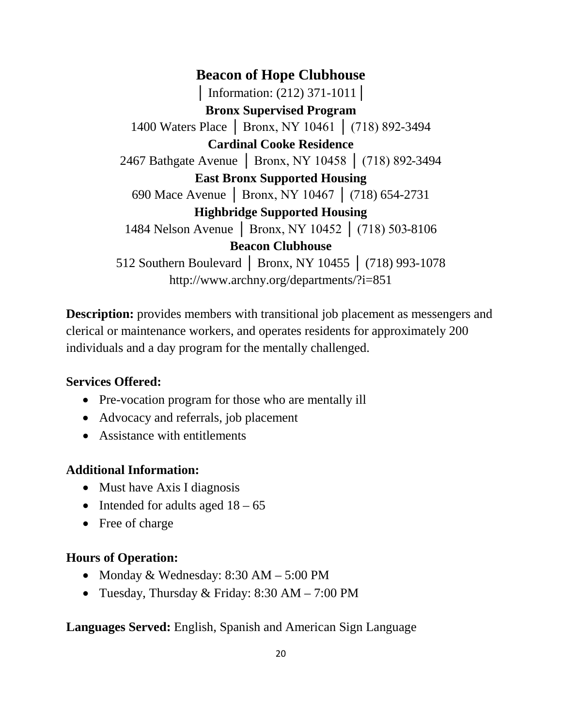## Beacon of Hope Clubhouse

│ Information: (212) 371-1011 │

**Bronx Supervised Program**

1400 Waters Place │ Bronx, NY 10461 │ (718) 892-3494

**Cardinal Cooke Residence**

2467 Bathgate Avenue │ Bronx, NY 10458 │ (718) 892-3494

**East Bronx Supported Housing**

690 Mace Avenue │ Bronx, NY 10467 │ (718) 654-2731

**Highbridge Supported Housing**

1484 Nelson Avenue │ Bronx, NY 10452 │ (718) 503-8106

**Beacon Clubhouse**

512 Southern Boulevard │ Bronx, NY 10455 │ (718) 993-1078

http://www.archny.org/departments/?i=851

**Description:** provides members with transitional job placement as messengers and clerical or maintenance workers, and operates residents for approximately 200 individuals and a day program for the mentally challenged.

**Services Offered:**

- Pre-vocation program for those who are mentally ill
- Advocacy and referrals, job placement
- Assistance with entitlements

**Additional Information:**

- Must have Axis I diagnosis
- Intended for adults aged 18 – 65
- Free of charge

**Hours of Operation:**

- Monday & Wednesday: 8:30 AM – 5:00 PM
- Tuesday, Thursday & Friday: 8:30 AM – 7:00 PM

**Languages Served:** English, Spanish and American Sign Language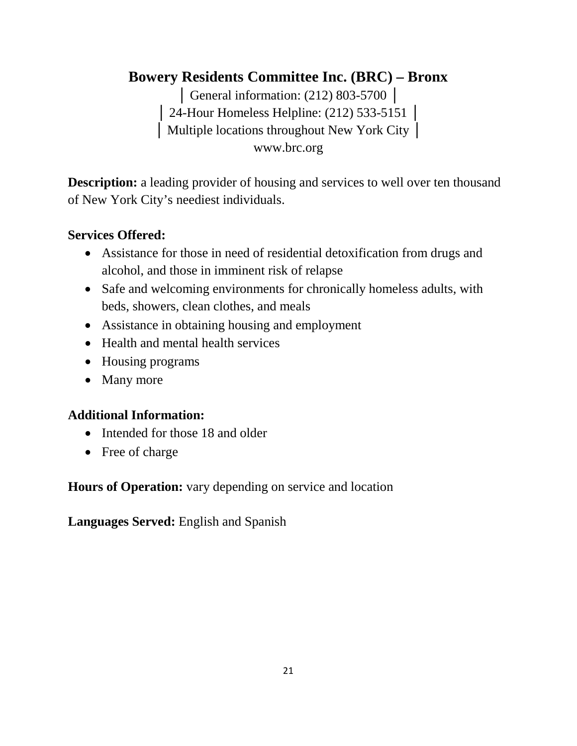# Bowery Residents Committee Inc. (BRC) – Bronx

│ General information: (212) 803-5700 │

│ 24-Hour Homeless Helpline: (212) 533-5151 │

│ Multiple locations throughout New York City │

www.brc.org

**Description:** a leading provider of housing and services to well over ten thousand of New York City's neediest individuals.

**Services Offered:**

- Assistance for those in need of residential detoxification from drugs and alcohol, and those in imminent risk of relapse
- Safe and welcoming environments for chronically homeless adults, with beds, showers, clean clothes, and meals
- Assistance in obtaining housing and employment
- Health and mental health services
- Housing programs
- Many more

**Additional Information:**

- Intended for those 18 and older
- Free of charge

**Hours of Operation:** vary depending on service and location

**Languages Served:** English and Spanish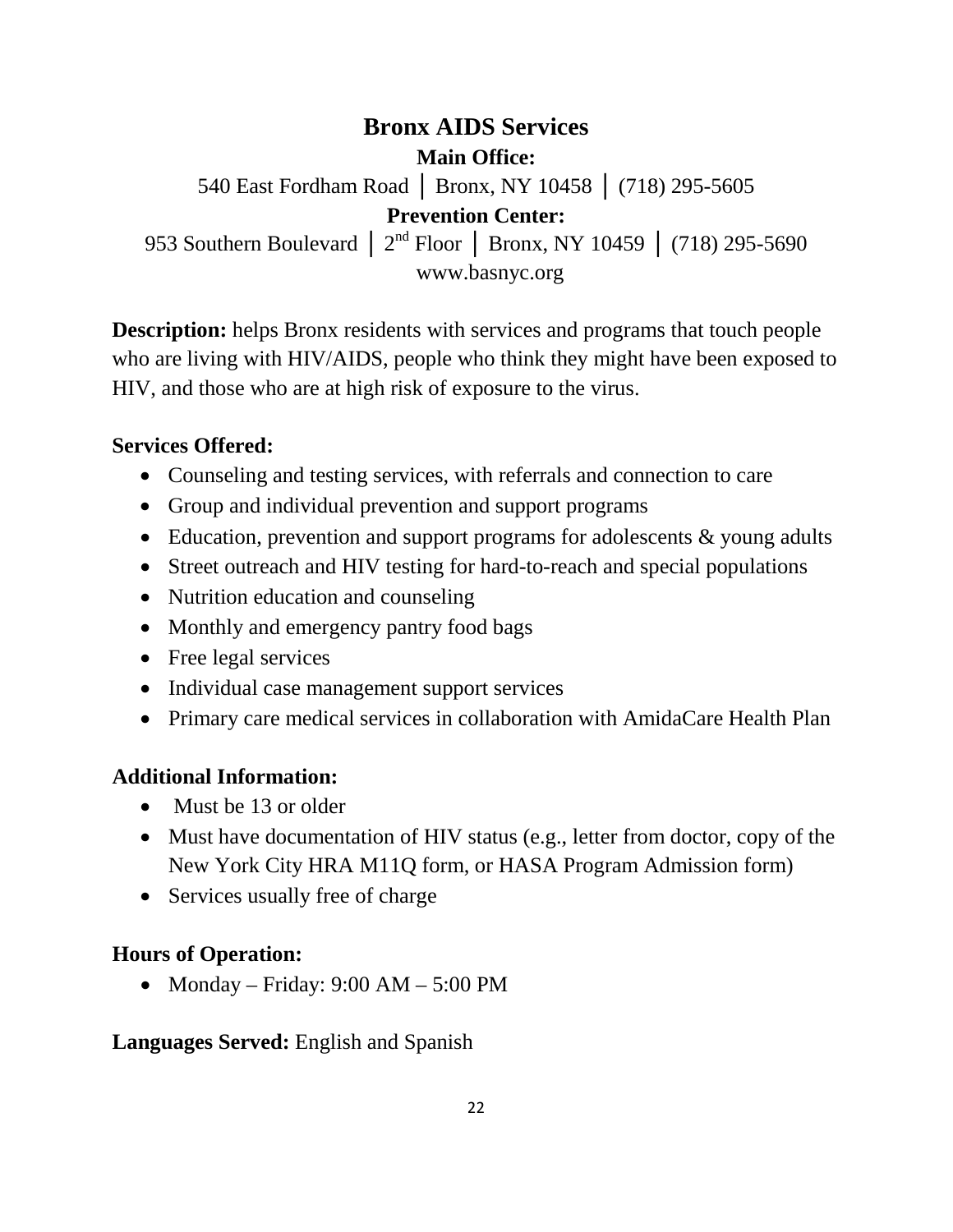# Bronx AIDS Services

**Main Office:**

540 East Fordham Road │ Bronx, NY 10458 │ (718) 295-5605

**Prevention Center:**

953 Southern Boulevard │ 2nd Floor │ Bronx, NY 10459 │ (718) 295-5690

www.basnyc.org

**Description:** helps Bronx residents with services and programs that touch people who are living with HIV/AIDS, people who think they might have been exposed to HIV, and those who are at high risk of exposure to the virus.

**Services Offered:**

- Counseling and testing services, with referrals and connection to care
- Group and individual prevention and support programs
- Education, prevention and support programs for adolescents & young adults
- Street outreach and HIV testing for hard-to-reach and special populations
- Nutrition education and counseling
- Monthly and emergency pantry food bags
- Free legal services
- Individual case management support services
- Primary care medical services in collaboration with AmidaCare Health Plan

**Additional Information:**

- Must be 13 or older
- Must have documentation of HIV status (e.g., letter from doctor, copy of the New York City HRA M11Q form, or HASA Program Admission form)
- Services usually free of charge

**Hours of Operation:**

- Monday – Friday: 9:00 AM – 5:00 PM

**Languages Served:** English and Spanish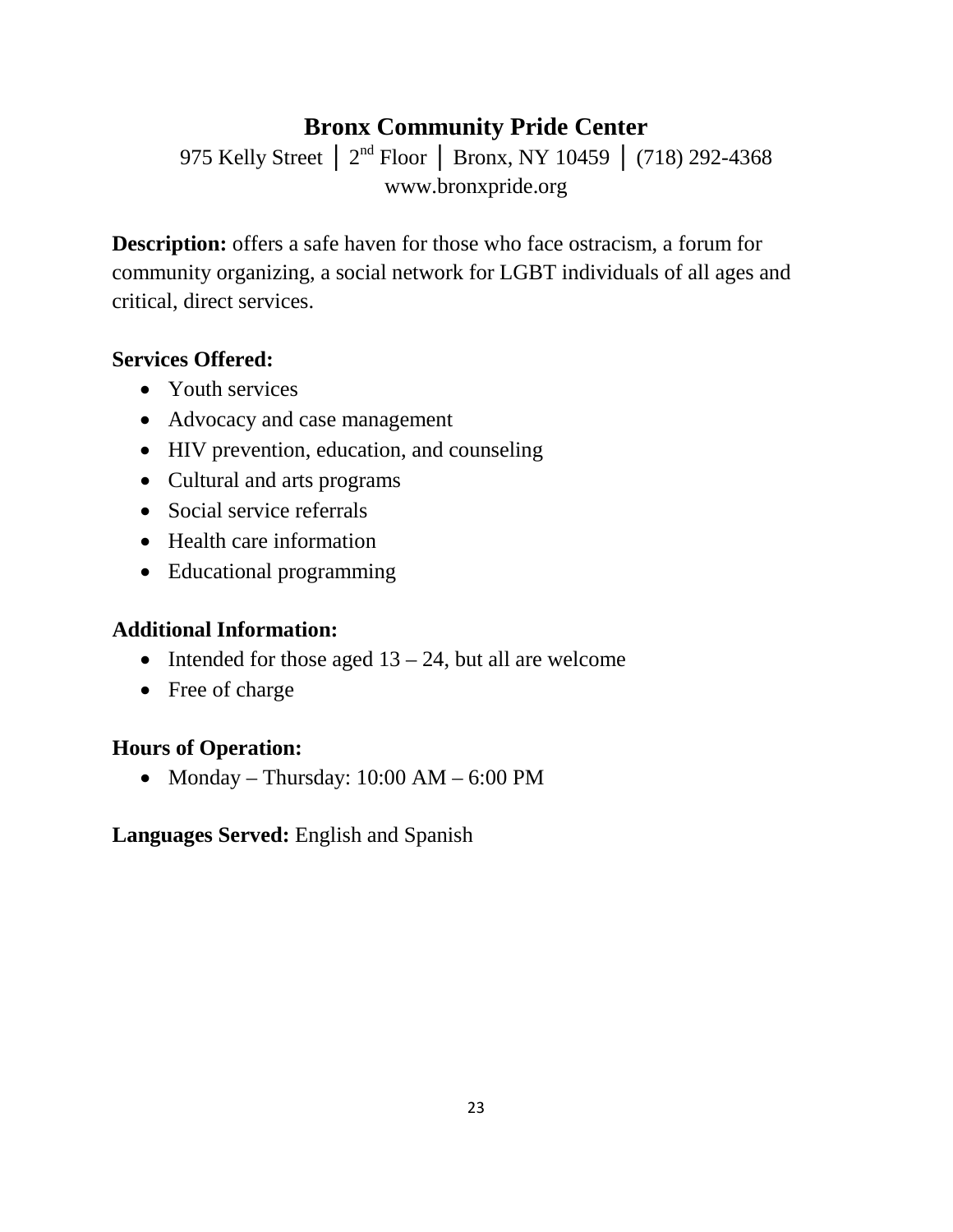## Bronx Community Pride Center

975 Kelly Street │ 2nd Floor │ Bronx, NY 10459 │ (718) 292-4368
www.bronxpride.org

**Description:** offers a safe haven for those who face ostracism, a forum for community organizing, a social network for LGBT individuals of all ages and critical, direct services.

**Services Offered:**

- Youth services
- Advocacy and case management
- HIV prevention, education, and counseling
- Cultural and arts programs
- Social service referrals
- Health care information
- Educational programming

**Additional Information:**

- Intended for those aged 13 – 24, but all are welcome
- Free of charge

**Hours of Operation:**

- Monday – Thursday: 10:00 AM – 6:00 PM

**Languages Served:** English and Spanish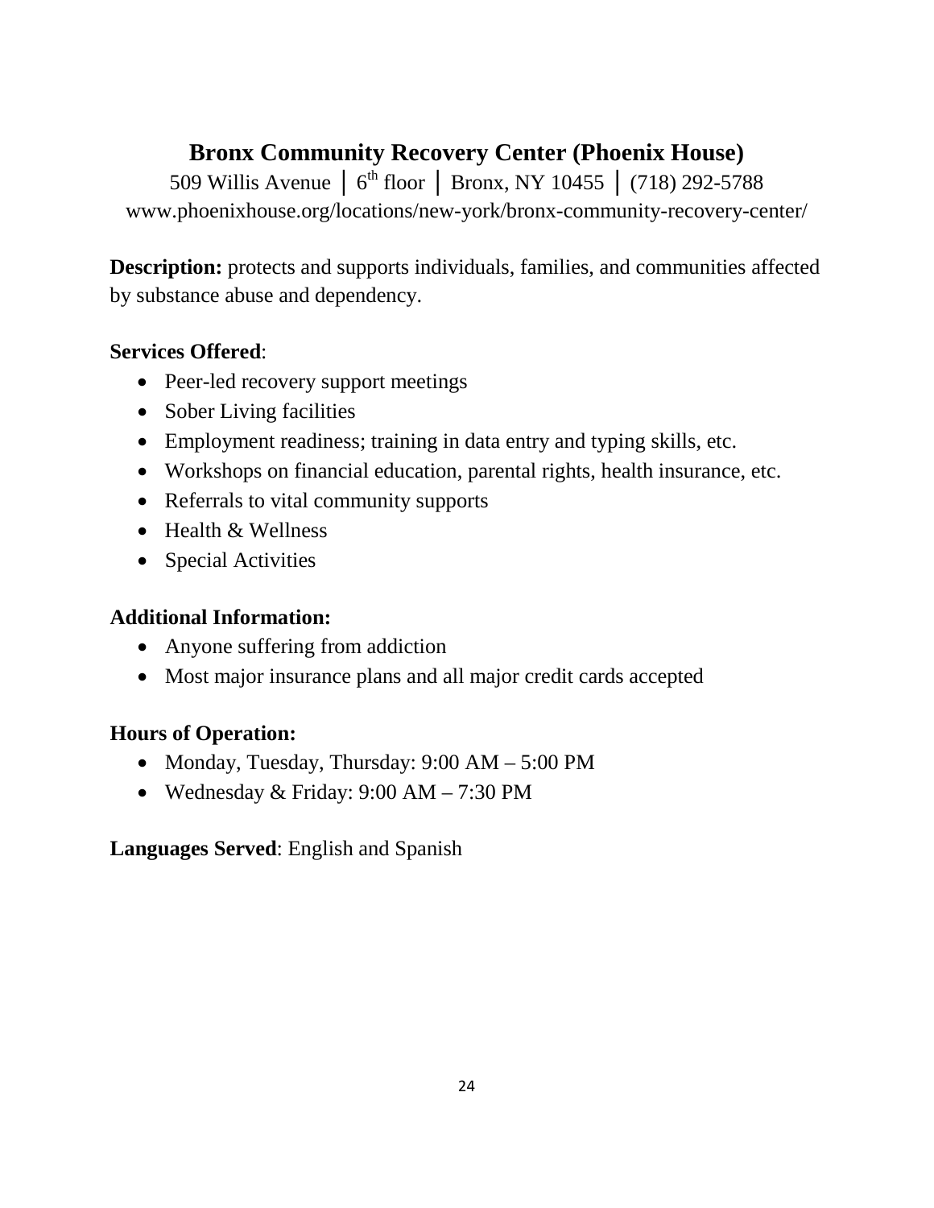## Bronx Community Recovery Center (Phoenix House)

509 Willis Avenue │ 6th floor │ Bronx, NY 10455 │ (718) 292-5788
www.phoenixhouse.org/locations/new-york/bronx-community-recovery-center/

**Description:** protects and supports individuals, families, and communities affected by substance abuse and dependency.

**Services Offered**:

- Peer-led recovery support meetings
- Sober Living facilities
- Employment readiness; training in data entry and typing skills, etc.
- Workshops on financial education, parental rights, health insurance, etc.
- Referrals to vital community supports
- Health & Wellness
- Special Activities

**Additional Information:**

- Anyone suffering from addiction
- Most major insurance plans and all major credit cards accepted

**Hours of Operation:**

- Monday, Tuesday, Thursday: 9:00 AM – 5:00 PM
- Wednesday & Friday: 9:00 AM – 7:30 PM

**Languages Served**: English and Spanish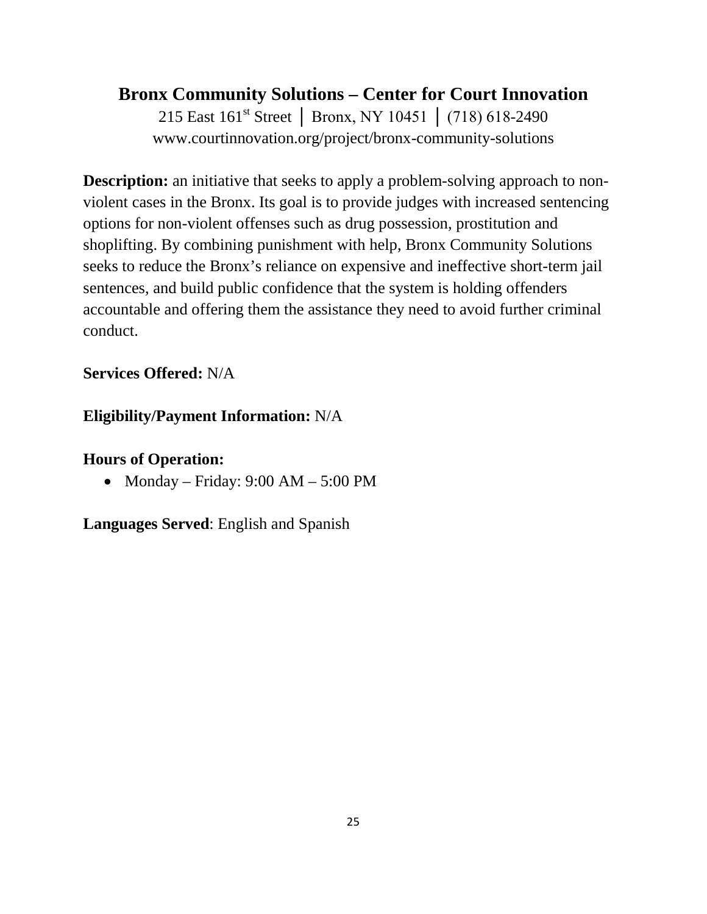## Bronx Community Solutions – Center for Court Innovation

215 East 161st Street │ Bronx, NY 10451 │ (718) 618-2490
www.courtinnovation.org/project/bronx-community-solutions

**Description:** an initiative that seeks to apply a problem-solving approach to non-violent cases in the Bronx. Its goal is to provide judges with increased sentencing options for non-violent offenses such as drug possession, prostitution and shoplifting. By combining punishment with help, Bronx Community Solutions seeks to reduce the Bronx's reliance on expensive and ineffective short-term jail sentences, and build public confidence that the system is holding offenders accountable and offering them the assistance they need to avoid further criminal conduct.

**Services Offered:** N/A

**Eligibility/Payment Information:** N/A

**Hours of Operation:**

- Monday – Friday: 9:00 AM – 5:00 PM

**Languages Served**: English and Spanish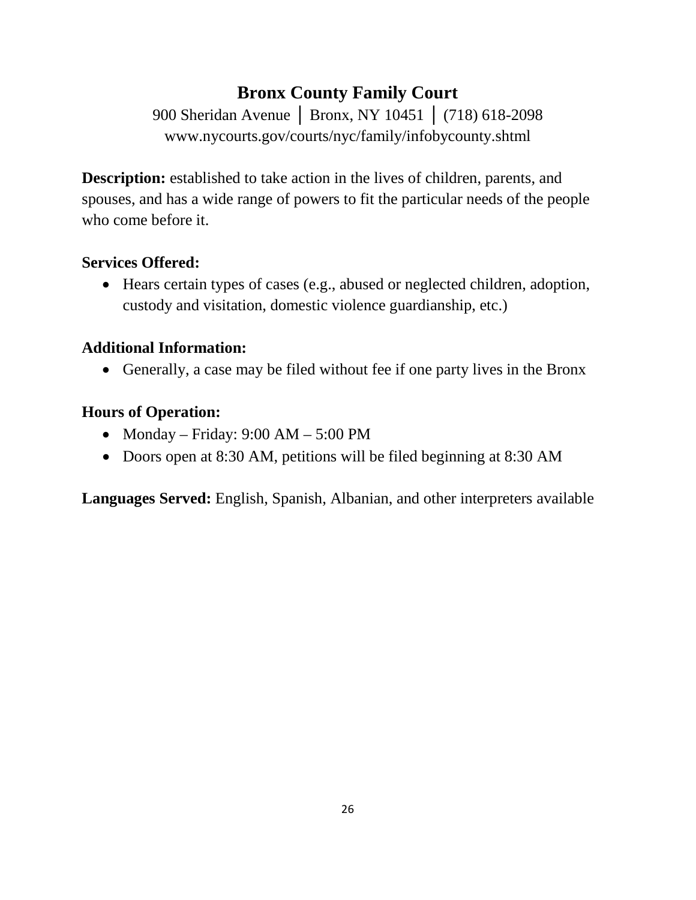## Bronx County Family Court

900 Sheridan Avenue │ Bronx, NY 10451 │ (718) 618-2098
www.nycourts.gov/courts/nyc/family/infobycounty.shtml

**Description:** established to take action in the lives of children, parents, and spouses, and has a wide range of powers to fit the particular needs of the people who come before it.

**Services Offered:**

- Hears certain types of cases (e.g., abused or neglected children, adoption, custody and visitation, domestic violence guardianship, etc.)

**Additional Information:**

- Generally, a case may be filed without fee if one party lives in the Bronx

**Hours of Operation:**

- Monday – Friday: 9:00 AM – 5:00 PM
- Doors open at 8:30 AM, petitions will be filed beginning at 8:30 AM

**Languages Served:** English, Spanish, Albanian, and other interpreters available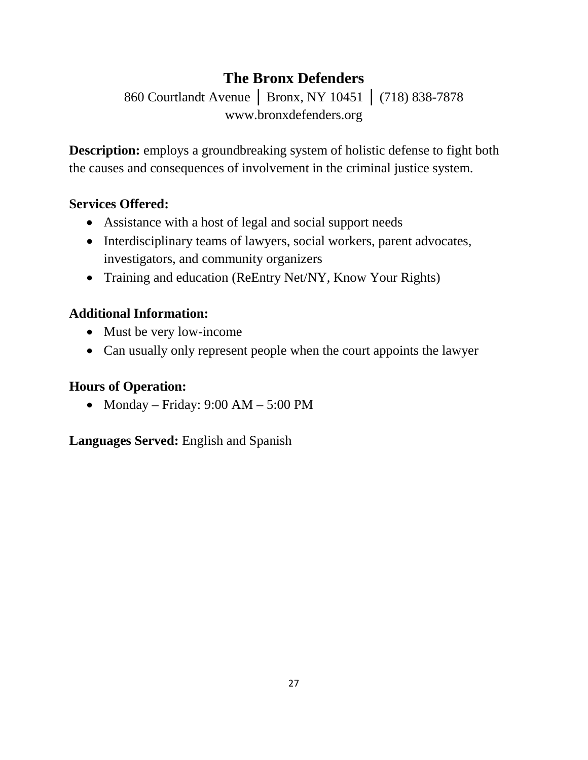## The Bronx Defenders

860 Courtlandt Avenue │ Bronx, NY 10451 │ (718) 838-7878
www.bronxdefenders.org

**Description:** employs a groundbreaking system of holistic defense to fight both the causes and consequences of involvement in the criminal justice system.

**Services Offered:**

- Assistance with a host of legal and social support needs
- Interdisciplinary teams of lawyers, social workers, parent advocates, investigators, and community organizers
- Training and education (ReEntry Net/NY, Know Your Rights)

**Additional Information:**

- Must be very low-income
- Can usually only represent people when the court appoints the lawyer

**Hours of Operation:**

- Monday – Friday: 9:00 AM – 5:00 PM

**Languages Served:** English and Spanish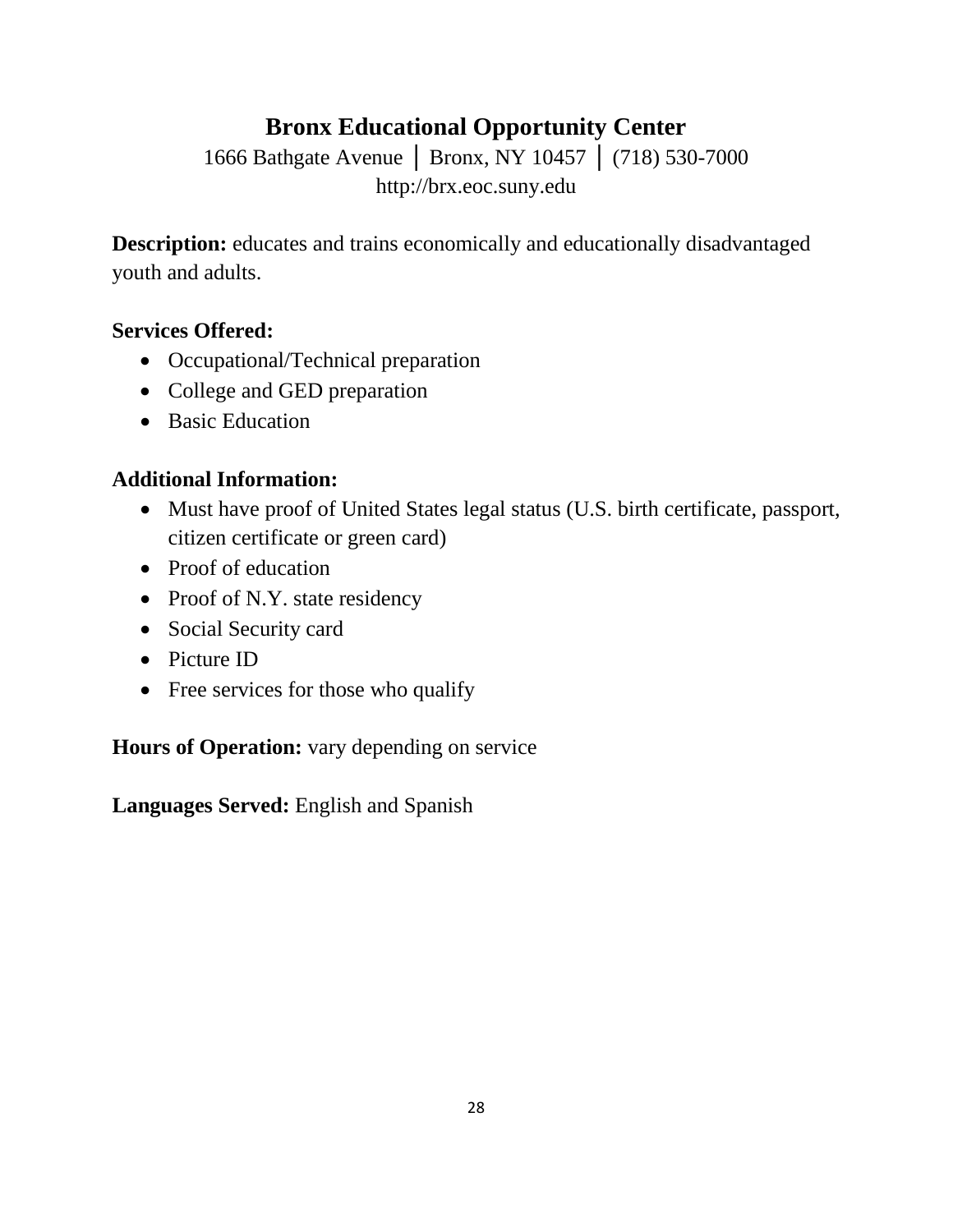## Bronx Educational Opportunity Center

1666 Bathgate Avenue │ Bronx, NY 10457 │ (718) 530-7000
http://brx.eoc.suny.edu

**Description:** educates and trains economically and educationally disadvantaged youth and adults.

**Services Offered:**

- Occupational/Technical preparation
- College and GED preparation
- Basic Education

**Additional Information:**

- Must have proof of United States legal status (U.S. birth certificate, passport, citizen certificate or green card)
- Proof of education
- Proof of N.Y. state residency
- Social Security card
- Picture ID
- Free services for those who qualify

**Hours of Operation:** vary depending on service

**Languages Served:** English and Spanish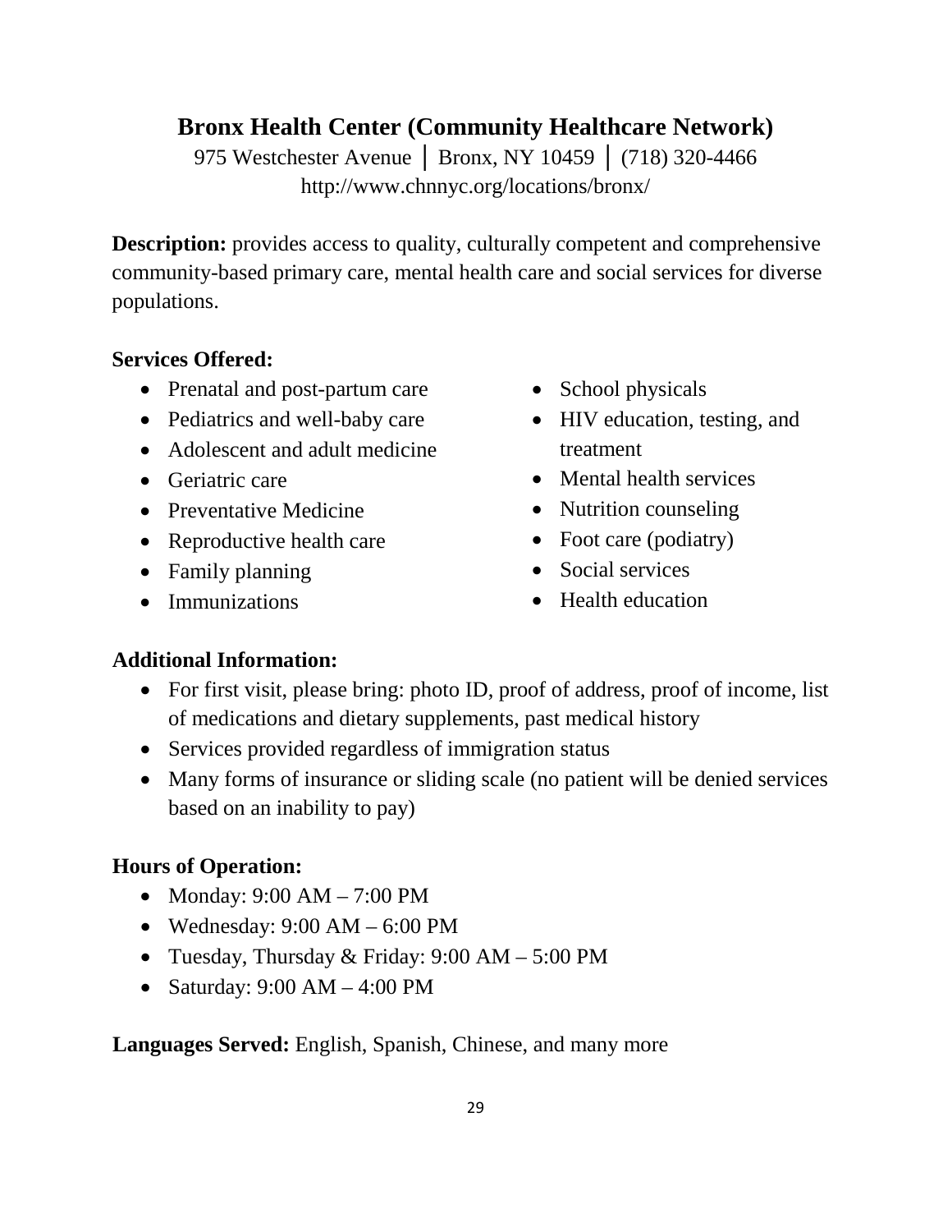## Bronx Health Center (Community Healthcare Network)

975 Westchester Avenue │ Bronx, NY 10459 │ (718) 320-4466
http://www.chnnyc.org/locations/bronx/

**Description:** provides access to quality, culturally competent and comprehensive community-based primary care, mental health care and social services for diverse populations.

**Services Offered:**

- Prenatal and post-partum care
- Pediatrics and well-baby care
- Adolescent and adult medicine
- Geriatric care
- Preventative Medicine
- Reproductive health care
- Family planning
- Immunizations
- School physicals
- HIV education, testing, and treatment
- Mental health services
- Nutrition counseling
- Foot care (podiatry)
- Social services
- Health education

**Additional Information:**

- For first visit, please bring: photo ID, proof of address, proof of income, list of medications and dietary supplements, past medical history
- Services provided regardless of immigration status
- Many forms of insurance or sliding scale (no patient will be denied services based on an inability to pay)

**Hours of Operation:**

- Monday: 9:00 AM – 7:00 PM
- Wednesday: 9:00 AM – 6:00 PM
- Tuesday, Thursday & Friday: 9:00 AM – 5:00 PM
- Saturday: 9:00 AM – 4:00 PM

**Languages Served:** English, Spanish, Chinese, and many more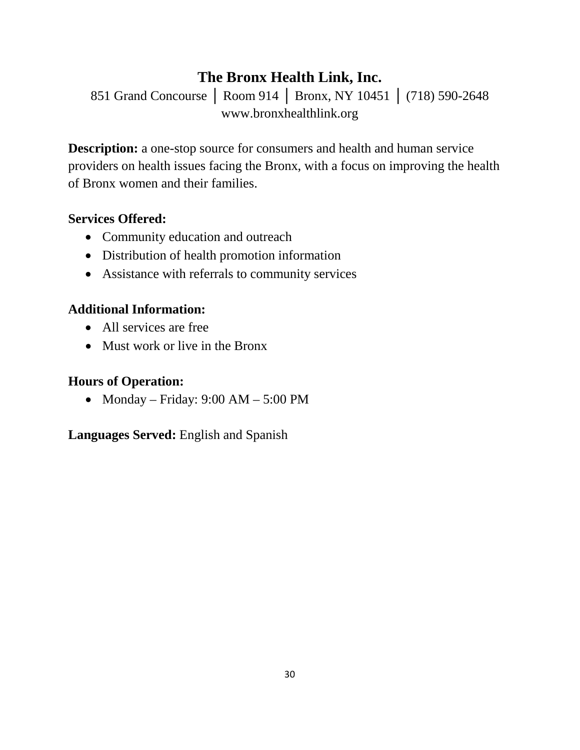# The Bronx Health Link, Inc.

851 Grand Concourse │ Room 914 │ Bronx, NY 10451 │ (718) 590-2648
www.bronxhealthlink.org

**Description:** a one-stop source for consumers and health and human service providers on health issues facing the Bronx, with a focus on improving the health of Bronx women and their families.

**Services Offered:**

- Community education and outreach
- Distribution of health promotion information
- Assistance with referrals to community services

**Additional Information:**

- All services are free
- Must work or live in the Bronx

**Hours of Operation:**

- Monday – Friday: 9:00 AM – 5:00 PM

**Languages Served:** English and Spanish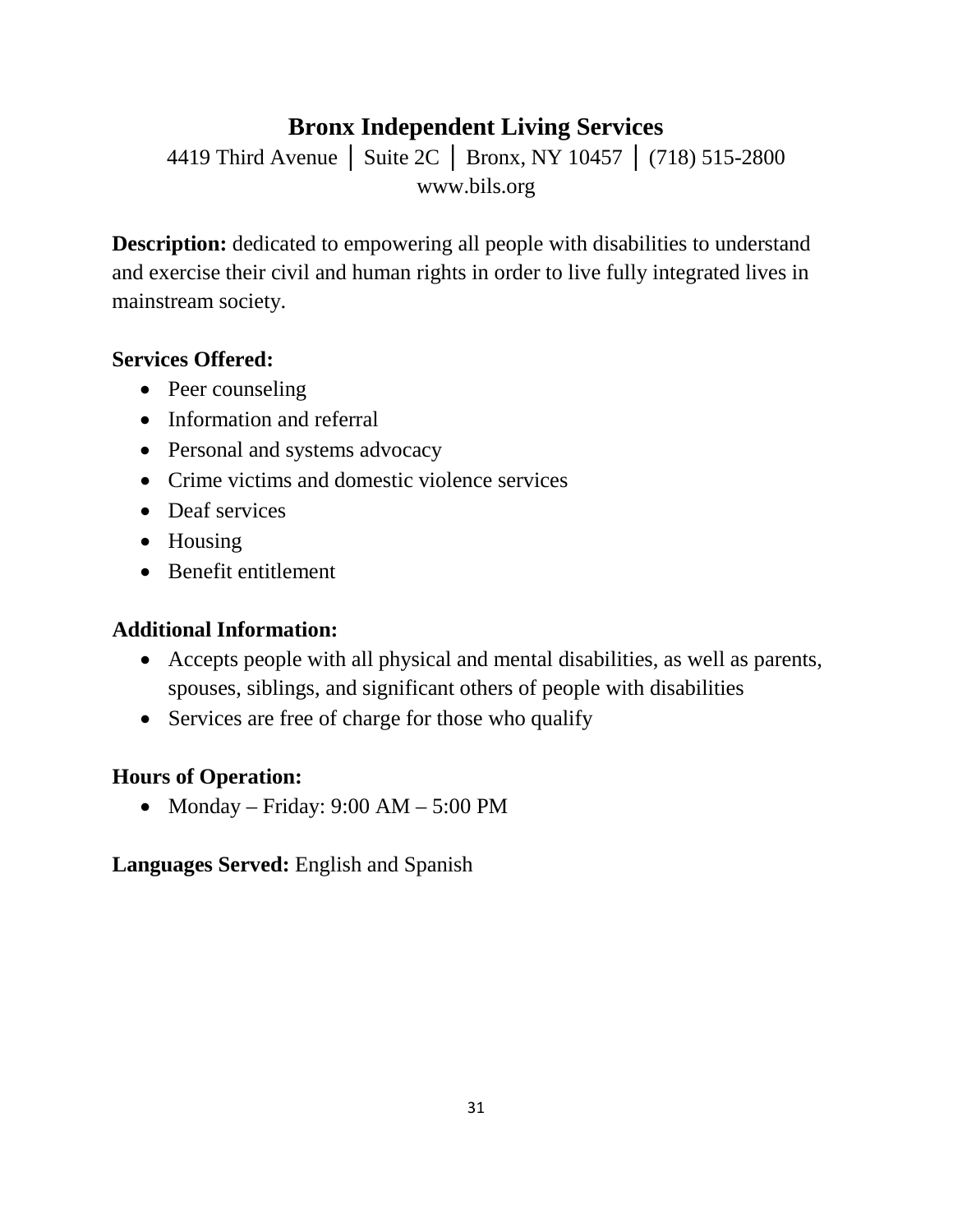## Bronx Independent Living Services

4419 Third Avenue │ Suite 2C │ Bronx, NY 10457 │ (718) 515-2800
www.bils.org

**Description:** dedicated to empowering all people with disabilities to understand and exercise their civil and human rights in order to live fully integrated lives in mainstream society.

**Services Offered:**

- Peer counseling
- Information and referral
- Personal and systems advocacy
- Crime victims and domestic violence services
- Deaf services
- Housing
- Benefit entitlement

**Additional Information:**

- Accepts people with all physical and mental disabilities, as well as parents, spouses, siblings, and significant others of people with disabilities
- Services are free of charge for those who qualify

**Hours of Operation:**

- Monday – Friday: 9:00 AM – 5:00 PM

**Languages Served:** English and Spanish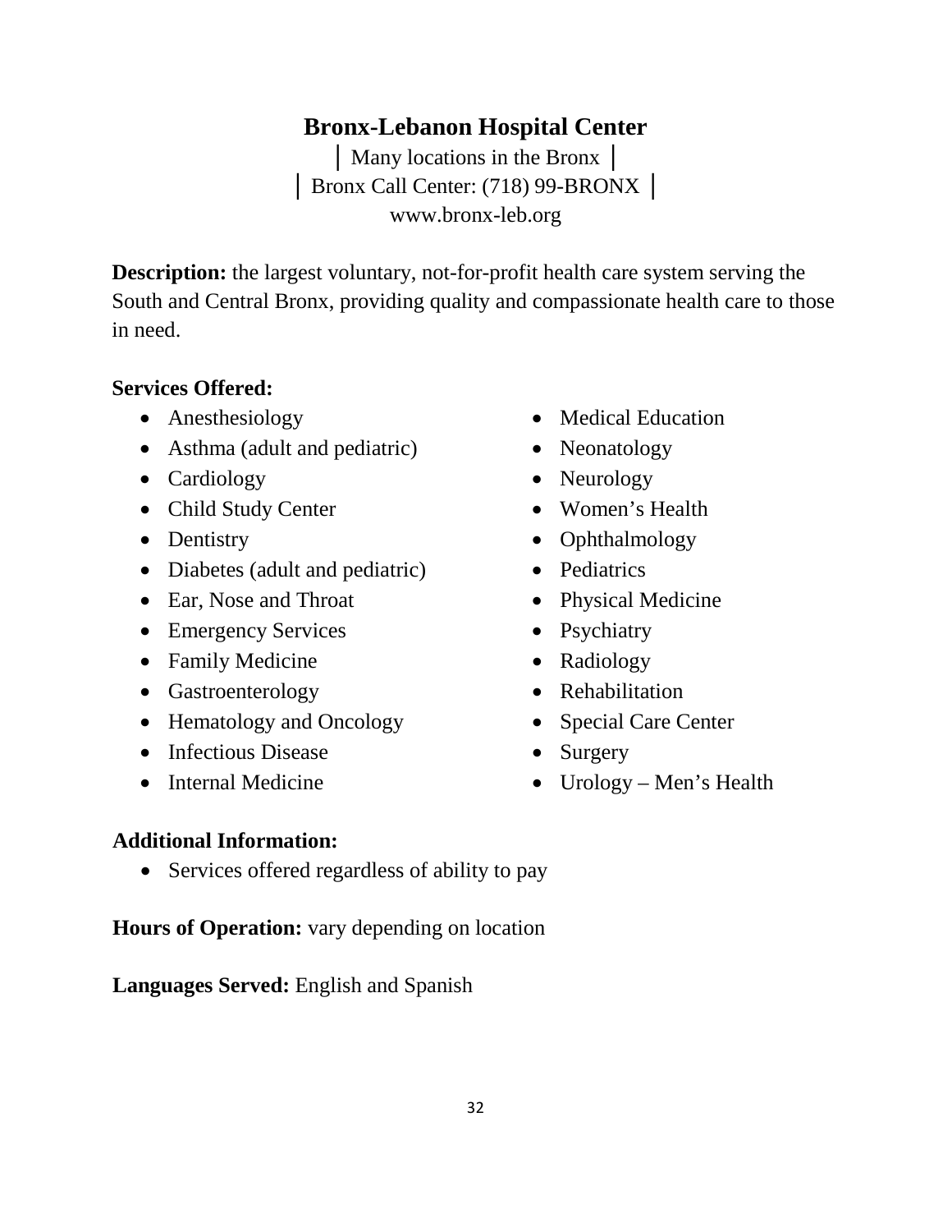## Bronx-Lebanon Hospital Center

│ Many locations in the Bronx │
│ Bronx Call Center: (718) 99-BRONX │
www.bronx-leb.org

**Description:** the largest voluntary, not-for-profit health care system serving the South and Central Bronx, providing quality and compassionate health care to those in need.

**Services Offered:**

- Anesthesiology
- Asthma (adult and pediatric)
- Cardiology
- Child Study Center
- Dentistry
- Diabetes (adult and pediatric)
- Ear, Nose and Throat
- Emergency Services
- Family Medicine
- Gastroenterology
- Hematology and Oncology
- Infectious Disease
- Internal Medicine
- Medical Education
- Neonatology
- Neurology
- Women's Health
- Ophthalmology
- Pediatrics
- Physical Medicine
- Psychiatry
- Radiology
- Rehabilitation
- Special Care Center
- Surgery
- Urology – Men's Health

**Additional Information:**

- Services offered regardless of ability to pay

**Hours of Operation:** vary depending on location

**Languages Served:** English and Spanish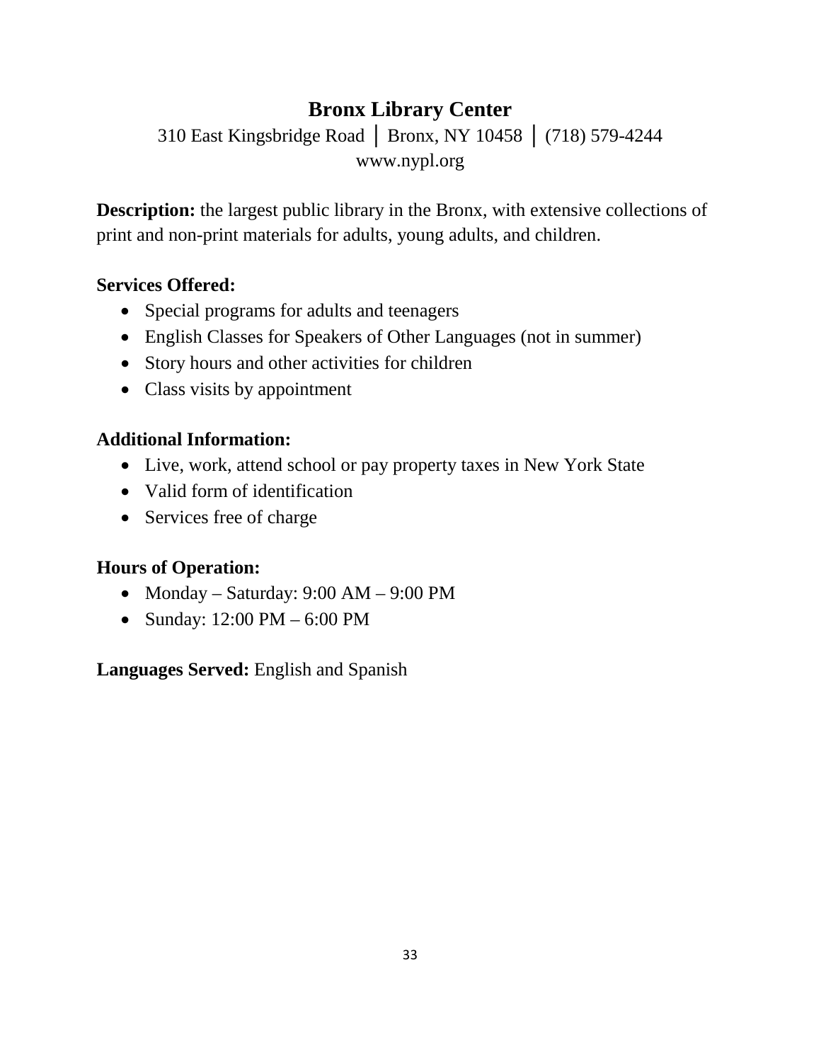## Bronx Library Center

310 East Kingsbridge Road │ Bronx, NY 10458 │ (718) 579-4244
www.nypl.org

**Description:** the largest public library in the Bronx, with extensive collections of print and non-print materials for adults, young adults, and children.

**Services Offered:**

- Special programs for adults and teenagers
- English Classes for Speakers of Other Languages (not in summer)
- Story hours and other activities for children
- Class visits by appointment

**Additional Information:**

- Live, work, attend school or pay property taxes in New York State
- Valid form of identification
- Services free of charge

**Hours of Operation:**

- Monday – Saturday: 9:00 AM – 9:00 PM
- Sunday: 12:00 PM – 6:00 PM

**Languages Served:** English and Spanish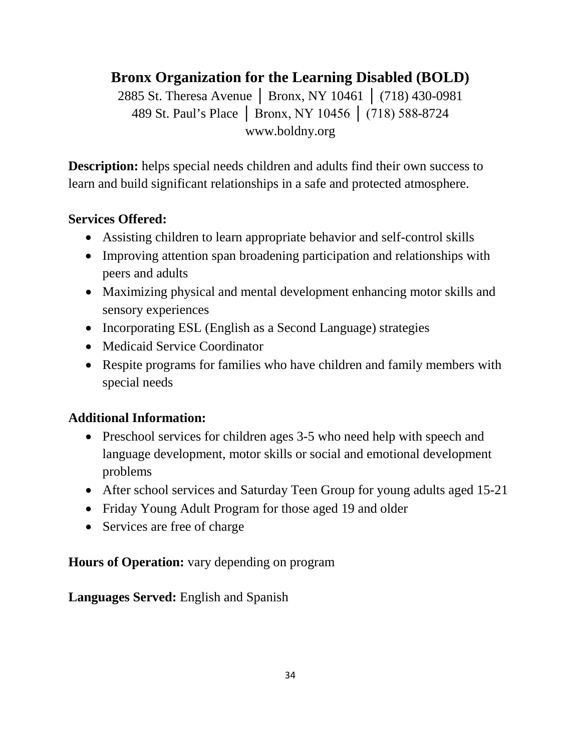# Bronx Organization for the Learning Disabled (BOLD)

2885 St. Theresa Avenue │ Bronx, NY 10461 │ (718) 430-0981
489 St. Paul's Place │ Bronx, NY 10456 │ (718) 588-8724
www.boldny.org

**Description:** helps special needs children and adults find their own success to learn and build significant relationships in a safe and protected atmosphere.

**Services Offered:**

- Assisting children to learn appropriate behavior and self-control skills
- Improving attention span broadening participation and relationships with peers and adults
- Maximizing physical and mental development enhancing motor skills and sensory experiences
- Incorporating ESL (English as a Second Language) strategies
- Medicaid Service Coordinator
- Respite programs for families who have children and family members with special needs

**Additional Information:**

- Preschool services for children ages 3-5 who need help with speech and language development, motor skills or social and emotional development problems
- After school services and Saturday Teen Group for young adults aged 15-21
- Friday Young Adult Program for those aged 19 and older
- Services are free of charge

**Hours of Operation:** vary depending on program

**Languages Served:** English and Spanish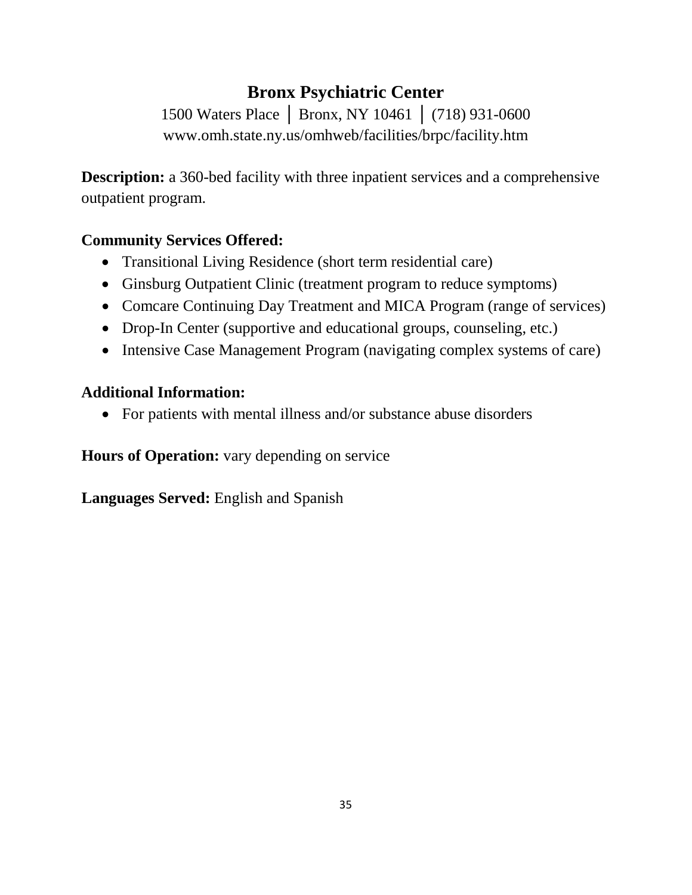# Bronx Psychiatric Center

1500 Waters Place │ Bronx, NY 10461 │ (718) 931-0600
www.omh.state.ny.us/omhweb/facilities/brpc/facility.htm

**Description:** a 360-bed facility with three inpatient services and a comprehensive outpatient program.

**Community Services Offered:**

- Transitional Living Residence (short term residential care)
- Ginsburg Outpatient Clinic (treatment program to reduce symptoms)
- Comcare Continuing Day Treatment and MICA Program (range of services)
- Drop-In Center (supportive and educational groups, counseling, etc.)
- Intensive Case Management Program (navigating complex systems of care)

**Additional Information:**

- For patients with mental illness and/or substance abuse disorders

**Hours of Operation:** vary depending on service

**Languages Served:** English and Spanish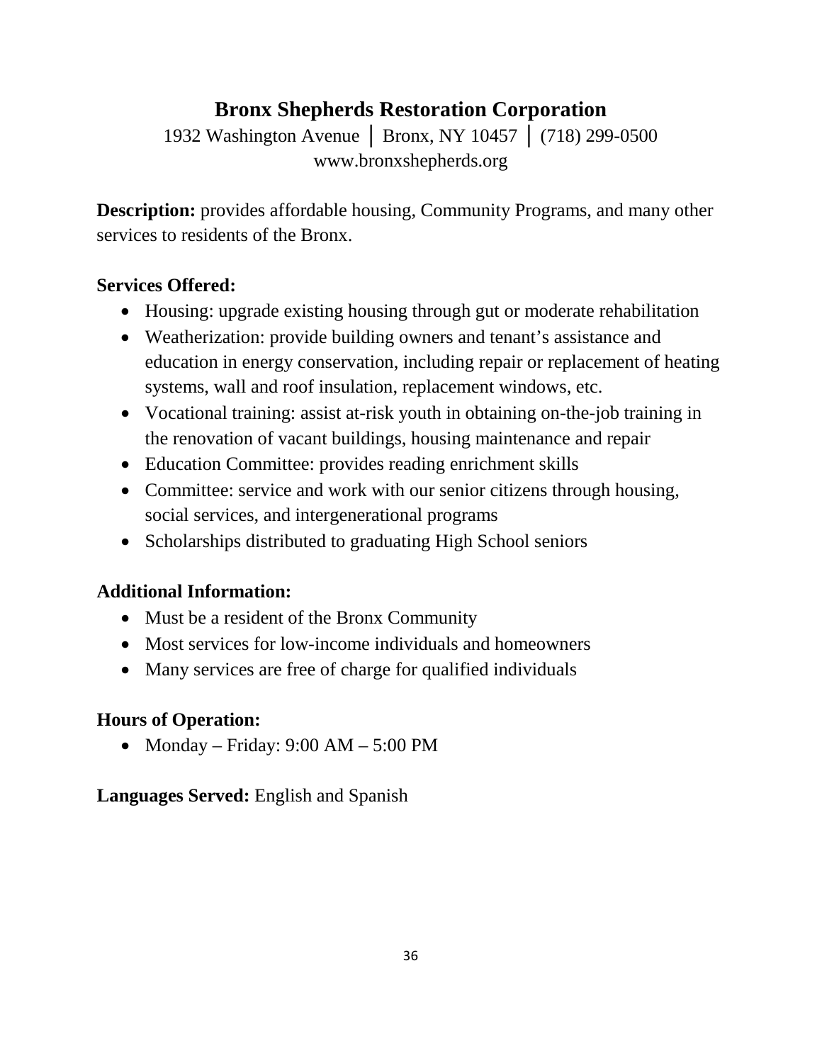## Bronx Shepherds Restoration Corporation

1932 Washington Avenue │ Bronx, NY 10457 │ (718) 299-0500
www.bronxshepherds.org

**Description:** provides affordable housing, Community Programs, and many other services to residents of the Bronx.

### Services Offered:

- Housing: upgrade existing housing through gut or moderate rehabilitation
- Weatherization: provide building owners and tenant's assistance and education in energy conservation, including repair or replacement of heating systems, wall and roof insulation, replacement windows, etc.
- Vocational training: assist at-risk youth in obtaining on-the-job training in the renovation of vacant buildings, housing maintenance and repair
- Education Committee: provides reading enrichment skills
- Committee: service and work with our senior citizens through housing, social services, and intergenerational programs
- Scholarships distributed to graduating High School seniors

### Additional Information:

- Must be a resident of the Bronx Community
- Most services for low-income individuals and homeowners
- Many services are free of charge for qualified individuals

### Hours of Operation:

- Monday – Friday: 9:00 AM – 5:00 PM

**Languages Served:** English and Spanish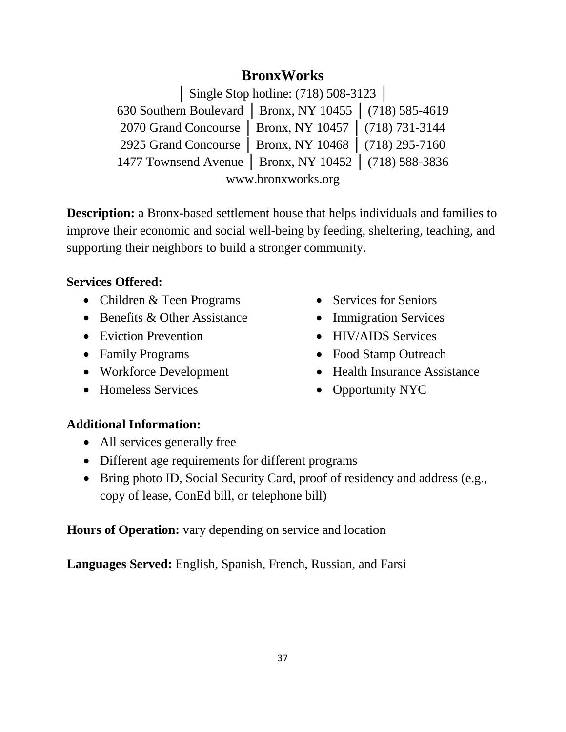# BronxWorks

│ Single Stop hotline: (718) 508-3123 │
630 Southern Boulevard │ Bronx, NY 10455 │ (718) 585-4619
2070 Grand Concourse │ Bronx, NY 10457 │ (718) 731-3144
2925 Grand Concourse │ Bronx, NY 10468 │ (718) 295-7160
1477 Townsend Avenue │ Bronx, NY 10452 │ (718) 588-3836
www.bronxworks.org

**Description:** a Bronx-based settlement house that helps individuals and families to improve their economic and social well-being by feeding, sheltering, teaching, and supporting their neighbors to build a stronger community.

**Services Offered:**

- Children & Teen Programs
- Benefits & Other Assistance
- Eviction Prevention
- Family Programs
- Workforce Development
- Homeless Services
- Services for Seniors
- Immigration Services
- HIV/AIDS Services
- Food Stamp Outreach
- Health Insurance Assistance
- Opportunity NYC

**Additional Information:**

- All services generally free
- Different age requirements for different programs
- Bring photo ID, Social Security Card, proof of residency and address (e.g., copy of lease, ConEd bill, or telephone bill)

**Hours of Operation:** vary depending on service and location

**Languages Served:** English, Spanish, French, Russian, and Farsi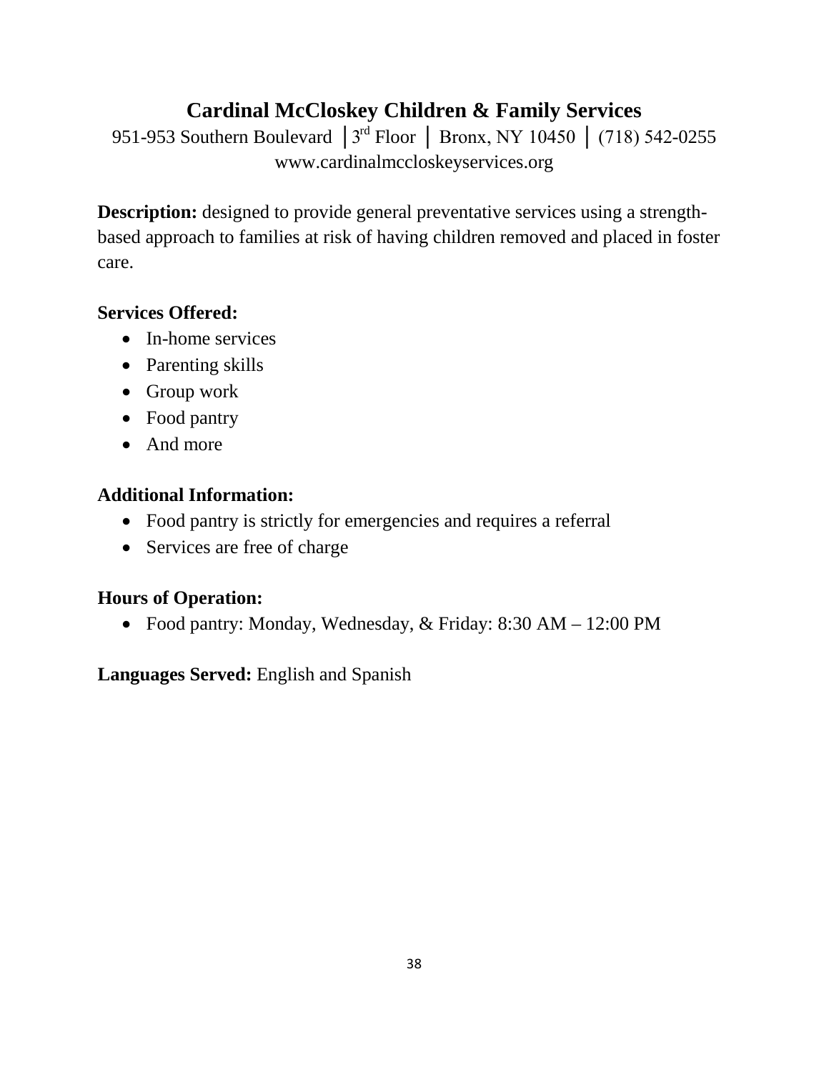## Cardinal McCloskey Children & Family Services

951-953 Southern Boulevard │3rd Floor │ Bronx, NY 10450 │ (718) 542-0255
www.cardinalmccloskeyservices.org

**Description:** designed to provide general preventative services using a strength-based approach to families at risk of having children removed and placed in foster care.

**Services Offered:**

- In-home services
- Parenting skills
- Group work
- Food pantry
- And more

**Additional Information:**

- Food pantry is strictly for emergencies and requires a referral
- Services are free of charge

**Hours of Operation:**

- Food pantry: Monday, Wednesday, & Friday: 8:30 AM – 12:00 PM

**Languages Served:** English and Spanish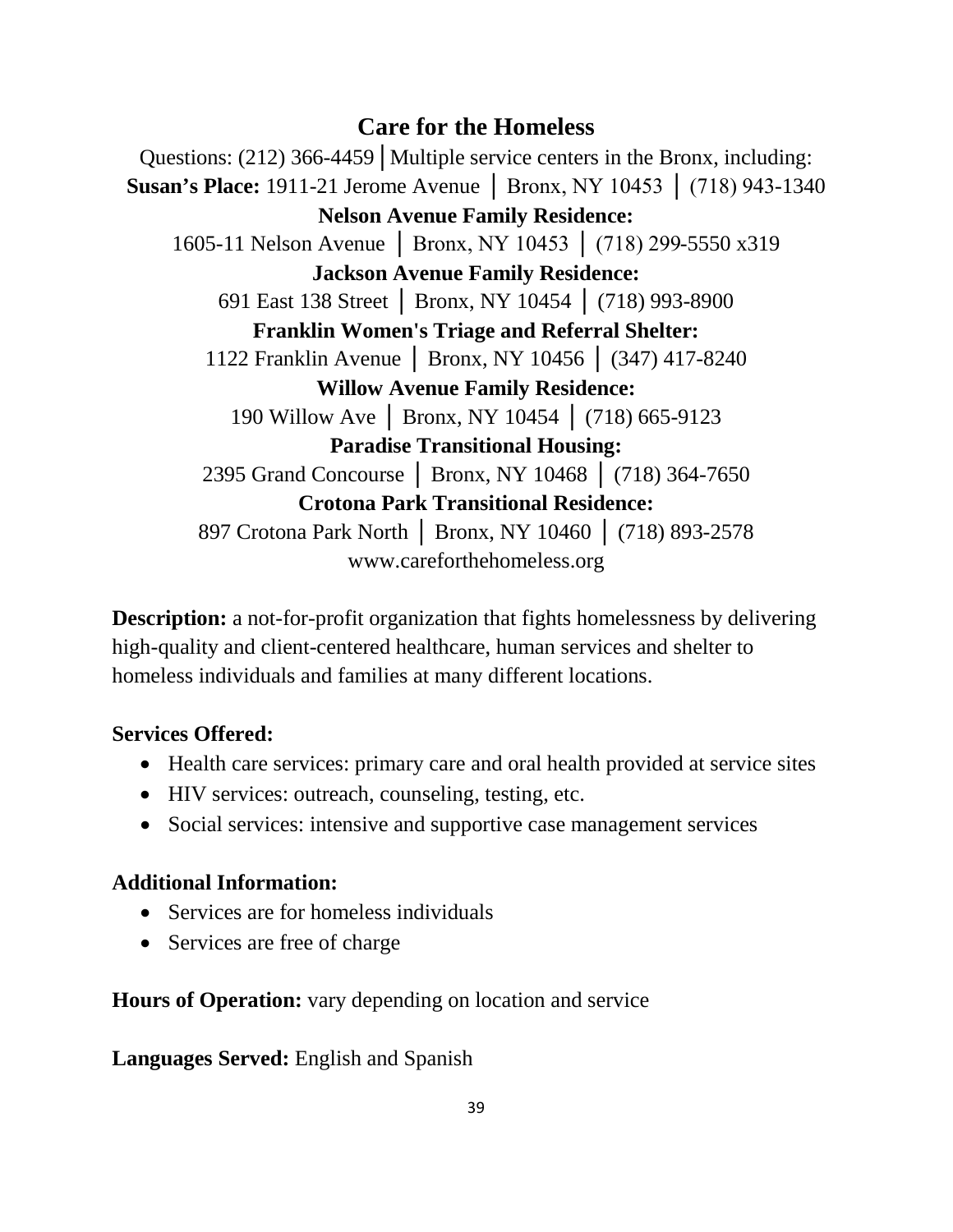## Care for the Homeless

Questions: (212) 366-4459 | Multiple service centers in the Bronx, including:

**Susan's Place:** 1911-21 Jerome Avenue | Bronx, NY 10453 | (718) 943-1340

**Nelson Avenue Family Residence:**
1605-11 Nelson Avenue | Bronx, NY 10453 | (718) 299-5550 x319

**Jackson Avenue Family Residence:**
691 East 138 Street | Bronx, NY 10454 | (718) 993-8900

**Franklin Women's Triage and Referral Shelter:**
1122 Franklin Avenue | Bronx, NY 10456 | (347) 417-8240

**Willow Avenue Family Residence:**
190 Willow Ave | Bronx, NY 10454 | (718) 665-9123

**Paradise Transitional Housing:**
2395 Grand Concourse | Bronx, NY 10468 | (718) 364-7650

**Crotona Park Transitional Residence:**
897 Crotona Park North | Bronx, NY 10460 | (718) 893-2578

www.careforthehomeless.org

**Description:** a not-for-profit organization that fights homelessness by delivering high-quality and client-centered healthcare, human services and shelter to homeless individuals and families at many different locations.

**Services Offered:**

- Health care services: primary care and oral health provided at service sites
- HIV services: outreach, counseling, testing, etc.
- Social services: intensive and supportive case management services

**Additional Information:**

- Services are for homeless individuals
- Services are free of charge

**Hours of Operation:** vary depending on location and service

**Languages Served:** English and Spanish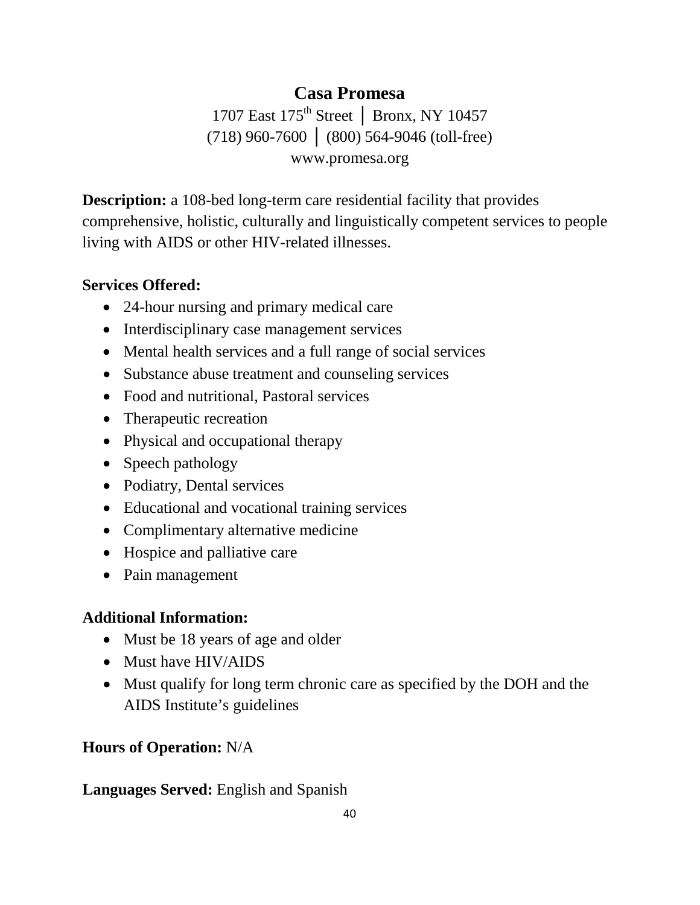## Casa Promesa

1707 East 175th Street │ Bronx, NY 10457
(718) 960-7600 │ (800) 564-9046 (toll-free)
www.promesa.org

**Description:** a 108-bed long-term care residential facility that provides comprehensive, holistic, culturally and linguistically competent services to people living with AIDS or other HIV-related illnesses.

**Services Offered:**

- 24-hour nursing and primary medical care
- Interdisciplinary case management services
- Mental health services and a full range of social services
- Substance abuse treatment and counseling services
- Food and nutritional, Pastoral services
- Therapeutic recreation
- Physical and occupational therapy
- Speech pathology
- Podiatry, Dental services
- Educational and vocational training services
- Complimentary alternative medicine
- Hospice and palliative care
- Pain management

**Additional Information:**

- Must be 18 years of age and older
- Must have HIV/AIDS
- Must qualify for long term chronic care as specified by the DOH and the AIDS Institute's guidelines

**Hours of Operation:** N/A

**Languages Served:** English and Spanish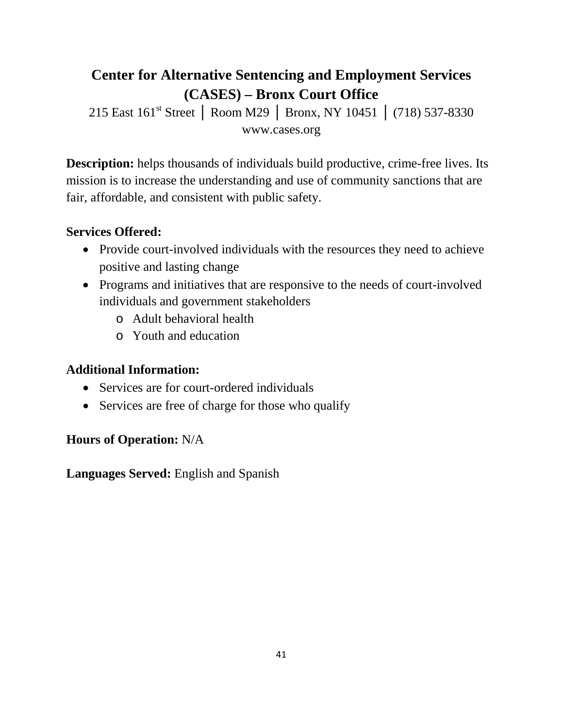## Center for Alternative Sentencing and Employment Services (CASES) – Bronx Court Office

215 East 161st Street │ Room M29 │ Bronx, NY 10451 │ (718) 537-8330
www.cases.org

**Description:** helps thousands of individuals build productive, crime-free lives. Its mission is to increase the understanding and use of community sanctions that are fair, affordable, and consistent with public safety.

**Services Offered:**

- Provide court-involved individuals with the resources they need to achieve positive and lasting change
- Programs and initiatives that are responsive to the needs of court-involved individuals and government stakeholders
  - Adult behavioral health
  - Youth and education

**Additional Information:**

- Services are for court-ordered individuals
- Services are free of charge for those who qualify

**Hours of Operation:** N/A

**Languages Served:** English and Spanish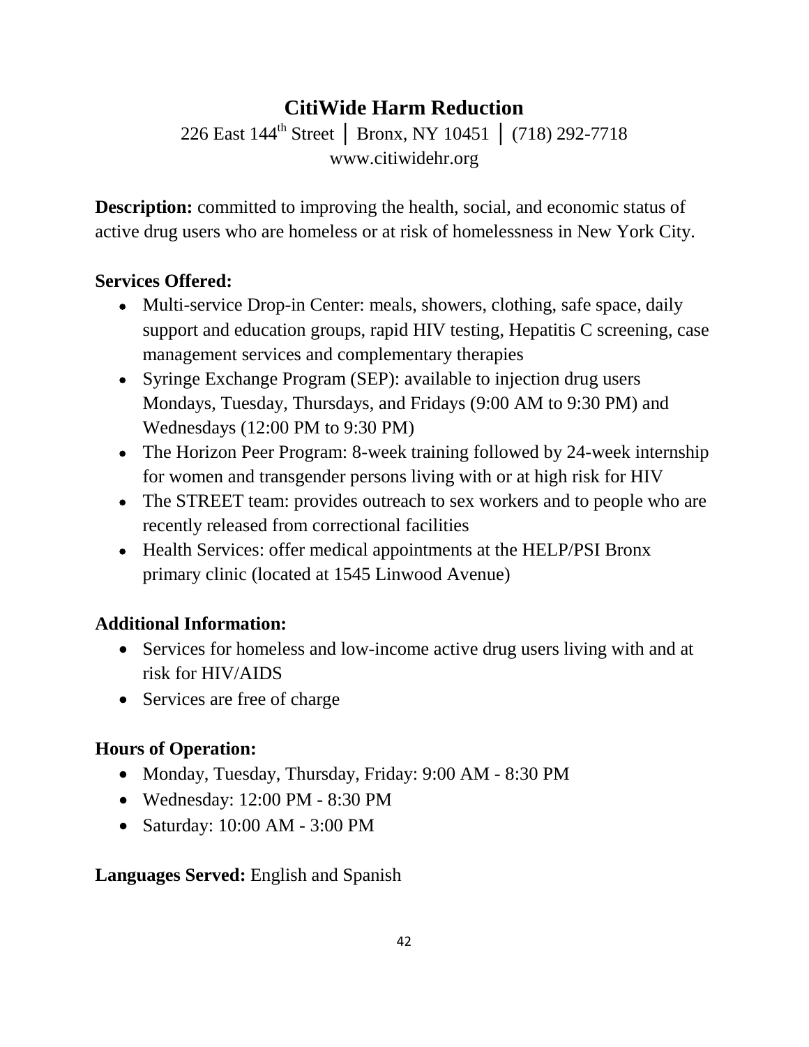# CitiWide Harm Reduction

226 East 144th Street │ Bronx, NY 10451 │ (718) 292-7718
www.citiwidehr.org

**Description:** committed to improving the health, social, and economic status of active drug users who are homeless or at risk of homelessness in New York City.

**Services Offered:**

- Multi-service Drop-in Center: meals, showers, clothing, safe space, daily support and education groups, rapid HIV testing, Hepatitis C screening, case management services and complementary therapies
- Syringe Exchange Program (SEP): available to injection drug users Mondays, Tuesday, Thursdays, and Fridays (9:00 AM to 9:30 PM) and Wednesdays (12:00 PM to 9:30 PM)
- The Horizon Peer Program: 8-week training followed by 24-week internship for women and transgender persons living with or at high risk for HIV
- The STREET team: provides outreach to sex workers and to people who are recently released from correctional facilities
- Health Services: offer medical appointments at the HELP/PSI Bronx primary clinic (located at 1545 Linwood Avenue)

**Additional Information:**

- Services for homeless and low-income active drug users living with and at risk for HIV/AIDS
- Services are free of charge

**Hours of Operation:**

- Monday, Tuesday, Thursday, Friday: 9:00 AM - 8:30 PM
- Wednesday: 12:00 PM - 8:30 PM
- Saturday: 10:00 AM - 3:00 PM

**Languages Served:** English and Spanish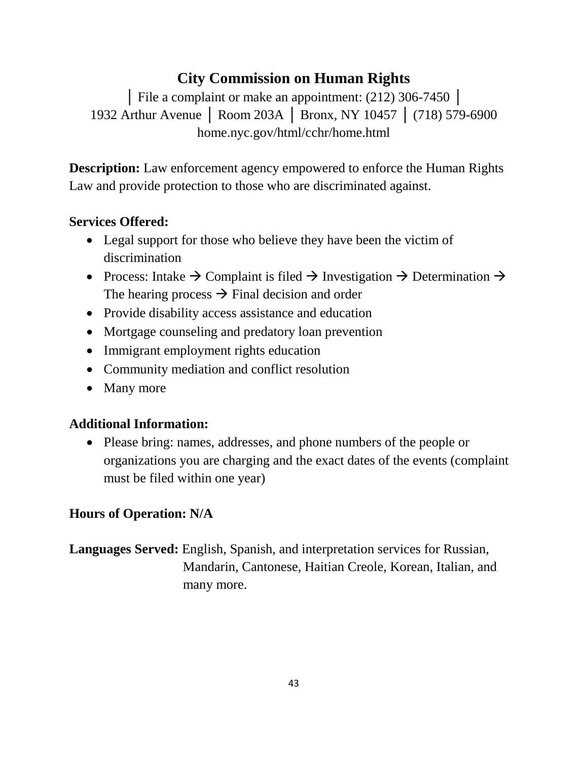# City Commission on Human Rights

│ File a complaint or make an appointment: (212) 306-7450 │
1932 Arthur Avenue │ Room 203A │ Bronx, NY 10457 │ (718) 579-6900
home.nyc.gov/html/cchr/home.html

**Description:** Law enforcement agency empowered to enforce the Human Rights Law and provide protection to those who are discriminated against.

**Services Offered:**

- Legal support for those who believe they have been the victim of discrimination
- Process: Intake → Complaint is filed → Investigation → Determination → The hearing process → Final decision and order
- Provide disability access assistance and education
- Mortgage counseling and predatory loan prevention
- Immigrant employment rights education
- Community mediation and conflict resolution
- Many more

**Additional Information:**

- Please bring: names, addresses, and phone numbers of the people or organizations you are charging and the exact dates of the events (complaint must be filed within one year)

**Hours of Operation: N/A**

**Languages Served:** English, Spanish, and interpretation services for Russian, Mandarin, Cantonese, Haitian Creole, Korean, Italian, and many more.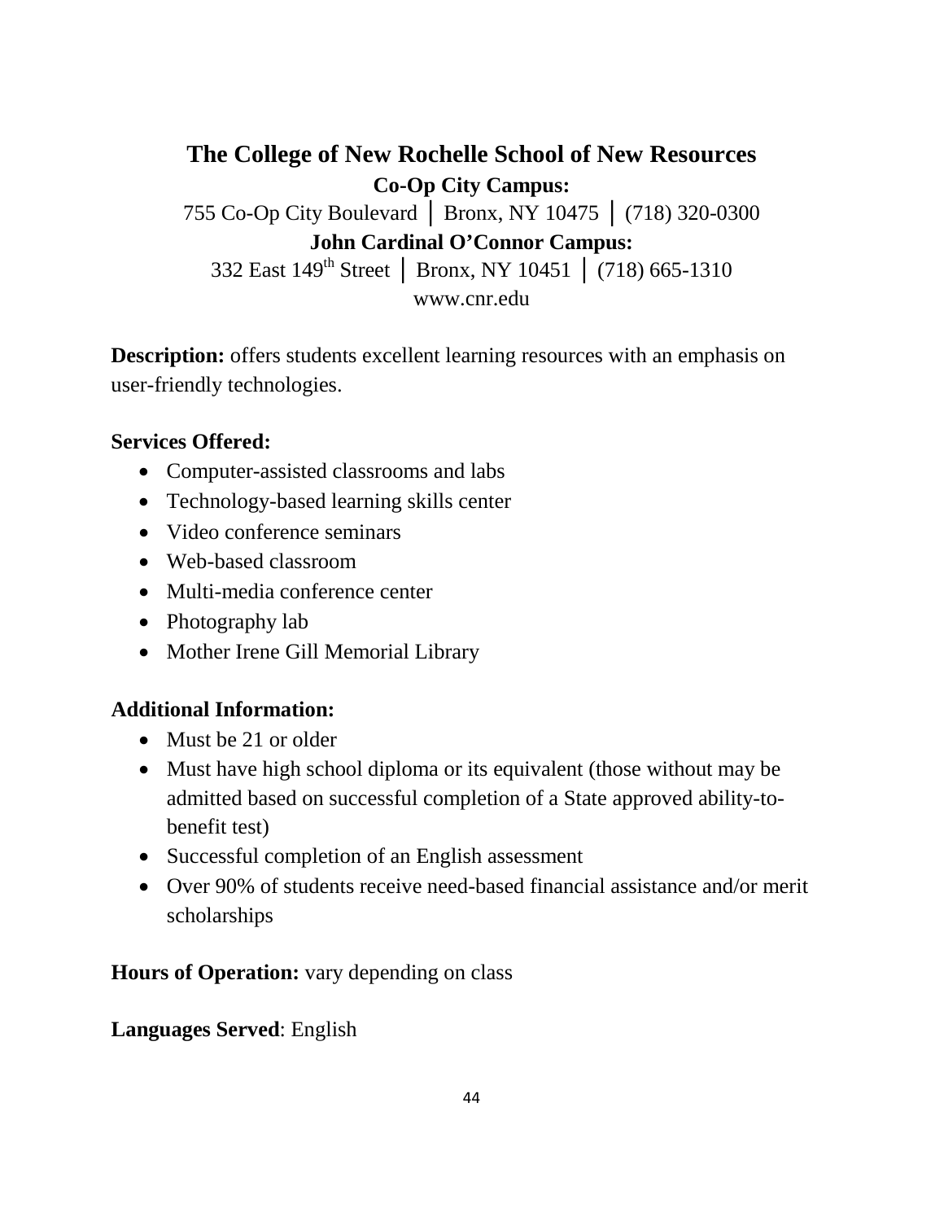## The College of New Rochelle School of New Resources

**Co-Op City Campus:**

755 Co-Op City Boulevard │ Bronx, NY 10475 │ (718) 320-0300

**John Cardinal O'Connor Campus:**

332 East 149th Street │ Bronx, NY 10451 │ (718) 665-1310

www.cnr.edu

**Description:** offers students excellent learning resources with an emphasis on user-friendly technologies.

**Services Offered:**

- Computer-assisted classrooms and labs
- Technology-based learning skills center
- Video conference seminars
- Web-based classroom
- Multi-media conference center
- Photography lab
- Mother Irene Gill Memorial Library

**Additional Information:**

- Must be 21 or older
- Must have high school diploma or its equivalent (those without may be admitted based on successful completion of a State approved ability-to-benefit test)
- Successful completion of an English assessment
- Over 90% of students receive need-based financial assistance and/or merit scholarships

**Hours of Operation:** vary depending on class

**Languages Served**: English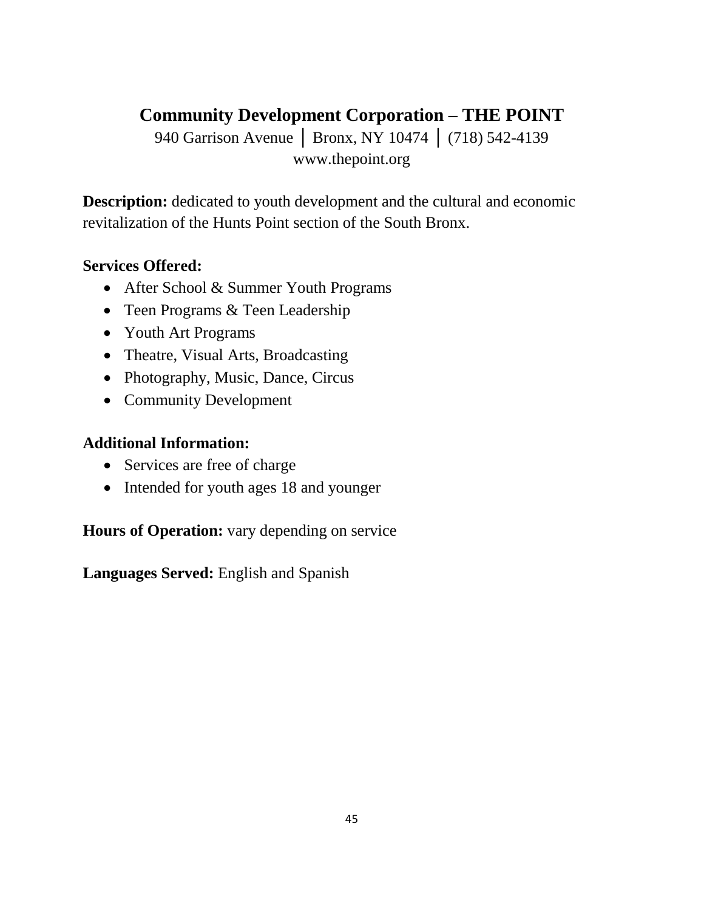## Community Development Corporation – THE POINT

940 Garrison Avenue │ Bronx, NY 10474 │ (718) 542-4139
www.thepoint.org

**Description:** dedicated to youth development and the cultural and economic revitalization of the Hunts Point section of the South Bronx.

**Services Offered:**

- After School & Summer Youth Programs
- Teen Programs & Teen Leadership
- Youth Art Programs
- Theatre, Visual Arts, Broadcasting
- Photography, Music, Dance, Circus
- Community Development

**Additional Information:**

- Services are free of charge
- Intended for youth ages 18 and younger

**Hours of Operation:** vary depending on service

**Languages Served:** English and Spanish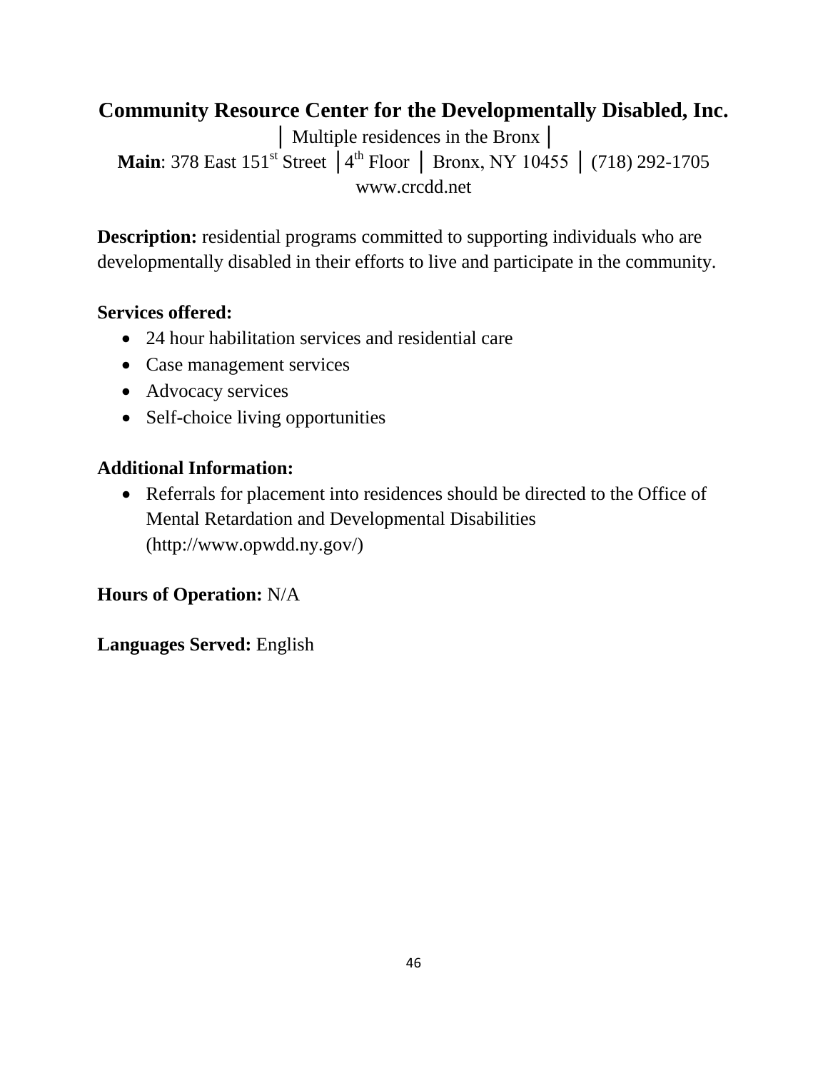## Community Resource Center for the Developmentally Disabled, Inc.

│ Multiple residences in the Bronx │

**Main**: 378 East 151st Street │4th Floor │ Bronx, NY 10455 │ (718) 292-1705

www.crcdd.net

**Description:** residential programs committed to supporting individuals who are developmentally disabled in their efforts to live and participate in the community.

**Services offered:**

- 24 hour habilitation services and residential care
- Case management services
- Advocacy services
- Self-choice living opportunities

**Additional Information:**

- Referrals for placement into residences should be directed to the Office of Mental Retardation and Developmental Disabilities (http://www.opwdd.ny.gov/)

**Hours of Operation:** N/A

**Languages Served:** English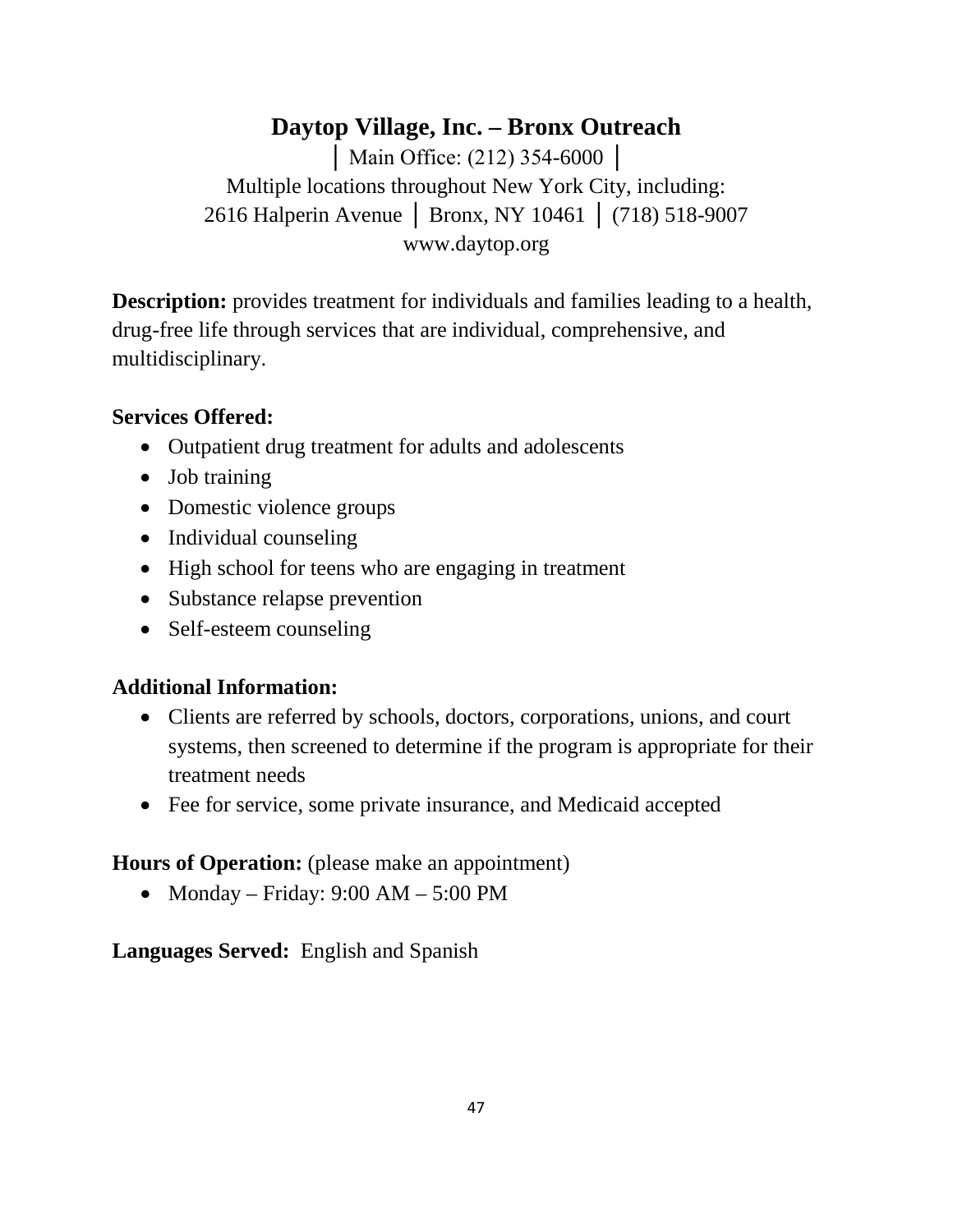## Daytop Village, Inc. – Bronx Outreach

│ Main Office: (212) 354-6000 │
Multiple locations throughout New York City, including:
2616 Halperin Avenue │ Bronx, NY 10461 │ (718) 518-9007
www.daytop.org

**Description:** provides treatment for individuals and families leading to a health, drug-free life through services that are individual, comprehensive, and multidisciplinary.

**Services Offered:**

- Outpatient drug treatment for adults and adolescents
- Job training
- Domestic violence groups
- Individual counseling
- High school for teens who are engaging in treatment
- Substance relapse prevention
- Self-esteem counseling

**Additional Information:**

- Clients are referred by schools, doctors, corporations, unions, and court systems, then screened to determine if the program is appropriate for their treatment needs
- Fee for service, some private insurance, and Medicaid accepted

**Hours of Operation:** (please make an appointment)

- Monday – Friday: 9:00 AM – 5:00 PM

**Languages Served:** English and Spanish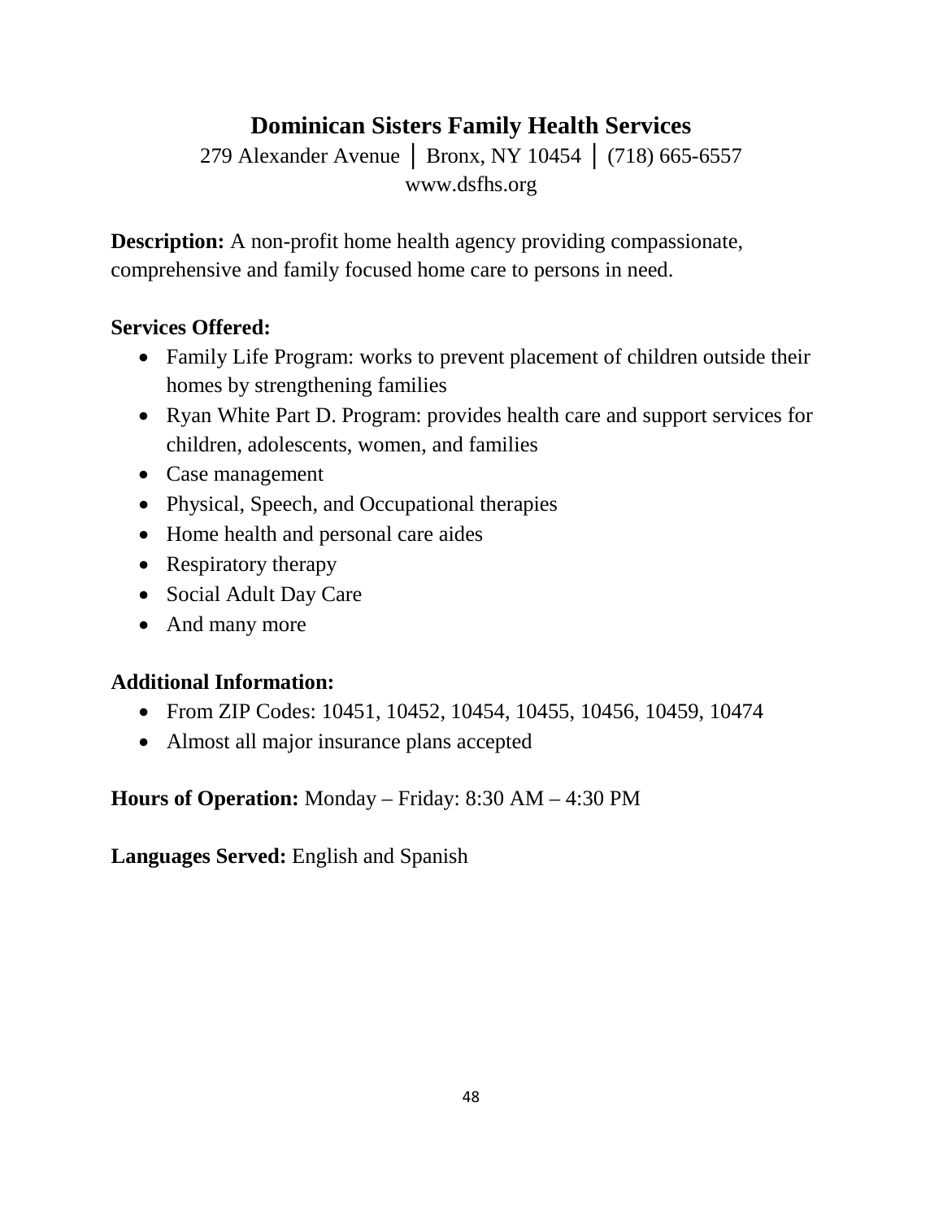## Dominican Sisters Family Health Services

279 Alexander Avenue │ Bronx, NY 10454 │ (718) 665-6557
www.dsfhs.org

**Description:** A non-profit home health agency providing compassionate, comprehensive and family focused home care to persons in need.

**Services Offered:**

- Family Life Program: works to prevent placement of children outside their homes by strengthening families
- Ryan White Part D. Program: provides health care and support services for children, adolescents, women, and families
- Case management
- Physical, Speech, and Occupational therapies
- Home health and personal care aides
- Respiratory therapy
- Social Adult Day Care
- And many more

**Additional Information:**

- From ZIP Codes: 10451, 10452, 10454, 10455, 10456, 10459, 10474
- Almost all major insurance plans accepted

**Hours of Operation:** Monday – Friday: 8:30 AM – 4:30 PM

**Languages Served:** English and Spanish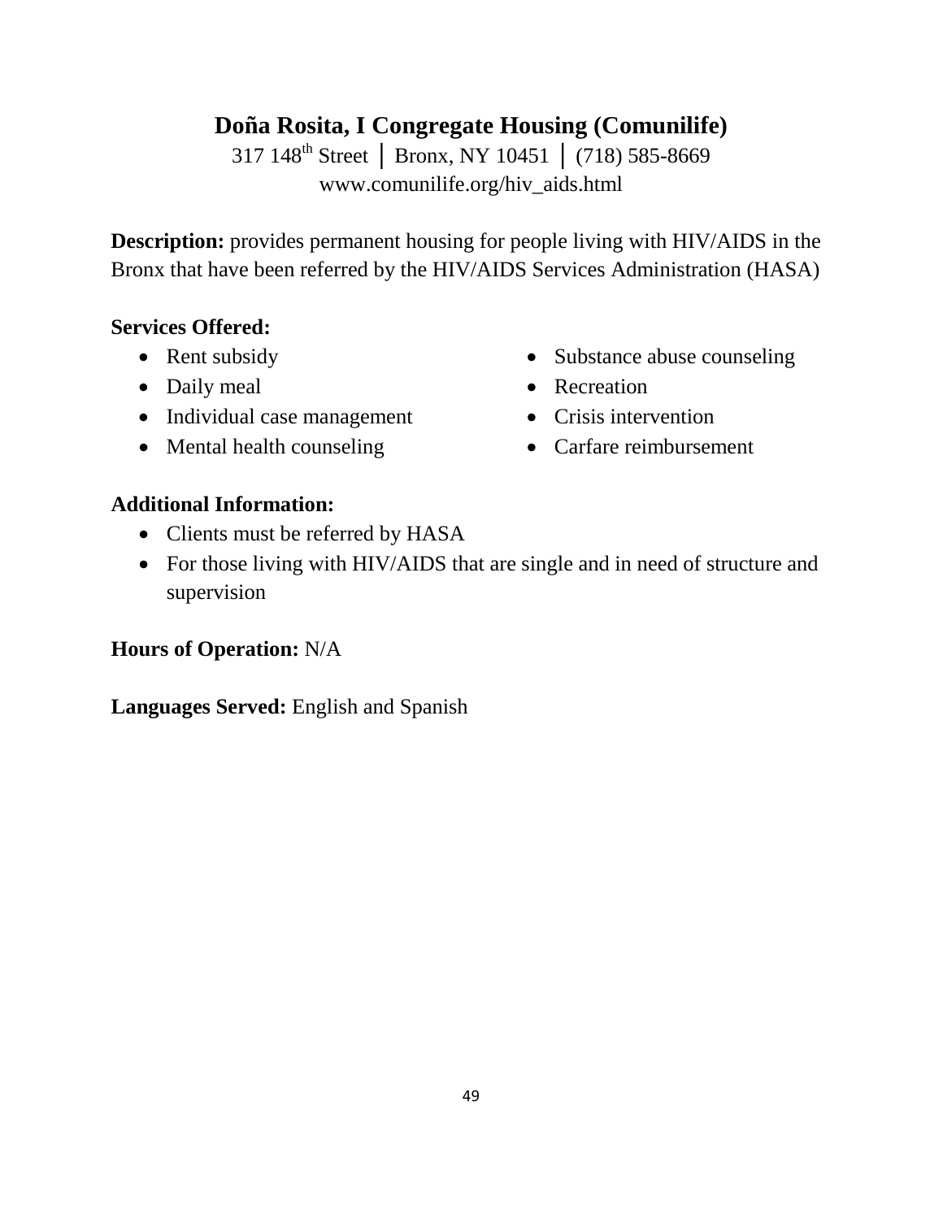# Doña Rosita, I Congregate Housing (Comunilife)

317 148th Street │ Bronx, NY 10451 │ (718) 585-8669
www.comunilife.org/hiv_aids.html

**Description:** provides permanent housing for people living with HIV/AIDS in the Bronx that have been referred by the HIV/AIDS Services Administration (HASA)

**Services Offered:**

- Rent subsidy
- Daily meal
- Individual case management
- Mental health counseling
- Substance abuse counseling
- Recreation
- Crisis intervention
- Carfare reimbursement

**Additional Information:**

- Clients must be referred by HASA
- For those living with HIV/AIDS that are single and in need of structure and supervision

**Hours of Operation:** N/A

**Languages Served:** English and Spanish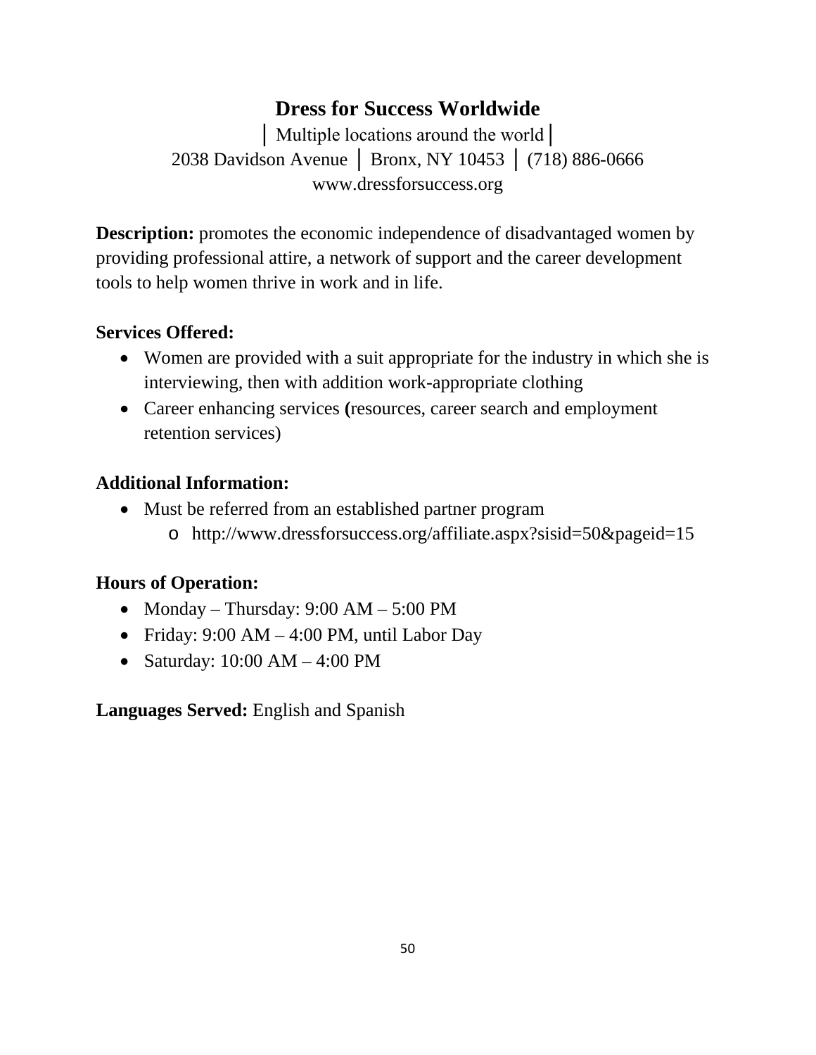## Dress for Success Worldwide

│ Multiple locations around the world│
2038 Davidson Avenue │ Bronx, NY 10453 │ (718) 886-0666
www.dressforsuccess.org

**Description:** promotes the economic independence of disadvantaged women by providing professional attire, a network of support and the career development tools to help women thrive in work and in life.

**Services Offered:**

- Women are provided with a suit appropriate for the industry in which she is interviewing, then with addition work-appropriate clothing
- Career enhancing services **(**resources, career search and employment retention services)

**Additional Information:**

- Must be referred from an established partner program
  - http://www.dressforsuccess.org/affiliate.aspx?sisid=50&pageid=15

**Hours of Operation:**

- Monday – Thursday: 9:00 AM – 5:00 PM
- Friday: 9:00 AM – 4:00 PM, until Labor Day
- Saturday: 10:00 AM – 4:00 PM

**Languages Served:** English and Spanish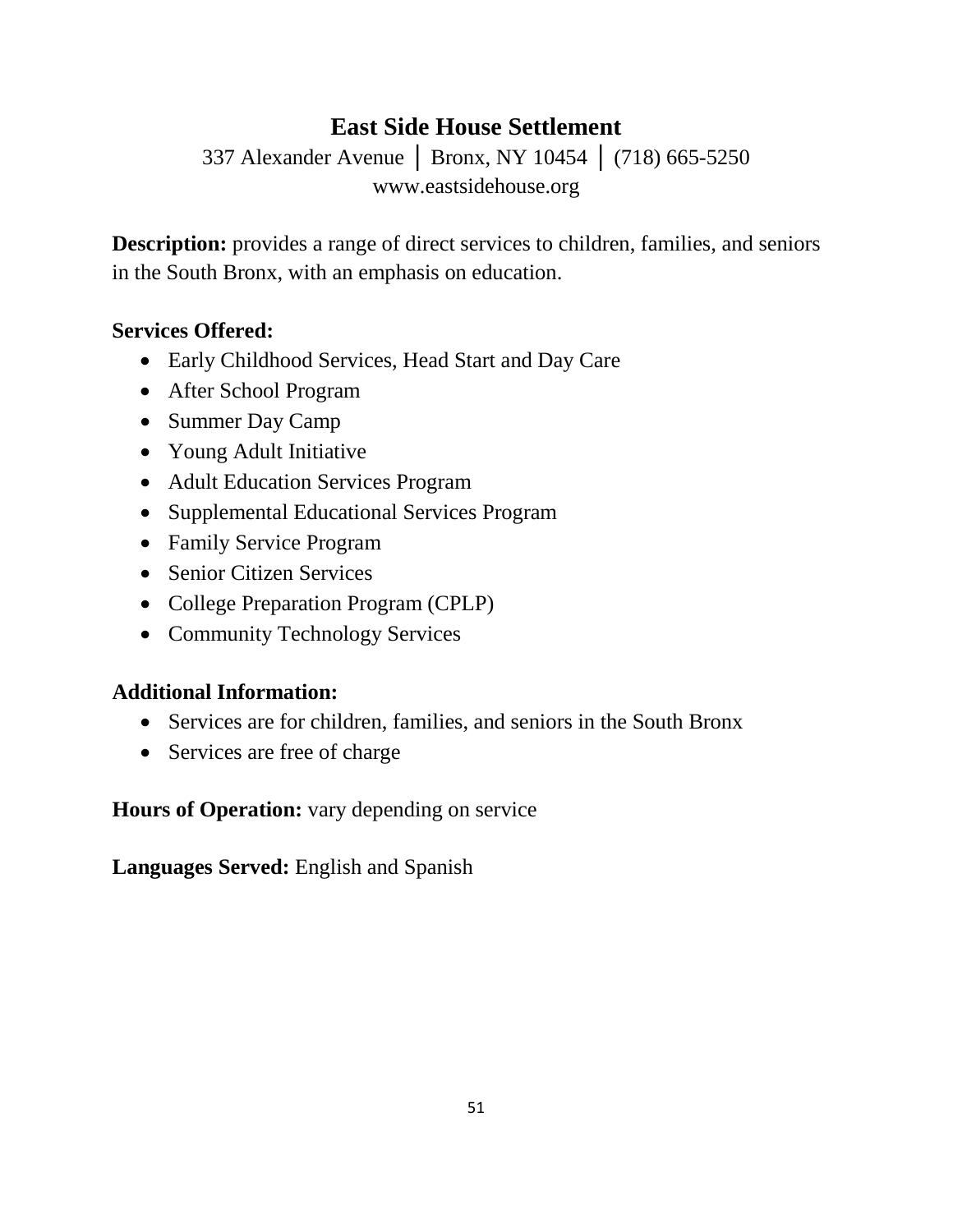## East Side House Settlement

337 Alexander Avenue │ Bronx, NY 10454 │ (718) 665-5250
www.eastsidehouse.org

**Description:** provides a range of direct services to children, families, and seniors in the South Bronx, with an emphasis on education.

**Services Offered:**

- Early Childhood Services, Head Start and Day Care
- After School Program
- Summer Day Camp
- Young Adult Initiative
- Adult Education Services Program
- Supplemental Educational Services Program
- Family Service Program
- Senior Citizen Services
- College Preparation Program (CPLP)
- Community Technology Services

**Additional Information:**

- Services are for children, families, and seniors in the South Bronx
- Services are free of charge

**Hours of Operation:** vary depending on service

**Languages Served:** English and Spanish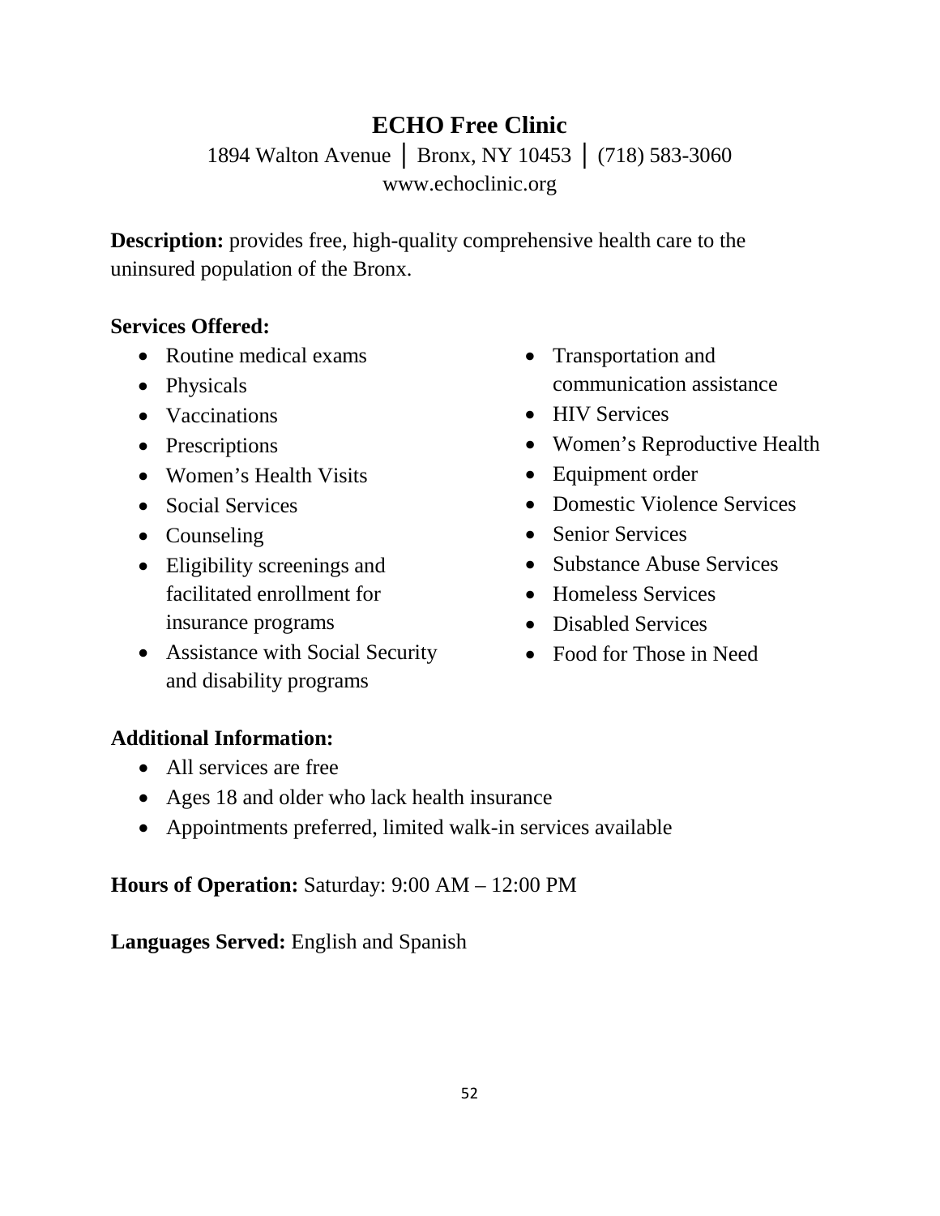# ECHO Free Clinic

1894 Walton Avenue | Bronx, NY 10453 | (718) 583-3060
www.echoclinic.org

**Description:** provides free, high-quality comprehensive health care to the uninsured population of the Bronx.

**Services Offered:**

- Routine medical exams
- Physicals
- Vaccinations
- Prescriptions
- Women's Health Visits
- Social Services
- Counseling
- Eligibility screenings and facilitated enrollment for insurance programs
- Assistance with Social Security and disability programs
- Transportation and communication assistance
- HIV Services
- Women's Reproductive Health
- Equipment order
- Domestic Violence Services
- Senior Services
- Substance Abuse Services
- Homeless Services
- Disabled Services
- Food for Those in Need

**Additional Information:**

- All services are free
- Ages 18 and older who lack health insurance
- Appointments preferred, limited walk-in services available

**Hours of Operation:** Saturday: 9:00 AM – 12:00 PM

**Languages Served:** English and Spanish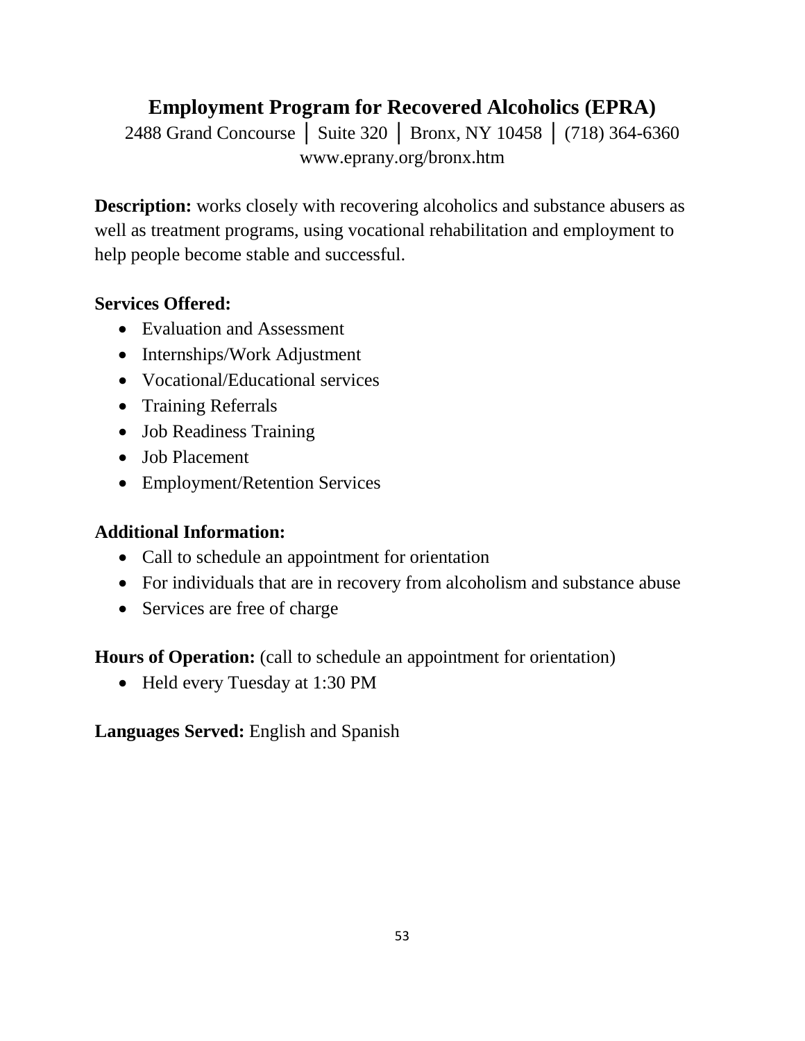## Employment Program for Recovered Alcoholics (EPRA)

2488 Grand Concourse │ Suite 320 │ Bronx, NY 10458 │ (718) 364-6360
www.eprany.org/bronx.htm

**Description:** works closely with recovering alcoholics and substance abusers as well as treatment programs, using vocational rehabilitation and employment to help people become stable and successful.

**Services Offered:**

- Evaluation and Assessment
- Internships/Work Adjustment
- Vocational/Educational services
- Training Referrals
- Job Readiness Training
- Job Placement
- Employment/Retention Services

**Additional Information:**

- Call to schedule an appointment for orientation
- For individuals that are in recovery from alcoholism and substance abuse
- Services are free of charge

**Hours of Operation:** (call to schedule an appointment for orientation)

- Held every Tuesday at 1:30 PM

**Languages Served:** English and Spanish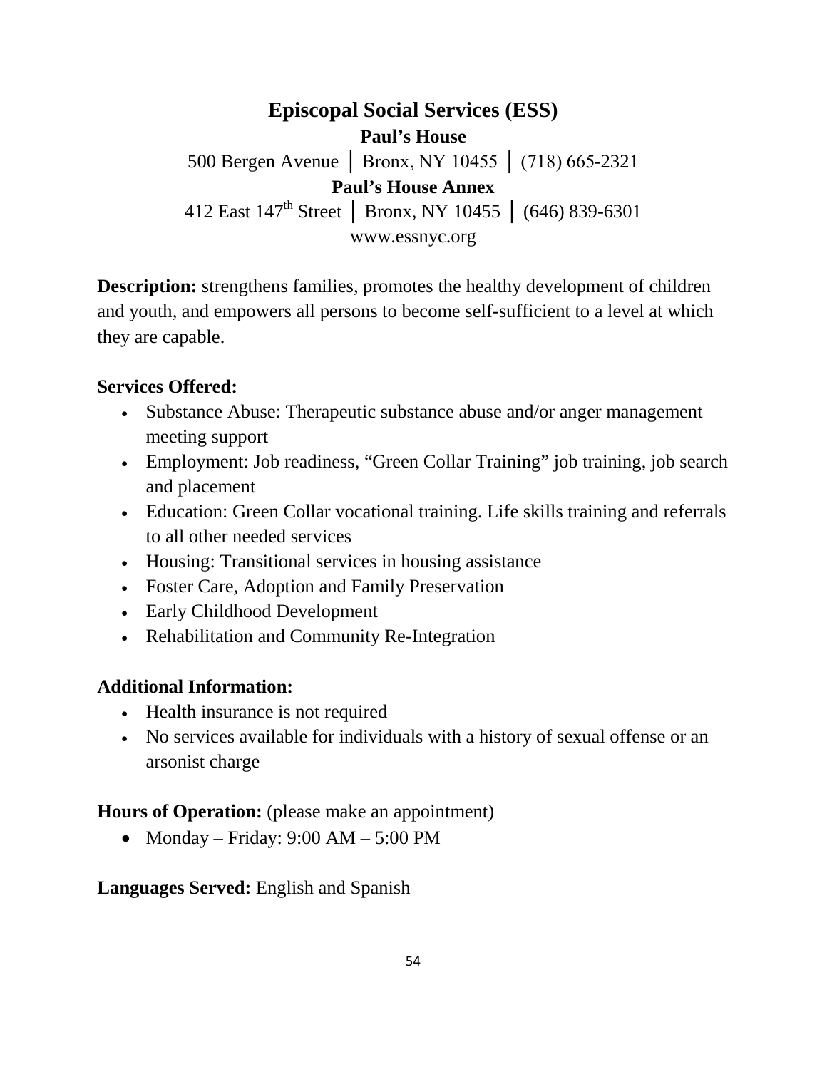# Episcopal Social Services (ESS)

**Paul's House**

500 Bergen Avenue │ Bronx, NY 10455 │ (718) 665-2321

**Paul's House Annex**

412 East 147th Street │ Bronx, NY 10455 │ (646) 839-6301

www.essnyc.org

**Description:** strengthens families, promotes the healthy development of children and youth, and empowers all persons to become self-sufficient to a level at which they are capable.

**Services Offered:**

- Substance Abuse: Therapeutic substance abuse and/or anger management meeting support
- Employment: Job readiness, "Green Collar Training" job training, job search and placement
- Education: Green Collar vocational training. Life skills training and referrals to all other needed services
- Housing: Transitional services in housing assistance
- Foster Care, Adoption and Family Preservation
- Early Childhood Development
- Rehabilitation and Community Re-Integration

**Additional Information:**

- Health insurance is not required
- No services available for individuals with a history of sexual offense or an arsonist charge

**Hours of Operation:** (please make an appointment)

- Monday – Friday: 9:00 AM – 5:00 PM

**Languages Served:** English and Spanish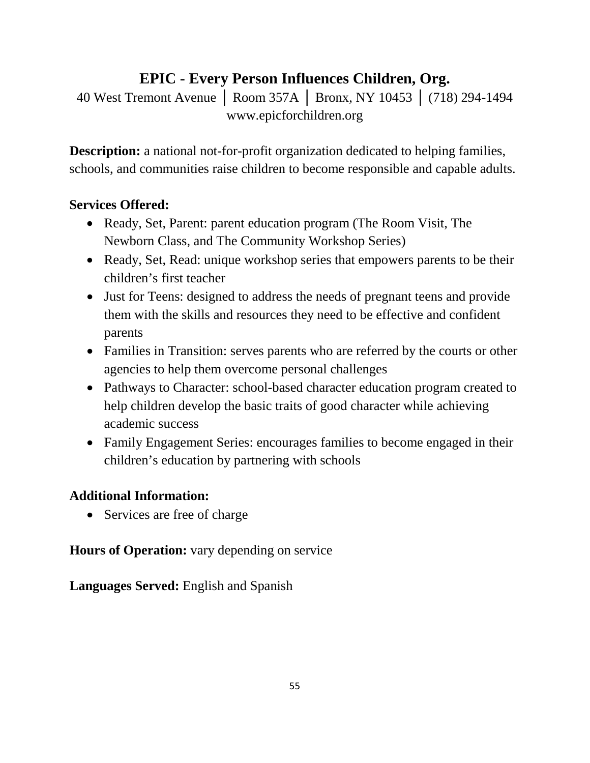# EPIC - Every Person Influences Children, Org.

40 West Tremont Avenue │ Room 357A │ Bronx, NY 10453 │ (718) 294-1494
www.epicforchildren.org

**Description:** a national not-for-profit organization dedicated to helping families, schools, and communities raise children to become responsible and capable adults.

**Services Offered:**

- Ready, Set, Parent: parent education program (The Room Visit, The Newborn Class, and The Community Workshop Series)
- Ready, Set, Read: unique workshop series that empowers parents to be their children's first teacher
- Just for Teens: designed to address the needs of pregnant teens and provide them with the skills and resources they need to be effective and confident parents
- Families in Transition: serves parents who are referred by the courts or other agencies to help them overcome personal challenges
- Pathways to Character: school-based character education program created to help children develop the basic traits of good character while achieving academic success
- Family Engagement Series: encourages families to become engaged in their children's education by partnering with schools

**Additional Information:**

- Services are free of charge

**Hours of Operation:** vary depending on service

**Languages Served:** English and Spanish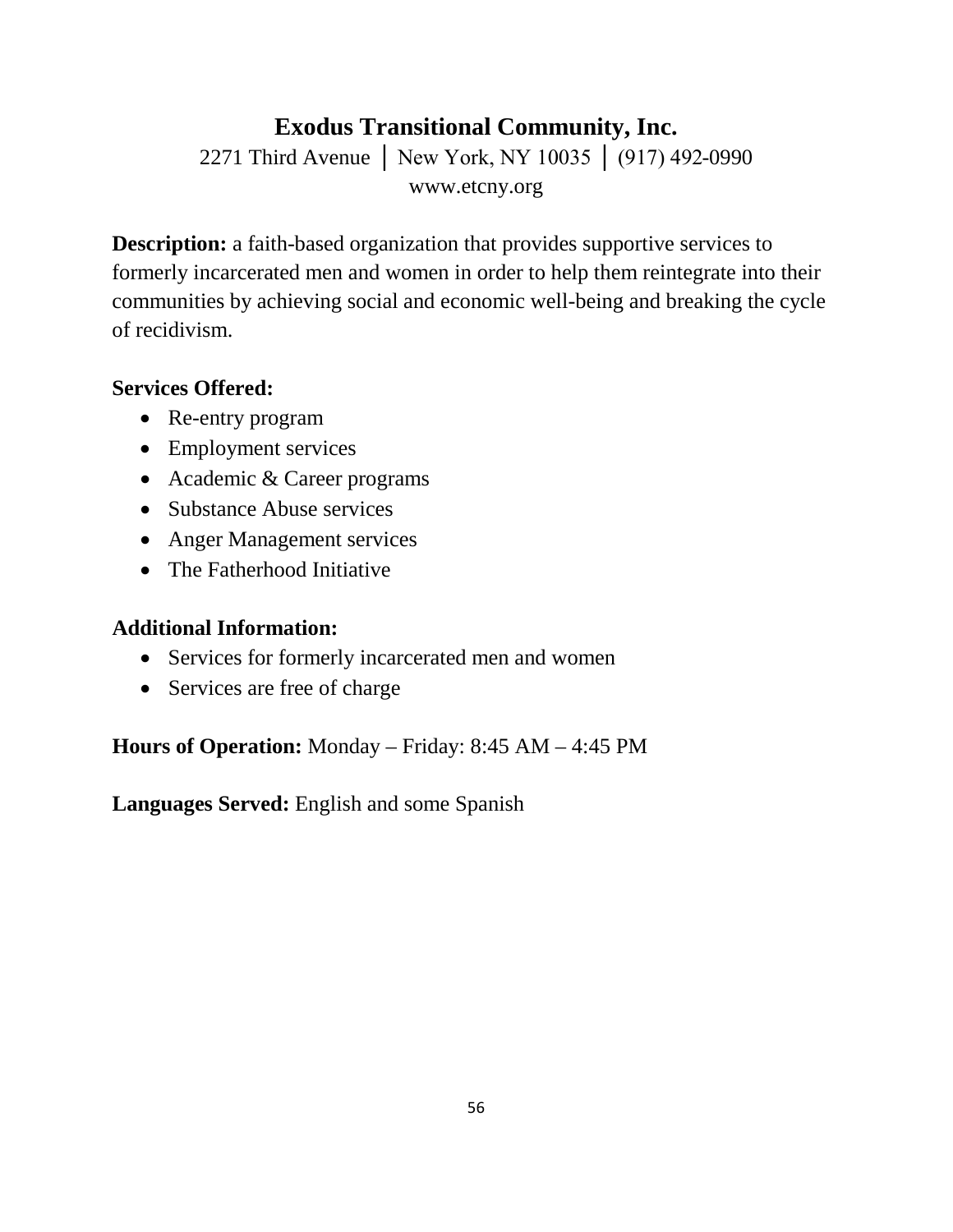# Exodus Transitional Community, Inc.

2271 Third Avenue │ New York, NY 10035 │ (917) 492-0990
www.etcny.org

**Description:** a faith-based organization that provides supportive services to formerly incarcerated men and women in order to help them reintegrate into their communities by achieving social and economic well-being and breaking the cycle of recidivism.

**Services Offered:**

- Re-entry program
- Employment services
- Academic & Career programs
- Substance Abuse services
- Anger Management services
- The Fatherhood Initiative

**Additional Information:**

- Services for formerly incarcerated men and women
- Services are free of charge

**Hours of Operation:** Monday – Friday: 8:45 AM – 4:45 PM

**Languages Served:** English and some Spanish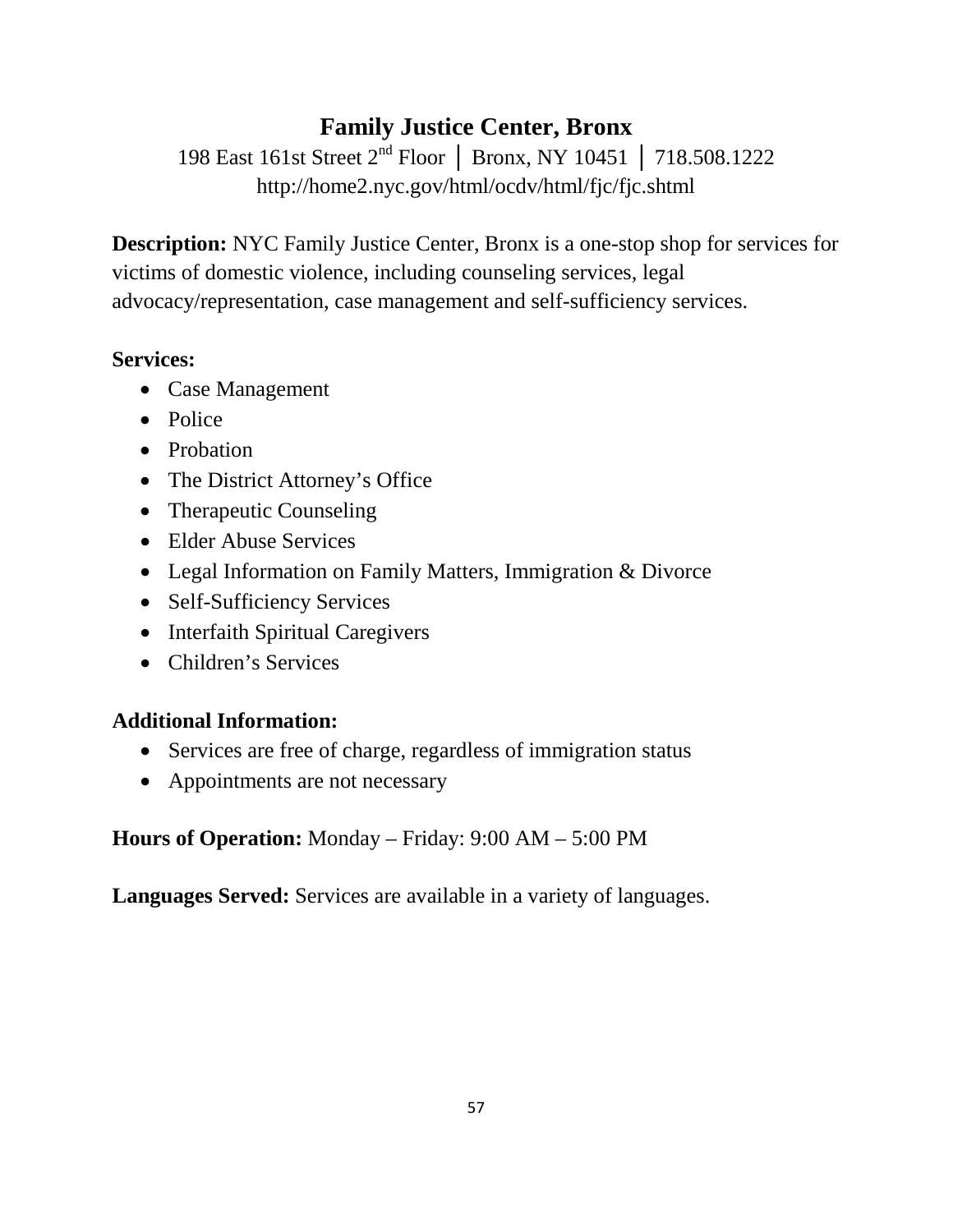# Family Justice Center, Bronx

198 East 161st Street 2nd Floor │ Bronx, NY 10451 │ 718.508.1222
http://home2.nyc.gov/html/ocdv/html/fjc/fjc.shtml

**Description:** NYC Family Justice Center, Bronx is a one-stop shop for services for victims of domestic violence, including counseling services, legal advocacy/representation, case management and self-sufficiency services.

**Services:**

- Case Management
- Police
- Probation
- The District Attorney's Office
- Therapeutic Counseling
- Elder Abuse Services
- Legal Information on Family Matters, Immigration & Divorce
- Self-Sufficiency Services
- Interfaith Spiritual Caregivers
- Children's Services

**Additional Information:**

- Services are free of charge, regardless of immigration status
- Appointments are not necessary

**Hours of Operation:** Monday – Friday: 9:00 AM – 5:00 PM

**Languages Served:** Services are available in a variety of languages.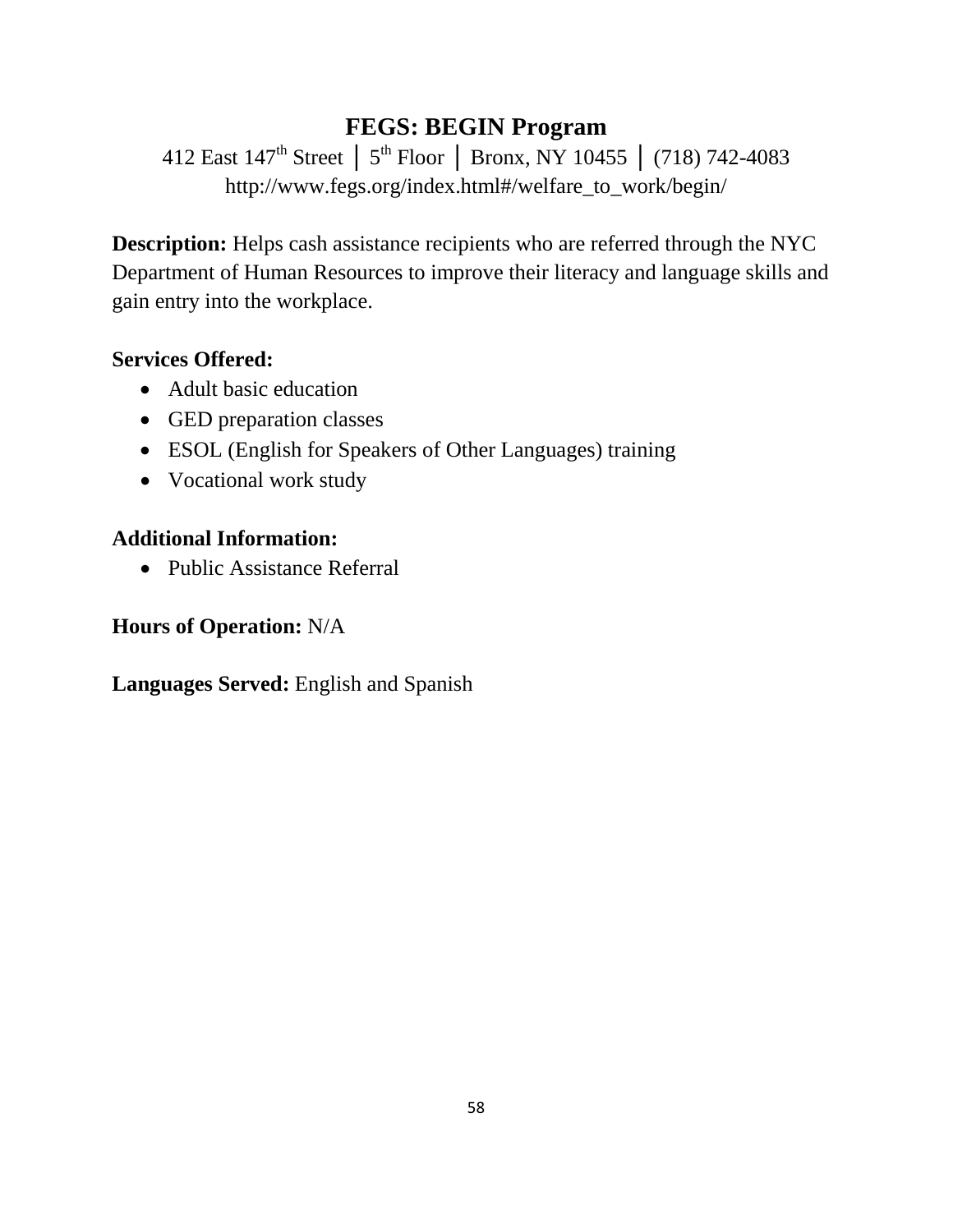# FEGS: BEGIN Program

412 East 147th Street │ 5th Floor │ Bronx, NY 10455 │ (718) 742-4083
http://www.fegs.org/index.html#/welfare_to_work/begin/

**Description:** Helps cash assistance recipients who are referred through the NYC Department of Human Resources to improve their literacy and language skills and gain entry into the workplace.

**Services Offered:**

- Adult basic education
- GED preparation classes
- ESOL (English for Speakers of Other Languages) training
- Vocational work study

**Additional Information:**

- Public Assistance Referral

**Hours of Operation:** N/A

**Languages Served:** English and Spanish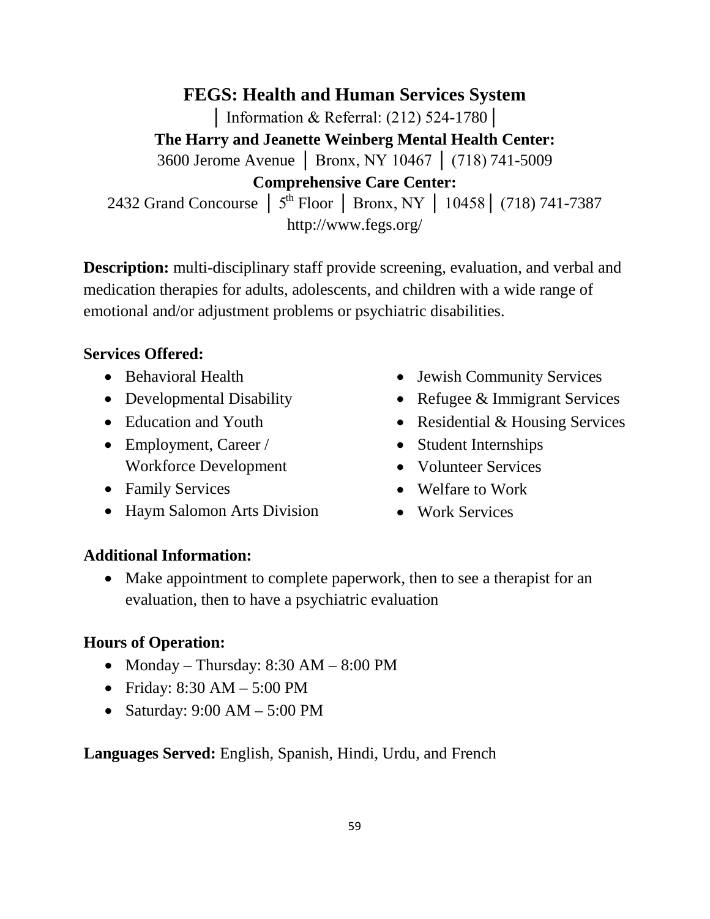## FEGS: Health and Human Services System

│ Information & Referral: (212) 524-1780 │

**The Harry and Jeanette Weinberg Mental Health Center:**

3600 Jerome Avenue │ Bronx, NY 10467 │ (718) 741-5009

**Comprehensive Care Center:**

2432 Grand Concourse │ 5th Floor │ Bronx, NY │ 10458 │ (718) 741-7387

http://www.fegs.org/

**Description:** multi-disciplinary staff provide screening, evaluation, and verbal and medication therapies for adults, adolescents, and children with a wide range of emotional and/or adjustment problems or psychiatric disabilities.

**Services Offered:**

- Behavioral Health
- Developmental Disability
- Education and Youth
- Employment, Career / Workforce Development
- Family Services
- Haym Salomon Arts Division
- Jewish Community Services
- Refugee & Immigrant Services
- Residential & Housing Services
- Student Internships
- Volunteer Services
- Welfare to Work
- Work Services

**Additional Information:**

- Make appointment to complete paperwork, then to see a therapist for an evaluation, then to have a psychiatric evaluation

**Hours of Operation:**

- Monday – Thursday: 8:30 AM – 8:00 PM
- Friday: 8:30 AM – 5:00 PM
- Saturday: 9:00 AM – 5:00 PM

**Languages Served:** English, Spanish, Hindi, Urdu, and French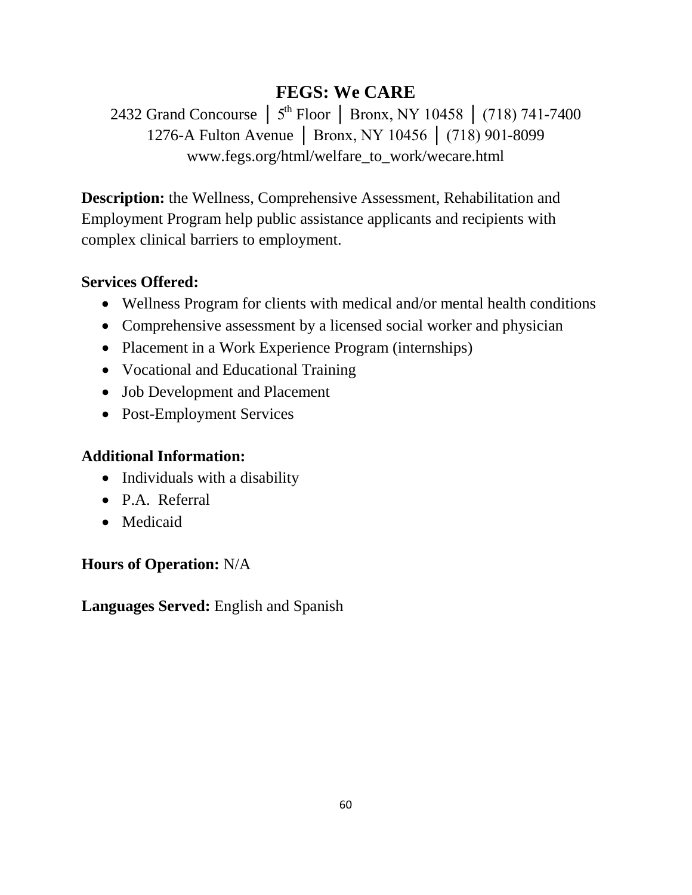# FEGS: We CARE

2432 Grand Concourse │ 5th Floor │ Bronx, NY 10458 │ (718) 741-7400
1276-A Fulton Avenue │ Bronx, NY 10456 │ (718) 901-8099
www.fegs.org/html/welfare_to_work/wecare.html

**Description:** the Wellness, Comprehensive Assessment, Rehabilitation and Employment Program help public assistance applicants and recipients with complex clinical barriers to employment.

**Services Offered:**

- Wellness Program for clients with medical and/or mental health conditions
- Comprehensive assessment by a licensed social worker and physician
- Placement in a Work Experience Program (internships)
- Vocational and Educational Training
- Job Development and Placement
- Post-Employment Services

**Additional Information:**

- Individuals with a disability
- P.A. Referral
- Medicaid

**Hours of Operation:** N/A

**Languages Served:** English and Spanish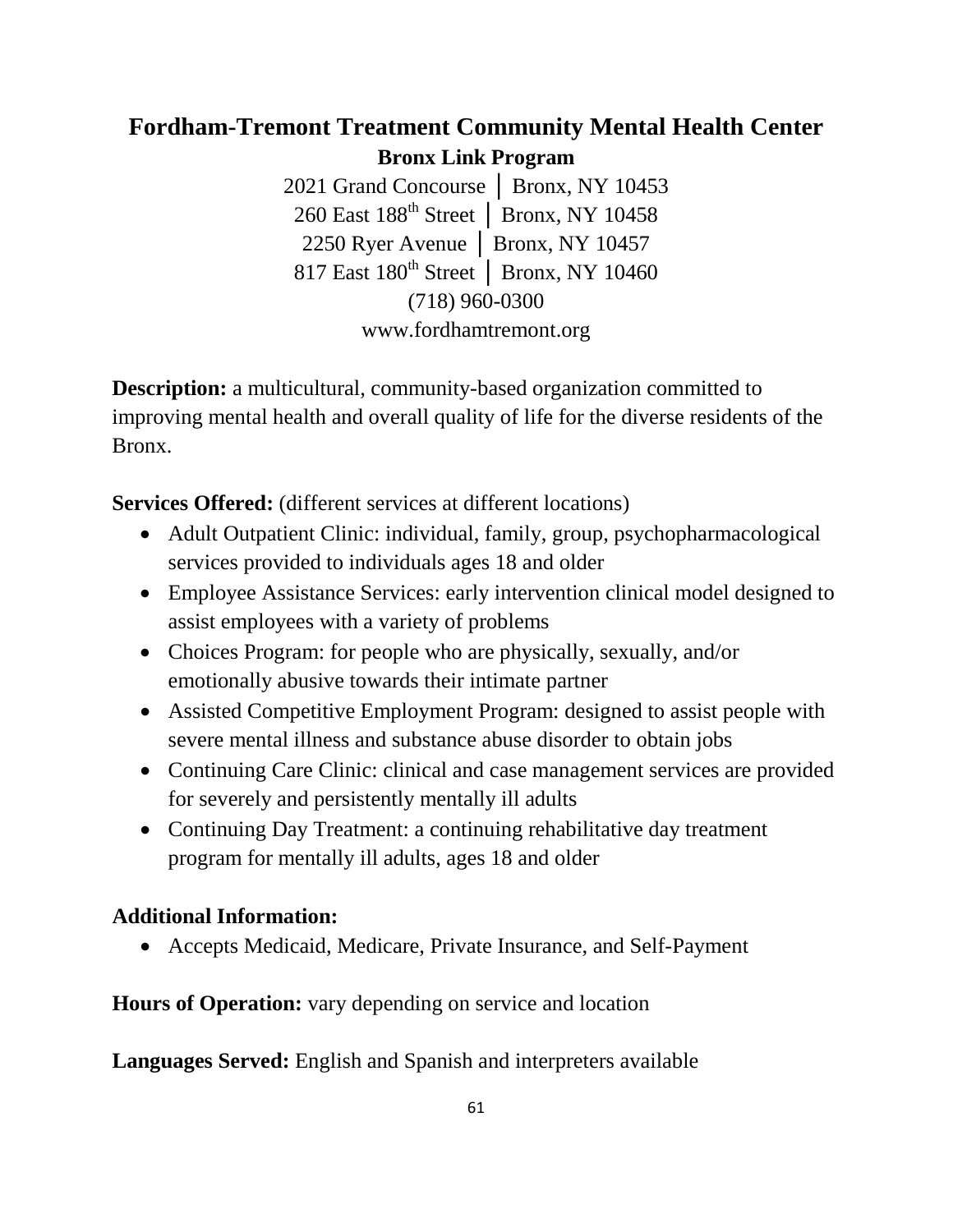# Fordham-Tremont Treatment Community Mental Health Center

## Bronx Link Program

2021 Grand Concourse │ Bronx, NY 10453
260 East 188th Street │ Bronx, NY 10458
2250 Ryer Avenue │ Bronx, NY 10457
817 East 180th Street │ Bronx, NY 10460
(718) 960-0300
www.fordhamtremont.org

**Description:** a multicultural, community-based organization committed to improving mental health and overall quality of life for the diverse residents of the Bronx.

**Services Offered:** (different services at different locations)

- Adult Outpatient Clinic: individual, family, group, psychopharmacological services provided to individuals ages 18 and older
- Employee Assistance Services: early intervention clinical model designed to assist employees with a variety of problems
- Choices Program: for people who are physically, sexually, and/or emotionally abusive towards their intimate partner
- Assisted Competitive Employment Program: designed to assist people with severe mental illness and substance abuse disorder to obtain jobs
- Continuing Care Clinic: clinical and case management services are provided for severely and persistently mentally ill adults
- Continuing Day Treatment: a continuing rehabilitative day treatment program for mentally ill adults, ages 18 and older

**Additional Information:**

- Accepts Medicaid, Medicare, Private Insurance, and Self-Payment

**Hours of Operation:** vary depending on service and location

**Languages Served:** English and Spanish and interpreters available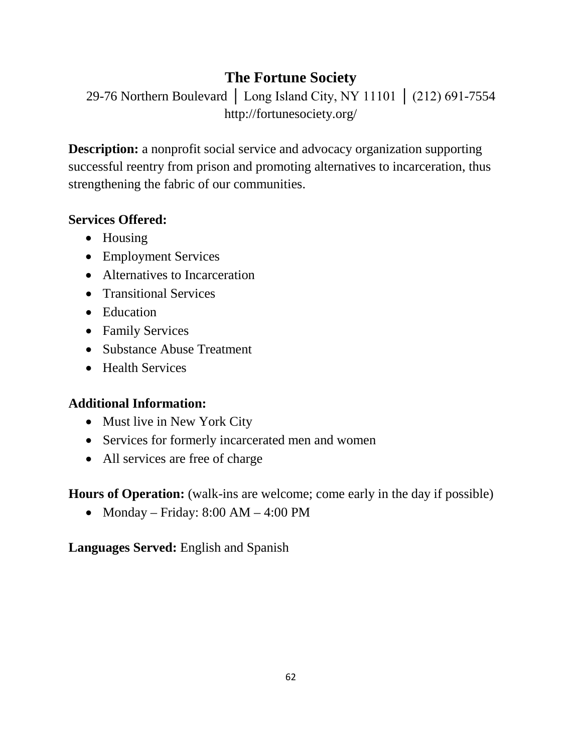## The Fortune Society

29-76 Northern Boulevard │ Long Island City, NY 11101 │ (212) 691-7554
http://fortunesociety.org/

**Description:** a nonprofit social service and advocacy organization supporting successful reentry from prison and promoting alternatives to incarceration, thus strengthening the fabric of our communities.

**Services Offered:**

- Housing
- Employment Services
- Alternatives to Incarceration
- Transitional Services
- Education
- Family Services
- Substance Abuse Treatment
- Health Services

**Additional Information:**

- Must live in New York City
- Services for formerly incarcerated men and women
- All services are free of charge

**Hours of Operation:** (walk-ins are welcome; come early in the day if possible)

- Monday – Friday: 8:00 AM – 4:00 PM

**Languages Served:** English and Spanish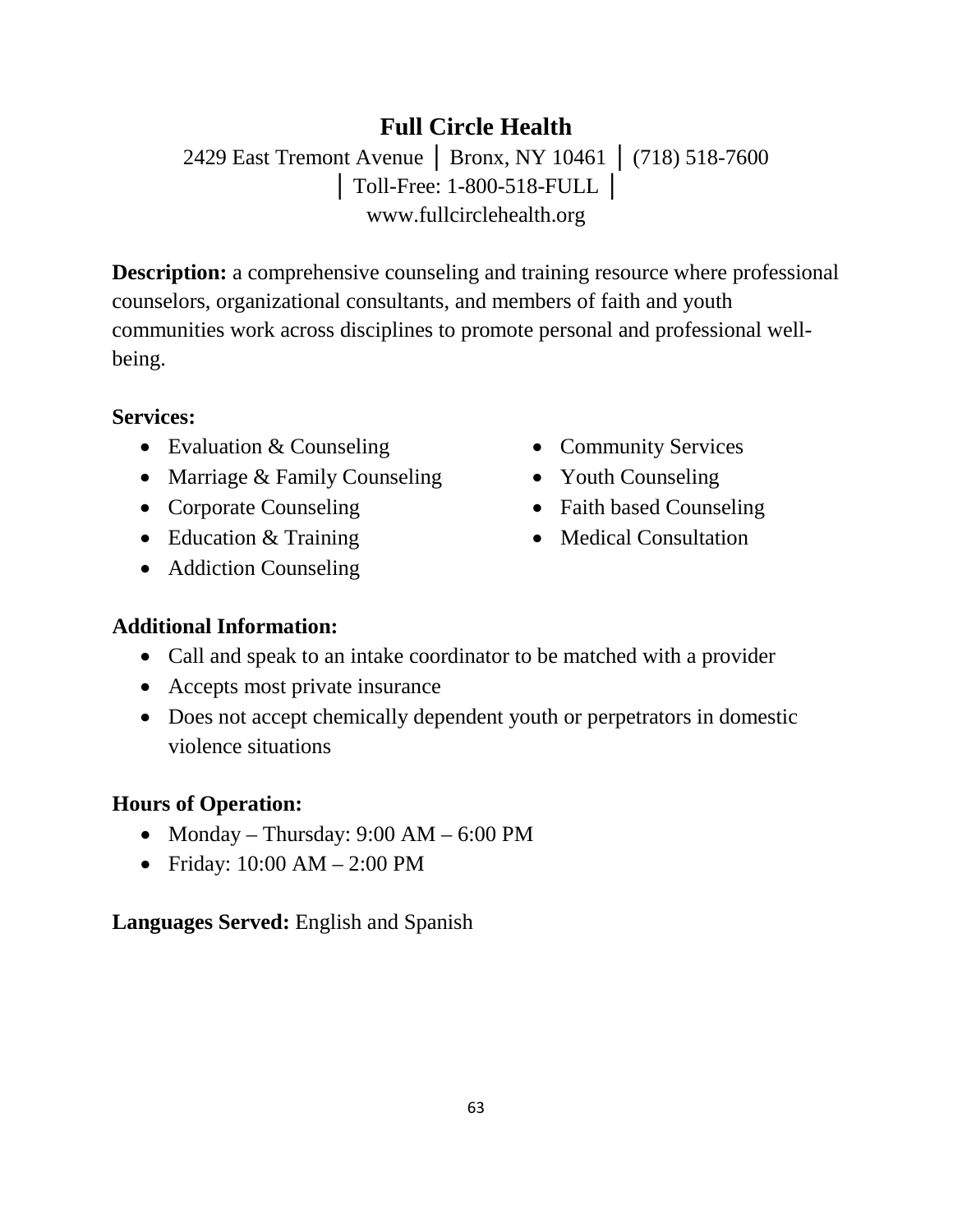## Full Circle Health

2429 East Tremont Avenue │ Bronx, NY 10461 │ (718) 518-7600 │ Toll-Free: 1-800-518-FULL │ www.fullcirclehealth.org

**Description:** a comprehensive counseling and training resource where professional counselors, organizational consultants, and members of faith and youth communities work across disciplines to promote personal and professional well-being.

**Services:**

- Evaluation & Counseling
- Marriage & Family Counseling
- Corporate Counseling
- Education & Training
- Addiction Counseling
- Community Services
- Youth Counseling
- Faith based Counseling
- Medical Consultation

**Additional Information:**

- Call and speak to an intake coordinator to be matched with a provider
- Accepts most private insurance
- Does not accept chemically dependent youth or perpetrators in domestic violence situations

**Hours of Operation:**

- Monday – Thursday: 9:00 AM – 6:00 PM
- Friday: 10:00 AM – 2:00 PM

**Languages Served:** English and Spanish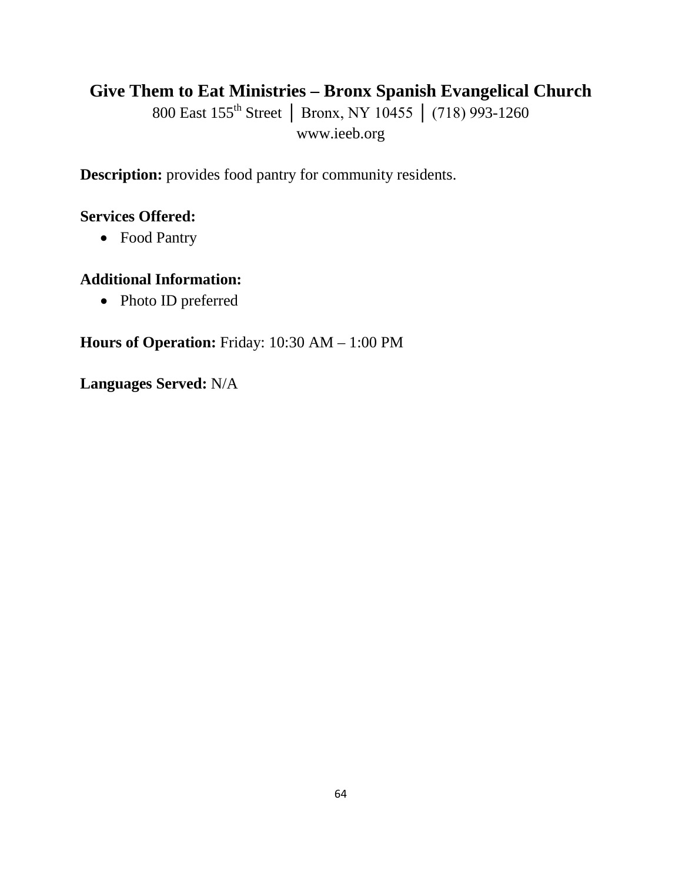## Give Them to Eat Ministries – Bronx Spanish Evangelical Church

800 East 155th Street | Bronx, NY 10455 | (718) 993-1260
www.ieeb.org

**Description:** provides food pantry for community residents.

**Services Offered:**

- Food Pantry

**Additional Information:**

- Photo ID preferred

**Hours of Operation:** Friday: 10:30 AM – 1:00 PM

**Languages Served:** N/A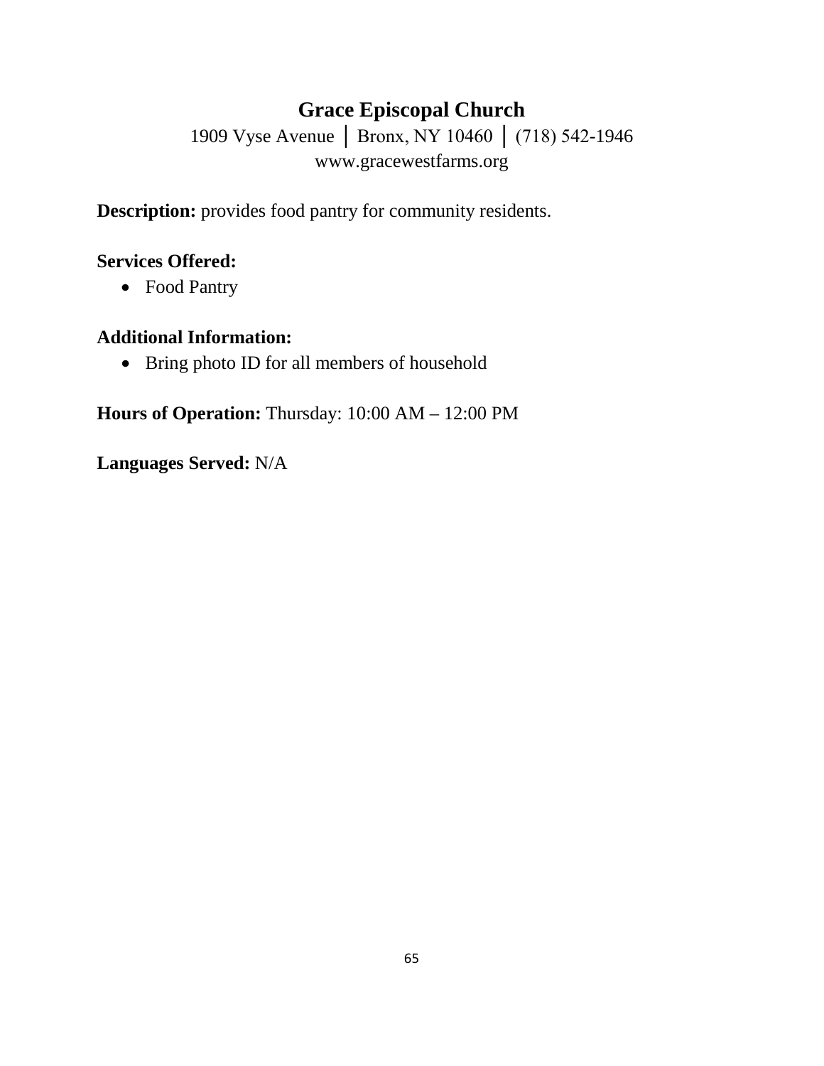## Grace Episcopal Church

1909 Vyse Avenue │ Bronx, NY 10460 │ (718) 542-1946
www.gracewestfarms.org

**Description:** provides food pantry for community residents.

**Services Offered:**

- Food Pantry

**Additional Information:**

- Bring photo ID for all members of household

**Hours of Operation:** Thursday: 10:00 AM – 12:00 PM

**Languages Served:** N/A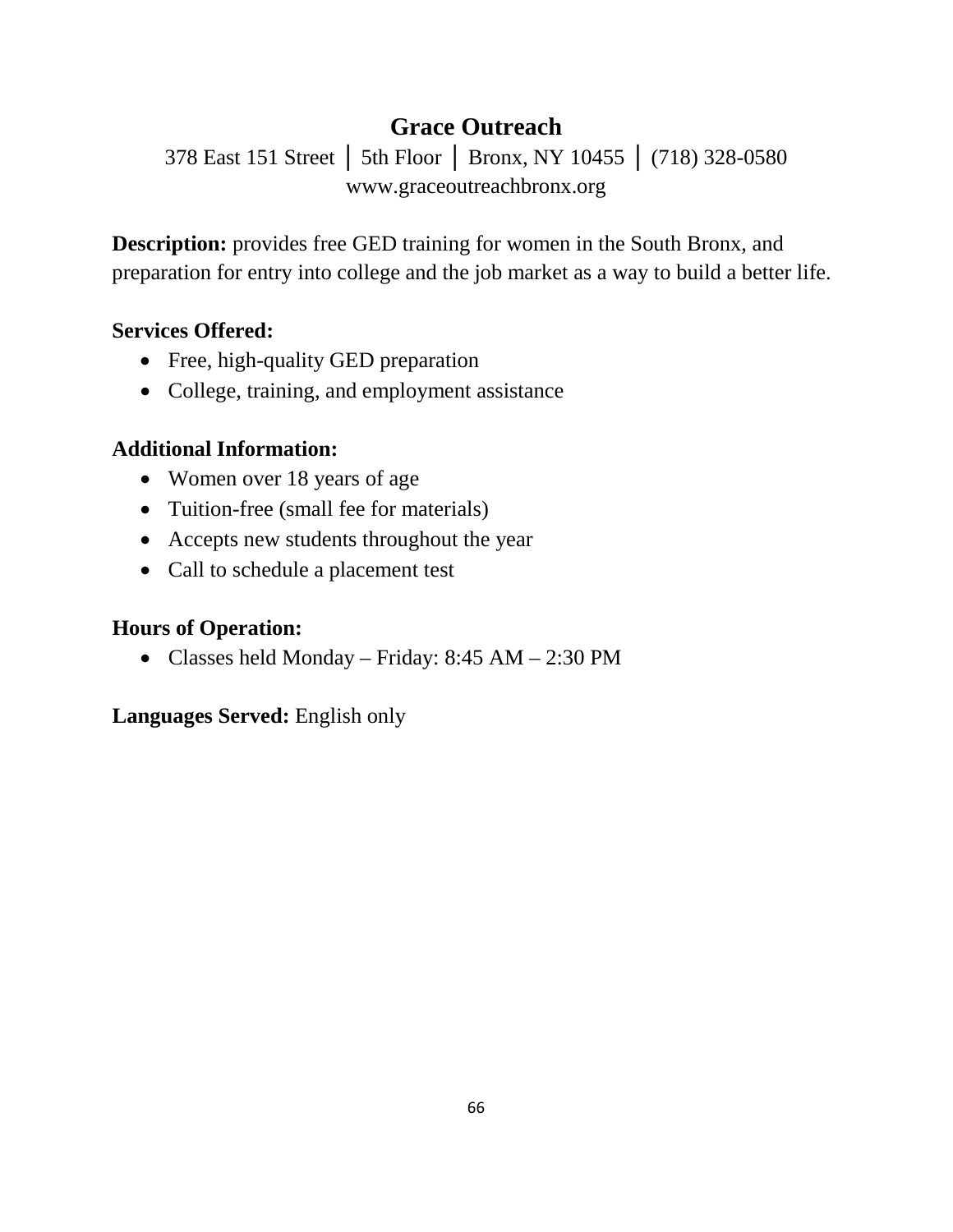## Grace Outreach

378 East 151 Street │ 5th Floor │ Bronx, NY 10455 │ (718) 328-0580
www.graceoutreachbronx.org

**Description:** provides free GED training for women in the South Bronx, and preparation for entry into college and the job market as a way to build a better life.

**Services Offered:**

- Free, high-quality GED preparation
- College, training, and employment assistance

**Additional Information:**

- Women over 18 years of age
- Tuition-free (small fee for materials)
- Accepts new students throughout the year
- Call to schedule a placement test

**Hours of Operation:**

- Classes held Monday – Friday: 8:45 AM – 2:30 PM

**Languages Served:** English only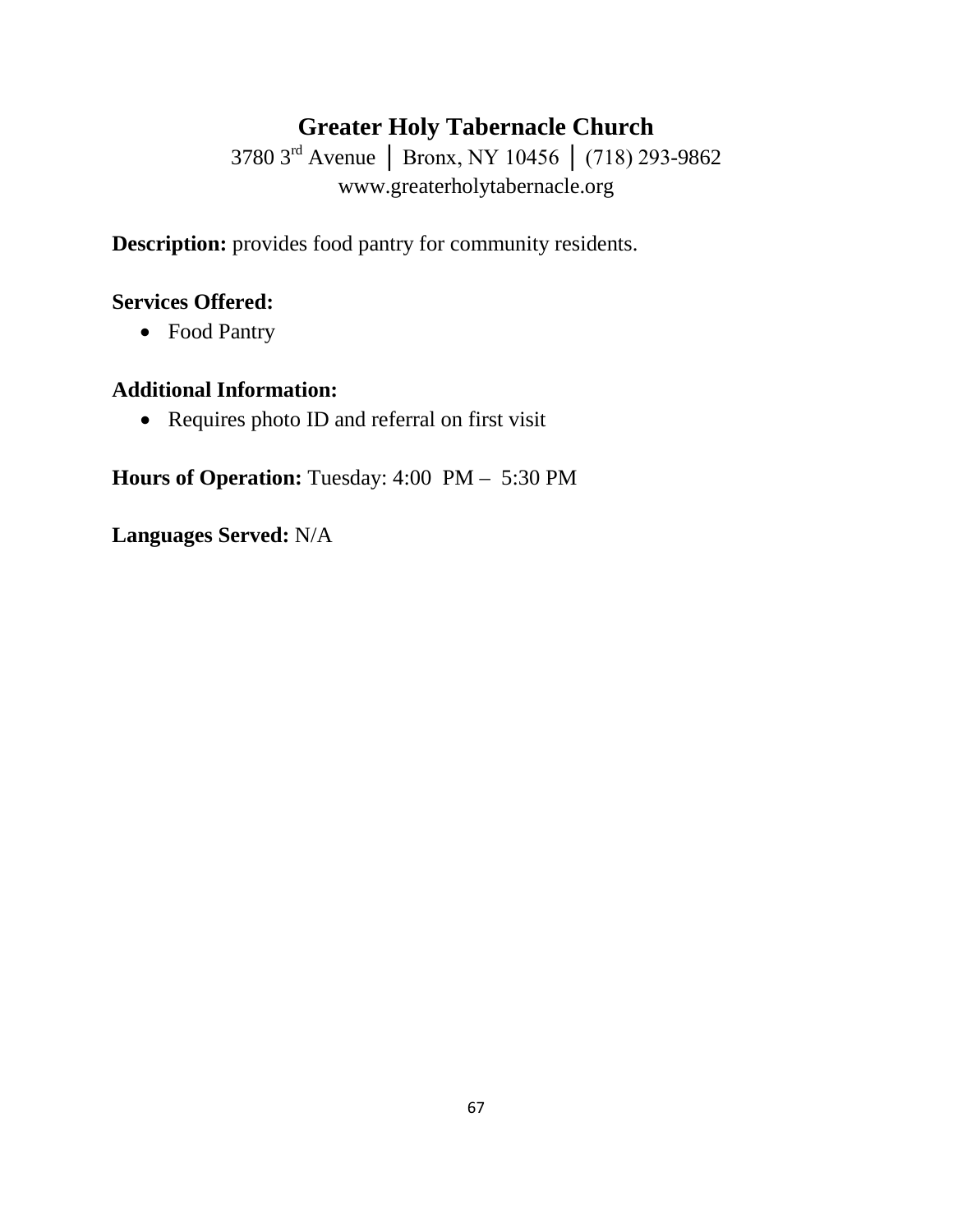# Greater Holy Tabernacle Church

3780 3rd Avenue | Bronx, NY 10456 | (718) 293-9862
www.greaterholytabernacle.org

**Description:** provides food pantry for community residents.

**Services Offered:**

- Food Pantry

**Additional Information:**

- Requires photo ID and referral on first visit

**Hours of Operation:** Tuesday: 4:00 PM – 5:30 PM

**Languages Served:** N/A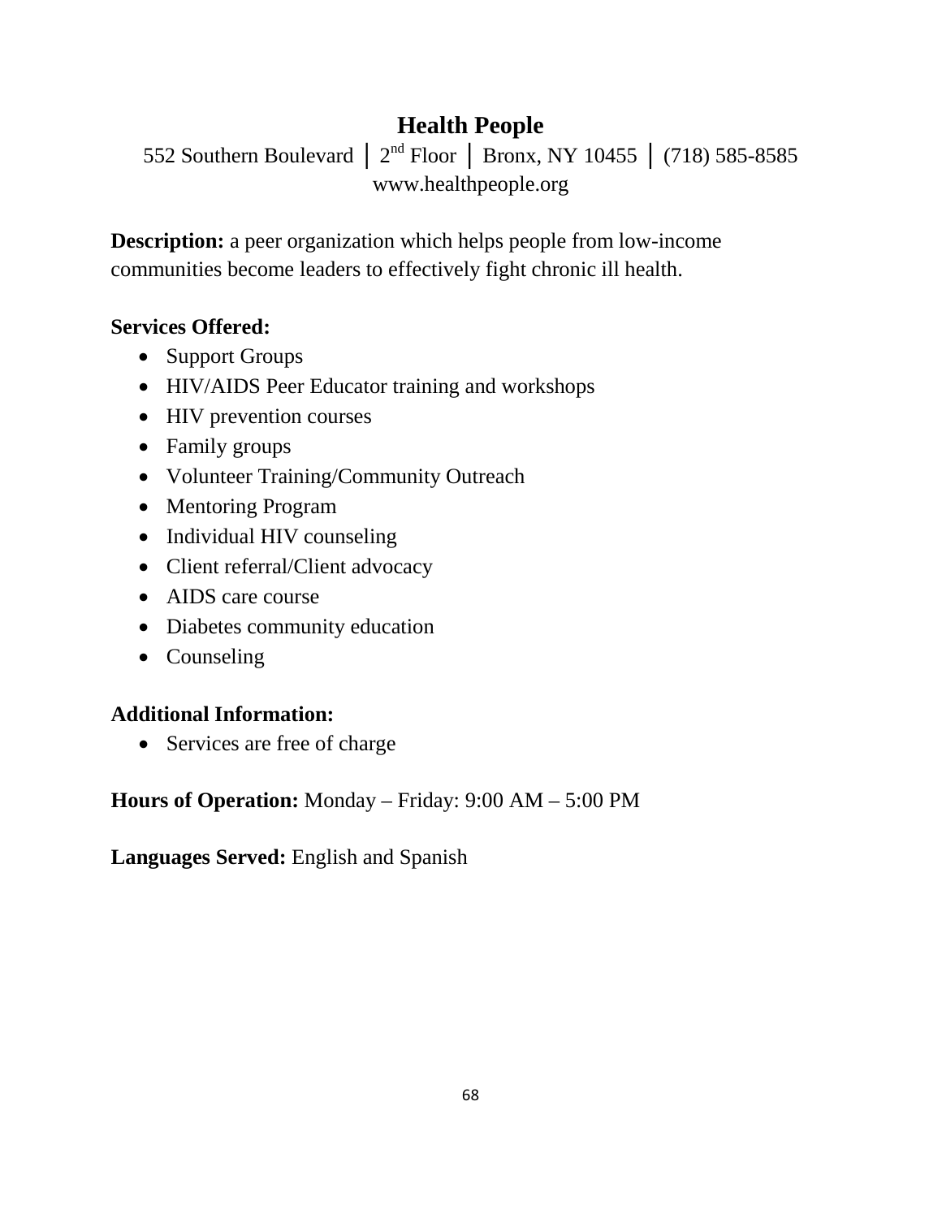# Health People

552 Southern Boulevard │ 2nd Floor │ Bronx, NY 10455 │ (718) 585-8585
www.healthpeople.org

**Description:** a peer organization which helps people from low-income communities become leaders to effectively fight chronic ill health.

**Services Offered:**

- Support Groups
- HIV/AIDS Peer Educator training and workshops
- HIV prevention courses
- Family groups
- Volunteer Training/Community Outreach
- Mentoring Program
- Individual HIV counseling
- Client referral/Client advocacy
- AIDS care course
- Diabetes community education
- Counseling

**Additional Information:**

- Services are free of charge

**Hours of Operation:** Monday – Friday: 9:00 AM – 5:00 PM

**Languages Served:** English and Spanish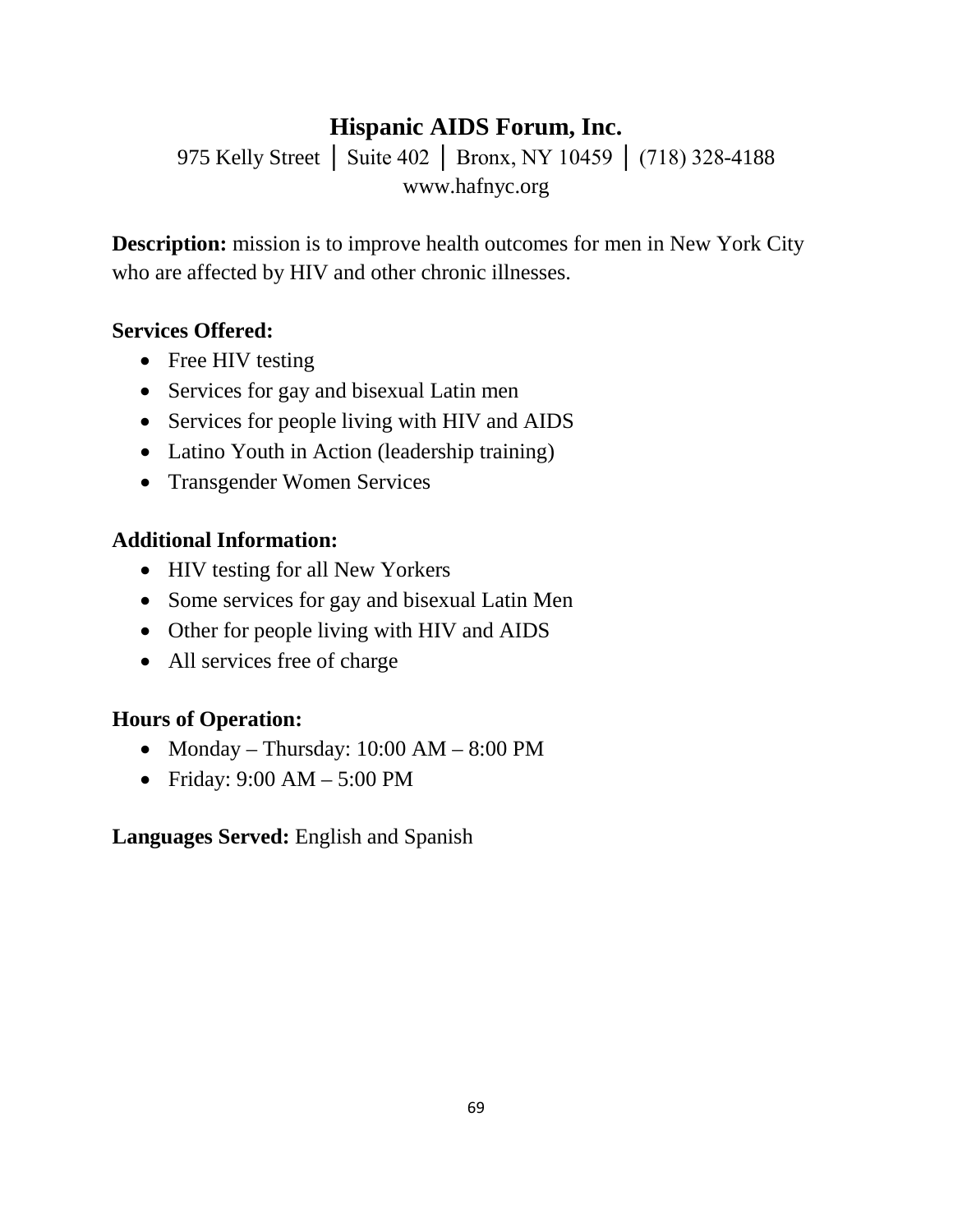# Hispanic AIDS Forum, Inc.

975 Kelly Street │ Suite 402 │ Bronx, NY 10459 │ (718) 328-4188
www.hafnyc.org

**Description:** mission is to improve health outcomes for men in New York City who are affected by HIV and other chronic illnesses.

**Services Offered:**

- Free HIV testing
- Services for gay and bisexual Latin men
- Services for people living with HIV and AIDS
- Latino Youth in Action (leadership training)
- Transgender Women Services

**Additional Information:**

- HIV testing for all New Yorkers
- Some services for gay and bisexual Latin Men
- Other for people living with HIV and AIDS
- All services free of charge

**Hours of Operation:**

- Monday – Thursday: 10:00 AM – 8:00 PM
- Friday: 9:00 AM – 5:00 PM

**Languages Served:** English and Spanish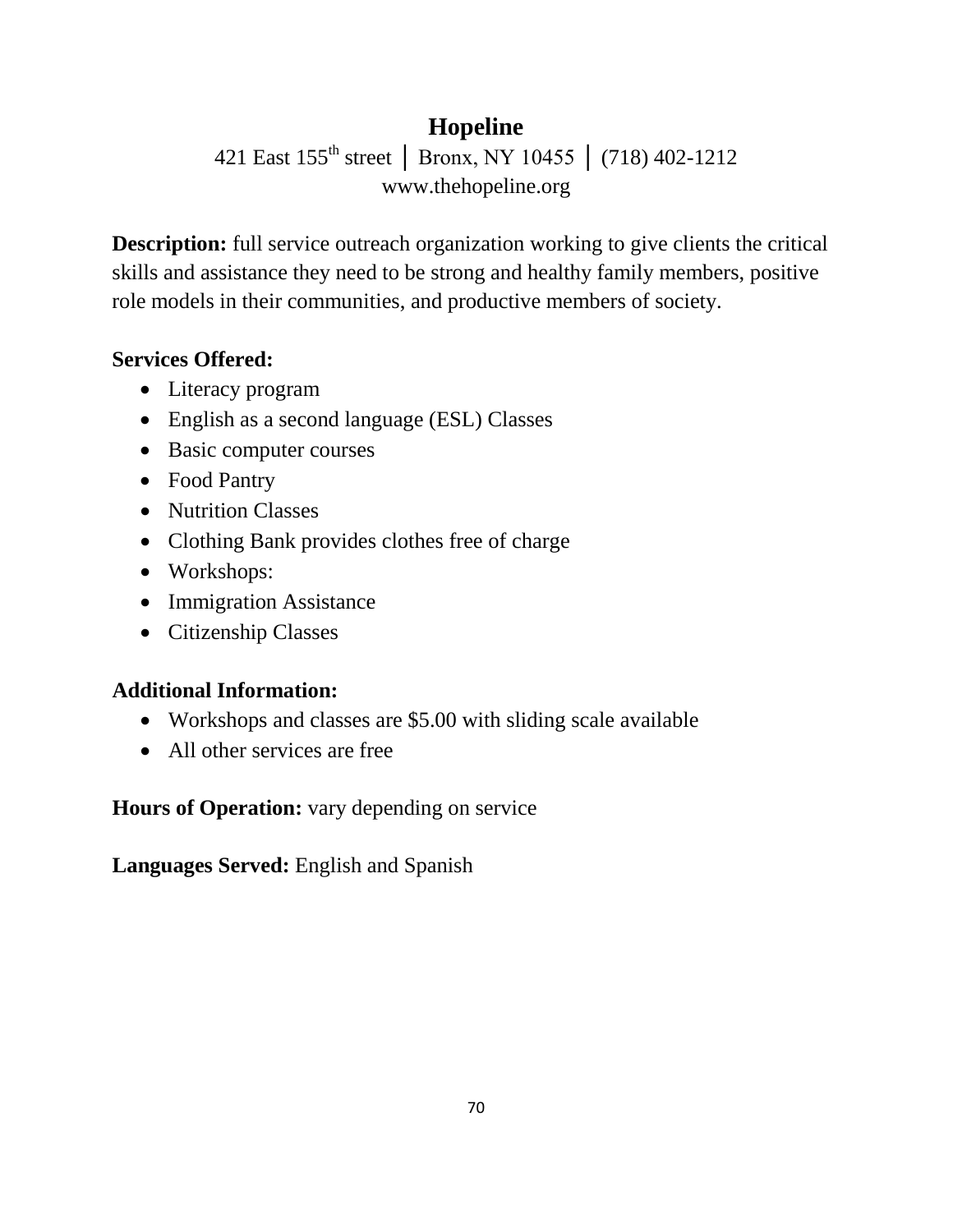## Hopeline

421 East 155th street | Bronx, NY 10455 | (718) 402-1212
www.thehopeline.org

**Description:** full service outreach organization working to give clients the critical skills and assistance they need to be strong and healthy family members, positive role models in their communities, and productive members of society.

**Services Offered:**

- Literacy program
- English as a second language (ESL) Classes
- Basic computer courses
- Food Pantry
- Nutrition Classes
- Clothing Bank provides clothes free of charge
- Workshops:
- Immigration Assistance
- Citizenship Classes

**Additional Information:**

- Workshops and classes are $5.00 with sliding scale available
- All other services are free

**Hours of Operation:** vary depending on service

**Languages Served:** English and Spanish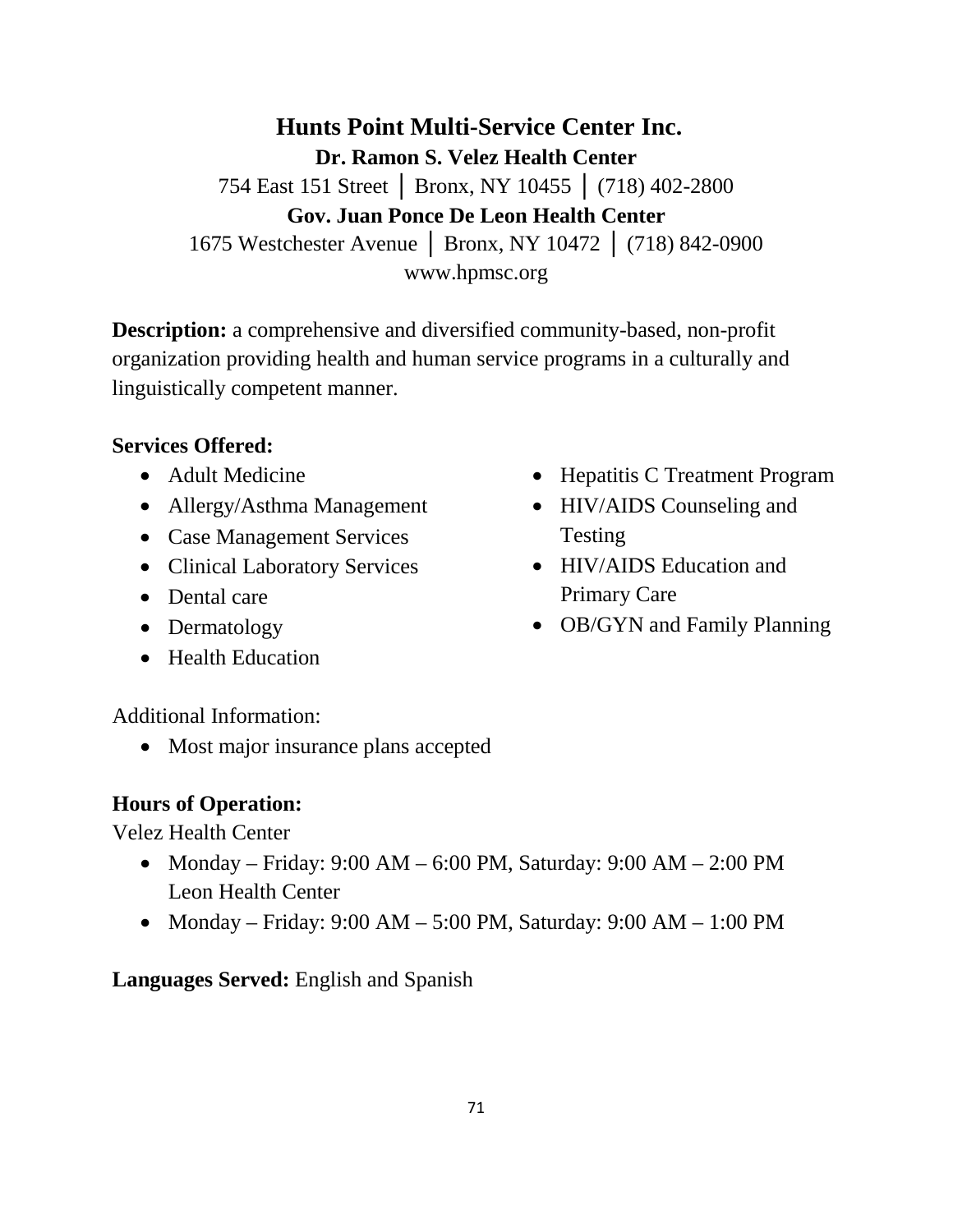# Hunts Point Multi-Service Center Inc.

**Dr. Ramon S. Velez Health Center**

754 East 151 Street │ Bronx, NY 10455 │ (718) 402-2800

**Gov. Juan Ponce De Leon Health Center**

1675 Westchester Avenue │ Bronx, NY 10472 │ (718) 842-0900

www.hpmsc.org

**Description:** a comprehensive and diversified community-based, non-profit organization providing health and human service programs in a culturally and linguistically competent manner.

**Services Offered:**

- Adult Medicine
- Allergy/Asthma Management
- Case Management Services
- Clinical Laboratory Services
- Dental care
- Dermatology
- Health Education
- Hepatitis C Treatment Program
- HIV/AIDS Counseling and Testing
- HIV/AIDS Education and Primary Care
- OB/GYN and Family Planning

Additional Information:

- Most major insurance plans accepted

**Hours of Operation:**

Velez Health Center

- Monday – Friday: 9:00 AM – 6:00 PM, Saturday: 9:00 AM – 2:00 PM

Leon Health Center

- Monday – Friday: 9:00 AM – 5:00 PM, Saturday: 9:00 AM – 1:00 PM

**Languages Served:** English and Spanish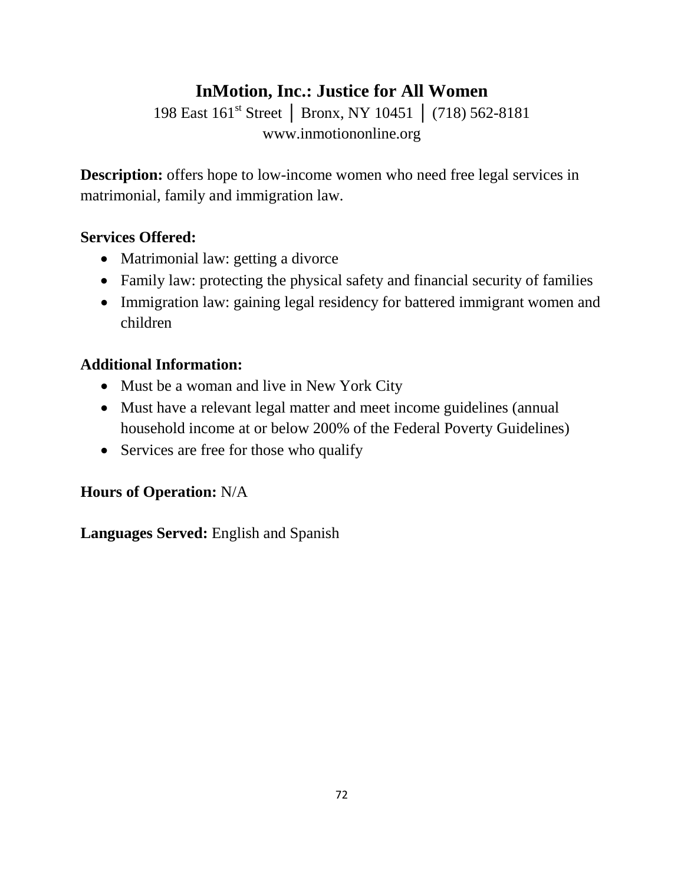## InMotion, Inc.: Justice for All Women

198 East 161st Street │ Bronx, NY 10451 │ (718) 562-8181
www.inmotiononline.org

**Description:** offers hope to low-income women who need free legal services in matrimonial, family and immigration law.

**Services Offered:**

- Matrimonial law: getting a divorce
- Family law: protecting the physical safety and financial security of families
- Immigration law: gaining legal residency for battered immigrant women and children

**Additional Information:**

- Must be a woman and live in New York City
- Must have a relevant legal matter and meet income guidelines (annual household income at or below 200% of the Federal Poverty Guidelines)
- Services are free for those who qualify

**Hours of Operation:** N/A

**Languages Served:** English and Spanish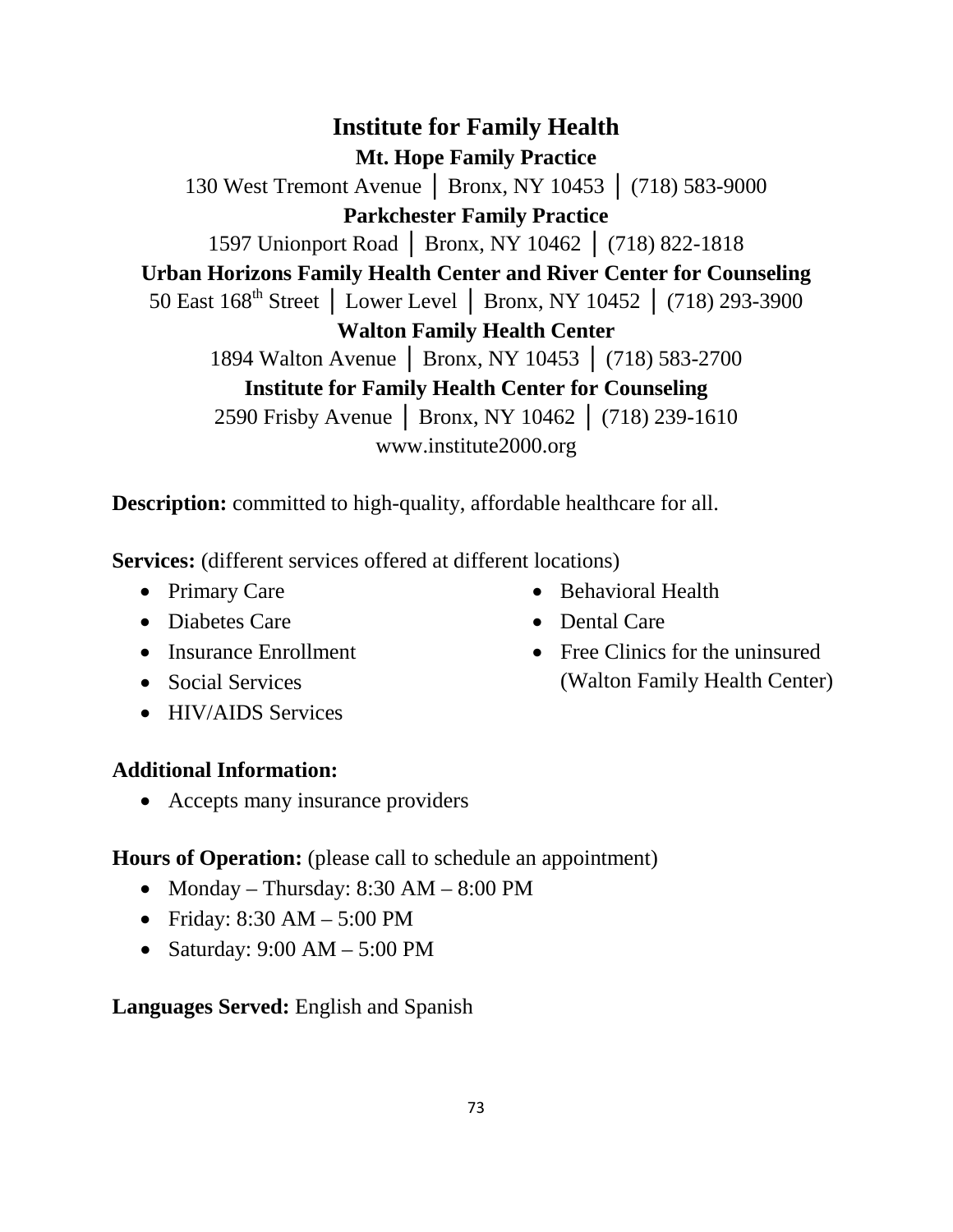# Institute for Family Health

**Mt. Hope Family Practice**

130 West Tremont Avenue │ Bronx, NY 10453 │ (718) 583-9000

**Parkchester Family Practice**

1597 Unionport Road │ Bronx, NY 10462 │ (718) 822-1818

**Urban Horizons Family Health Center and River Center for Counseling**

50 East 168th Street │ Lower Level │ Bronx, NY 10452 │ (718) 293-3900

**Walton Family Health Center**

1894 Walton Avenue │ Bronx, NY 10453 │ (718) 583-2700

**Institute for Family Health Center for Counseling**

2590 Frisby Avenue │ Bronx, NY 10462 │ (718) 239-1610

www.institute2000.org

**Description:** committed to high-quality, affordable healthcare for all.

**Services:** (different services offered at different locations)

- Primary Care
- Diabetes Care
- Insurance Enrollment
- Social Services
- HIV/AIDS Services
- Behavioral Health
- Dental Care
- Free Clinics for the uninsured (Walton Family Health Center)

**Additional Information:**

- Accepts many insurance providers

**Hours of Operation:** (please call to schedule an appointment)

- Monday – Thursday: 8:30 AM – 8:00 PM
- Friday: 8:30 AM – 5:00 PM
- Saturday: 9:00 AM – 5:00 PM

**Languages Served:** English and Spanish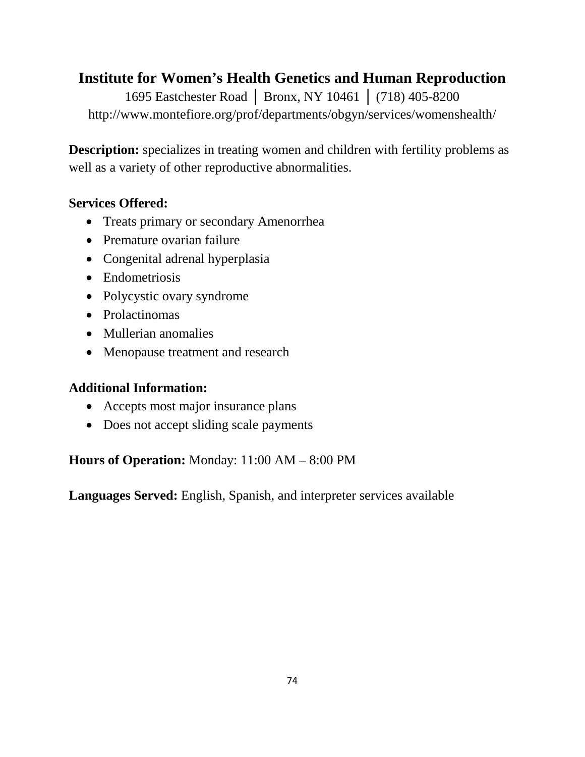## Institute for Women's Health Genetics and Human Reproduction

1695 Eastchester Road │ Bronx, NY 10461 │ (718) 405-8200
http://www.montefiore.org/prof/departments/obgyn/services/womenshealth/

**Description:** specializes in treating women and children with fertility problems as well as a variety of other reproductive abnormalities.

**Services Offered:**

- Treats primary or secondary Amenorrhea
- Premature ovarian failure
- Congenital adrenal hyperplasia
- Endometriosis
- Polycystic ovary syndrome
- Prolactinomas
- Mullerian anomalies
- Menopause treatment and research

**Additional Information:**

- Accepts most major insurance plans
- Does not accept sliding scale payments

**Hours of Operation:** Monday: 11:00 AM – 8:00 PM

**Languages Served:** English, Spanish, and interpreter services available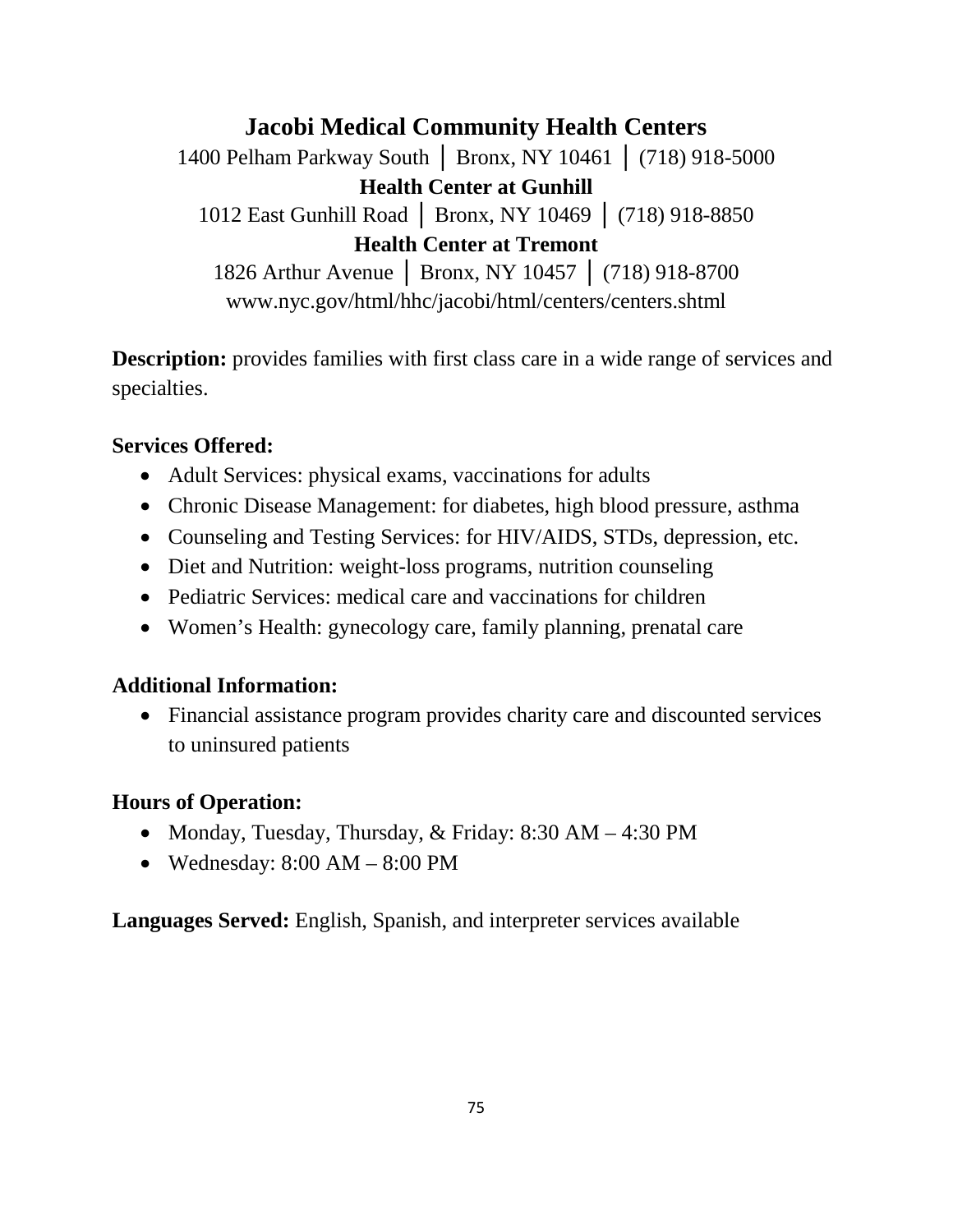## Jacobi Medical Community Health Centers

1400 Pelham Parkway South │ Bronx, NY 10461 │ (718) 918-5000

**Health Center at Gunhill**

1012 East Gunhill Road │ Bronx, NY 10469 │ (718) 918-8850

**Health Center at Tremont**

1826 Arthur Avenue │ Bronx, NY 10457 │ (718) 918-8700

www.nyc.gov/html/hhc/jacobi/html/centers/centers.shtml

**Description:** provides families with first class care in a wide range of services and specialties.

**Services Offered:**

- Adult Services: physical exams, vaccinations for adults
- Chronic Disease Management: for diabetes, high blood pressure, asthma
- Counseling and Testing Services: for HIV/AIDS, STDs, depression, etc.
- Diet and Nutrition: weight-loss programs, nutrition counseling
- Pediatric Services: medical care and vaccinations for children
- Women's Health: gynecology care, family planning, prenatal care

**Additional Information:**

- Financial assistance program provides charity care and discounted services to uninsured patients

**Hours of Operation:**

- Monday, Tuesday, Thursday, & Friday: 8:30 AM – 4:30 PM
- Wednesday: 8:00 AM – 8:00 PM

**Languages Served:** English, Spanish, and interpreter services available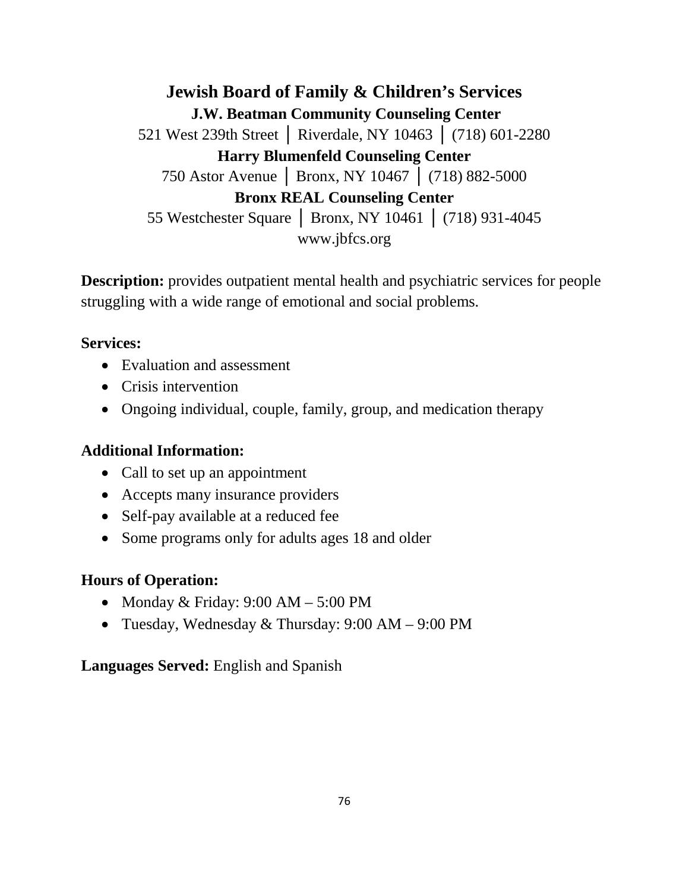# Jewish Board of Family & Children's Services

**J.W. Beatman Community Counseling Center**

521 West 239th Street │ Riverdale, NY 10463 │ (718) 601-2280

**Harry Blumenfeld Counseling Center**

750 Astor Avenue │ Bronx, NY 10467 │ (718) 882-5000

**Bronx REAL Counseling Center**

55 Westchester Square │ Bronx, NY 10461 │ (718) 931-4045

www.jbfcs.org

**Description:** provides outpatient mental health and psychiatric services for people struggling with a wide range of emotional and social problems.

**Services:**

- Evaluation and assessment
- Crisis intervention
- Ongoing individual, couple, family, group, and medication therapy

**Additional Information:**

- Call to set up an appointment
- Accepts many insurance providers
- Self-pay available at a reduced fee
- Some programs only for adults ages 18 and older

**Hours of Operation:**

- Monday & Friday: 9:00 AM – 5:00 PM
- Tuesday, Wednesday & Thursday: 9:00 AM – 9:00 PM

**Languages Served:** English and Spanish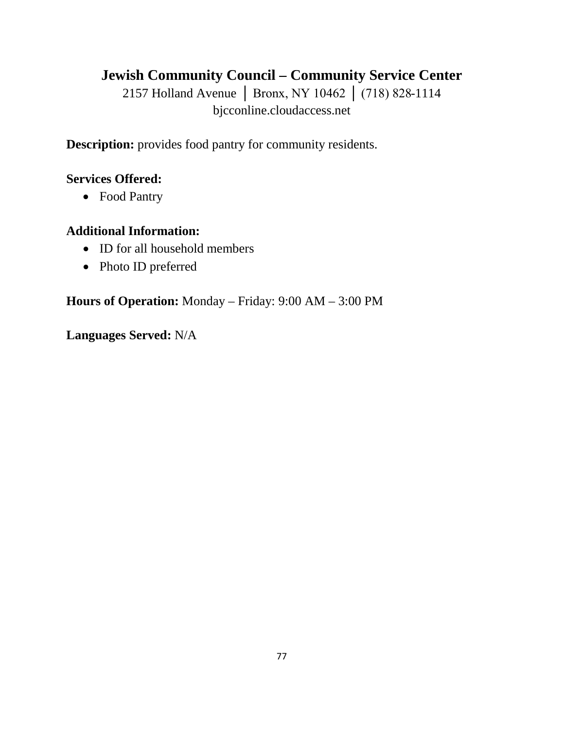## Jewish Community Council – Community Service Center

2157 Holland Avenue │ Bronx, NY 10462 │ (718) 828-1114
bjcconline.cloudaccess.net

**Description:** provides food pantry for community residents.

**Services Offered:**

- Food Pantry

**Additional Information:**

- ID for all household members
- Photo ID preferred

**Hours of Operation:** Monday – Friday: 9:00 AM – 3:00 PM

**Languages Served:** N/A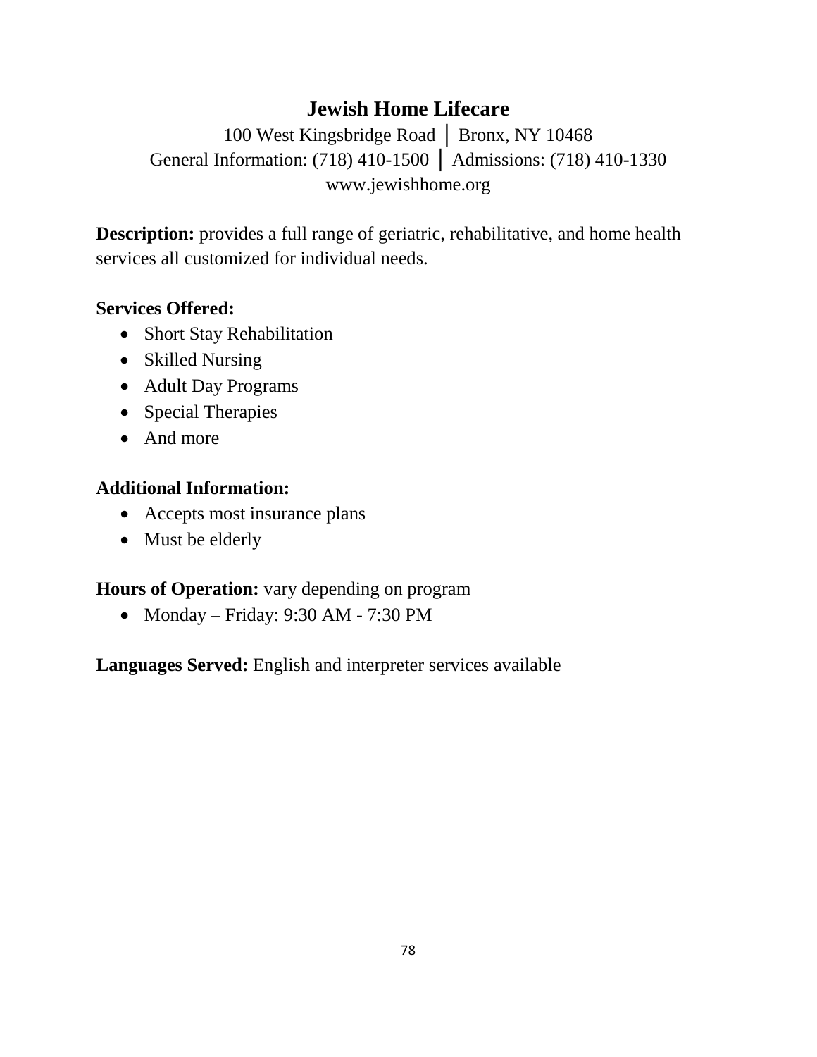## Jewish Home Lifecare

100 West Kingsbridge Road │ Bronx, NY 10468
General Information: (718) 410-1500 │ Admissions: (718) 410-1330
www.jewishhome.org

**Description:** provides a full range of geriatric, rehabilitative, and home health services all customized for individual needs.

**Services Offered:**

- Short Stay Rehabilitation
- Skilled Nursing
- Adult Day Programs
- Special Therapies
- And more

**Additional Information:**

- Accepts most insurance plans
- Must be elderly

**Hours of Operation:** vary depending on program

- Monday – Friday: 9:30 AM - 7:30 PM

**Languages Served:** English and interpreter services available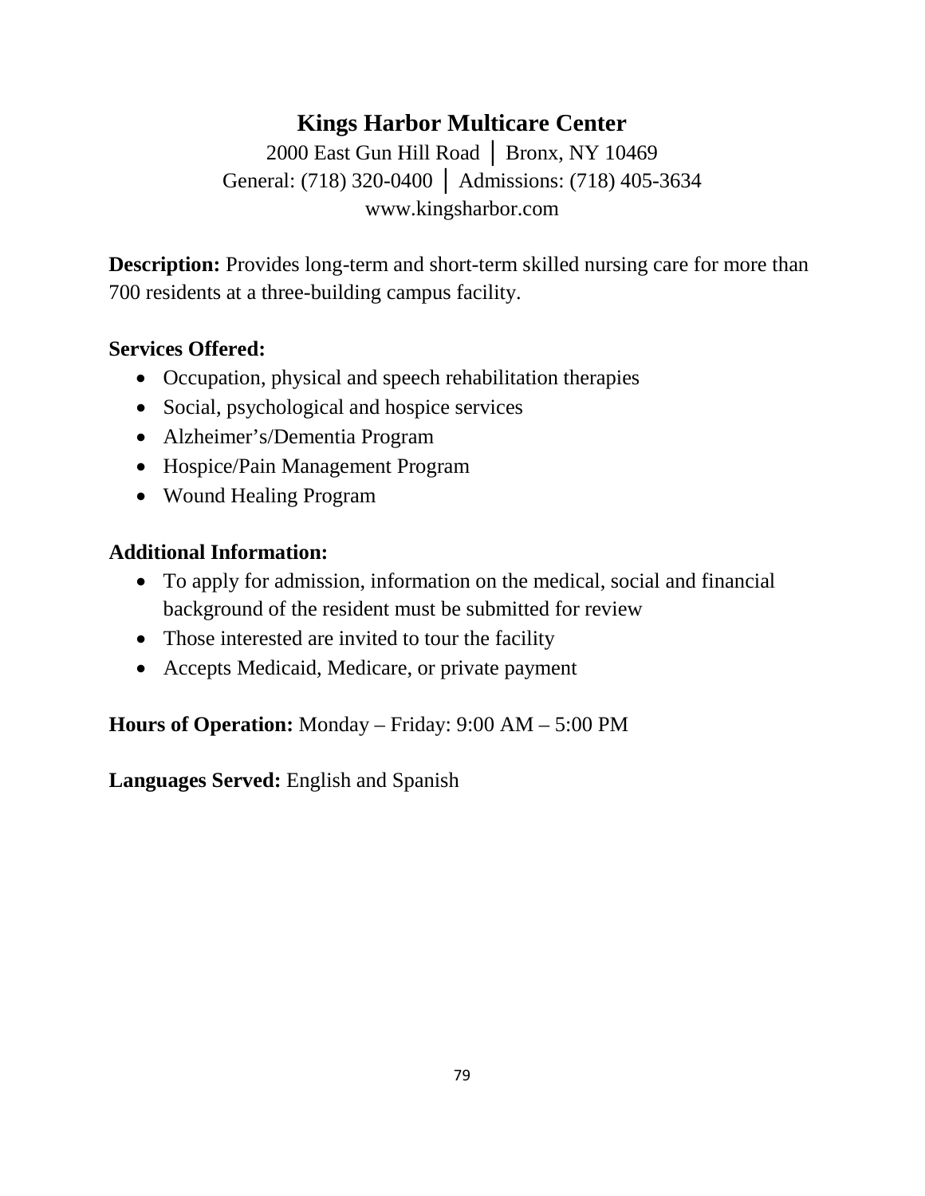## Kings Harbor Multicare Center

2000 East Gun Hill Road │ Bronx, NY 10469
General: (718) 320-0400 │ Admissions: (718) 405-3634
www.kingsharbor.com

**Description:** Provides long-term and short-term skilled nursing care for more than 700 residents at a three-building campus facility.

**Services Offered:**

- Occupation, physical and speech rehabilitation therapies
- Social, psychological and hospice services
- Alzheimer's/Dementia Program
- Hospice/Pain Management Program
- Wound Healing Program

**Additional Information:**

- To apply for admission, information on the medical, social and financial background of the resident must be submitted for review
- Those interested are invited to tour the facility
- Accepts Medicaid, Medicare, or private payment

**Hours of Operation:** Monday – Friday: 9:00 AM – 5:00 PM

**Languages Served:** English and Spanish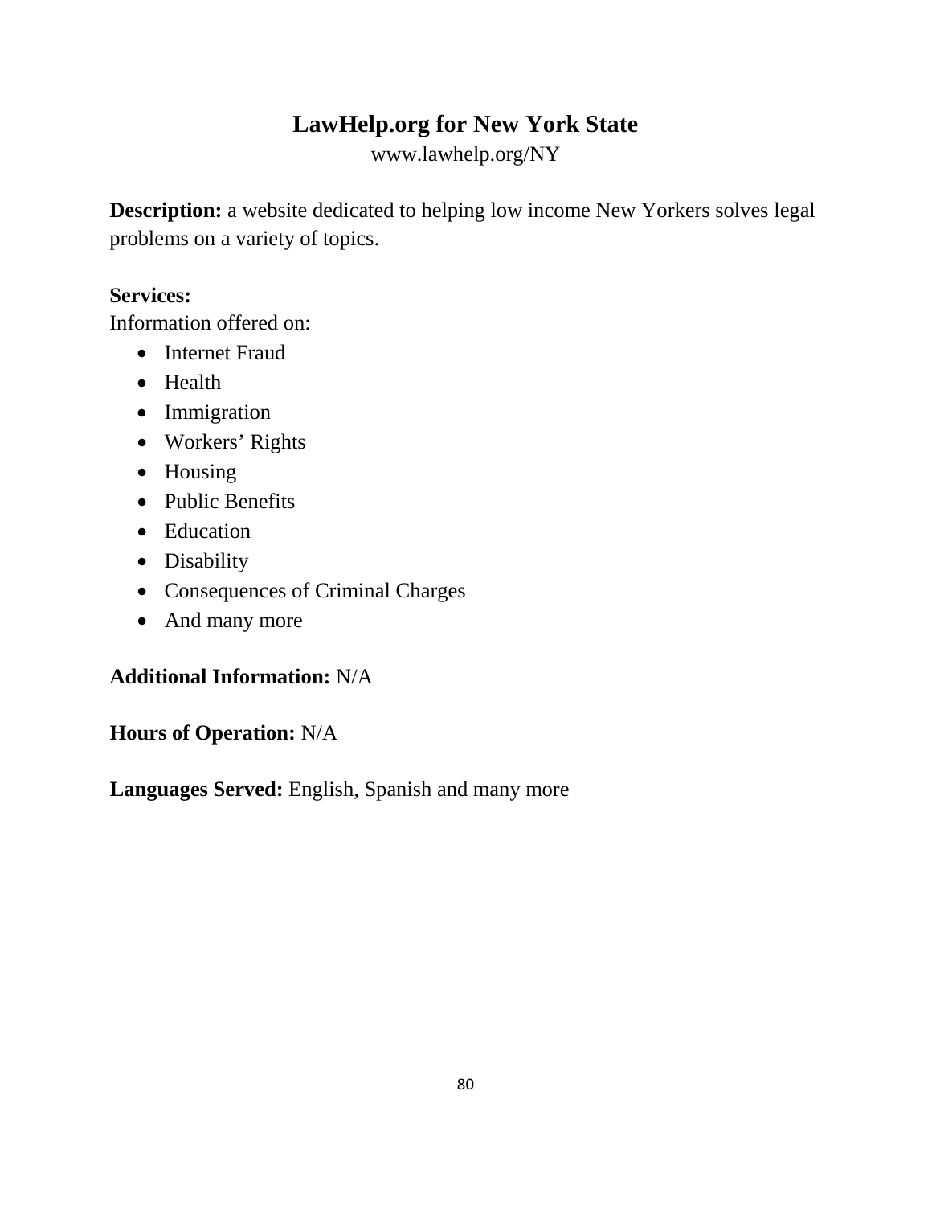# LawHelp.org for New York State

www.lawhelp.org/NY

**Description:** a website dedicated to helping low income New Yorkers solves legal problems on a variety of topics.

**Services:**
Information offered on:

- Internet Fraud
- Health
- Immigration
- Workers' Rights
- Housing
- Public Benefits
- Education
- Disability
- Consequences of Criminal Charges
- And many more

**Additional Information:** N/A

**Hours of Operation:** N/A

**Languages Served:** English, Spanish and many more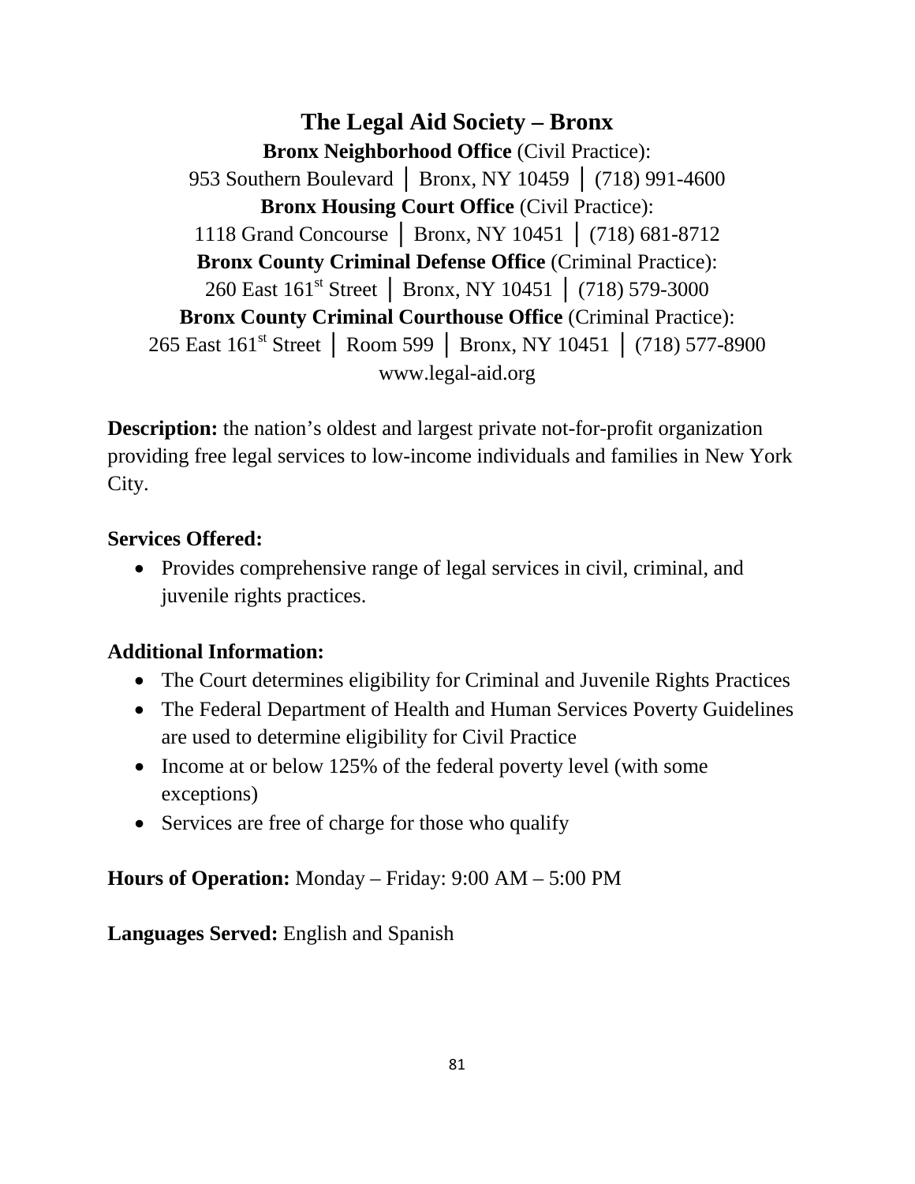## The Legal Aid Society – Bronx

**Bronx Neighborhood Office** (Civil Practice):
953 Southern Boulevard │ Bronx, NY 10459 │ (718) 991-4600
**Bronx Housing Court Office** (Civil Practice):
1118 Grand Concourse │ Bronx, NY 10451 │ (718) 681-8712
**Bronx County Criminal Defense Office** (Criminal Practice):
260 East 161st Street │ Bronx, NY 10451 │ (718) 579-3000
**Bronx County Criminal Courthouse Office** (Criminal Practice):
265 East 161st Street │ Room 599 │ Bronx, NY 10451 │ (718) 577-8900
www.legal-aid.org

**Description:** the nation's oldest and largest private not-for-profit organization providing free legal services to low-income individuals and families in New York City.

**Services Offered:**

- Provides comprehensive range of legal services in civil, criminal, and juvenile rights practices.

**Additional Information:**

- The Court determines eligibility for Criminal and Juvenile Rights Practices
- The Federal Department of Health and Human Services Poverty Guidelines are used to determine eligibility for Civil Practice
- Income at or below 125% of the federal poverty level (with some exceptions)
- Services are free of charge for those who qualify

**Hours of Operation:** Monday – Friday: 9:00 AM – 5:00 PM

**Languages Served:** English and Spanish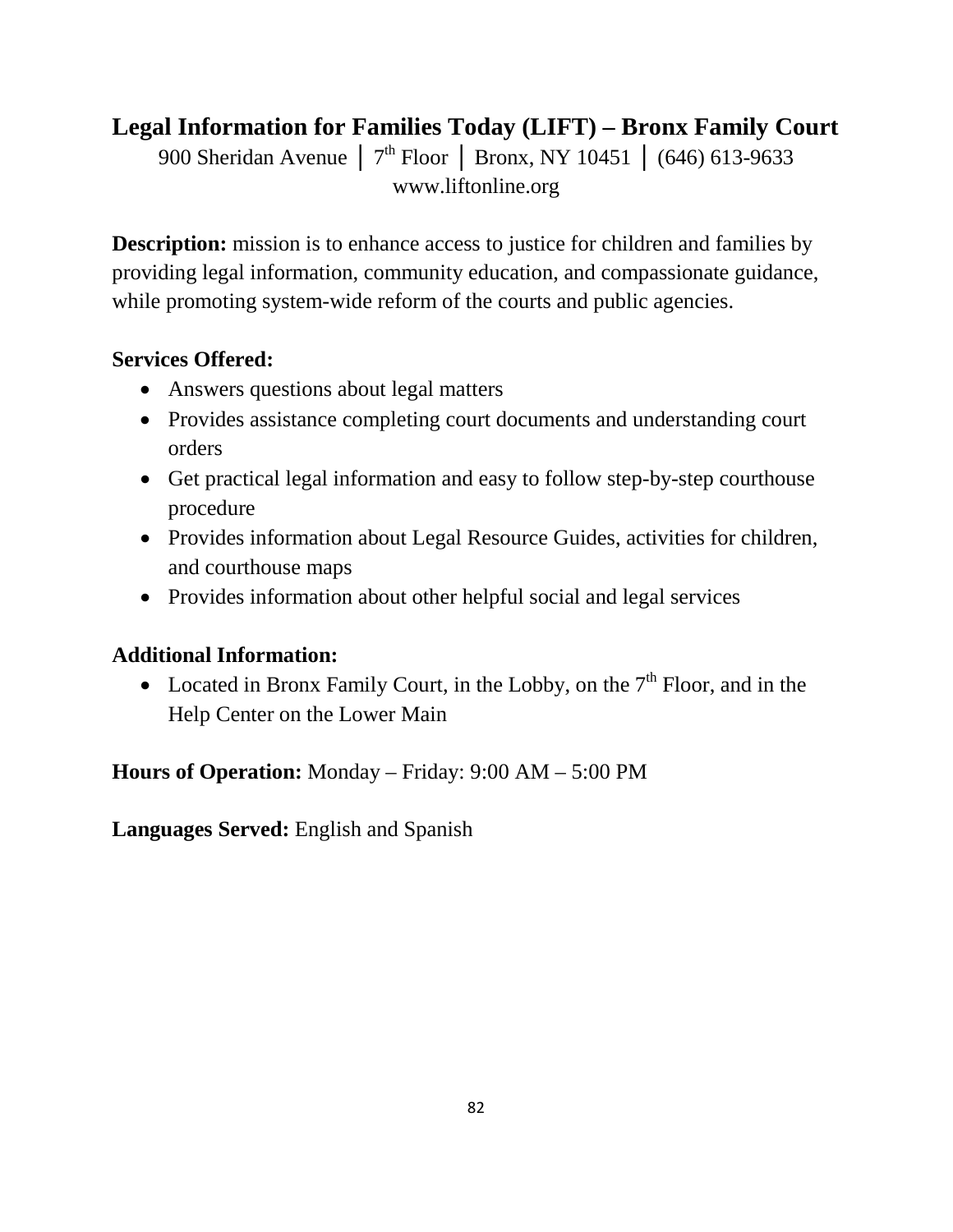## Legal Information for Families Today (LIFT) – Bronx Family Court

900 Sheridan Avenue │ 7th Floor │ Bronx, NY 10451 │ (646) 613-9633
www.liftonline.org

**Description:** mission is to enhance access to justice for children and families by providing legal information, community education, and compassionate guidance, while promoting system-wide reform of the courts and public agencies.

**Services Offered:**

- Answers questions about legal matters
- Provides assistance completing court documents and understanding court orders
- Get practical legal information and easy to follow step-by-step courthouse procedure
- Provides information about Legal Resource Guides, activities for children, and courthouse maps
- Provides information about other helpful social and legal services

**Additional Information:**

- Located in Bronx Family Court, in the Lobby, on the 7th Floor, and in the Help Center on the Lower Main

**Hours of Operation:** Monday – Friday: 9:00 AM – 5:00 PM

**Languages Served:** English and Spanish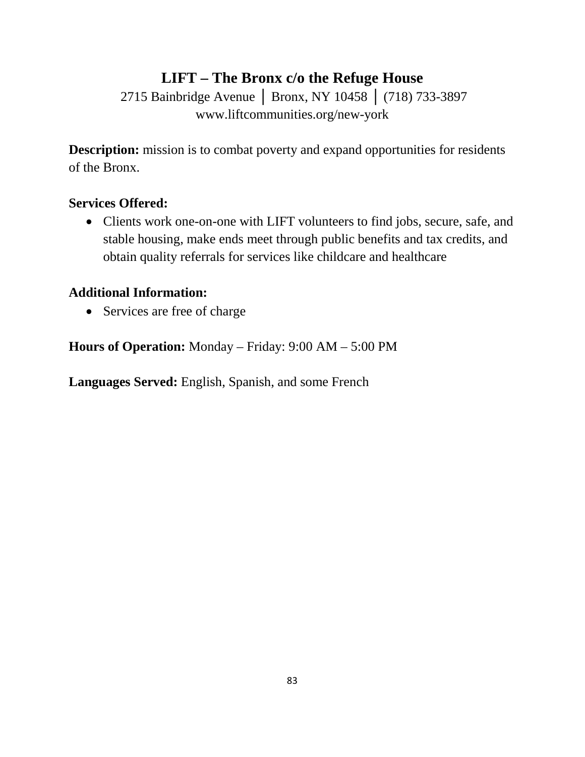## LIFT – The Bronx c/o the Refuge House

2715 Bainbridge Avenue │ Bronx, NY 10458 │ (718) 733-3897
www.liftcommunities.org/new-york

**Description:** mission is to combat poverty and expand opportunities for residents of the Bronx.

**Services Offered:**

- Clients work one-on-one with LIFT volunteers to find jobs, secure, safe, and stable housing, make ends meet through public benefits and tax credits, and obtain quality referrals for services like childcare and healthcare

**Additional Information:**

- Services are free of charge

**Hours of Operation:** Monday – Friday: 9:00 AM – 5:00 PM

**Languages Served:** English, Spanish, and some French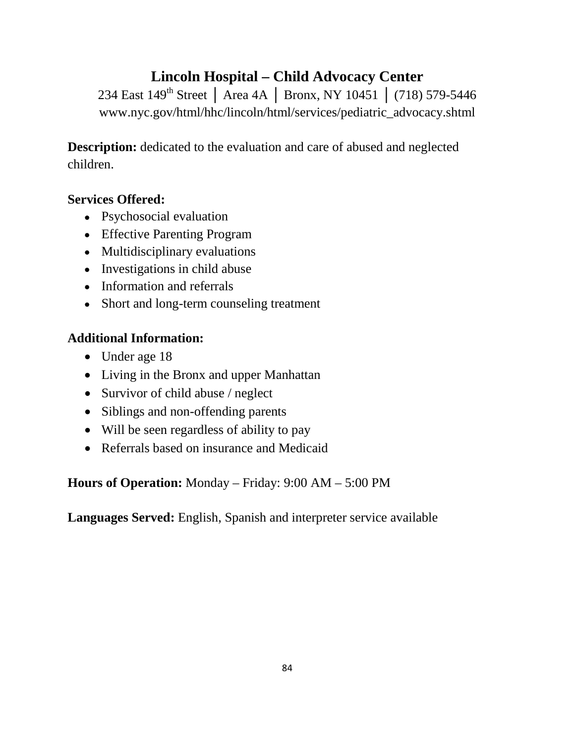# Lincoln Hospital – Child Advocacy Center

234 East 149th Street │ Area 4A │ Bronx, NY 10451 │ (718) 579-5446
www.nyc.gov/html/hhc/lincoln/html/services/pediatric_advocacy.shtml

**Description:** dedicated to the evaluation and care of abused and neglected children.

**Services Offered:**

- Psychosocial evaluation
- Effective Parenting Program
- Multidisciplinary evaluations
- Investigations in child abuse
- Information and referrals
- Short and long-term counseling treatment

**Additional Information:**

- Under age 18
- Living in the Bronx and upper Manhattan
- Survivor of child abuse / neglect
- Siblings and non-offending parents
- Will be seen regardless of ability to pay
- Referrals based on insurance and Medicaid

**Hours of Operation:** Monday – Friday: 9:00 AM – 5:00 PM

**Languages Served:** English, Spanish and interpreter service available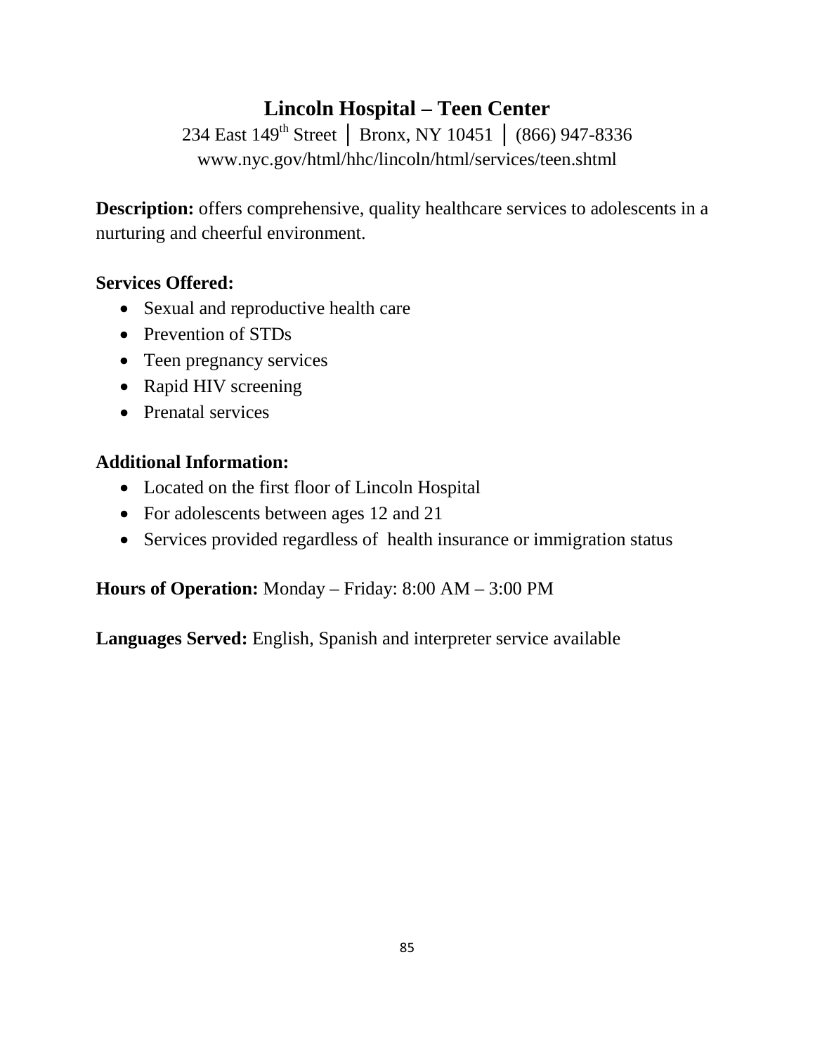## Lincoln Hospital – Teen Center

234 East 149th Street │ Bronx, NY 10451 │ (866) 947-8336
www.nyc.gov/html/hhc/lincoln/html/services/teen.shtml

**Description:** offers comprehensive, quality healthcare services to adolescents in a nurturing and cheerful environment.

**Services Offered:**

- Sexual and reproductive health care
- Prevention of STDs
- Teen pregnancy services
- Rapid HIV screening
- Prenatal services

**Additional Information:**

- Located on the first floor of Lincoln Hospital
- For adolescents between ages 12 and 21
- Services provided regardless of health insurance or immigration status

**Hours of Operation:** Monday – Friday: 8:00 AM – 3:00 PM

**Languages Served:** English, Spanish and interpreter service available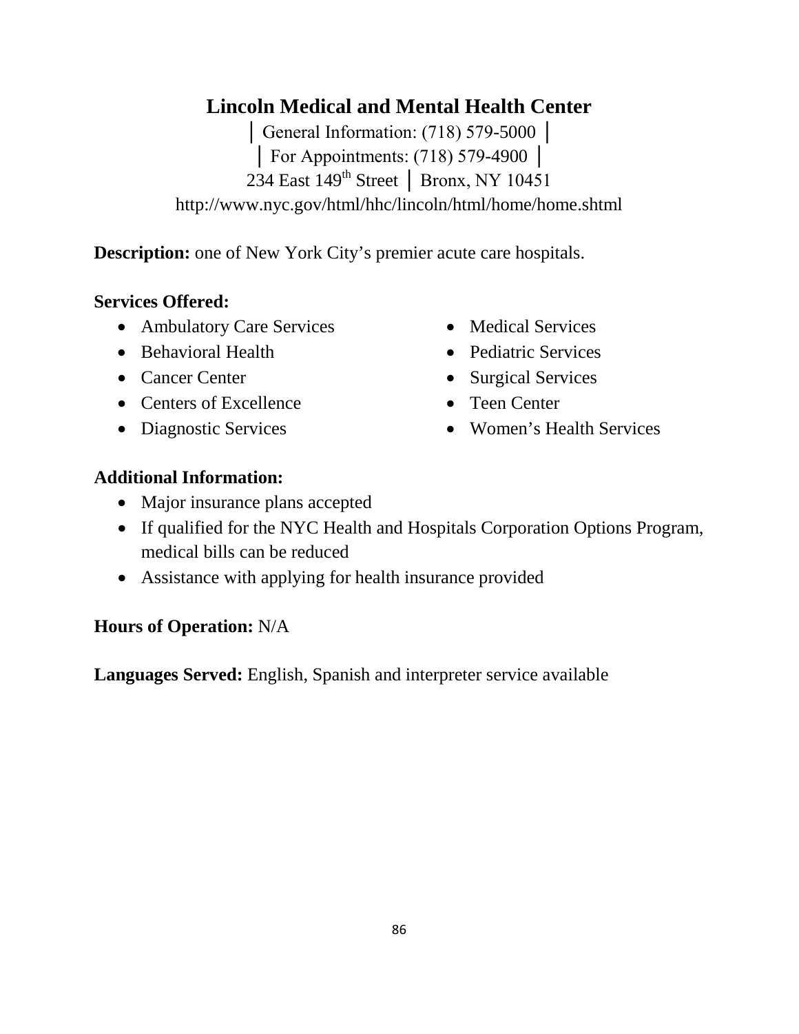# Lincoln Medical and Mental Health Center

│ General Information: (718) 579-5000 │
│ For Appointments: (718) 579-4900 │
234 East 149th Street │ Bronx, NY 10451
http://www.nyc.gov/html/hhc/lincoln/html/home/home.shtml

**Description:** one of New York City's premier acute care hospitals.

**Services Offered:**

- Ambulatory Care Services
- Behavioral Health
- Cancer Center
- Centers of Excellence
- Diagnostic Services
- Medical Services
- Pediatric Services
- Surgical Services
- Teen Center
- Women's Health Services

**Additional Information:**

- Major insurance plans accepted
- If qualified for the NYC Health and Hospitals Corporation Options Program, medical bills can be reduced
- Assistance with applying for health insurance provided

**Hours of Operation:** N/A

**Languages Served:** English, Spanish and interpreter service available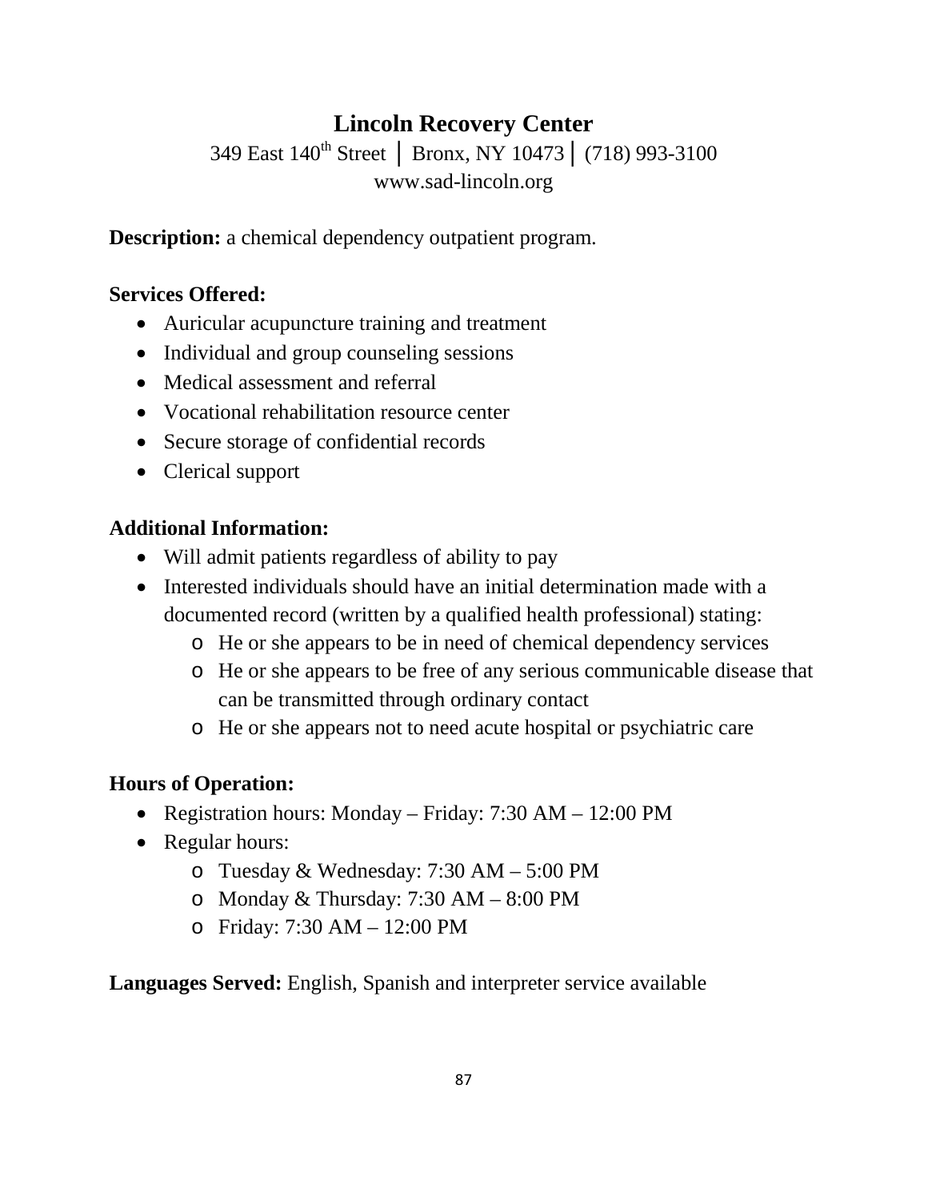## Lincoln Recovery Center

349 East 140th Street | Bronx, NY 10473 | (718) 993-3100
www.sad-lincoln.org

**Description:** a chemical dependency outpatient program.

**Services Offered:**

- Auricular acupuncture training and treatment
- Individual and group counseling sessions
- Medical assessment and referral
- Vocational rehabilitation resource center
- Secure storage of confidential records
- Clerical support

**Additional Information:**

- Will admit patients regardless of ability to pay
- Interested individuals should have an initial determination made with a documented record (written by a qualified health professional) stating:
  - He or she appears to be in need of chemical dependency services
  - He or she appears to be free of any serious communicable disease that can be transmitted through ordinary contact
  - He or she appears not to need acute hospital or psychiatric care

**Hours of Operation:**

- Registration hours: Monday – Friday: 7:30 AM – 12:00 PM
- Regular hours:
  - Tuesday & Wednesday: 7:30 AM – 5:00 PM
  - Monday & Thursday: 7:30 AM – 8:00 PM
  - Friday: 7:30 AM – 12:00 PM

**Languages Served:** English, Spanish and interpreter service available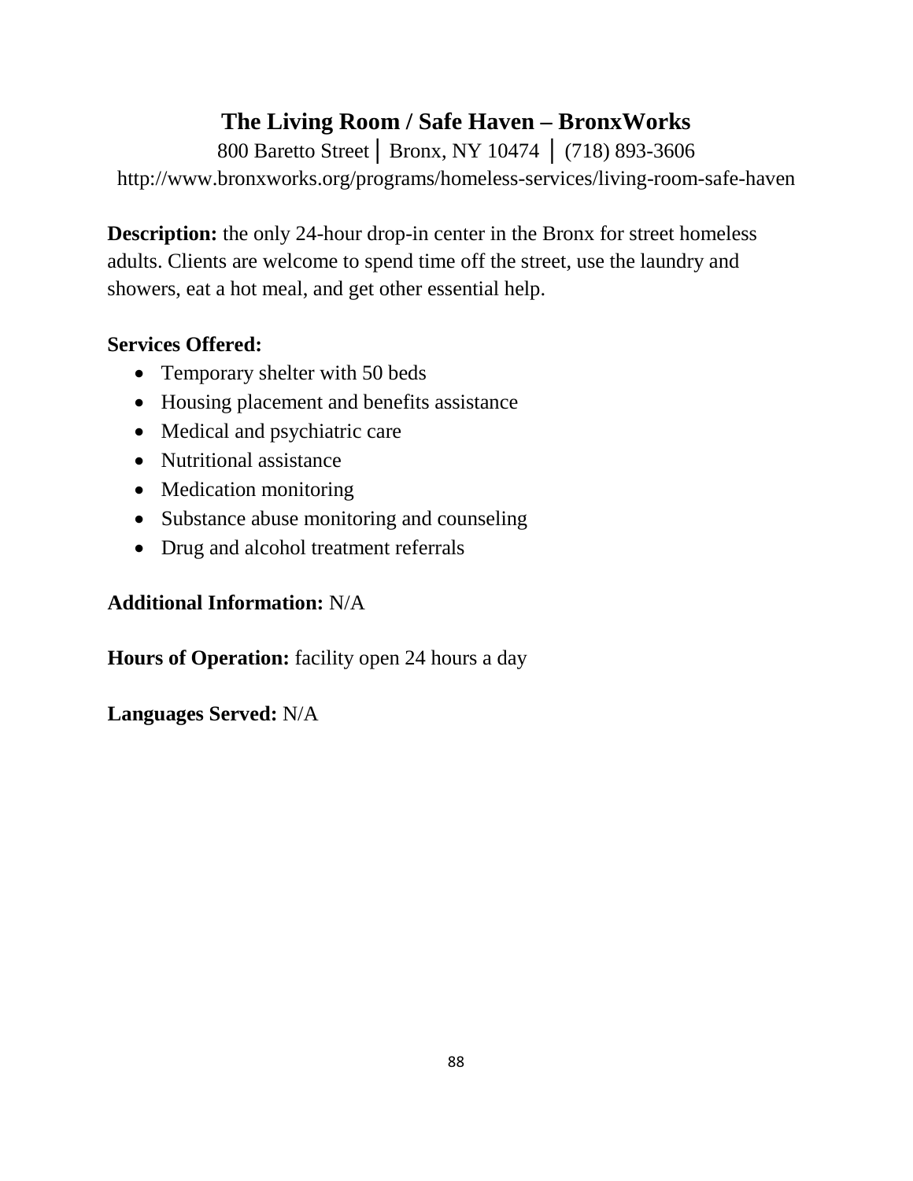## The Living Room / Safe Haven – BronxWorks

800 Baretto Street | Bronx, NY 10474 | (718) 893-3606

http://www.bronxworks.org/programs/homeless-services/living-room-safe-haven

**Description:** the only 24-hour drop-in center in the Bronx for street homeless adults. Clients are welcome to spend time off the street, use the laundry and showers, eat a hot meal, and get other essential help.

**Services Offered:**

- Temporary shelter with 50 beds
- Housing placement and benefits assistance
- Medical and psychiatric care
- Nutritional assistance
- Medication monitoring
- Substance abuse monitoring and counseling
- Drug and alcohol treatment referrals

**Additional Information:** N/A

**Hours of Operation:** facility open 24 hours a day

**Languages Served:** N/A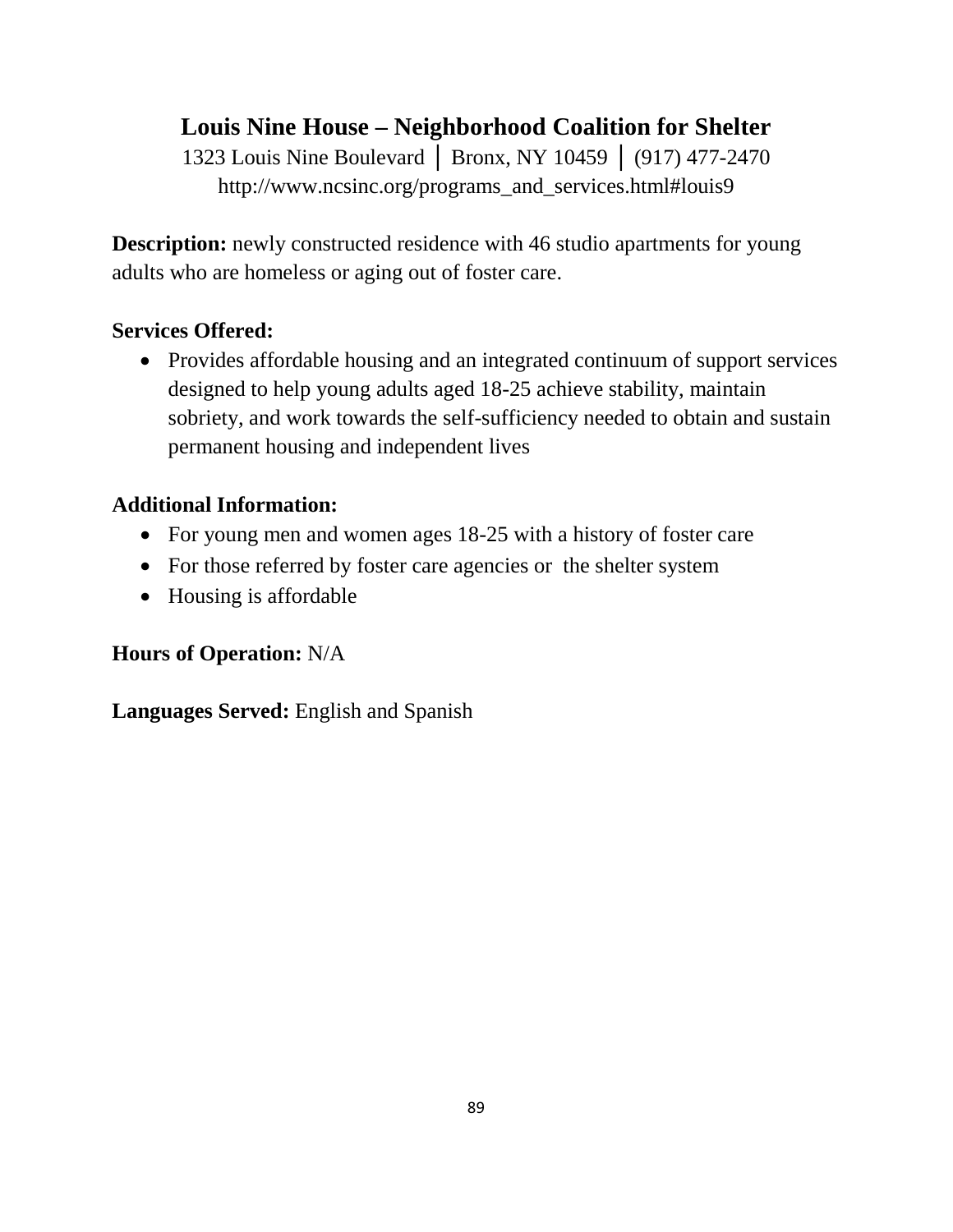## Louis Nine House – Neighborhood Coalition for Shelter

1323 Louis Nine Boulevard │ Bronx, NY 10459 │ (917) 477-2470
http://www.ncsinc.org/programs_and_services.html#louis9

**Description:** newly constructed residence with 46 studio apartments for young adults who are homeless or aging out of foster care.

**Services Offered:**

- Provides affordable housing and an integrated continuum of support services designed to help young adults aged 18-25 achieve stability, maintain sobriety, and work towards the self-sufficiency needed to obtain and sustain permanent housing and independent lives

**Additional Information:**

- For young men and women ages 18-25 with a history of foster care
- For those referred by foster care agencies or the shelter system
- Housing is affordable

**Hours of Operation:** N/A

**Languages Served:** English and Spanish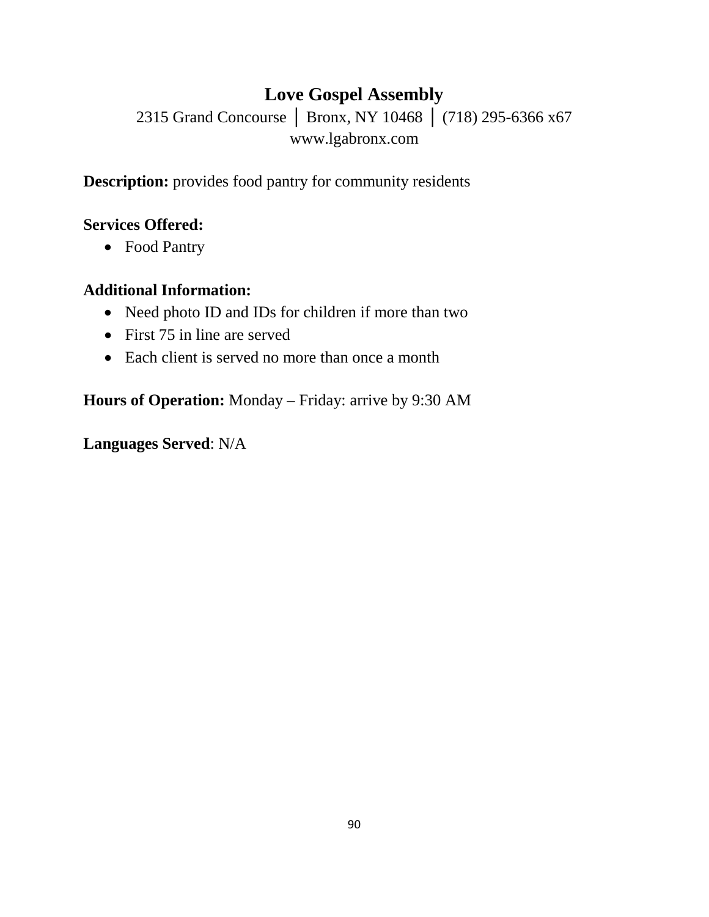## Love Gospel Assembly

2315 Grand Concourse │ Bronx, NY 10468 │ (718) 295-6366 x67
www.lgabronx.com

**Description:** provides food pantry for community residents

**Services Offered:**

- Food Pantry

**Additional Information:**

- Need photo ID and IDs for children if more than two
- First 75 in line are served
- Each client is served no more than once a month

**Hours of Operation:** Monday – Friday: arrive by 9:30 AM

**Languages Served**: N/A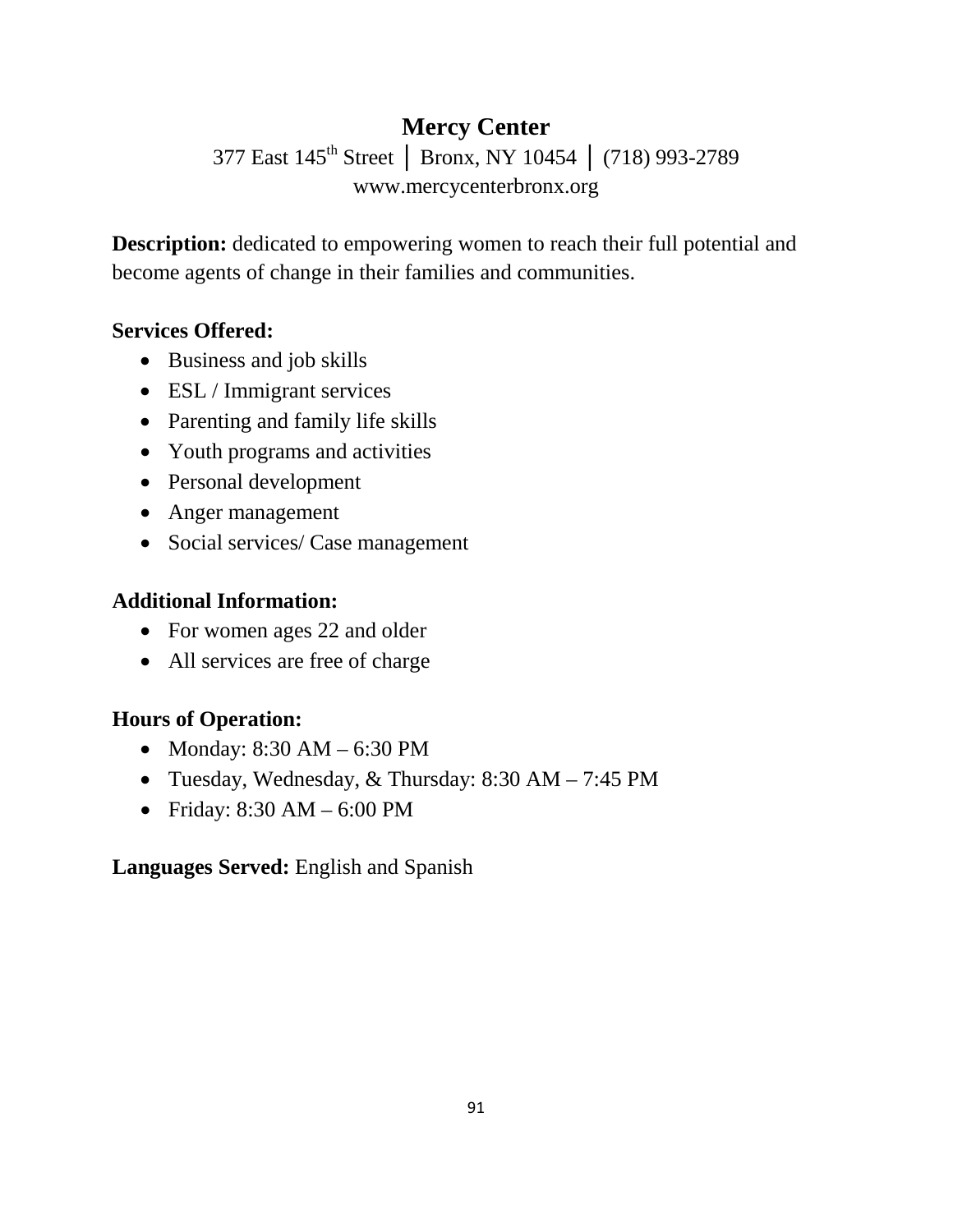# Mercy Center

377 East 145th Street │ Bronx, NY 10454 │ (718) 993-2789
www.mercycenterbronx.org

**Description:** dedicated to empowering women to reach their full potential and become agents of change in their families and communities.

**Services Offered:**

- Business and job skills
- ESL / Immigrant services
- Parenting and family life skills
- Youth programs and activities
- Personal development
- Anger management
- Social services/ Case management

**Additional Information:**

- For women ages 22 and older
- All services are free of charge

**Hours of Operation:**

- Monday: 8:30 AM – 6:30 PM
- Tuesday, Wednesday, & Thursday: 8:30 AM – 7:45 PM
- Friday: 8:30 AM – 6:00 PM

**Languages Served:** English and Spanish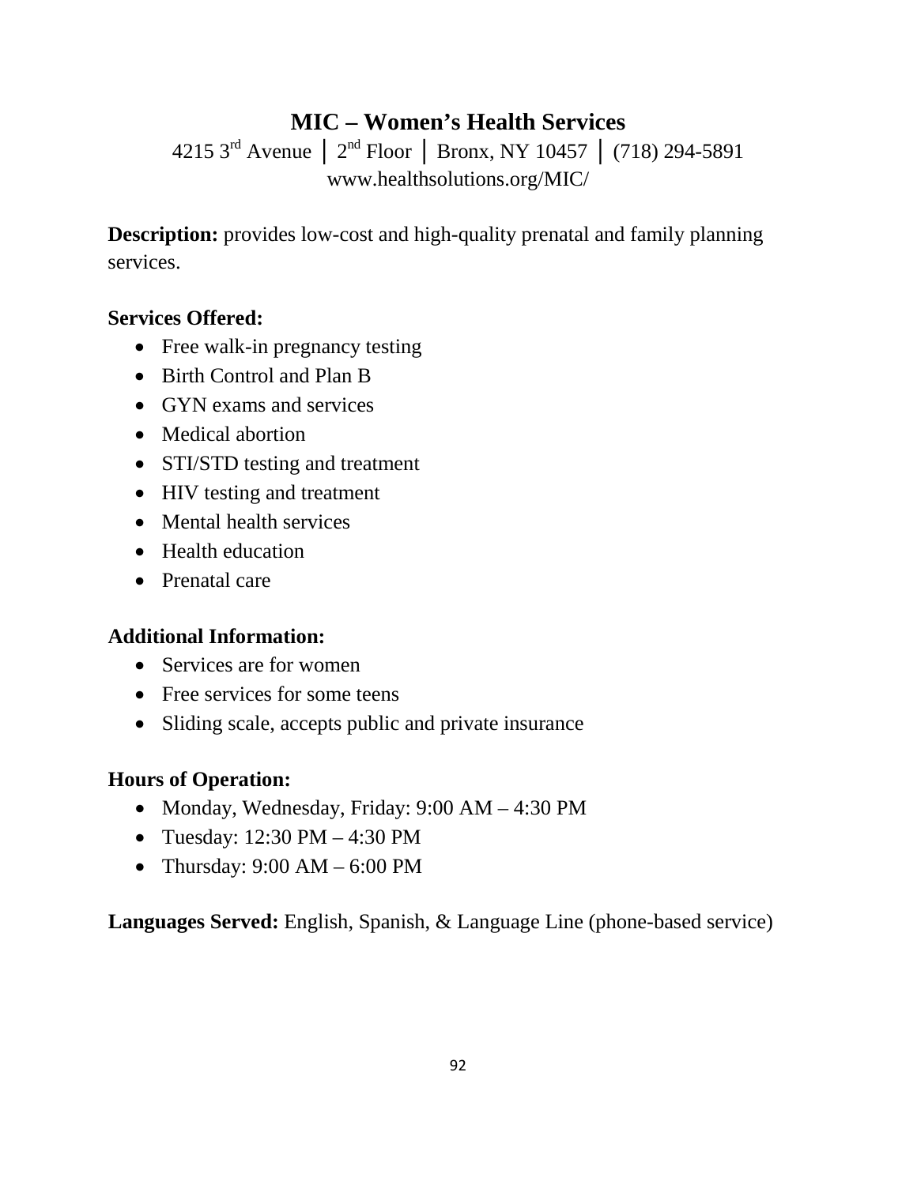# MIC – Women's Health Services

4215 3rd Avenue │ 2nd Floor │ Bronx, NY 10457 │ (718) 294-5891
www.healthsolutions.org/MIC/

**Description:** provides low-cost and high-quality prenatal and family planning services.

**Services Offered:**

- Free walk-in pregnancy testing
- Birth Control and Plan B
- GYN exams and services
- Medical abortion
- STI/STD testing and treatment
- HIV testing and treatment
- Mental health services
- Health education
- Prenatal care

**Additional Information:**

- Services are for women
- Free services for some teens
- Sliding scale, accepts public and private insurance

**Hours of Operation:**

- Monday, Wednesday, Friday: 9:00 AM – 4:30 PM
- Tuesday: 12:30 PM – 4:30 PM
- Thursday: 9:00 AM – 6:00 PM

**Languages Served:** English, Spanish, & Language Line (phone-based service)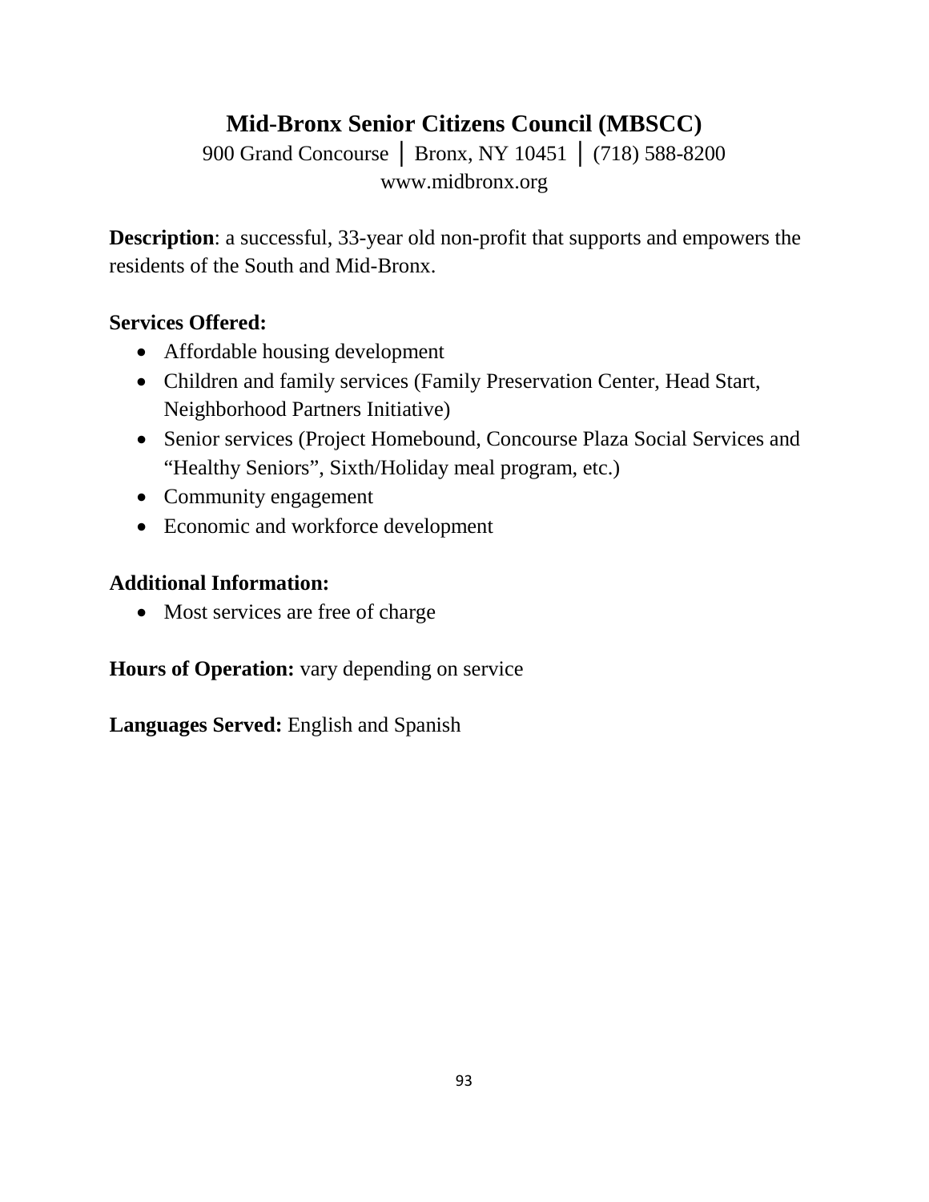## Mid-Bronx Senior Citizens Council (MBSCC)

900 Grand Concourse | Bronx, NY 10451 | (718) 588-8200
www.midbronx.org

**Description**: a successful, 33-year old non-profit that supports and empowers the residents of the South and Mid-Bronx.

**Services Offered:**

- Affordable housing development
- Children and family services (Family Preservation Center, Head Start, Neighborhood Partners Initiative)
- Senior services (Project Homebound, Concourse Plaza Social Services and "Healthy Seniors", Sixth/Holiday meal program, etc.)
- Community engagement
- Economic and workforce development

**Additional Information:**

- Most services are free of charge

**Hours of Operation:** vary depending on service

**Languages Served:** English and Spanish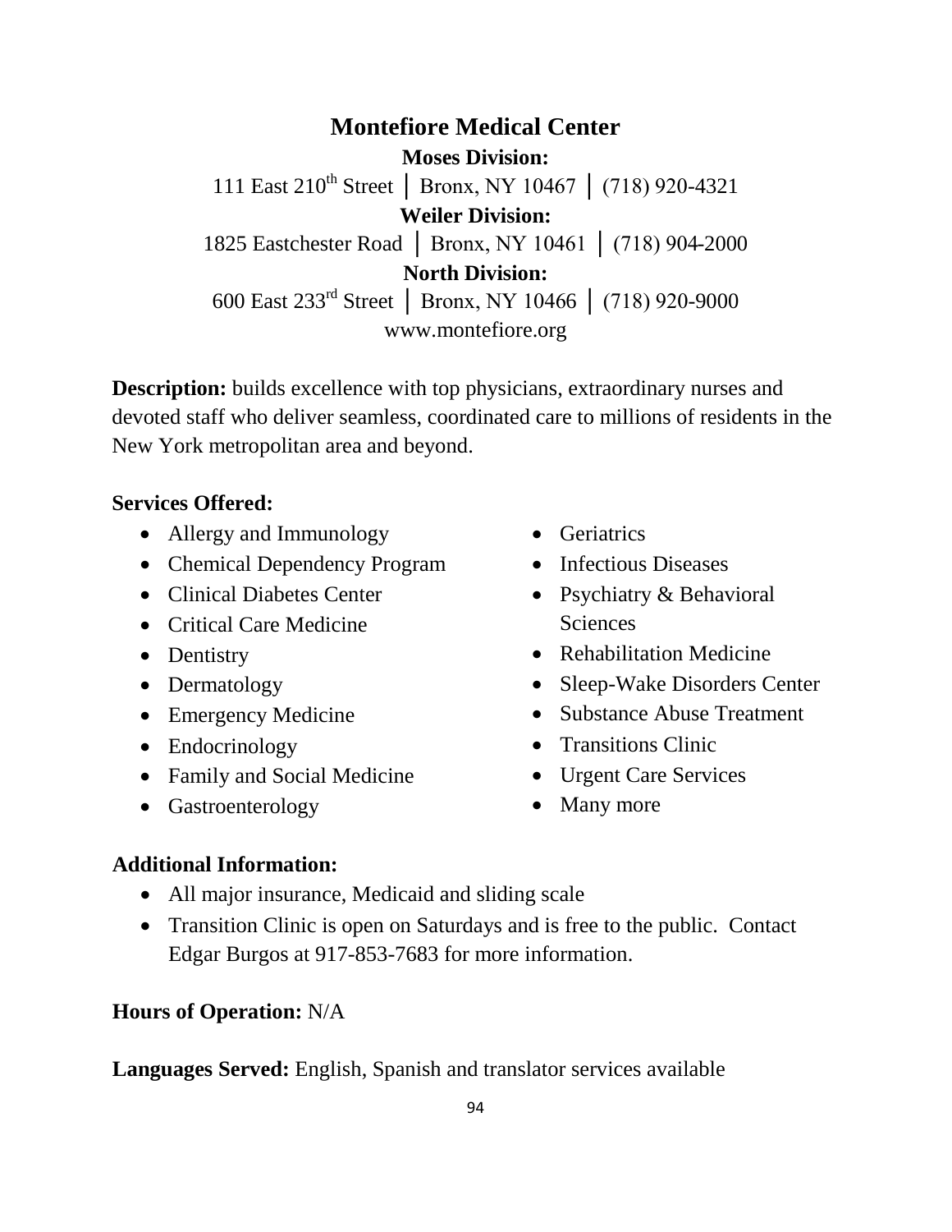# Montefiore Medical Center

**Moses Division:**

111 East 210th Street │ Bronx, NY 10467 │ (718) 920-4321

**Weiler Division:**

1825 Eastchester Road │ Bronx, NY 10461 │ (718) 904-2000

**North Division:**

600 East 233rd Street │ Bronx, NY 10466 │ (718) 920-9000

www.montefiore.org

**Description:** builds excellence with top physicians, extraordinary nurses and devoted staff who deliver seamless, coordinated care to millions of residents in the New York metropolitan area and beyond.

**Services Offered:**

- Allergy and Immunology
- Chemical Dependency Program
- Clinical Diabetes Center
- Critical Care Medicine
- Dentistry
- Dermatology
- Emergency Medicine
- Endocrinology
- Family and Social Medicine
- Gastroenterology
- Geriatrics
- Infectious Diseases
- Psychiatry & Behavioral Sciences
- Rehabilitation Medicine
- Sleep-Wake Disorders Center
- Substance Abuse Treatment
- Transitions Clinic
- Urgent Care Services
- Many more

**Additional Information:**

- All major insurance, Medicaid and sliding scale
- Transition Clinic is open on Saturdays and is free to the public. Contact Edgar Burgos at 917-853-7683 for more information.

**Hours of Operation:** N/A

**Languages Served:** English, Spanish and translator services available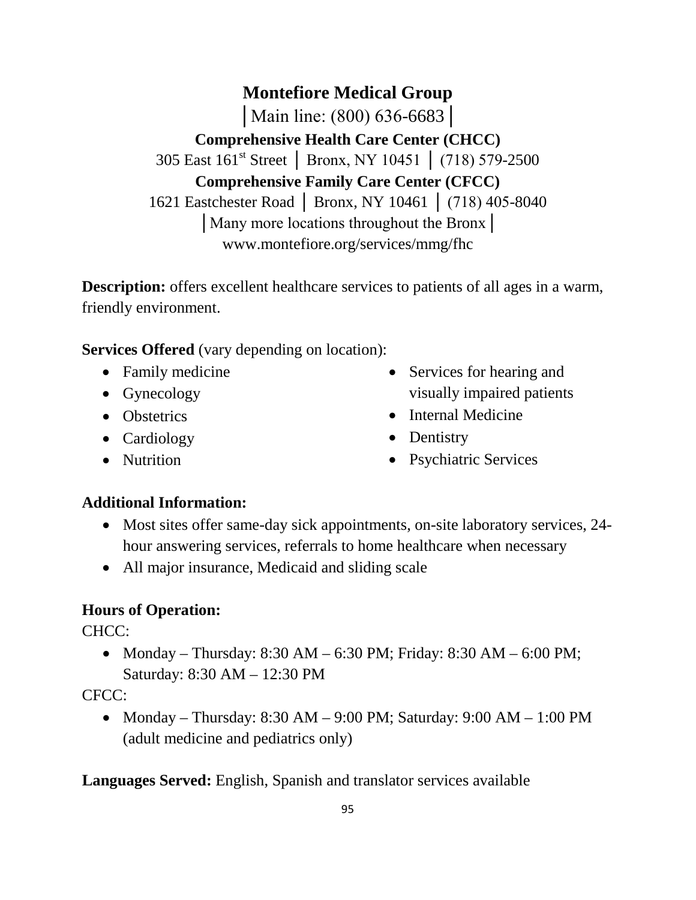# Montefiore Medical Group

│Main line: (800) 636-6683│

**Comprehensive Health Care Center (CHCC)**

305 East 161st Street │ Bronx, NY 10451 │ (718) 579-2500

**Comprehensive Family Care Center (CFCC)**

1621 Eastchester Road │ Bronx, NY 10461 │ (718) 405-8040

│Many more locations throughout the Bronx│

www.montefiore.org/services/mmg/fhc

**Description:** offers excellent healthcare services to patients of all ages in a warm, friendly environment.

**Services Offered** (vary depending on location):

- Family medicine
- Gynecology
- Obstetrics
- Cardiology
- Nutrition
- Services for hearing and visually impaired patients
- Internal Medicine
- Dentistry
- Psychiatric Services

## Additional Information:

- Most sites offer same-day sick appointments, on-site laboratory services, 24-hour answering services, referrals to home healthcare when necessary
- All major insurance, Medicaid and sliding scale

## Hours of Operation:

CHCC:

- Monday – Thursday: 8:30 AM – 6:30 PM; Friday: 8:30 AM – 6:00 PM; Saturday: 8:30 AM – 12:30 PM

CFCC:

- Monday – Thursday: 8:30 AM – 9:00 PM; Saturday: 9:00 AM – 1:00 PM (adult medicine and pediatrics only)

**Languages Served:** English, Spanish and translator services available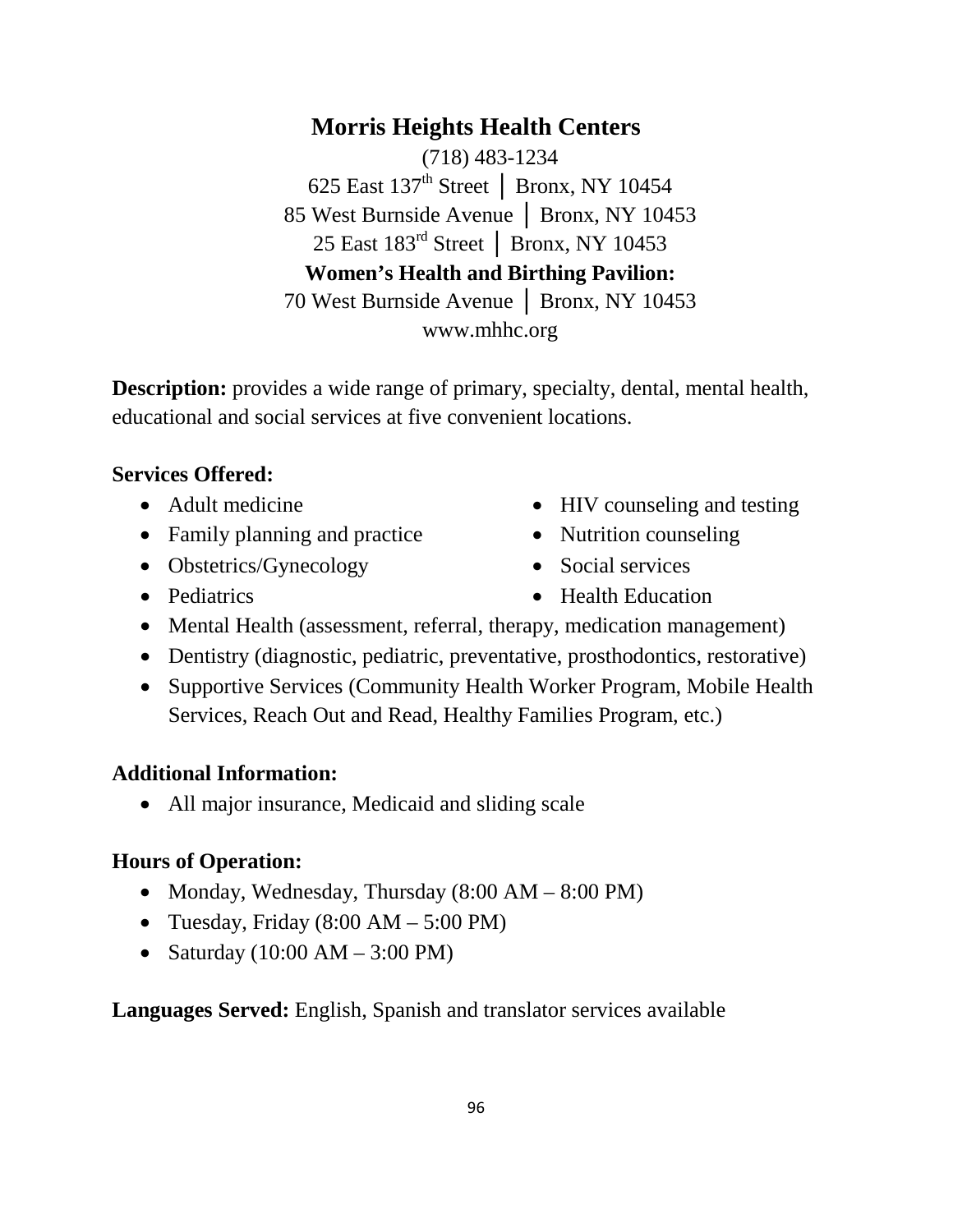## Morris Heights Health Centers

(718) 483-1234
625 East 137th Street │ Bronx, NY 10454
85 West Burnside Avenue │ Bronx, NY 10453
25 East 183rd Street │ Bronx, NY 10453
**Women's Health and Birthing Pavilion:**
70 West Burnside Avenue │ Bronx, NY 10453
www.mhhc.org

**Description:** provides a wide range of primary, specialty, dental, mental health, educational and social services at five convenient locations.

**Services Offered:**

- Adult medicine
- Family planning and practice
- Obstetrics/Gynecology
- Pediatrics
- HIV counseling and testing
- Nutrition counseling
- Social services
- Health Education
- Mental Health (assessment, referral, therapy, medication management)
- Dentistry (diagnostic, pediatric, preventative, prosthodontics, restorative)
- Supportive Services (Community Health Worker Program, Mobile Health Services, Reach Out and Read, Healthy Families Program, etc.)

**Additional Information:**

- All major insurance, Medicaid and sliding scale

**Hours of Operation:**

- Monday, Wednesday, Thursday (8:00 AM – 8:00 PM)
- Tuesday, Friday (8:00 AM – 5:00 PM)
- Saturday (10:00 AM – 3:00 PM)

**Languages Served:** English, Spanish and translator services available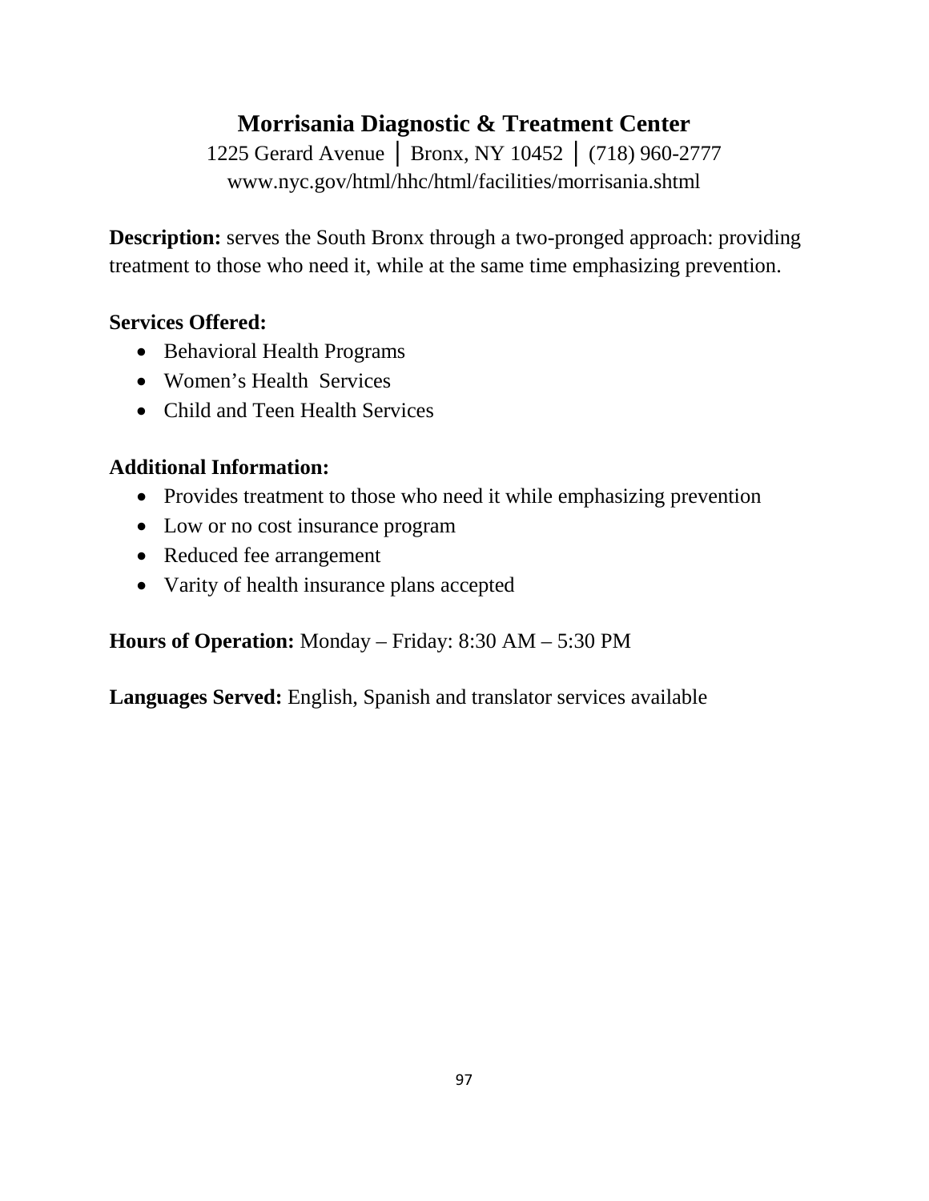# Morrisania Diagnostic & Treatment Center

1225 Gerard Avenue │ Bronx, NY 10452 │ (718) 960-2777
www.nyc.gov/html/hhc/html/facilities/morrisania.shtml

**Description:** serves the South Bronx through a two-pronged approach: providing treatment to those who need it, while at the same time emphasizing prevention.

**Services Offered:**

- Behavioral Health Programs
- Women's Health Services
- Child and Teen Health Services

**Additional Information:**

- Provides treatment to those who need it while emphasizing prevention
- Low or no cost insurance program
- Reduced fee arrangement
- Varity of health insurance plans accepted

**Hours of Operation:** Monday – Friday: 8:30 AM – 5:30 PM

**Languages Served:** English, Spanish and translator services available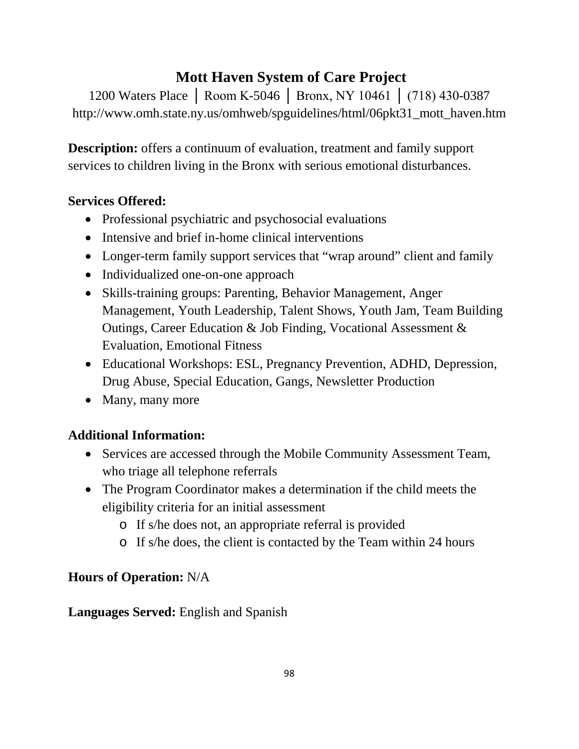# Mott Haven System of Care Project

1200 Waters Place │ Room K-5046 │ Bronx, NY 10461 │ (718) 430-0387
http://www.omh.state.ny.us/omhweb/spguidelines/html/06pkt31_mott_haven.htm

**Description:** offers a continuum of evaluation, treatment and family support services to children living in the Bronx with serious emotional disturbances.

**Services Offered:**

- Professional psychiatric and psychosocial evaluations
- Intensive and brief in-home clinical interventions
- Longer-term family support services that "wrap around" client and family
- Individualized one-on-one approach
- Skills-training groups: Parenting, Behavior Management, Anger Management, Youth Leadership, Talent Shows, Youth Jam, Team Building Outings, Career Education & Job Finding, Vocational Assessment & Evaluation, Emotional Fitness
- Educational Workshops: ESL, Pregnancy Prevention, ADHD, Depression, Drug Abuse, Special Education, Gangs, Newsletter Production
- Many, many more

**Additional Information:**

- Services are accessed through the Mobile Community Assessment Team, who triage all telephone referrals
- The Program Coordinator makes a determination if the child meets the eligibility criteria for an initial assessment
    - If s/he does not, an appropriate referral is provided
    - If s/he does, the client is contacted by the Team within 24 hours

**Hours of Operation:** N/A

**Languages Served:** English and Spanish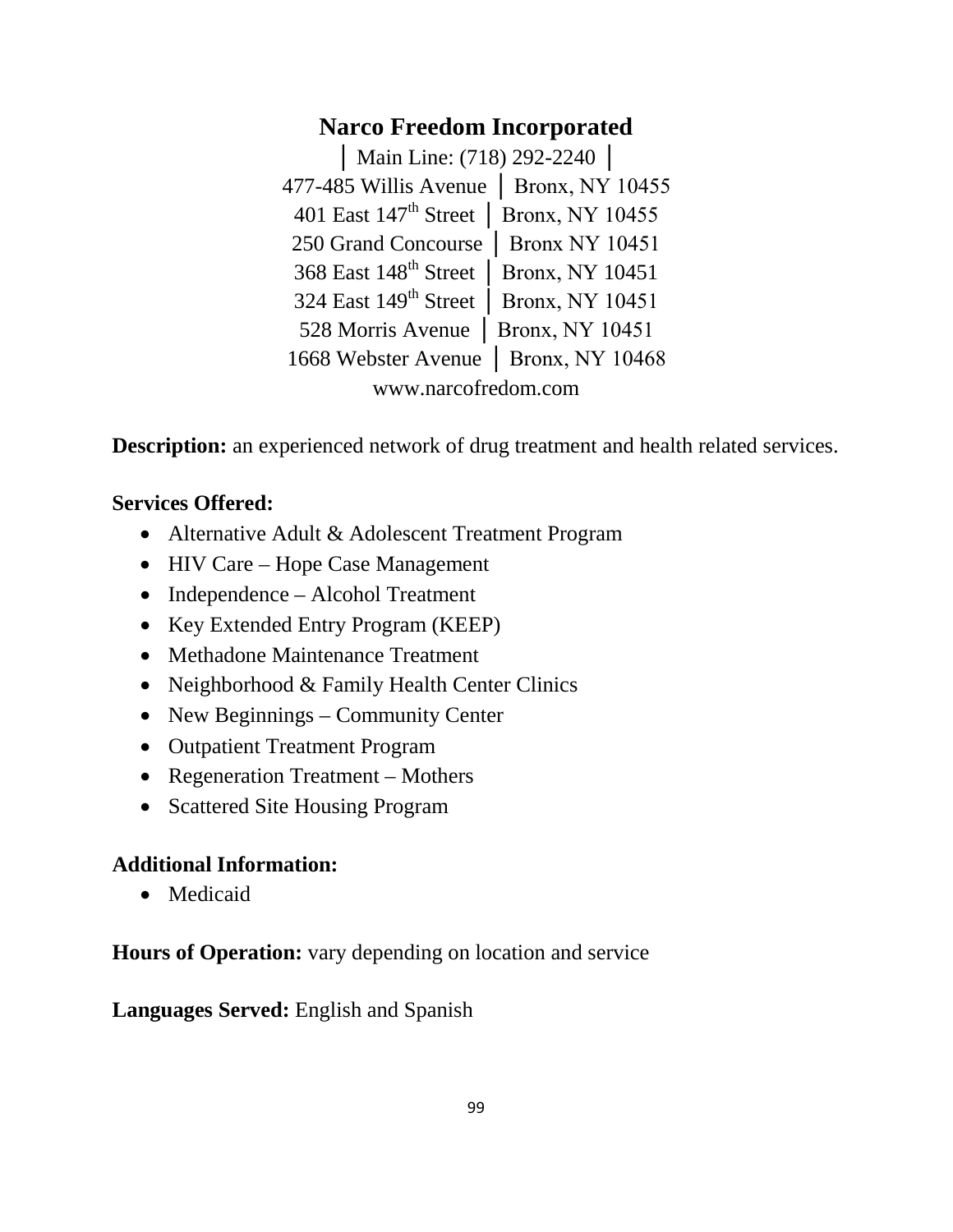# Narco Freedom Incorporated

│ Main Line: (718) 292-2240 │

477-485 Willis Avenue │ Bronx, NY 10455

401 East 147th Street │ Bronx, NY 10455

250 Grand Concourse │ Bronx NY 10451

368 East 148th Street │ Bronx, NY 10451

324 East 149th Street │ Bronx, NY 10451

528 Morris Avenue │ Bronx, NY 10451

1668 Webster Avenue │ Bronx, NY 10468

www.narcofredom.com

**Description:** an experienced network of drug treatment and health related services.

**Services Offered:**

- Alternative Adult & Adolescent Treatment Program
- HIV Care – Hope Case Management
- Independence – Alcohol Treatment
- Key Extended Entry Program (KEEP)
- Methadone Maintenance Treatment
- Neighborhood & Family Health Center Clinics
- New Beginnings – Community Center
- Outpatient Treatment Program
- Regeneration Treatment – Mothers
- Scattered Site Housing Program

**Additional Information:**

- Medicaid

**Hours of Operation:** vary depending on location and service

**Languages Served:** English and Spanish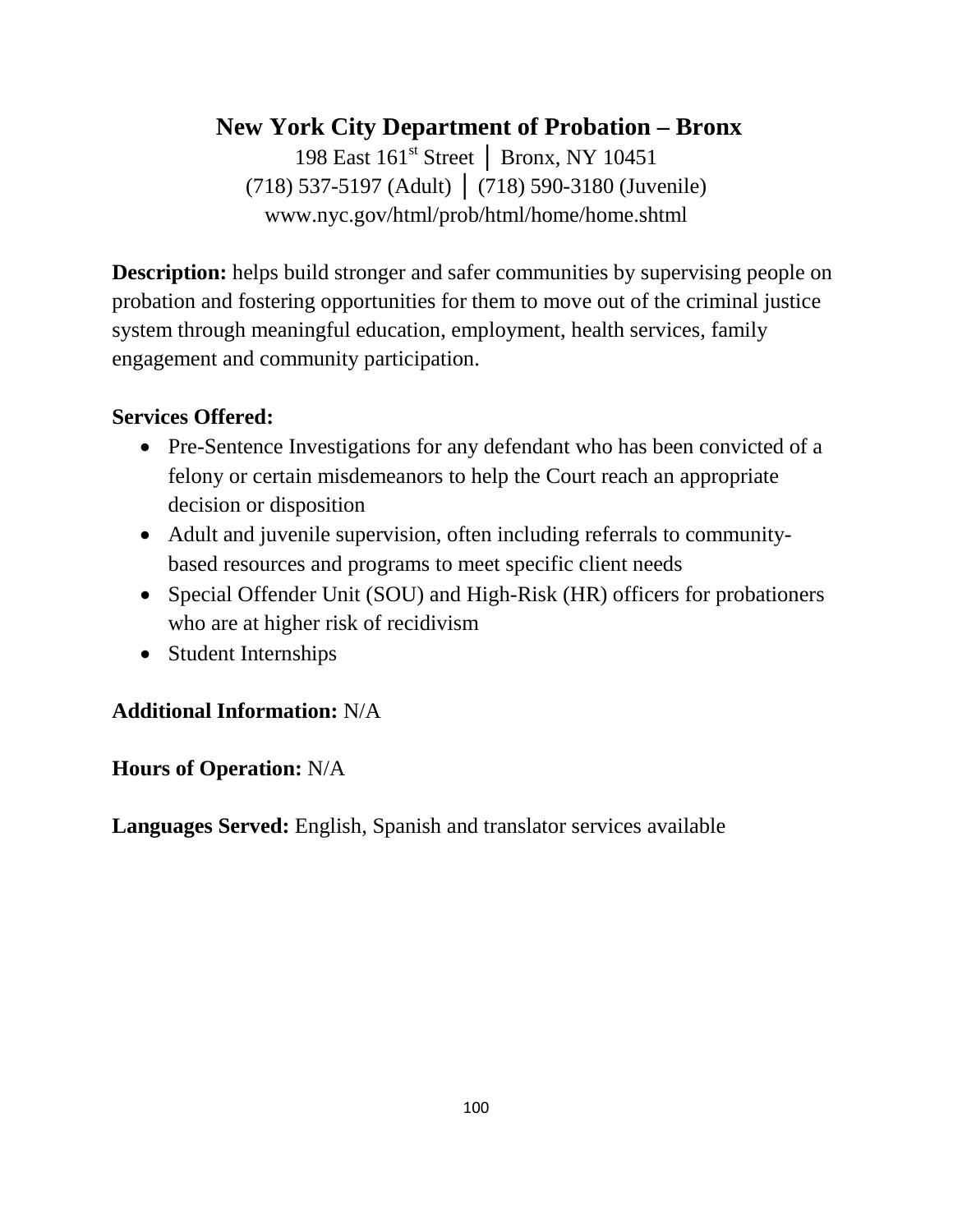## New York City Department of Probation – Bronx

198 East 161st Street │ Bronx, NY 10451
(718) 537-5197 (Adult) │ (718) 590-3180 (Juvenile)
www.nyc.gov/html/prob/html/home/home.shtml

**Description:** helps build stronger and safer communities by supervising people on probation and fostering opportunities for them to move out of the criminal justice system through meaningful education, employment, health services, family engagement and community participation.

**Services Offered:**

- Pre-Sentence Investigations for any defendant who has been convicted of a felony or certain misdemeanors to help the Court reach an appropriate decision or disposition
- Adult and juvenile supervision, often including referrals to community-based resources and programs to meet specific client needs
- Special Offender Unit (SOU) and High-Risk (HR) officers for probationers who are at higher risk of recidivism
- Student Internships

**Additional Information:** N/A

**Hours of Operation:** N/A

**Languages Served:** English, Spanish and translator services available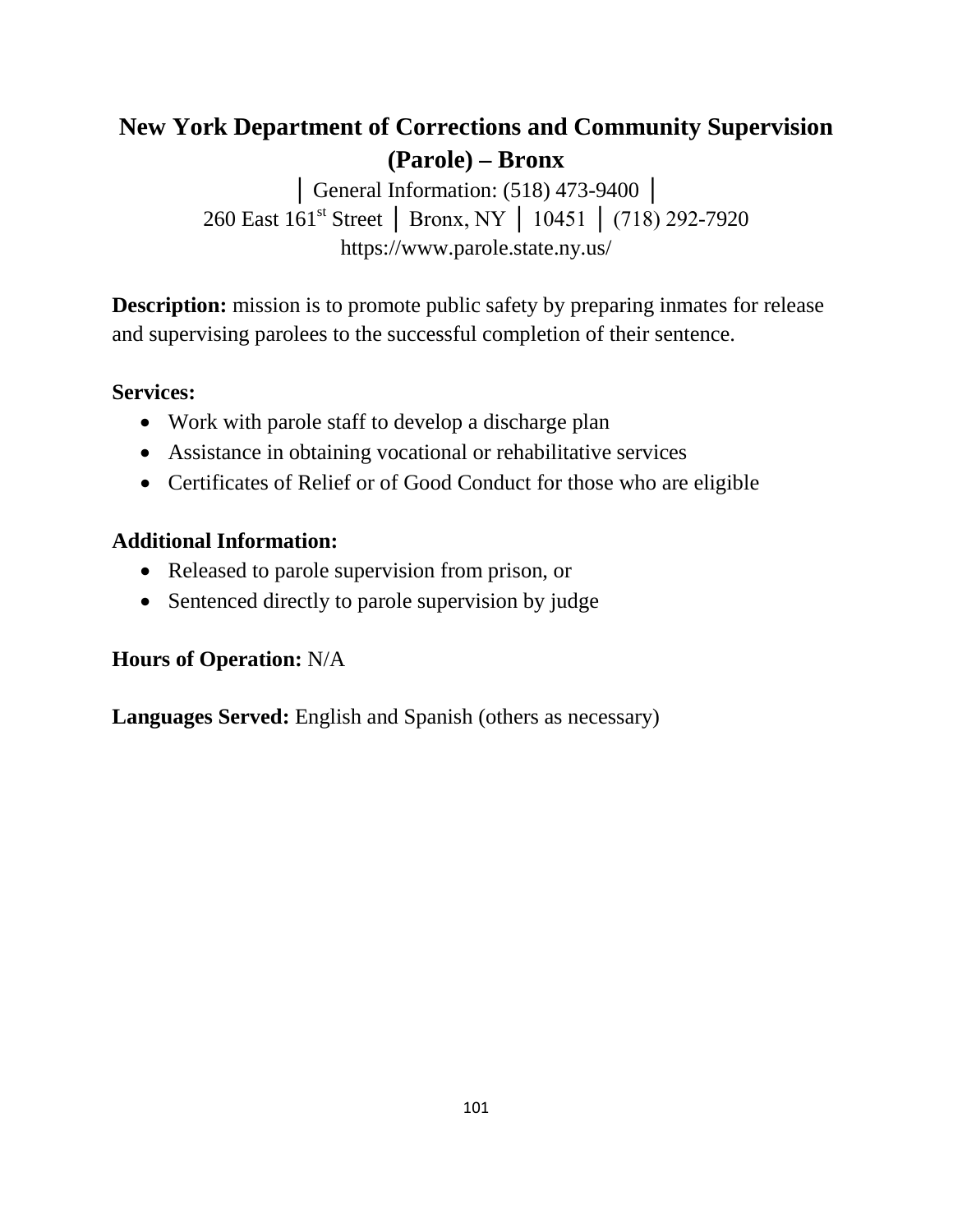# New York Department of Corrections and Community Supervision (Parole) – Bronx

│ General Information: (518) 473-9400 │
260 East 161st Street │ Bronx, NY │ 10451 │ (718) 292-7920
https://www.parole.state.ny.us/

**Description:** mission is to promote public safety by preparing inmates for release and supervising parolees to the successful completion of their sentence.

**Services:**

- Work with parole staff to develop a discharge plan
- Assistance in obtaining vocational or rehabilitative services
- Certificates of Relief or of Good Conduct for those who are eligible

**Additional Information:**

- Released to parole supervision from prison, or
- Sentenced directly to parole supervision by judge

**Hours of Operation:** N/A

**Languages Served:** English and Spanish (others as necessary)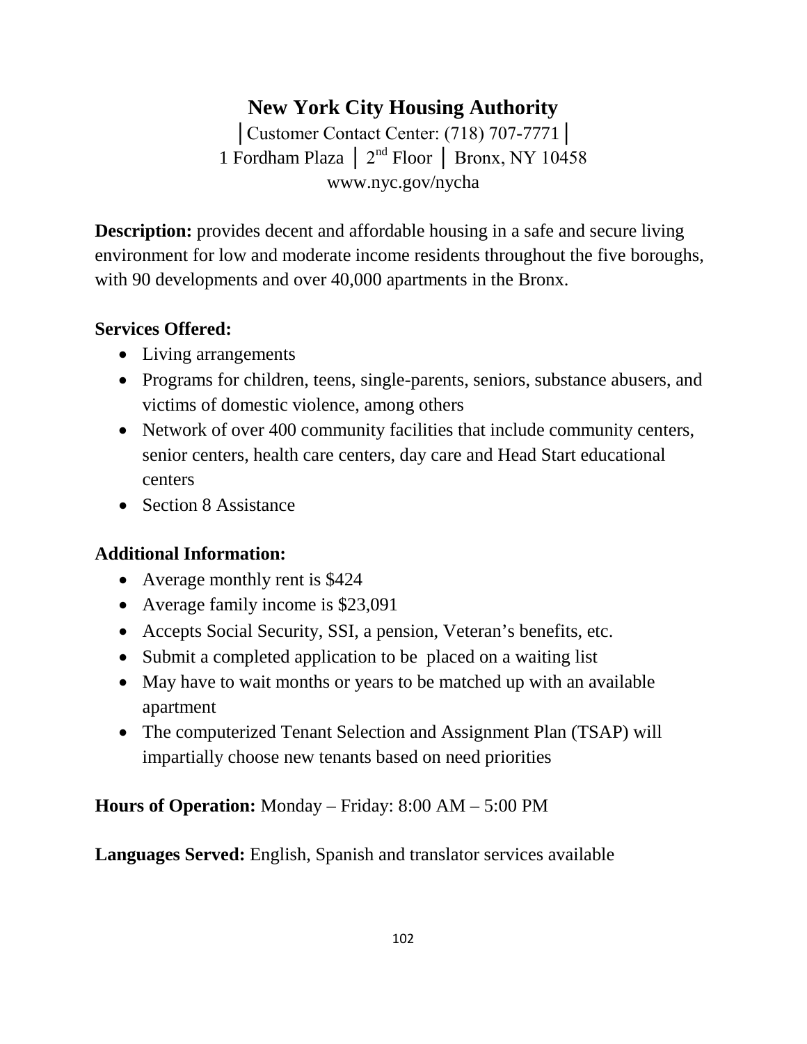# New York City Housing Authority

│Customer Contact Center: (718) 707-7771│
1 Fordham Plaza │ 2nd Floor │ Bronx, NY 10458
www.nyc.gov/nycha

**Description:** provides decent and affordable housing in a safe and secure living environment for low and moderate income residents throughout the five boroughs, with 90 developments and over 40,000 apartments in the Bronx.

**Services Offered:**

- Living arrangements
- Programs for children, teens, single-parents, seniors, substance abusers, and victims of domestic violence, among others
- Network of over 400 community facilities that include community centers, senior centers, health care centers, day care and Head Start educational centers
- Section 8 Assistance

**Additional Information:**

- Average monthly rent is $424
- Average family income is $23,091
- Accepts Social Security, SSI, a pension, Veteran's benefits, etc.
- Submit a completed application to be placed on a waiting list
- May have to wait months or years to be matched up with an available apartment
- The computerized Tenant Selection and Assignment Plan (TSAP) will impartially choose new tenants based on need priorities

**Hours of Operation:** Monday – Friday: 8:00 AM – 5:00 PM

**Languages Served:** English, Spanish and translator services available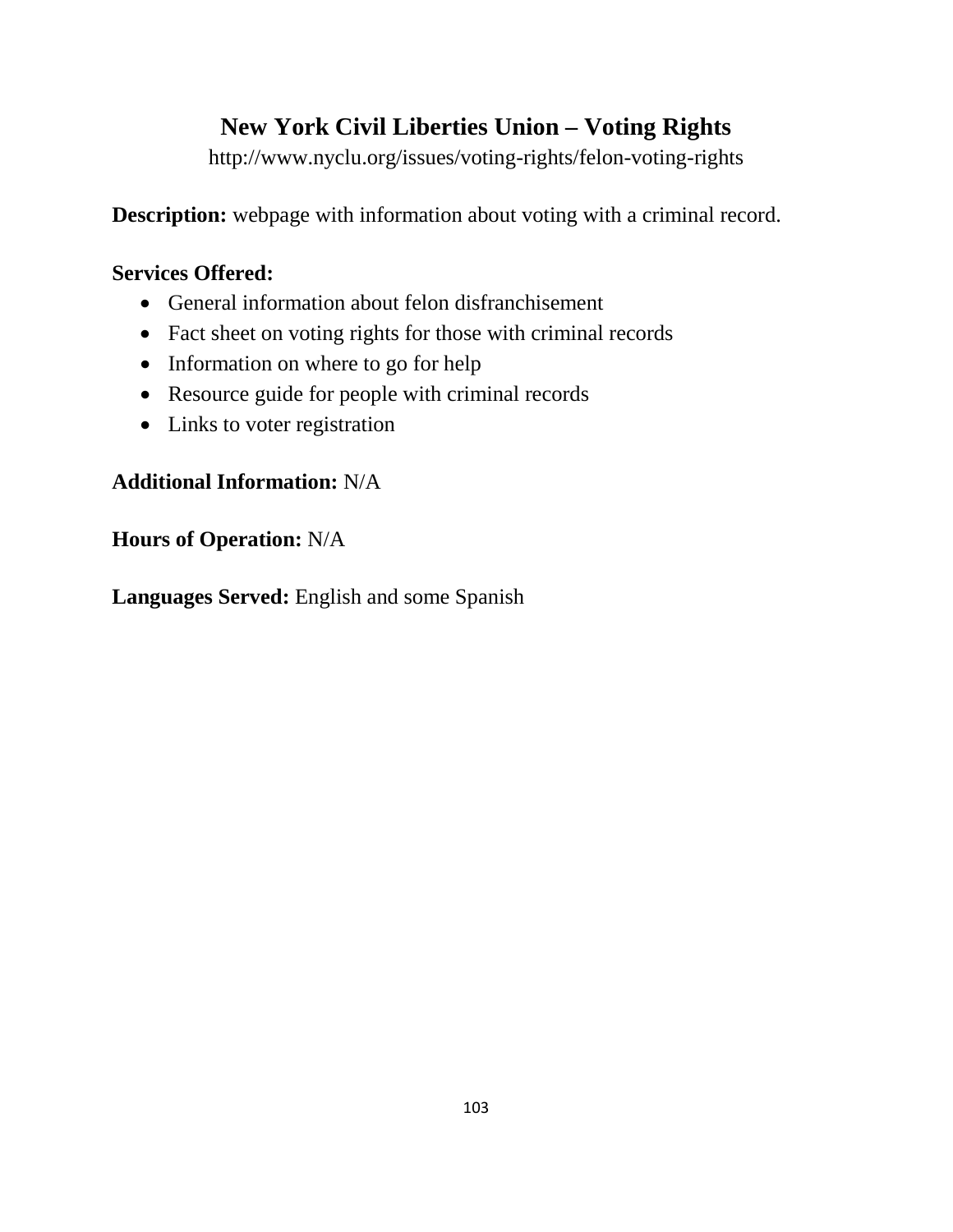# New York Civil Liberties Union – Voting Rights

http://www.nyclu.org/issues/voting-rights/felon-voting-rights

**Description:** webpage with information about voting with a criminal record.

**Services Offered:**

- General information about felon disfranchisement
- Fact sheet on voting rights for those with criminal records
- Information on where to go for help
- Resource guide for people with criminal records
- Links to voter registration

**Additional Information:** N/A

**Hours of Operation:** N/A

**Languages Served:** English and some Spanish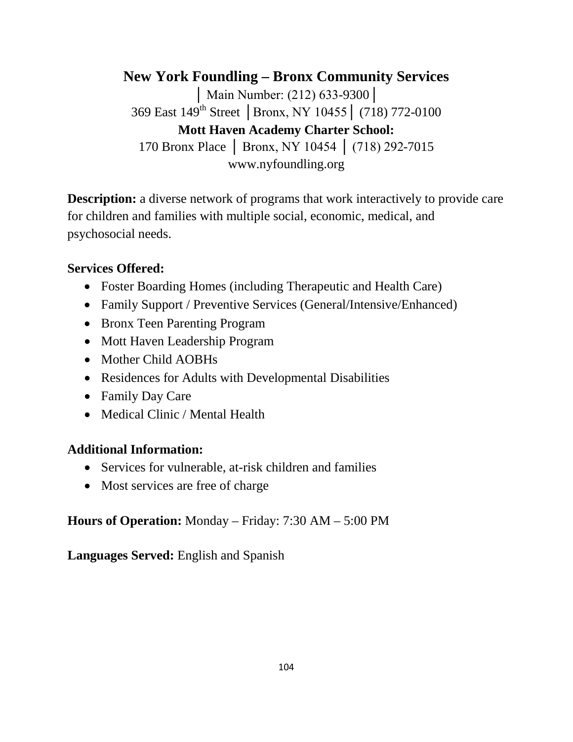## New York Foundling – Bronx Community Services

│ Main Number: (212) 633-9300│
369 East 149th Street │Bronx, NY 10455│ (718) 772-0100

**Mott Haven Academy Charter School:**

170 Bronx Place │ Bronx, NY 10454 │ (718) 292-7015
www.nyfoundling.org

**Description:** a diverse network of programs that work interactively to provide care for children and families with multiple social, economic, medical, and psychosocial needs.

**Services Offered:**

- Foster Boarding Homes (including Therapeutic and Health Care)
- Family Support / Preventive Services (General/Intensive/Enhanced)
- Bronx Teen Parenting Program
- Mott Haven Leadership Program
- Mother Child AOBHs
- Residences for Adults with Developmental Disabilities
- Family Day Care
- Medical Clinic / Mental Health

**Additional Information:**

- Services for vulnerable, at-risk children and families
- Most services are free of charge

**Hours of Operation:** Monday – Friday: 7:30 AM – 5:00 PM

**Languages Served:** English and Spanish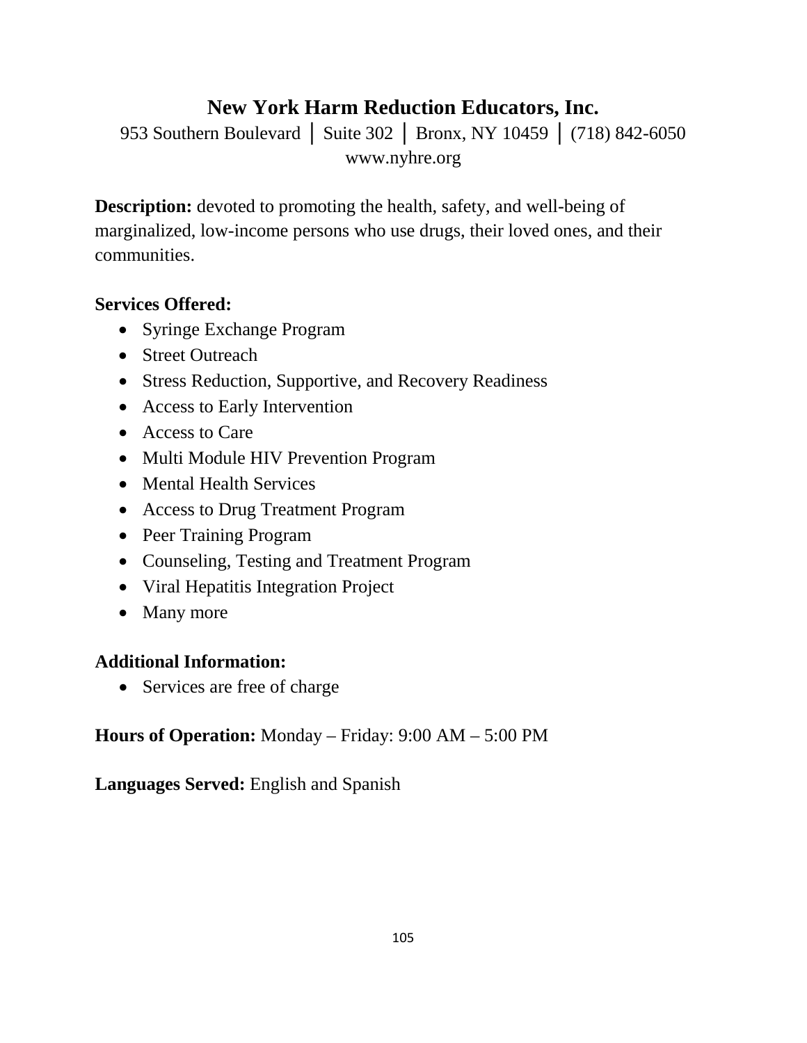## New York Harm Reduction Educators, Inc.

953 Southern Boulevard │ Suite 302 │ Bronx, NY 10459 │ (718) 842-6050
www.nyhre.org

**Description:** devoted to promoting the health, safety, and well-being of marginalized, low-income persons who use drugs, their loved ones, and their communities.

**Services Offered:**

- Syringe Exchange Program
- Street Outreach
- Stress Reduction, Supportive, and Recovery Readiness
- Access to Early Intervention
- Access to Care
- Multi Module HIV Prevention Program
- Mental Health Services
- Access to Drug Treatment Program
- Peer Training Program
- Counseling, Testing and Treatment Program
- Viral Hepatitis Integration Project
- Many more

**Additional Information:**

- Services are free of charge

**Hours of Operation:** Monday – Friday: 9:00 AM – 5:00 PM

**Languages Served:** English and Spanish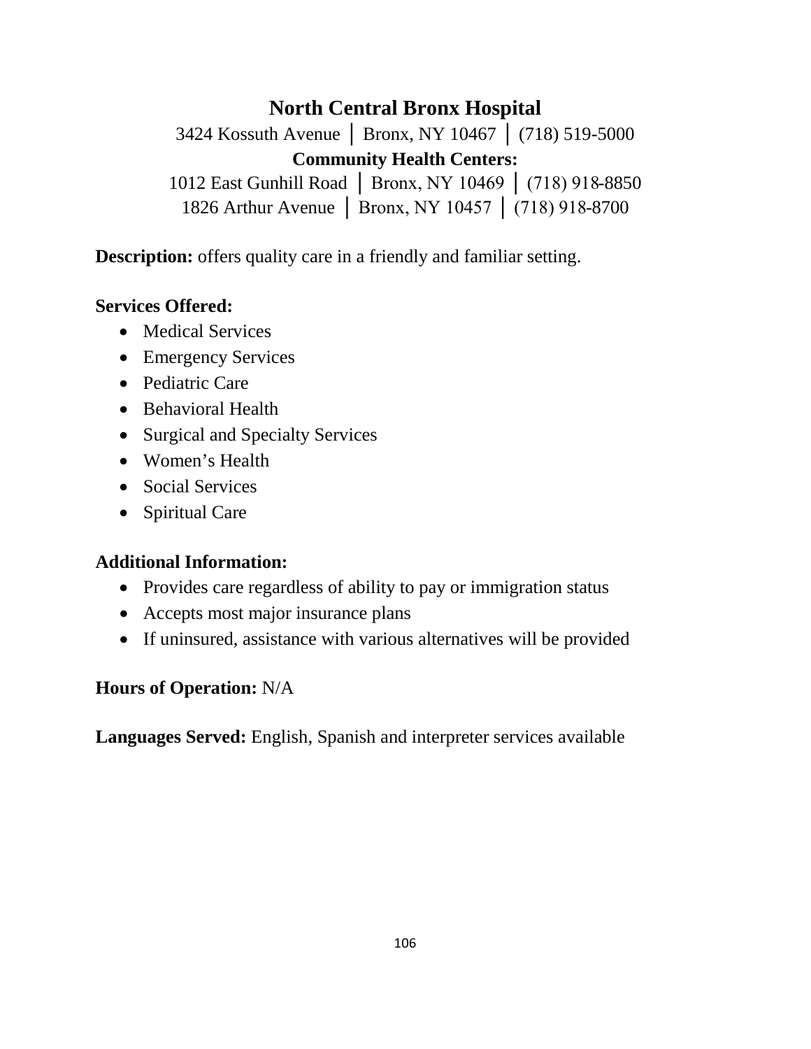## North Central Bronx Hospital

3424 Kossuth Avenue │ Bronx, NY 10467 │ (718) 519-5000

**Community Health Centers:**

1012 East Gunhill Road │ Bronx, NY 10469 │ (718) 918-8850

1826 Arthur Avenue │ Bronx, NY 10457 │ (718) 918-8700

**Description:** offers quality care in a friendly and familiar setting.

**Services Offered:**

- Medical Services
- Emergency Services
- Pediatric Care
- Behavioral Health
- Surgical and Specialty Services
- Women's Health
- Social Services
- Spiritual Care

**Additional Information:**

- Provides care regardless of ability to pay or immigration status
- Accepts most major insurance plans
- If uninsured, assistance with various alternatives will be provided

**Hours of Operation:** N/A

**Languages Served:** English, Spanish and interpreter services available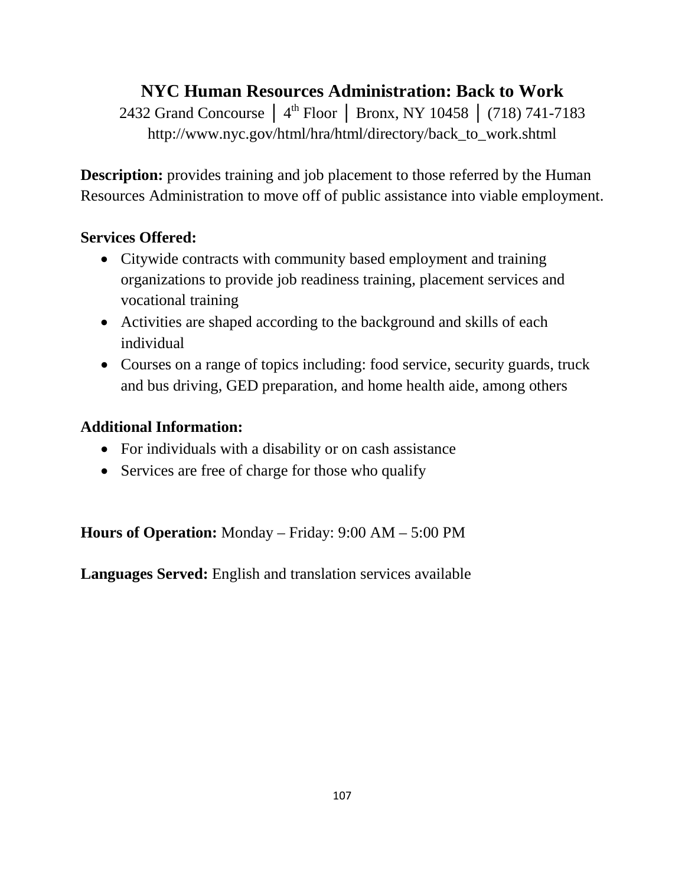# NYC Human Resources Administration: Back to Work

2432 Grand Concourse │ 4th Floor │ Bronx, NY 10458 │ (718) 741-7183
http://www.nyc.gov/html/hra/html/directory/back_to_work.shtml

**Description:** provides training and job placement to those referred by the Human Resources Administration to move off of public assistance into viable employment.

**Services Offered:**

- Citywide contracts with community based employment and training organizations to provide job readiness training, placement services and vocational training
- Activities are shaped according to the background and skills of each individual
- Courses on a range of topics including: food service, security guards, truck and bus driving, GED preparation, and home health aide, among others

**Additional Information:**

- For individuals with a disability or on cash assistance
- Services are free of charge for those who qualify

**Hours of Operation:** Monday – Friday: 9:00 AM – 5:00 PM

**Languages Served:** English and translation services available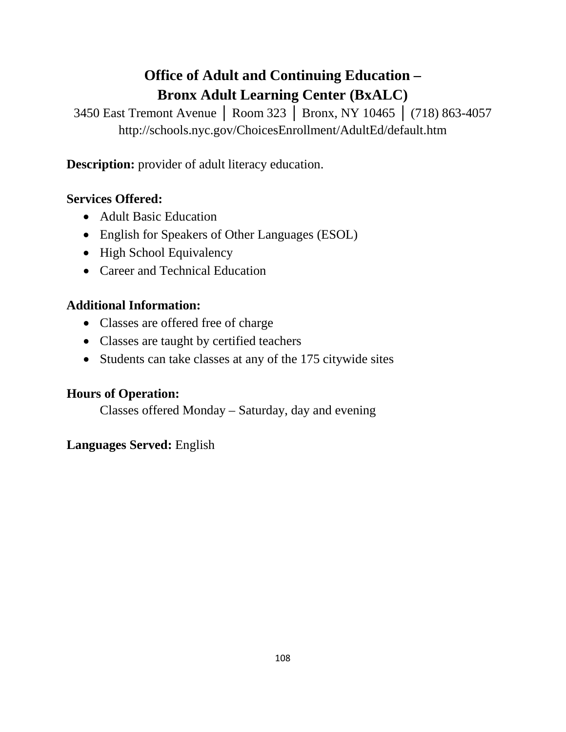# Office of Adult and Continuing Education – Bronx Adult Learning Center (BxALC)

3450 East Tremont Avenue │ Room 323 │ Bronx, NY 10465 │ (718) 863-4057
http://schools.nyc.gov/ChoicesEnrollment/AdultEd/default.htm

**Description:** provider of adult literacy education.

**Services Offered:**

- Adult Basic Education
- English for Speakers of Other Languages (ESOL)
- High School Equivalency
- Career and Technical Education

**Additional Information:**

- Classes are offered free of charge
- Classes are taught by certified teachers
- Students can take classes at any of the 175 citywide sites

**Hours of Operation:**

Classes offered Monday – Saturday, day and evening

**Languages Served:** English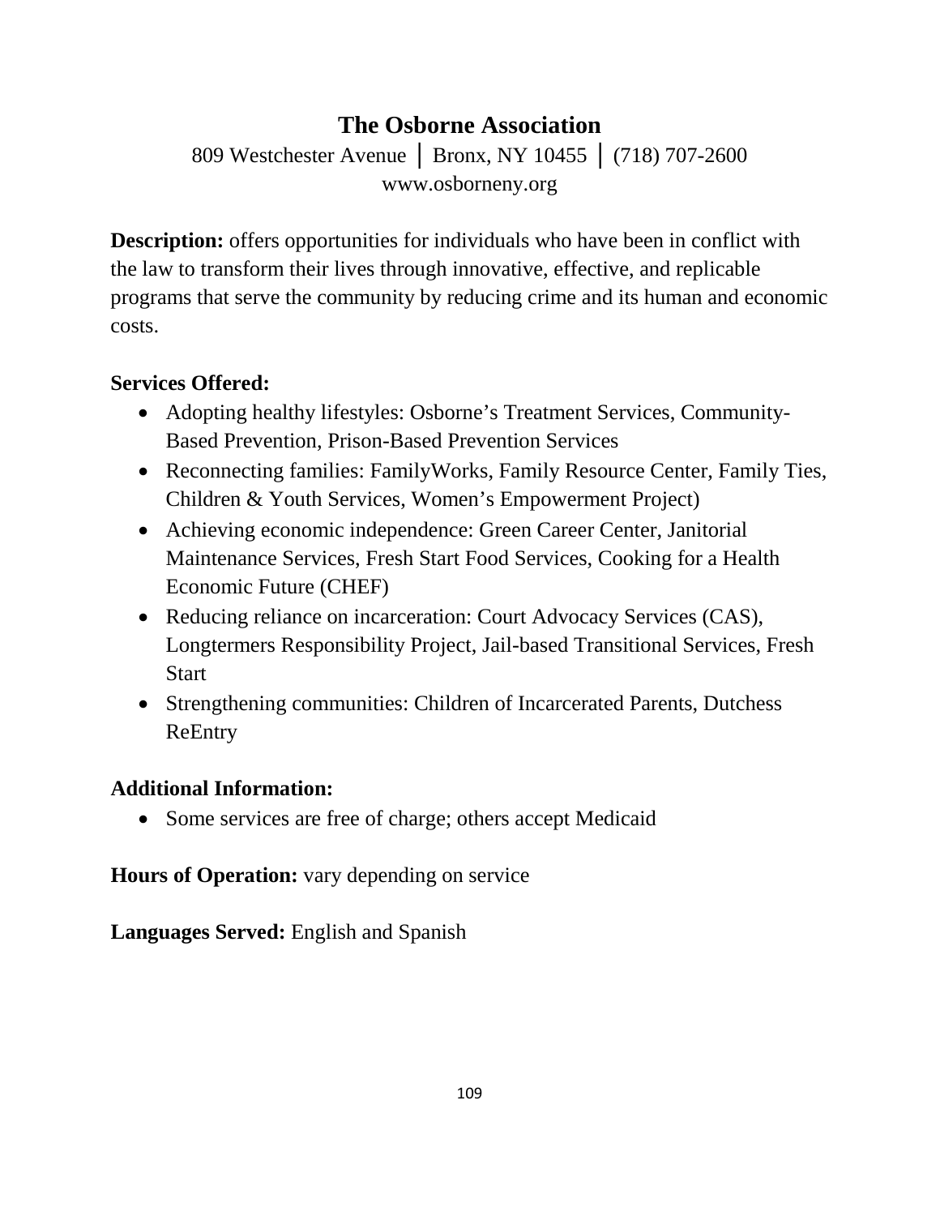# The Osborne Association

809 Westchester Avenue │ Bronx, NY 10455 │ (718) 707-2600
www.osborneny.org

**Description:** offers opportunities for individuals who have been in conflict with the law to transform their lives through innovative, effective, and replicable programs that serve the community by reducing crime and its human and economic costs.

**Services Offered:**

- Adopting healthy lifestyles: Osborne's Treatment Services, Community-Based Prevention, Prison-Based Prevention Services
- Reconnecting families: FamilyWorks, Family Resource Center, Family Ties, Children & Youth Services, Women's Empowerment Project)
- Achieving economic independence: Green Career Center, Janitorial Maintenance Services, Fresh Start Food Services, Cooking for a Health Economic Future (CHEF)
- Reducing reliance on incarceration: Court Advocacy Services (CAS), Longtermers Responsibility Project, Jail-based Transitional Services, Fresh Start
- Strengthening communities: Children of Incarcerated Parents, Dutchess ReEntry

**Additional Information:**

- Some services are free of charge; others accept Medicaid

**Hours of Operation:** vary depending on service

**Languages Served:** English and Spanish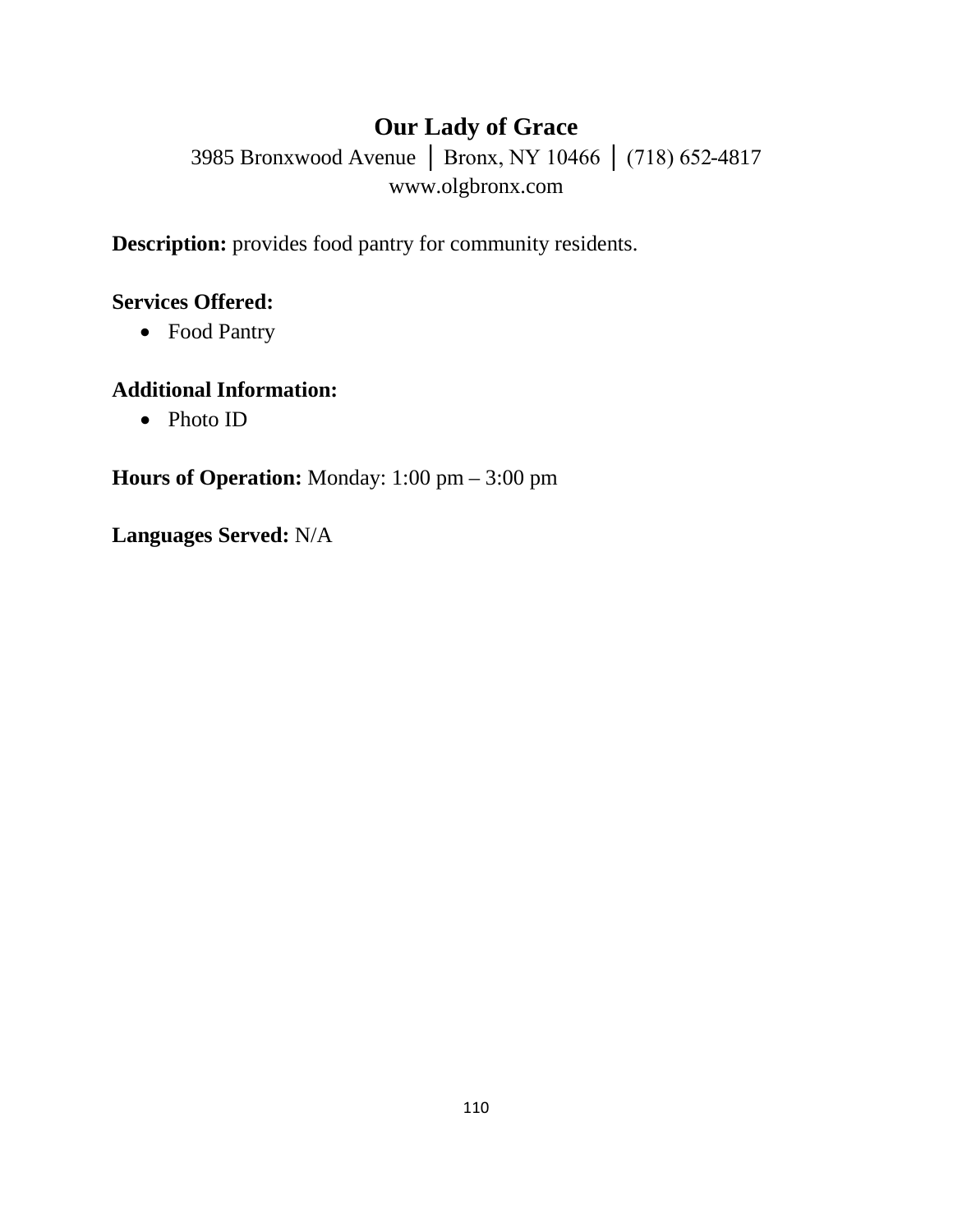# Our Lady of Grace

3985 Bronxwood Avenue │ Bronx, NY 10466 │ (718) 652-4817
www.olgbronx.com

**Description:** provides food pantry for community residents.

**Services Offered:**

- Food Pantry

**Additional Information:**

- Photo ID

**Hours of Operation:** Monday: 1:00 pm – 3:00 pm

**Languages Served:** N/A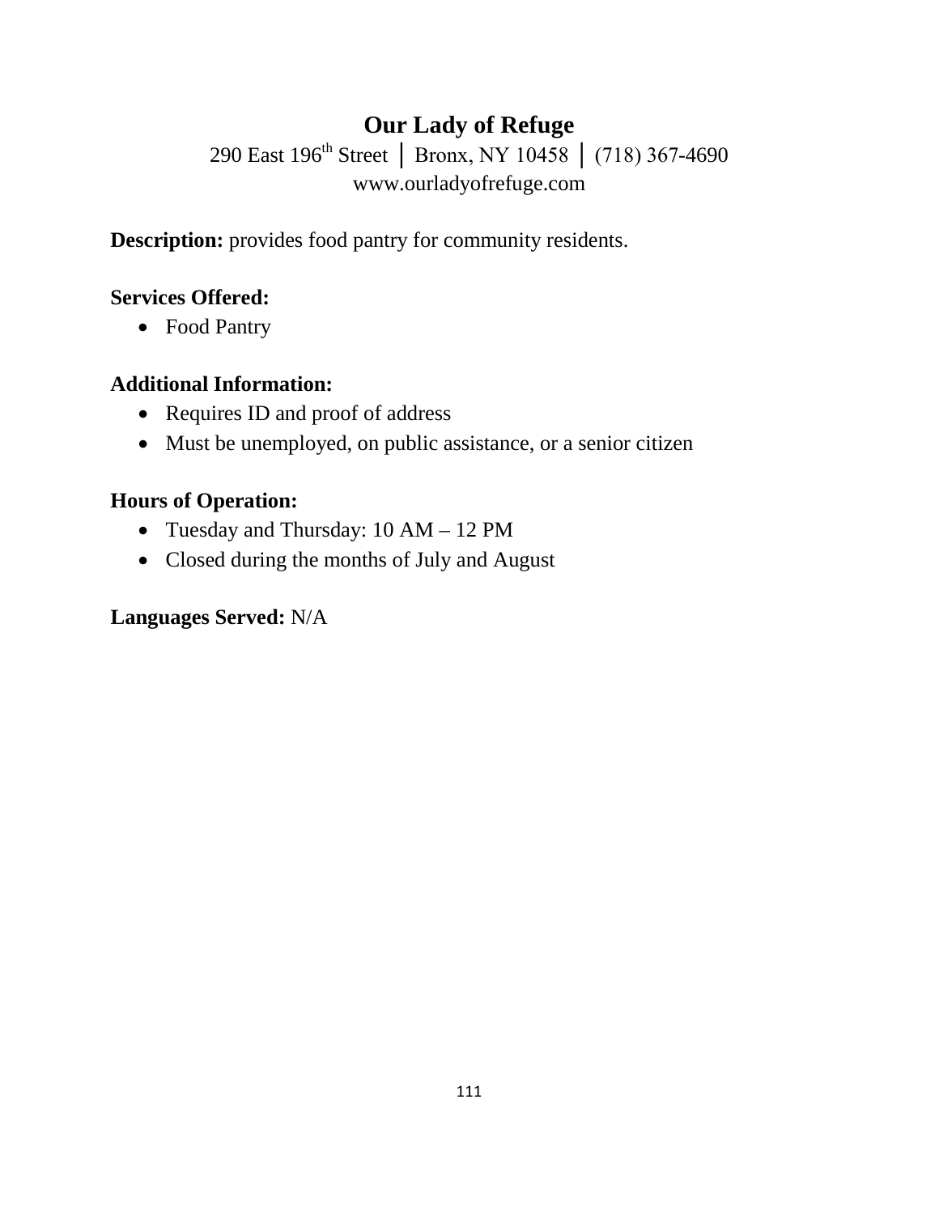# Our Lady of Refuge

290 East 196th Street │ Bronx, NY 10458 │ (718) 367-4690
www.ourladyofrefuge.com

**Description:** provides food pantry for community residents.

**Services Offered:**

- Food Pantry

**Additional Information:**

- Requires ID and proof of address
- Must be unemployed, on public assistance, or a senior citizen

**Hours of Operation:**

- Tuesday and Thursday: 10 AM – 12 PM
- Closed during the months of July and August

**Languages Served:** N/A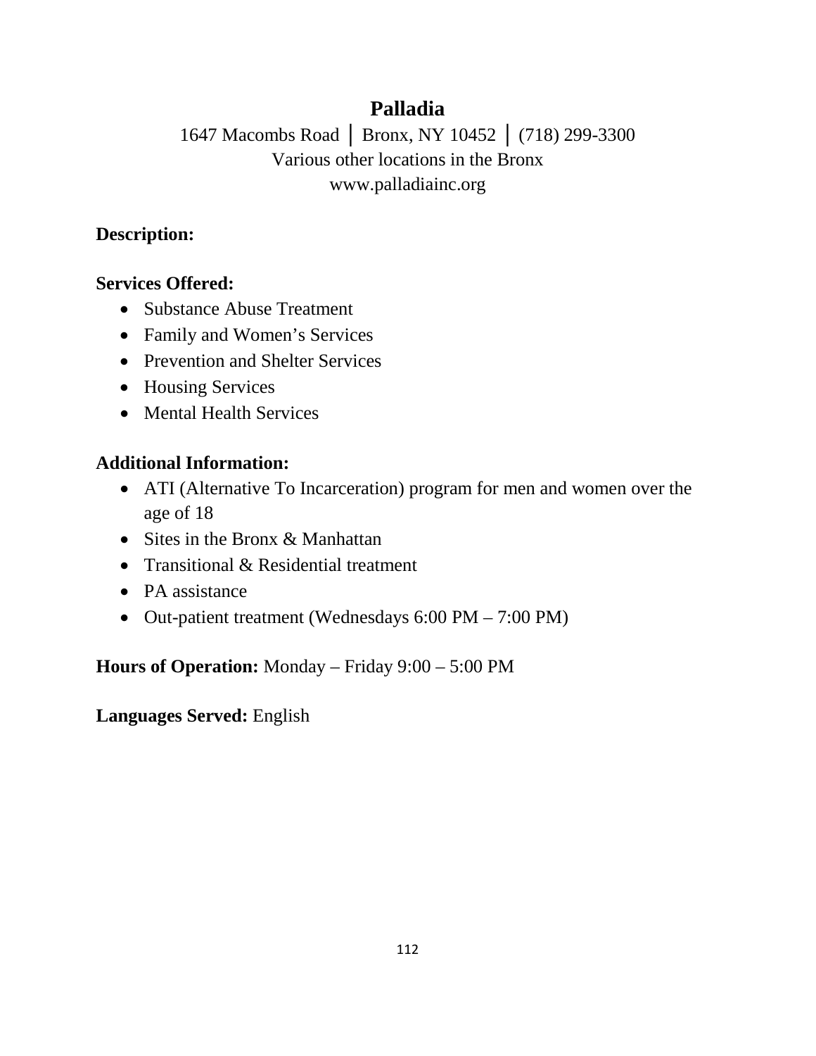# Palladia

1647 Macombs Road │ Bronx, NY 10452 │ (718) 299-3300
Various other locations in the Bronx
www.palladiainc.org

**Description:**

**Services Offered:**

- Substance Abuse Treatment
- Family and Women's Services
- Prevention and Shelter Services
- Housing Services
- Mental Health Services

**Additional Information:**

- ATI (Alternative To Incarceration) program for men and women over the age of 18
- Sites in the Bronx & Manhattan
- Transitional & Residential treatment
- PA assistance
- Out-patient treatment (Wednesdays 6:00 PM – 7:00 PM)

**Hours of Operation:** Monday – Friday 9:00 – 5:00 PM

**Languages Served:** English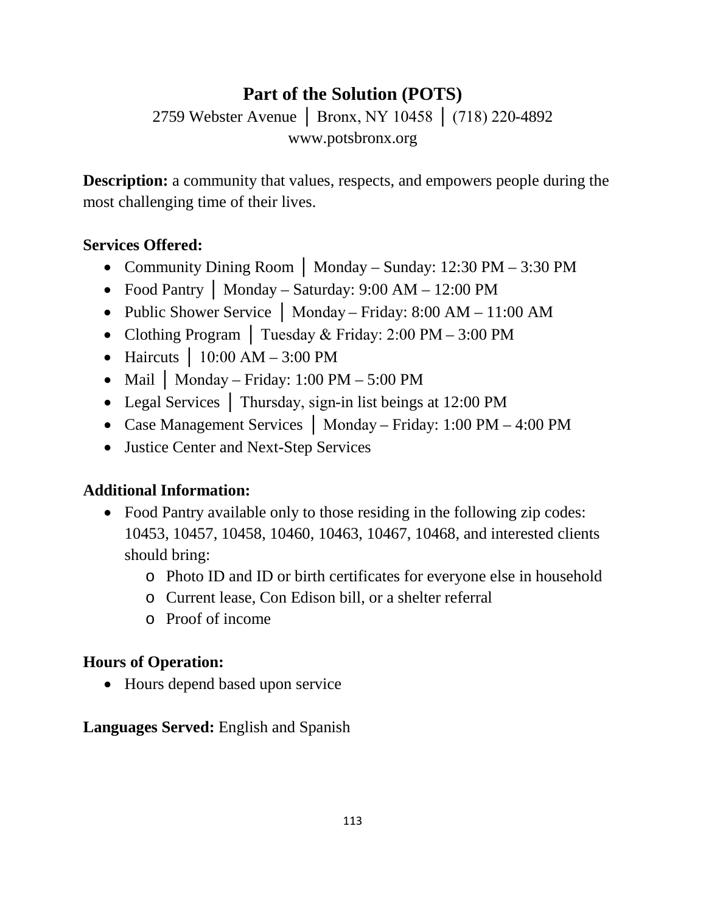# Part of the Solution (POTS)

2759 Webster Avenue │ Bronx, NY 10458 │ (718) 220-4892
www.potsbronx.org

**Description:** a community that values, respects, and empowers people during the most challenging time of their lives.

**Services Offered:**

- Community Dining Room │ Monday – Sunday: 12:30 PM – 3:30 PM
- Food Pantry │ Monday – Saturday: 9:00 AM – 12:00 PM
- Public Shower Service │ Monday – Friday: 8:00 AM – 11:00 AM
- Clothing Program │ Tuesday & Friday: 2:00 PM – 3:00 PM
- Haircuts │ 10:00 AM – 3:00 PM
- Mail │ Monday – Friday: 1:00 PM – 5:00 PM
- Legal Services │ Thursday, sign-in list beings at 12:00 PM
- Case Management Services │ Monday – Friday: 1:00 PM – 4:00 PM
- Justice Center and Next-Step Services

**Additional Information:**

- Food Pantry available only to those residing in the following zip codes: 10453, 10457, 10458, 10460, 10463, 10467, 10468, and interested clients should bring:
  - Photo ID and ID or birth certificates for everyone else in household
  - Current lease, Con Edison bill, or a shelter referral
  - Proof of income

**Hours of Operation:**

- Hours depend based upon service

**Languages Served:** English and Spanish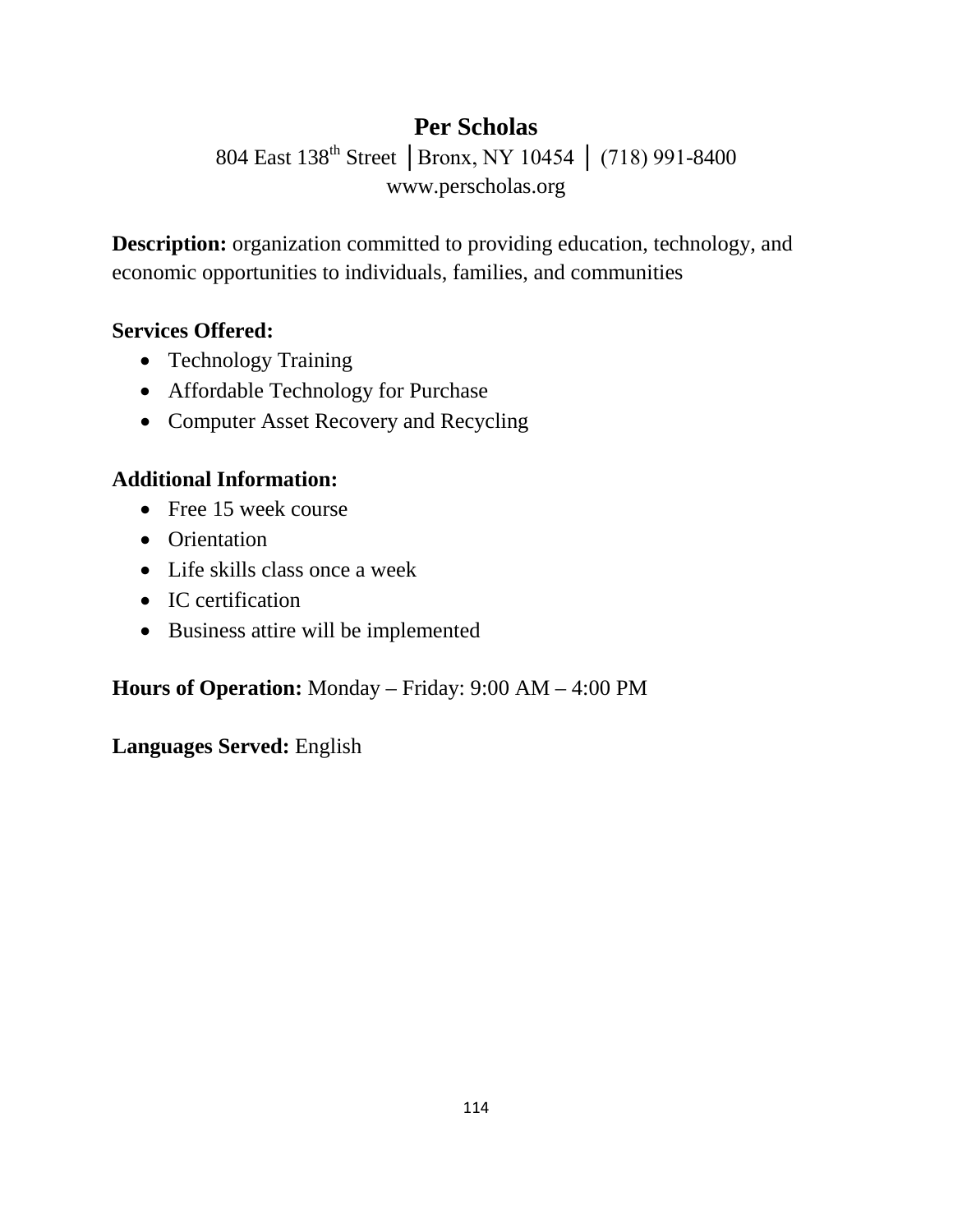# Per Scholas

804 East 138th Street │Bronx, NY 10454 │ (718) 991-8400
www.perscholas.org

**Description:** organization committed to providing education, technology, and economic opportunities to individuals, families, and communities

**Services Offered:**

- Technology Training
- Affordable Technology for Purchase
- Computer Asset Recovery and Recycling

**Additional Information:**

- Free 15 week course
- Orientation
- Life skills class once a week
- IC certification
- Business attire will be implemented

**Hours of Operation:** Monday – Friday: 9:00 AM – 4:00 PM

**Languages Served:** English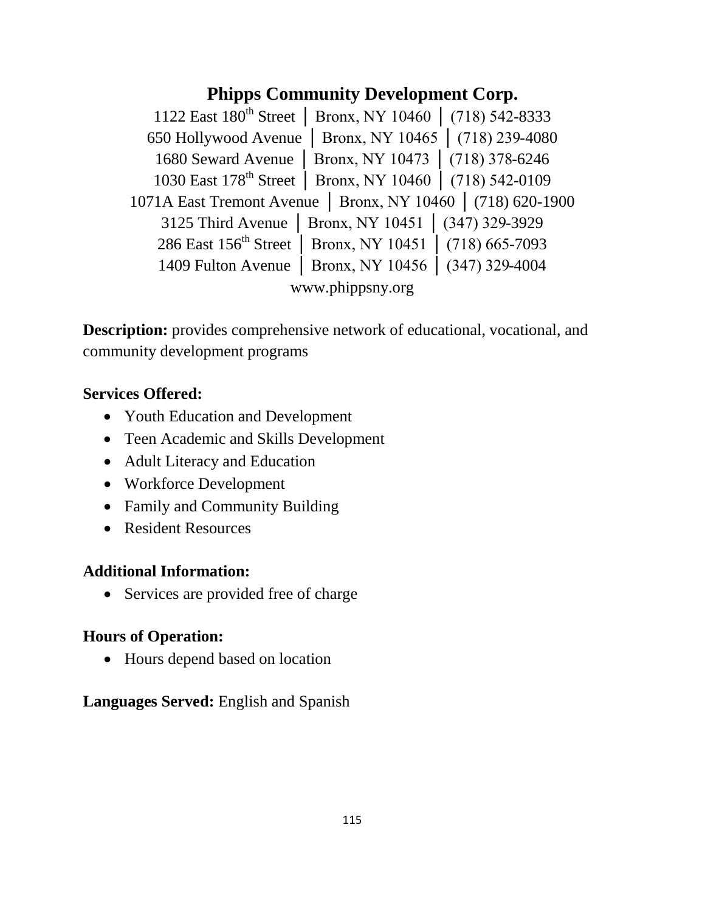## Phipps Community Development Corp.

1122 East 180th Street │ Bronx, NY 10460 │ (718) 542-8333
650 Hollywood Avenue │ Bronx, NY 10465 │ (718) 239-4080
1680 Seward Avenue │ Bronx, NY 10473 │ (718) 378-6246
1030 East 178th Street │ Bronx, NY 10460 │ (718) 542-0109
1071A East Tremont Avenue │ Bronx, NY 10460 │ (718) 620-1900
3125 Third Avenue │ Bronx, NY 10451 │ (347) 329-3929
286 East 156th Street │ Bronx, NY 10451 │ (718) 665-7093
1409 Fulton Avenue │ Bronx, NY 10456 │ (347) 329-4004
www.phippsny.org

**Description:** provides comprehensive network of educational, vocational, and community development programs

**Services Offered:**

- Youth Education and Development
- Teen Academic and Skills Development
- Adult Literacy and Education
- Workforce Development
- Family and Community Building
- Resident Resources

**Additional Information:**

- Services are provided free of charge

**Hours of Operation:**

- Hours depend based on location

**Languages Served:** English and Spanish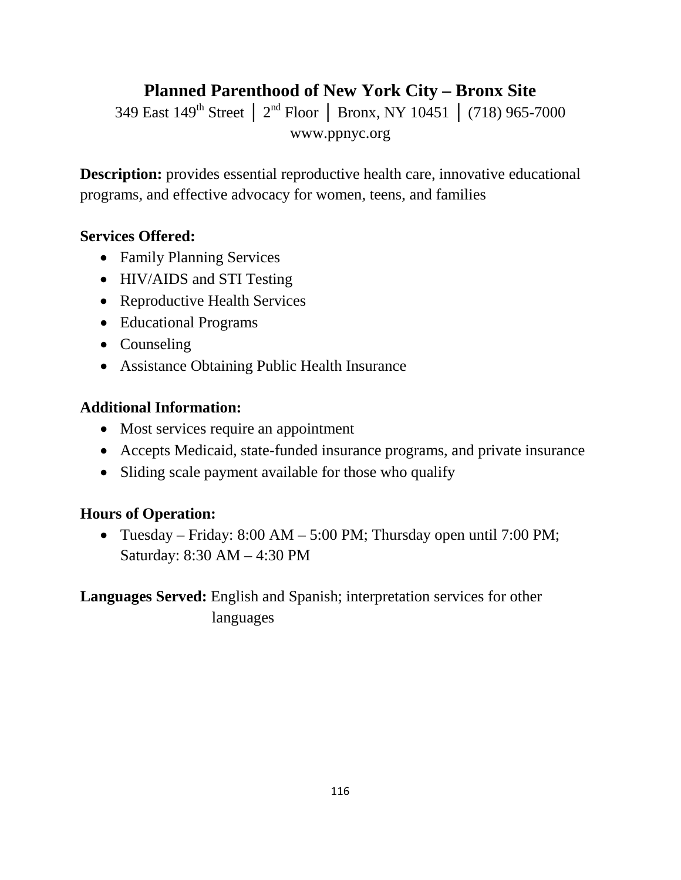# Planned Parenthood of New York City – Bronx Site

349 East 149th Street | 2nd Floor | Bronx, NY 10451 | (718) 965-7000
www.ppnyc.org

**Description:** provides essential reproductive health care, innovative educational programs, and effective advocacy for women, teens, and families

**Services Offered:**

- Family Planning Services
- HIV/AIDS and STI Testing
- Reproductive Health Services
- Educational Programs
- Counseling
- Assistance Obtaining Public Health Insurance

**Additional Information:**

- Most services require an appointment
- Accepts Medicaid, state-funded insurance programs, and private insurance
- Sliding scale payment available for those who qualify

**Hours of Operation:**

- Tuesday – Friday: 8:00 AM – 5:00 PM; Thursday open until 7:00 PM; Saturday: 8:30 AM – 4:30 PM

**Languages Served:** English and Spanish; interpretation services for other languages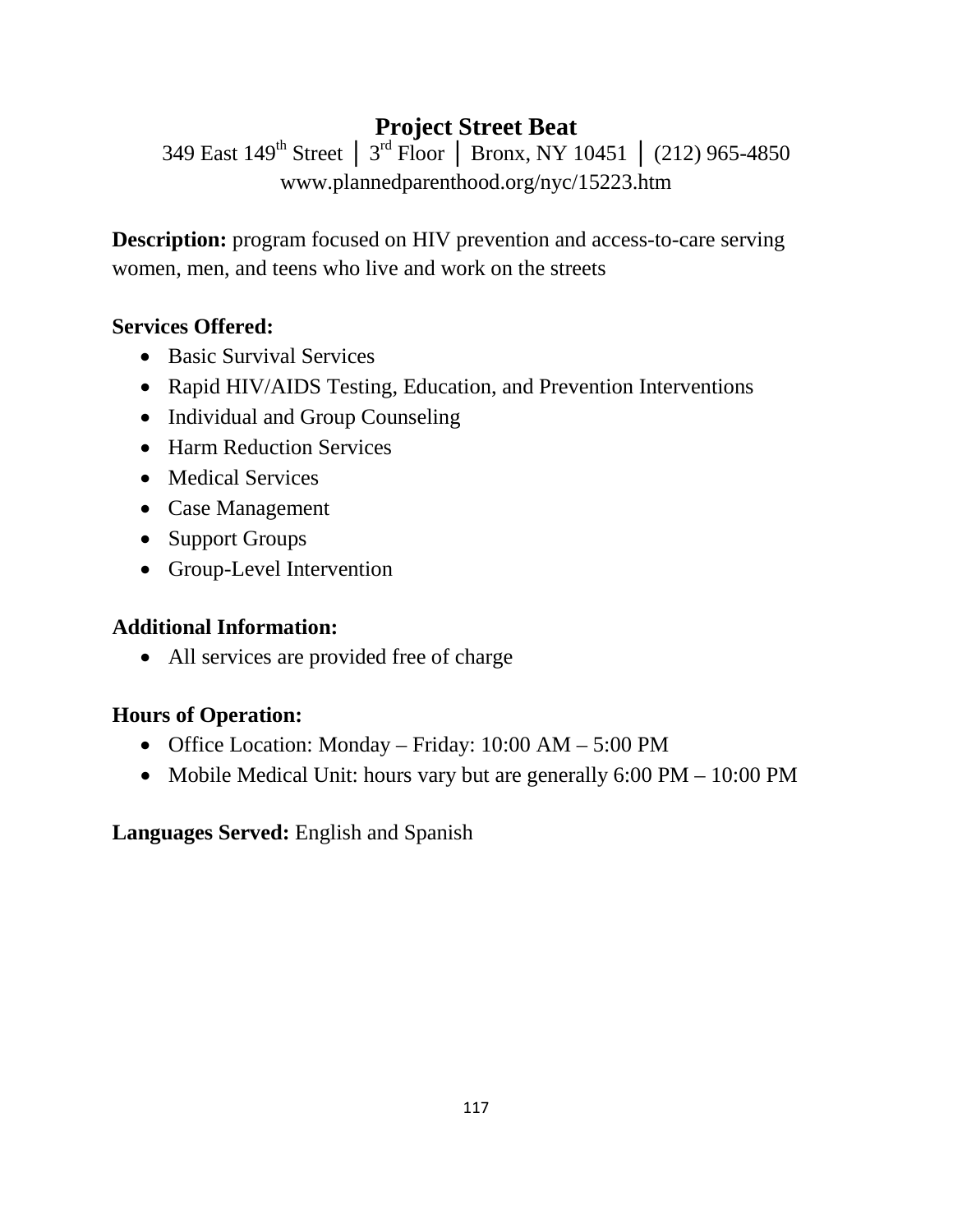## Project Street Beat

349 East 149th Street | 3rd Floor | Bronx, NY 10451 | (212) 965-4850
www.plannedparenthood.org/nyc/15223.htm

**Description:** program focused on HIV prevention and access-to-care serving women, men, and teens who live and work on the streets

**Services Offered:**

- Basic Survival Services
- Rapid HIV/AIDS Testing, Education, and Prevention Interventions
- Individual and Group Counseling
- Harm Reduction Services
- Medical Services
- Case Management
- Support Groups
- Group-Level Intervention

**Additional Information:**

- All services are provided free of charge

**Hours of Operation:**

- Office Location: Monday – Friday: 10:00 AM – 5:00 PM
- Mobile Medical Unit: hours vary but are generally 6:00 PM – 10:00 PM

**Languages Served:** English and Spanish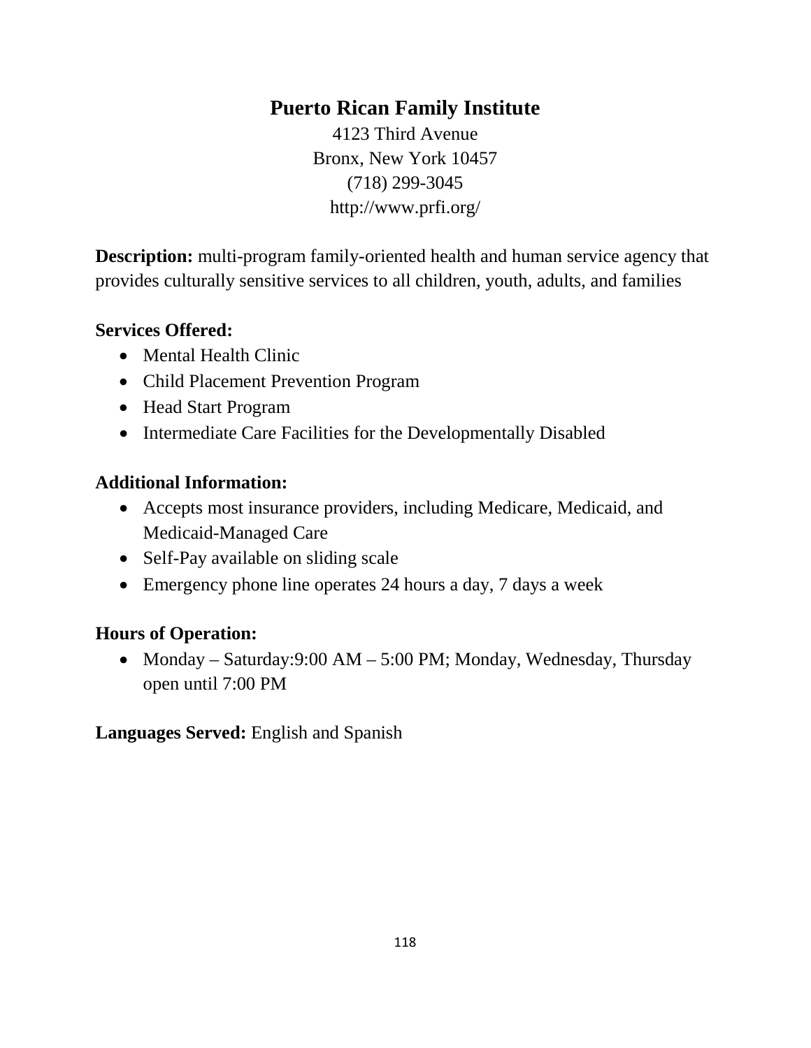# Puerto Rican Family Institute

4123 Third Avenue
Bronx, New York 10457
(718) 299-3045
http://www.prfi.org/

**Description:** multi-program family-oriented health and human service agency that provides culturally sensitive services to all children, youth, adults, and families

**Services Offered:**

- Mental Health Clinic
- Child Placement Prevention Program
- Head Start Program
- Intermediate Care Facilities for the Developmentally Disabled

**Additional Information:**

- Accepts most insurance providers, including Medicare, Medicaid, and Medicaid-Managed Care
- Self-Pay available on sliding scale
- Emergency phone line operates 24 hours a day, 7 days a week

**Hours of Operation:**

- Monday – Saturday:9:00 AM – 5:00 PM; Monday, Wednesday, Thursday open until 7:00 PM

**Languages Served:** English and Spanish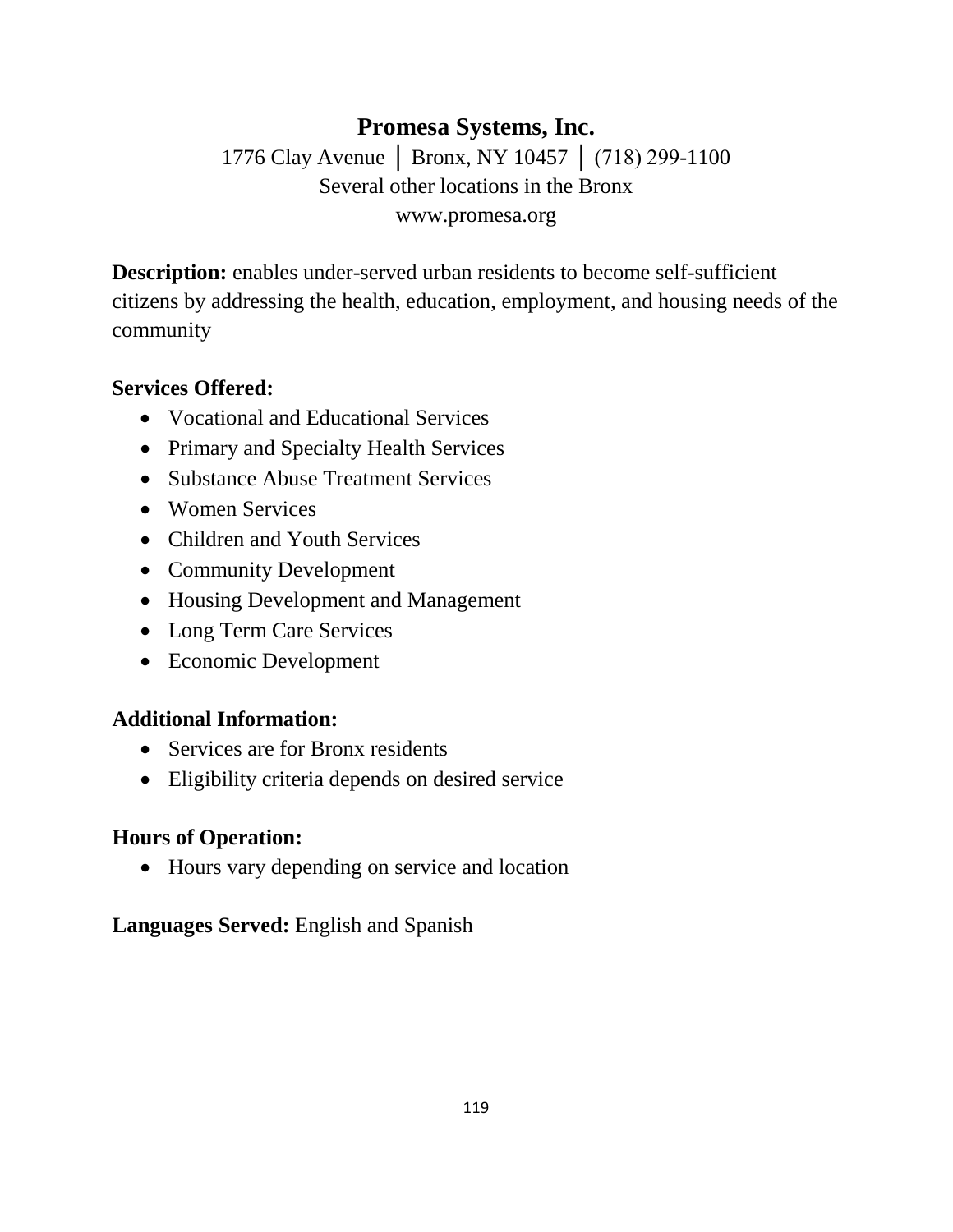# Promesa Systems, Inc.

1776 Clay Avenue │ Bronx, NY 10457 │ (718) 299-1100
Several other locations in the Bronx
www.promesa.org

**Description:** enables under-served urban residents to become self-sufficient citizens by addressing the health, education, employment, and housing needs of the community

**Services Offered:**

- Vocational and Educational Services
- Primary and Specialty Health Services
- Substance Abuse Treatment Services
- Women Services
- Children and Youth Services
- Community Development
- Housing Development and Management
- Long Term Care Services
- Economic Development

**Additional Information:**

- Services are for Bronx residents
- Eligibility criteria depends on desired service

**Hours of Operation:**

- Hours vary depending on service and location

**Languages Served:** English and Spanish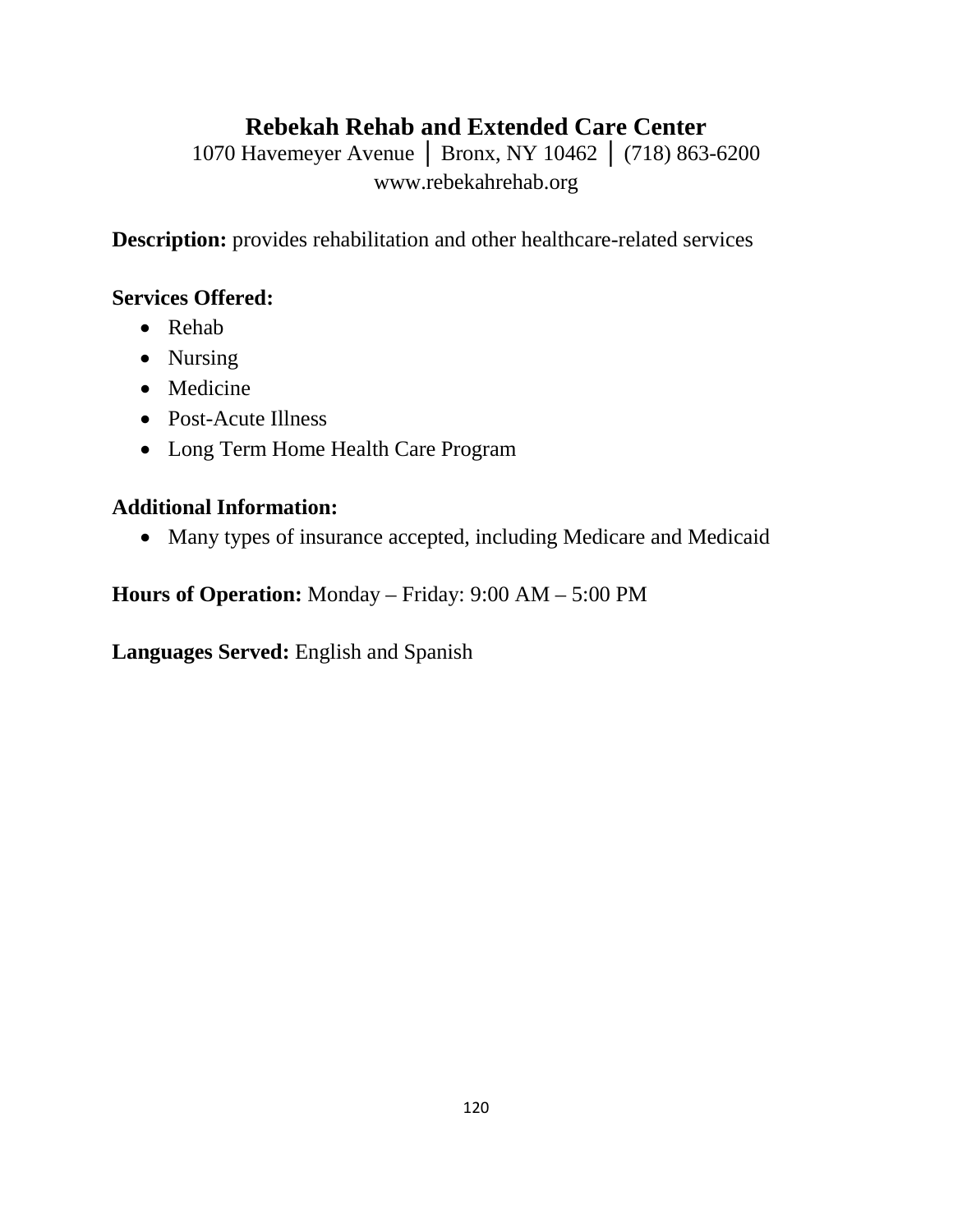## Rebekah Rehab and Extended Care Center

1070 Havemeyer Avenue │ Bronx, NY 10462 │ (718) 863-6200
www.rebekahrehab.org

**Description:** provides rehabilitation and other healthcare-related services

**Services Offered:**

- Rehab
- Nursing
- Medicine
- Post-Acute Illness
- Long Term Home Health Care Program

**Additional Information:**

- Many types of insurance accepted, including Medicare and Medicaid

**Hours of Operation:** Monday – Friday: 9:00 AM – 5:00 PM

**Languages Served:** English and Spanish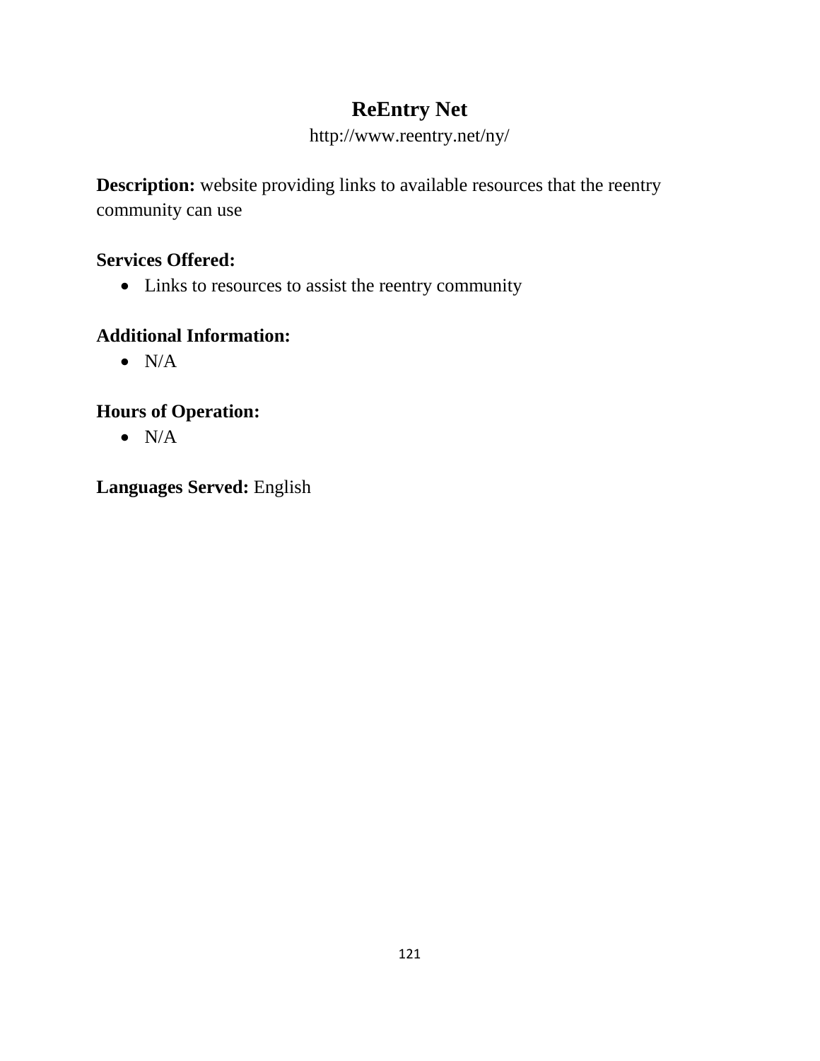# ReEntry Net

http://www.reentry.net/ny/

**Description:** website providing links to available resources that the reentry community can use

**Services Offered:**

- Links to resources to assist the reentry community

**Additional Information:**

- N/A

**Hours of Operation:**

- N/A

**Languages Served:** English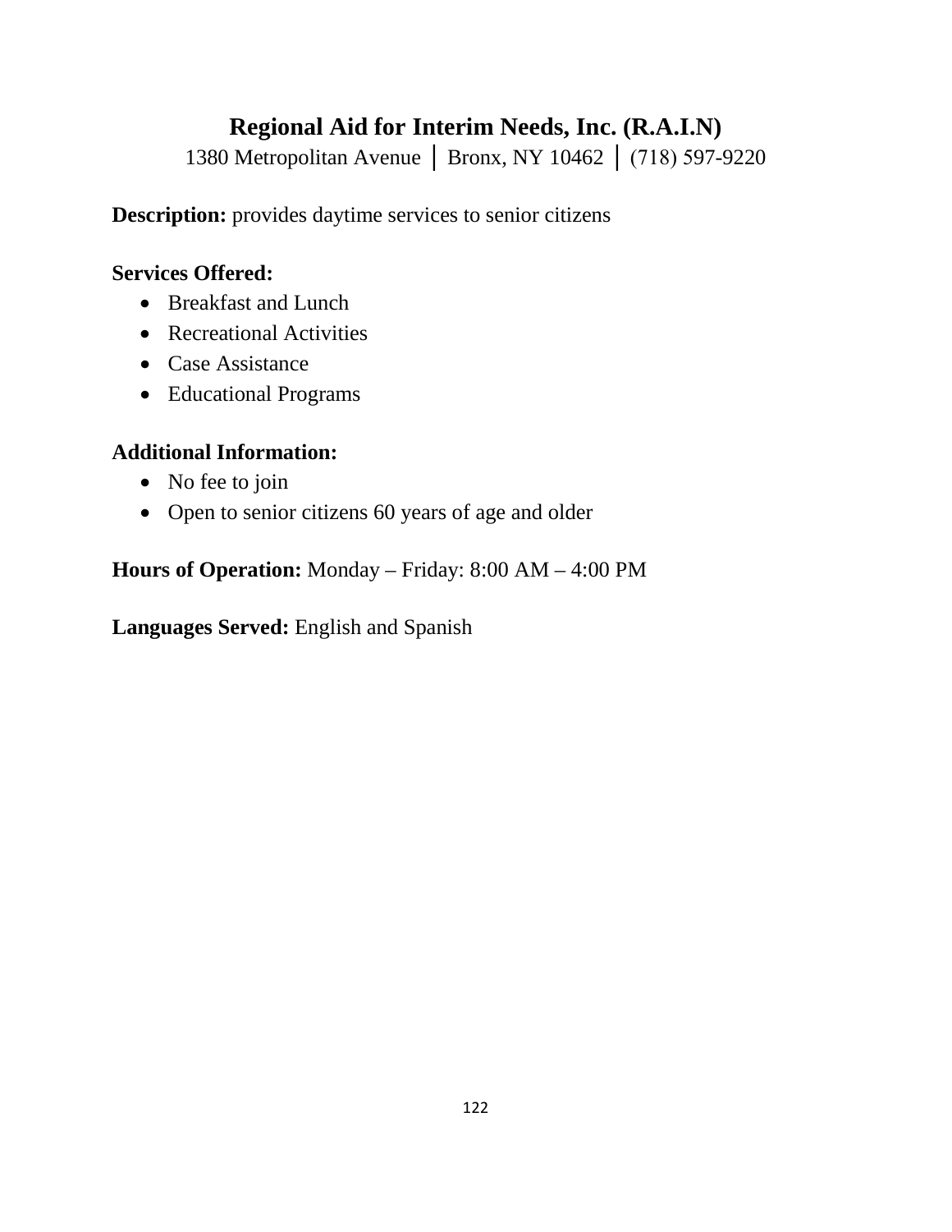# Regional Aid for Interim Needs, Inc. (R.A.I.N)

1380 Metropolitan Avenue │ Bronx, NY 10462 │ (718) 597-9220

**Description:** provides daytime services to senior citizens

**Services Offered:**

- Breakfast and Lunch
- Recreational Activities
- Case Assistance
- Educational Programs

**Additional Information:**

- No fee to join
- Open to senior citizens 60 years of age and older

**Hours of Operation:** Monday – Friday: 8:00 AM – 4:00 PM

**Languages Served:** English and Spanish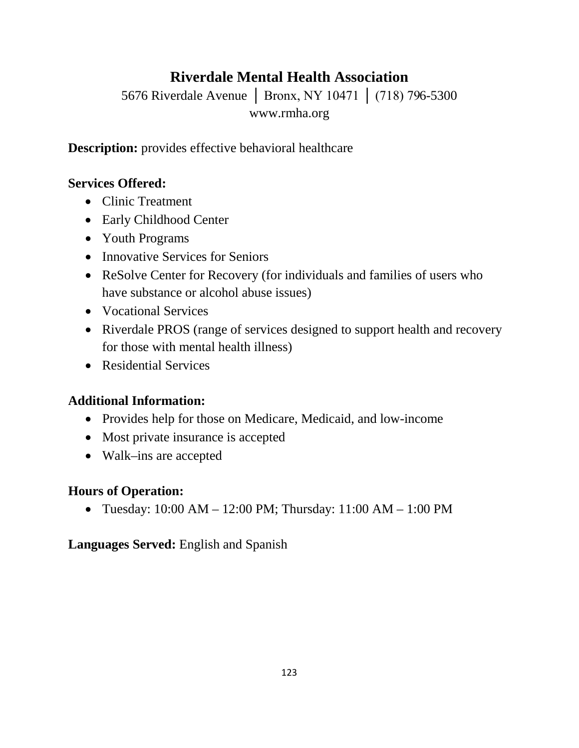# Riverdale Mental Health Association

5676 Riverdale Avenue │ Bronx, NY 10471 │ (718) 796-5300
www.rmha.org

**Description:** provides effective behavioral healthcare

**Services Offered:**

- Clinic Treatment
- Early Childhood Center
- Youth Programs
- Innovative Services for Seniors
- ReSolve Center for Recovery (for individuals and families of users who have substance or alcohol abuse issues)
- Vocational Services
- Riverdale PROS (range of services designed to support health and recovery for those with mental health illness)
- Residential Services

**Additional Information:**

- Provides help for those on Medicare, Medicaid, and low-income
- Most private insurance is accepted
- Walk–ins are accepted

**Hours of Operation:**

- Tuesday: 10:00 AM – 12:00 PM; Thursday: 11:00 AM – 1:00 PM

**Languages Served:** English and Spanish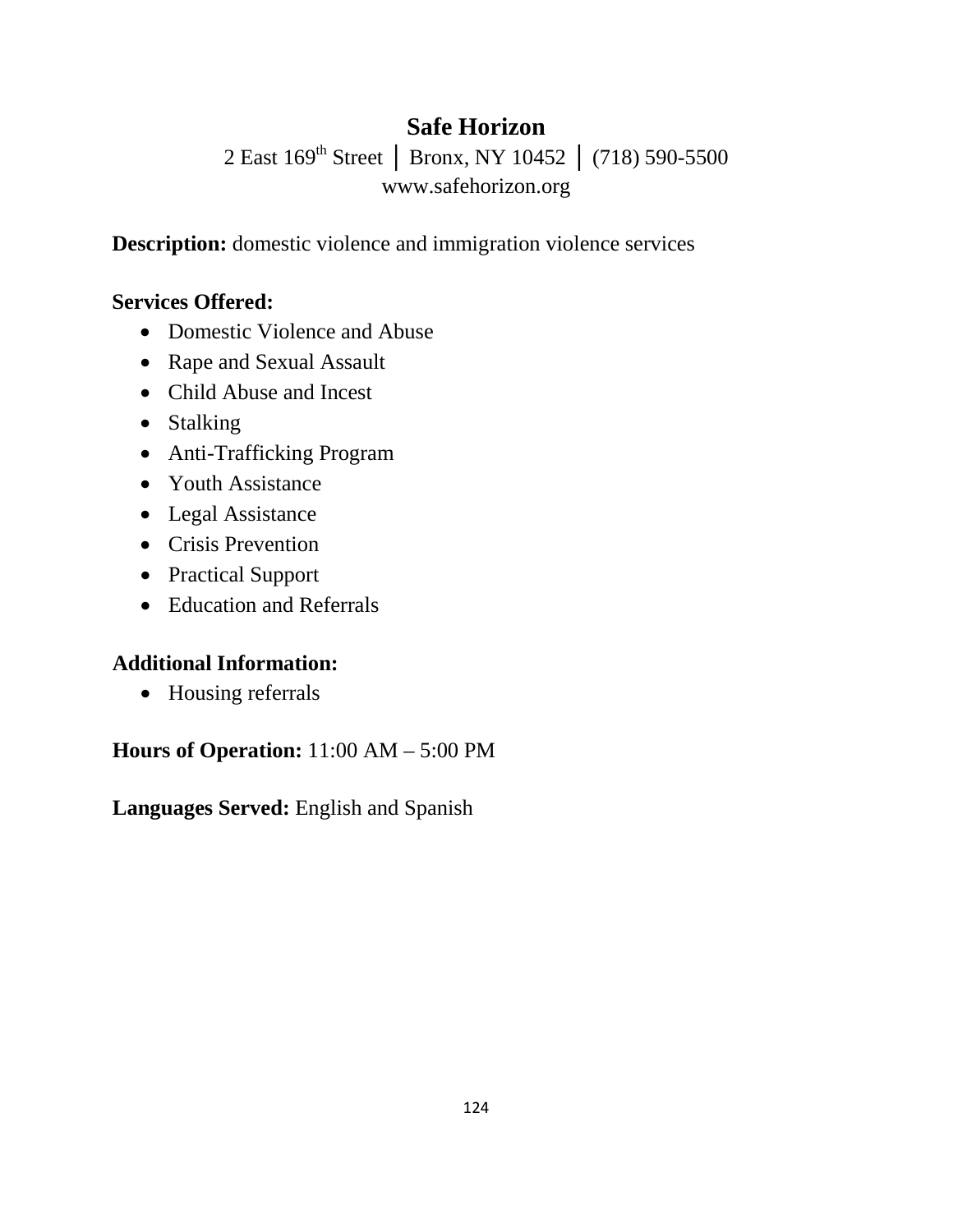# Safe Horizon

2 East 169th Street │ Bronx, NY 10452 │ (718) 590-5500
www.safehorizon.org

**Description:** domestic violence and immigration violence services

**Services Offered:**

- Domestic Violence and Abuse
- Rape and Sexual Assault
- Child Abuse and Incest
- Stalking
- Anti-Trafficking Program
- Youth Assistance
- Legal Assistance
- Crisis Prevention
- Practical Support
- Education and Referrals

**Additional Information:**

- Housing referrals

**Hours of Operation:** 11:00 AM – 5:00 PM

**Languages Served:** English and Spanish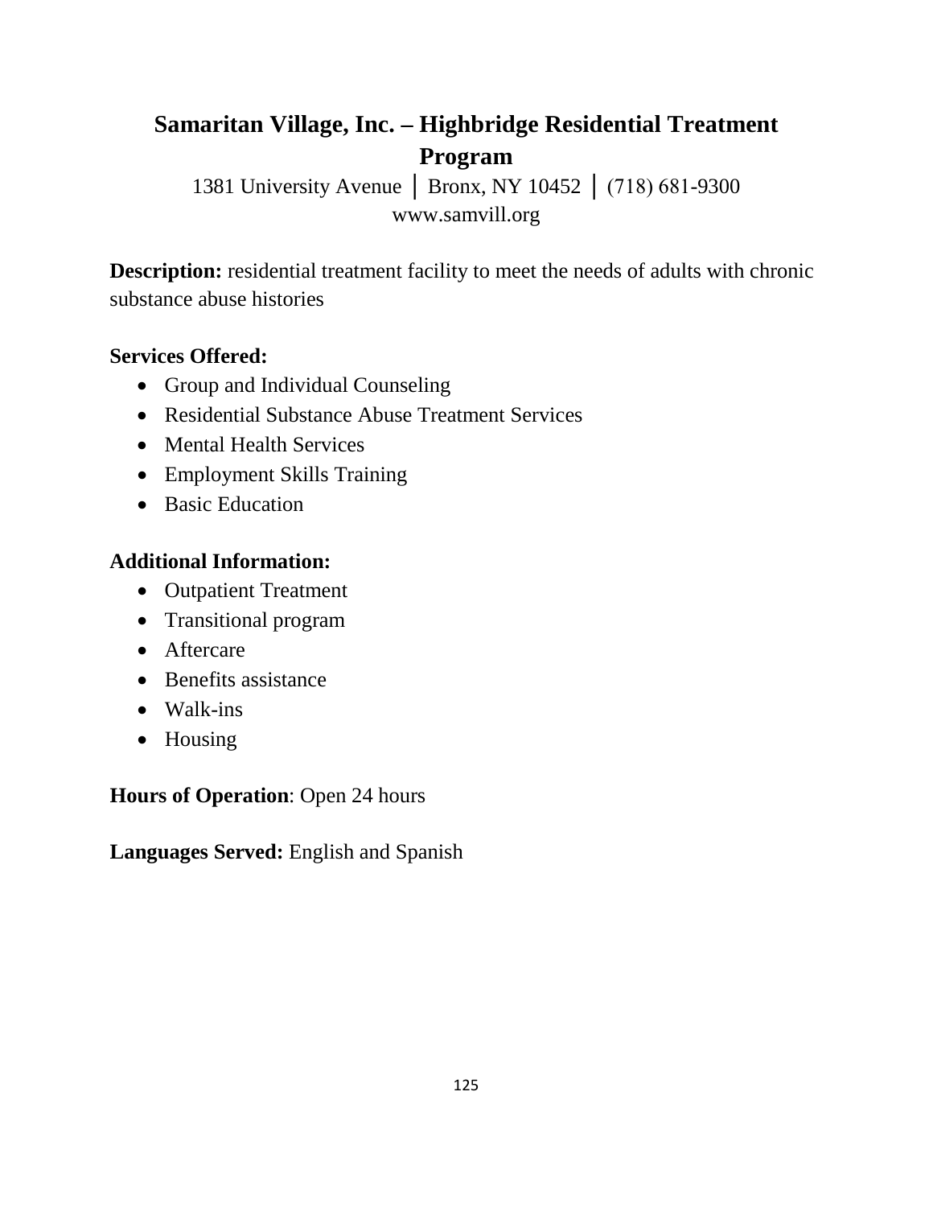# Samaritan Village, Inc. – Highbridge Residential Treatment Program

1381 University Avenue | Bronx, NY 10452 | (718) 681-9300
www.samvill.org

**Description:** residential treatment facility to meet the needs of adults with chronic substance abuse histories

**Services Offered:**

- Group and Individual Counseling
- Residential Substance Abuse Treatment Services
- Mental Health Services
- Employment Skills Training
- Basic Education

**Additional Information:**

- Outpatient Treatment
- Transitional program
- Aftercare
- Benefits assistance
- Walk-ins
- Housing

**Hours of Operation**: Open 24 hours

**Languages Served:** English and Spanish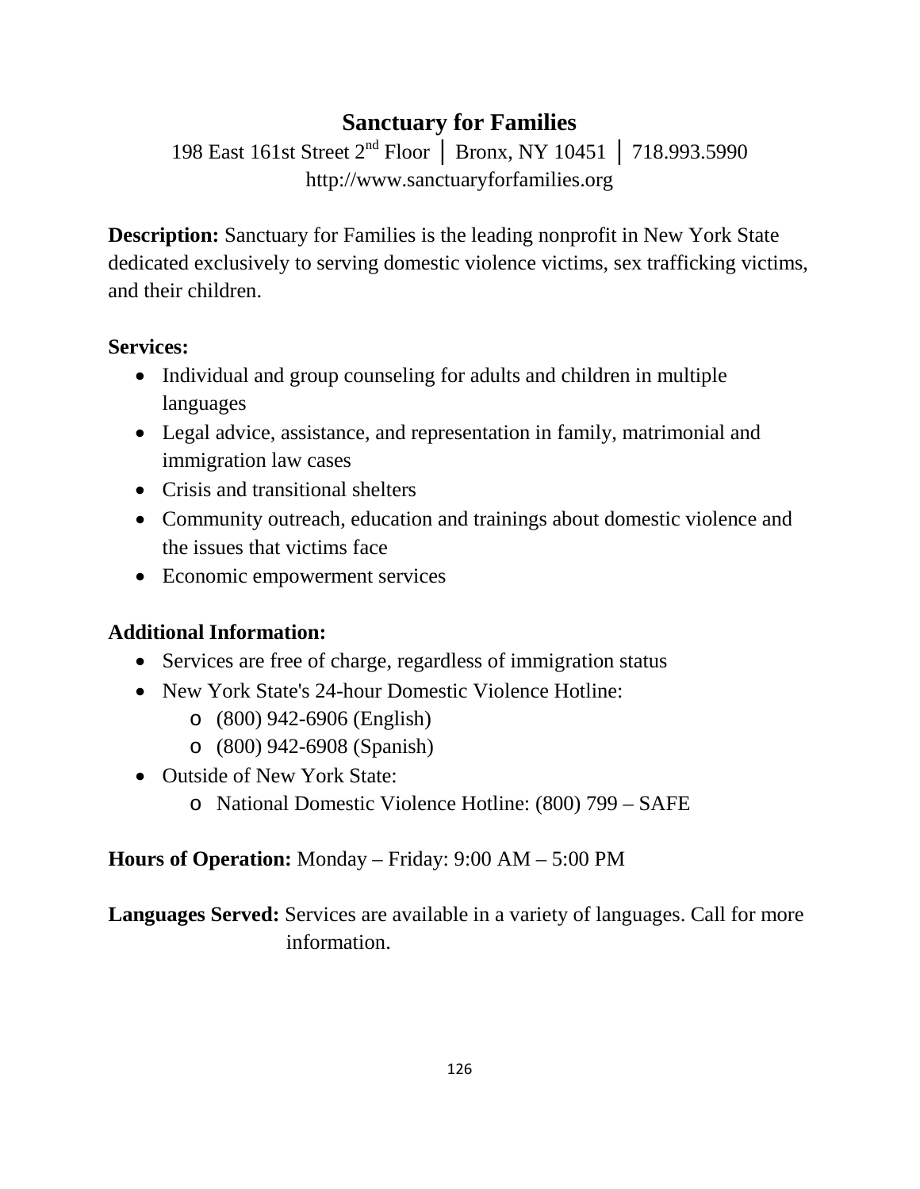## Sanctuary for Families

198 East 161st Street 2nd Floor │ Bronx, NY 10451 │ 718.993.5990
http://www.sanctuaryforfamilies.org

**Description:** Sanctuary for Families is the leading nonprofit in New York State dedicated exclusively to serving domestic violence victims, sex trafficking victims, and their children.

**Services:**

- Individual and group counseling for adults and children in multiple languages
- Legal advice, assistance, and representation in family, matrimonial and immigration law cases
- Crisis and transitional shelters
- Community outreach, education and trainings about domestic violence and the issues that victims face
- Economic empowerment services

**Additional Information:**

- Services are free of charge, regardless of immigration status
- New York State's 24-hour Domestic Violence Hotline:
  - (800) 942-6906 (English)
  - (800) 942-6908 (Spanish)
- Outside of New York State:
  - National Domestic Violence Hotline: (800) 799 – SAFE

**Hours of Operation:** Monday – Friday: 9:00 AM – 5:00 PM

**Languages Served:** Services are available in a variety of languages. Call for more information.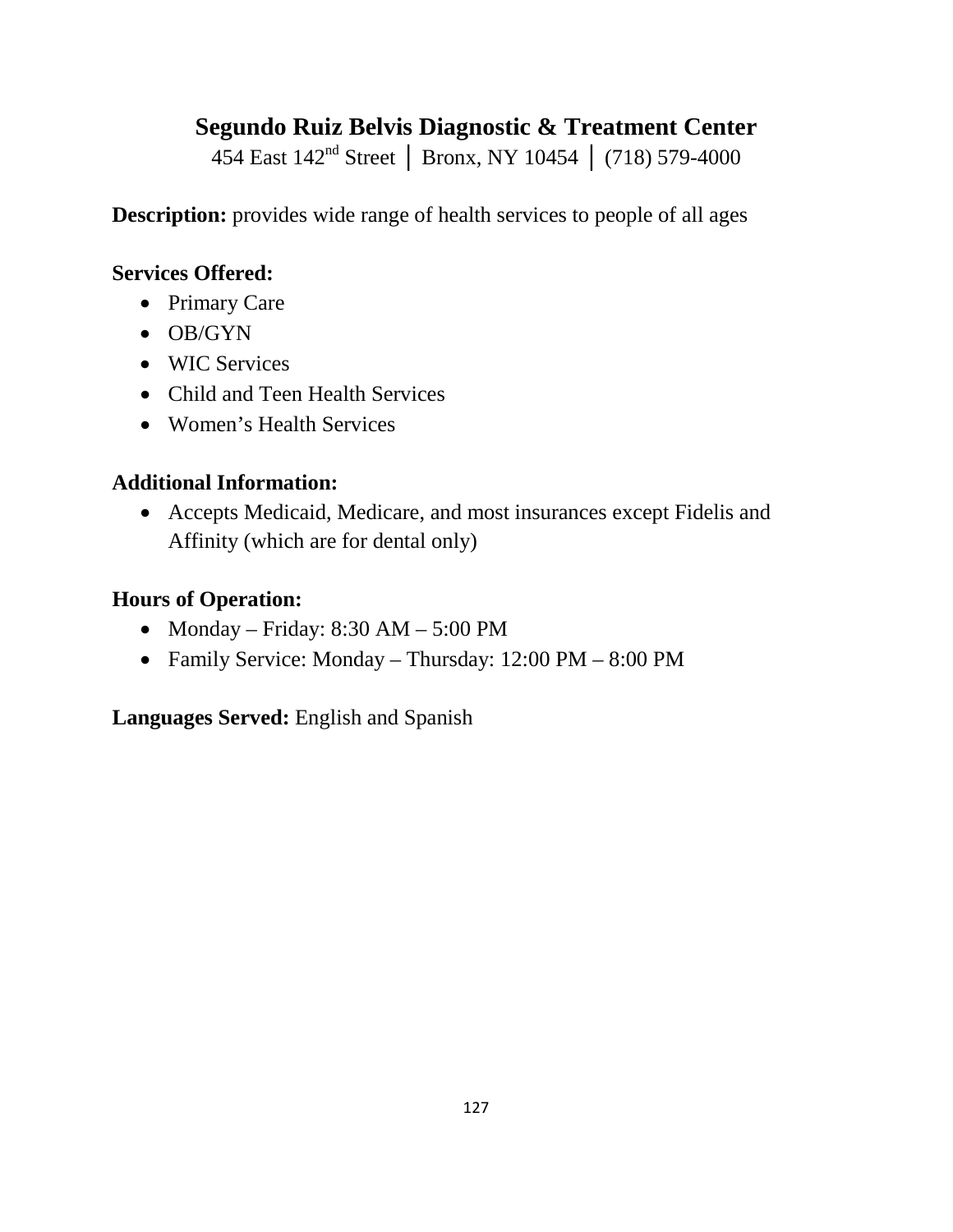## Segundo Ruiz Belvis Diagnostic & Treatment Center

454 East 142nd Street │ Bronx, NY 10454 │ (718) 579-4000

**Description:** provides wide range of health services to people of all ages

**Services Offered:**

- Primary Care
- OB/GYN
- WIC Services
- Child and Teen Health Services
- Women's Health Services

**Additional Information:**

- Accepts Medicaid, Medicare, and most insurances except Fidelis and Affinity (which are for dental only)

**Hours of Operation:**

- Monday – Friday: 8:30 AM – 5:00 PM
- Family Service: Monday – Thursday: 12:00 PM – 8:00 PM

**Languages Served:** English and Spanish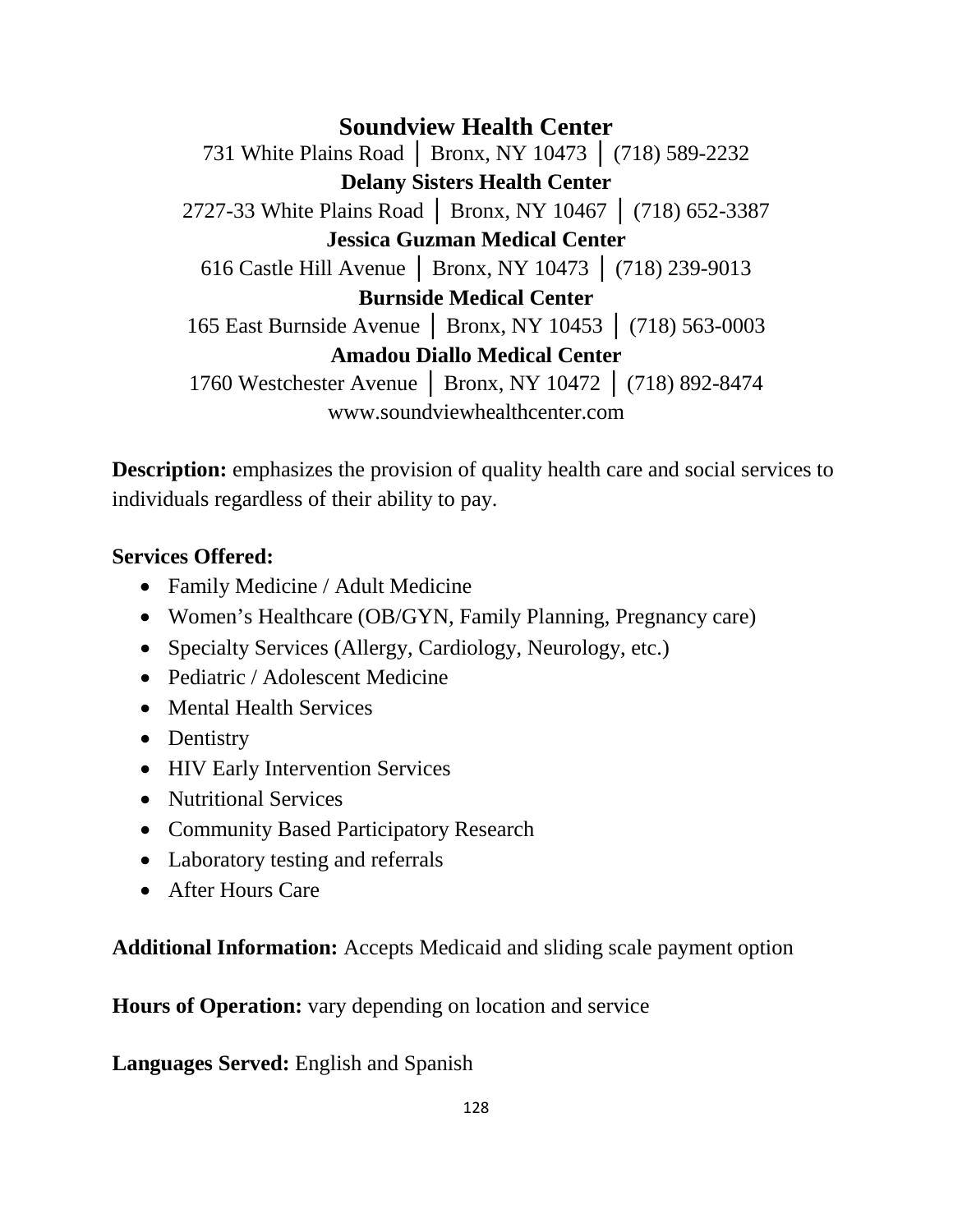## Soundview Health Center

731 White Plains Road │ Bronx, NY 10473 │ (718) 589-2232

**Delany Sisters Health Center**

2727-33 White Plains Road │ Bronx, NY 10467 │ (718) 652-3387

**Jessica Guzman Medical Center**

616 Castle Hill Avenue │ Bronx, NY 10473 │ (718) 239-9013

**Burnside Medical Center**

165 East Burnside Avenue │ Bronx, NY 10453 │ (718) 563-0003

**Amadou Diallo Medical Center**

1760 Westchester Avenue │ Bronx, NY 10472 │ (718) 892-8474

www.soundviewhealthcenter.com

**Description:** emphasizes the provision of quality health care and social services to individuals regardless of their ability to pay.

**Services Offered:**

- Family Medicine / Adult Medicine
- Women's Healthcare (OB/GYN, Family Planning, Pregnancy care)
- Specialty Services (Allergy, Cardiology, Neurology, etc.)
- Pediatric / Adolescent Medicine
- Mental Health Services
- Dentistry
- HIV Early Intervention Services
- Nutritional Services
- Community Based Participatory Research
- Laboratory testing and referrals
- After Hours Care

**Additional Information:** Accepts Medicaid and sliding scale payment option

**Hours of Operation:** vary depending on location and service

**Languages Served:** English and Spanish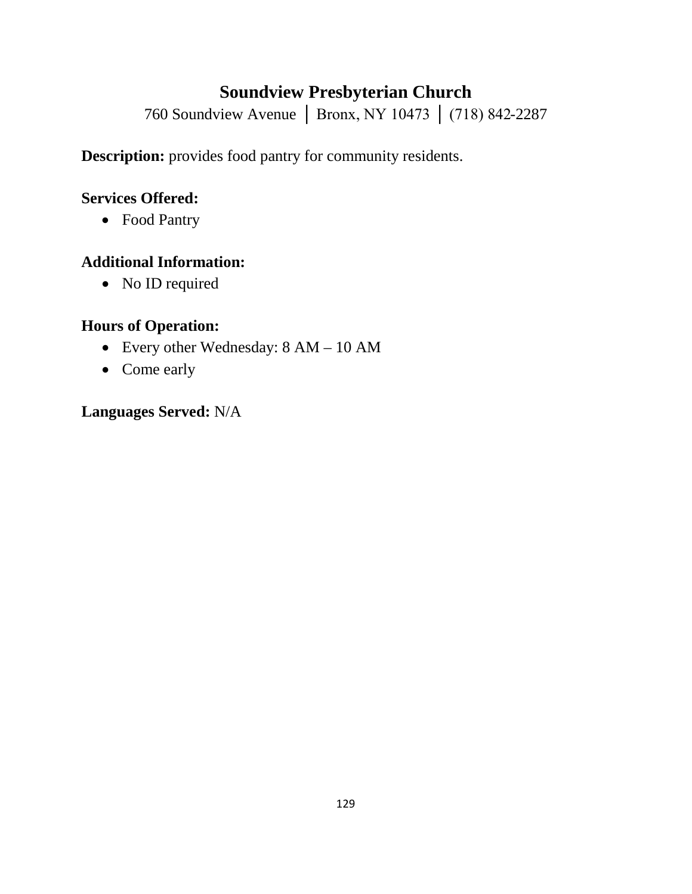# Soundview Presbyterian Church

760 Soundview Avenue │ Bronx, NY 10473 │ (718) 842-2287

**Description:** provides food pantry for community residents.

**Services Offered:**

- Food Pantry

**Additional Information:**

- No ID required

**Hours of Operation:**

- Every other Wednesday: 8 AM – 10 AM
- Come early

**Languages Served:** N/A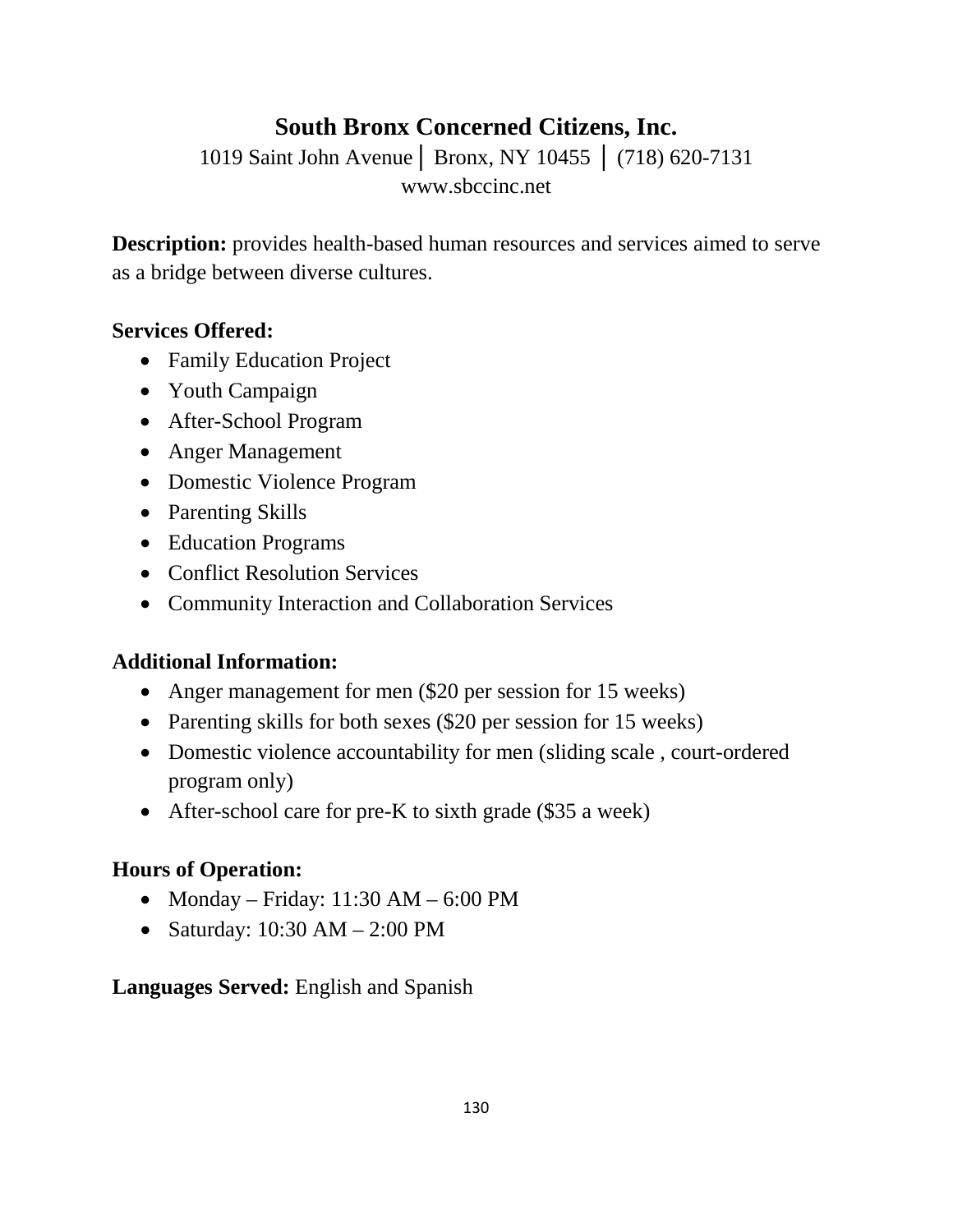## South Bronx Concerned Citizens, Inc.

1019 Saint John Avenue │ Bronx, NY 10455 │ (718) 620-7131
www.sbccinc.net

**Description:** provides health-based human resources and services aimed to serve as a bridge between diverse cultures.

**Services Offered:**

- Family Education Project
- Youth Campaign
- After-School Program
- Anger Management
- Domestic Violence Program
- Parenting Skills
- Education Programs
- Conflict Resolution Services
- Community Interaction and Collaboration Services

**Additional Information:**

- Anger management for men ($20 per session for 15 weeks)
- Parenting skills for both sexes ($20 per session for 15 weeks)
- Domestic violence accountability for men (sliding scale , court-ordered program only)
- After-school care for pre-K to sixth grade ($35 a week)

**Hours of Operation:**

- Monday – Friday: 11:30 AM – 6:00 PM
- Saturday: 10:30 AM – 2:00 PM

**Languages Served:** English and Spanish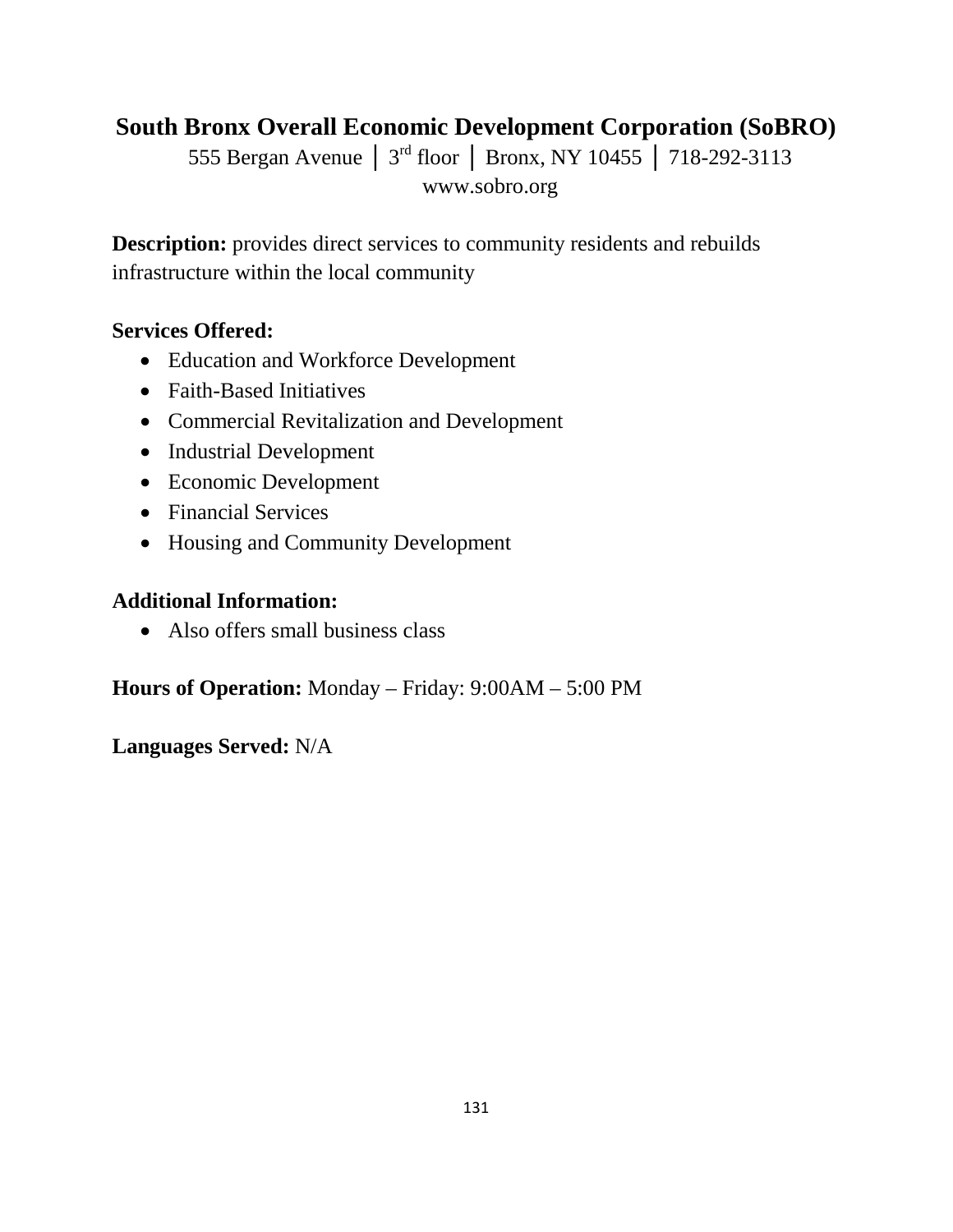## South Bronx Overall Economic Development Corporation (SoBRO)

555 Bergan Avenue │ 3rd floor │ Bronx, NY 10455 │ 718-292-3113
www.sobro.org

**Description:** provides direct services to community residents and rebuilds infrastructure within the local community

**Services Offered:**

- Education and Workforce Development
- Faith-Based Initiatives
- Commercial Revitalization and Development
- Industrial Development
- Economic Development
- Financial Services
- Housing and Community Development

**Additional Information:**

- Also offers small business class

**Hours of Operation:** Monday – Friday: 9:00AM – 5:00 PM

**Languages Served:** N/A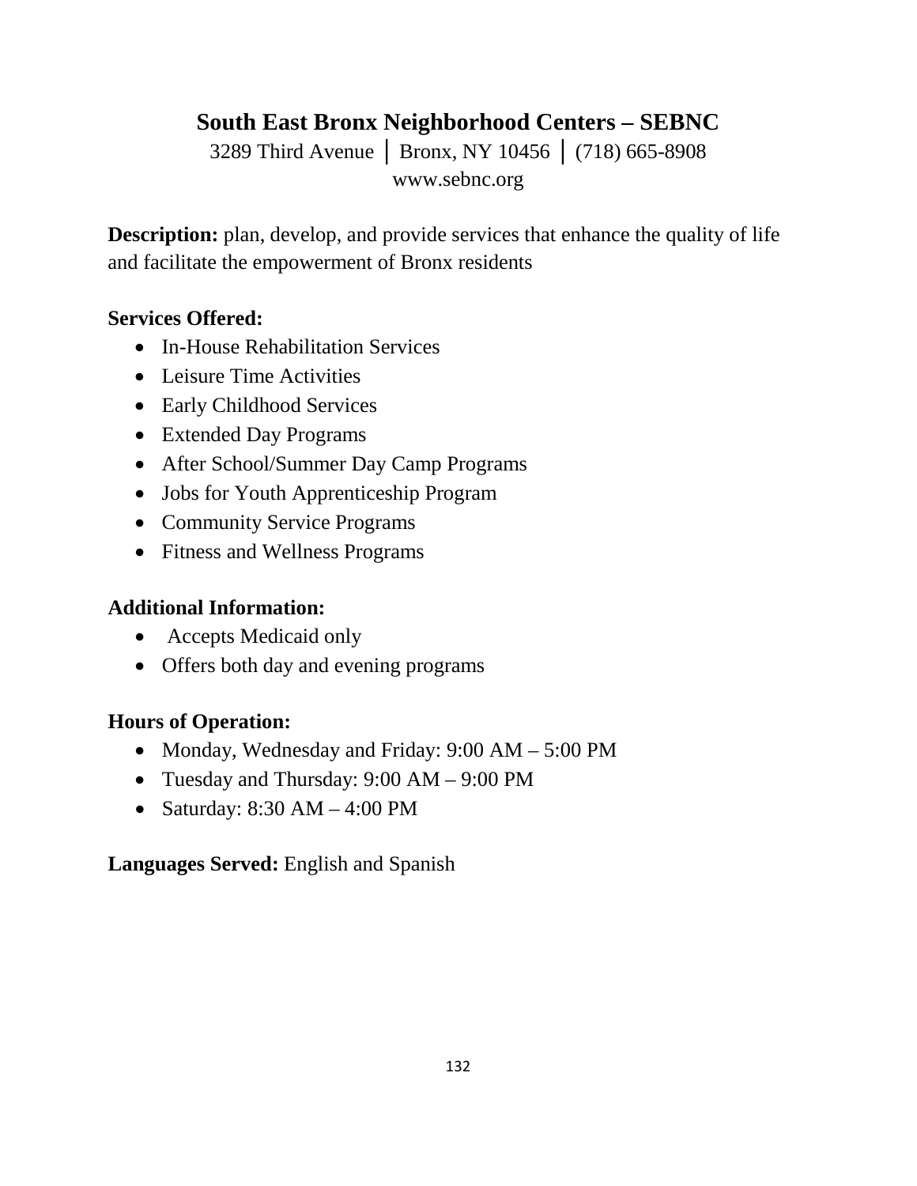# South East Bronx Neighborhood Centers – SEBNC

3289 Third Avenue │ Bronx, NY 10456 │ (718) 665-8908
www.sebnc.org

**Description:** plan, develop, and provide services that enhance the quality of life and facilitate the empowerment of Bronx residents

**Services Offered:**

- In-House Rehabilitation Services
- Leisure Time Activities
- Early Childhood Services
- Extended Day Programs
- After School/Summer Day Camp Programs
- Jobs for Youth Apprenticeship Program
- Community Service Programs
- Fitness and Wellness Programs

**Additional Information:**

- Accepts Medicaid only
- Offers both day and evening programs

**Hours of Operation:**

- Monday, Wednesday and Friday: 9:00 AM – 5:00 PM
- Tuesday and Thursday: 9:00 AM – 9:00 PM
- Saturday: 8:30 AM – 4:00 PM

**Languages Served:** English and Spanish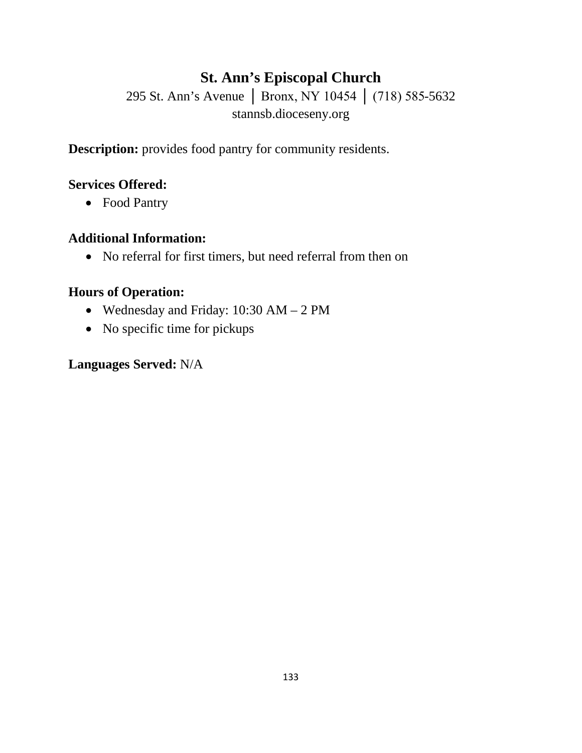# St. Ann's Episcopal Church

295 St. Ann's Avenue │ Bronx, NY 10454 │ (718) 585-5632
stannsb.dioceseny.org

**Description:** provides food pantry for community residents.

**Services Offered:**

- Food Pantry

**Additional Information:**

- No referral for first timers, but need referral from then on

**Hours of Operation:**

- Wednesday and Friday: 10:30 AM – 2 PM
- No specific time for pickups

**Languages Served:** N/A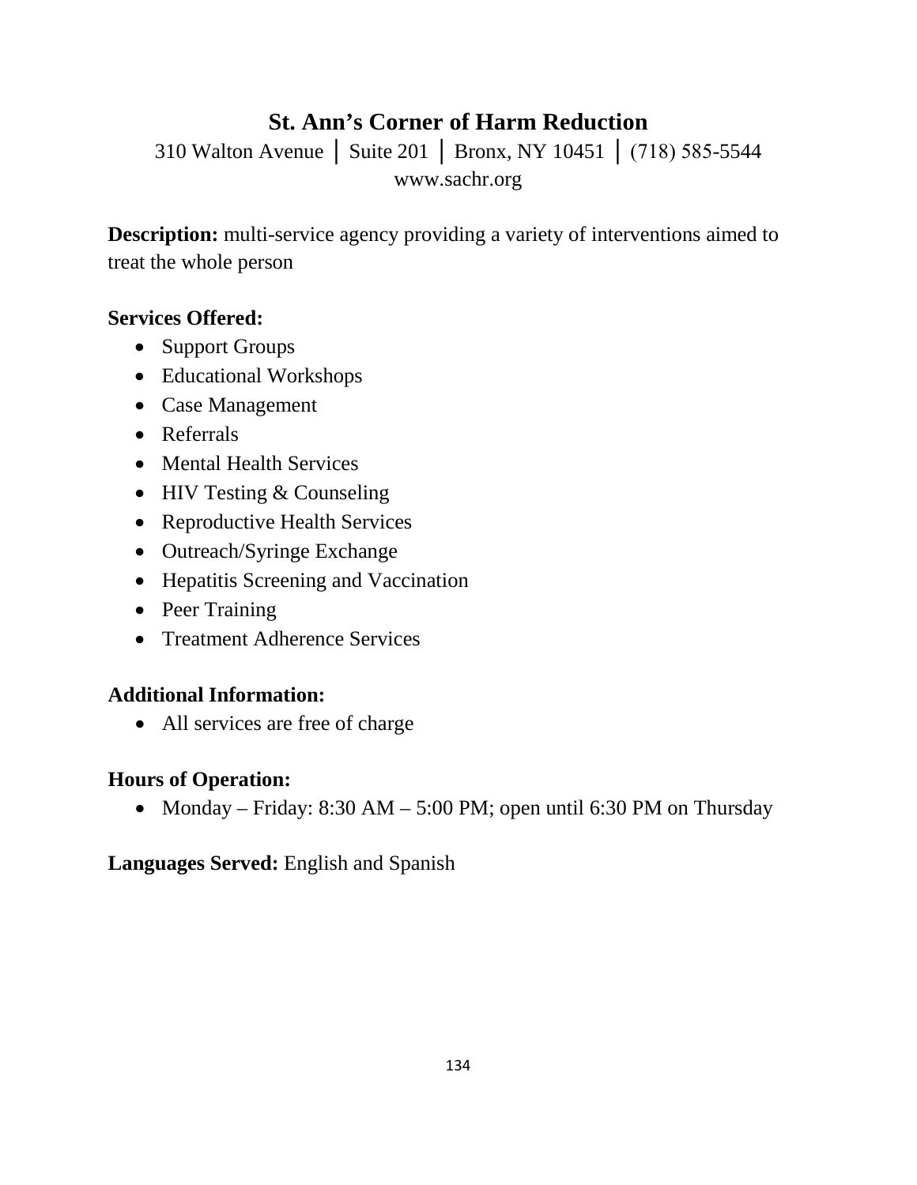# St. Ann's Corner of Harm Reduction

310 Walton Avenue │ Suite 201 │ Bronx, NY 10451 │ (718) 585-5544
www.sachr.org

**Description:** multi-service agency providing a variety of interventions aimed to treat the whole person

**Services Offered:**

- Support Groups
- Educational Workshops
- Case Management
- Referrals
- Mental Health Services
- HIV Testing & Counseling
- Reproductive Health Services
- Outreach/Syringe Exchange
- Hepatitis Screening and Vaccination
- Peer Training
- Treatment Adherence Services

**Additional Information:**

- All services are free of charge

**Hours of Operation:**

- Monday – Friday: 8:30 AM – 5:00 PM; open until 6:30 PM on Thursday

**Languages Served:** English and Spanish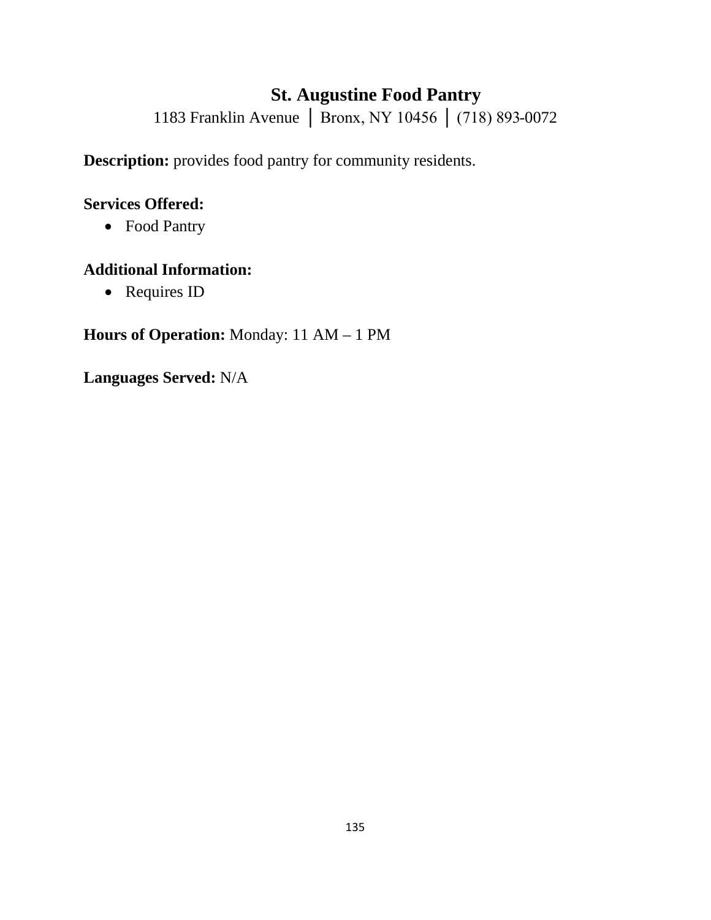## St. Augustine Food Pantry

1183 Franklin Avenue │ Bronx, NY 10456 │ (718) 893-0072

**Description:** provides food pantry for community residents.

**Services Offered:**

- Food Pantry

**Additional Information:**

- Requires ID

**Hours of Operation:** Monday: 11 AM – 1 PM

**Languages Served:** N/A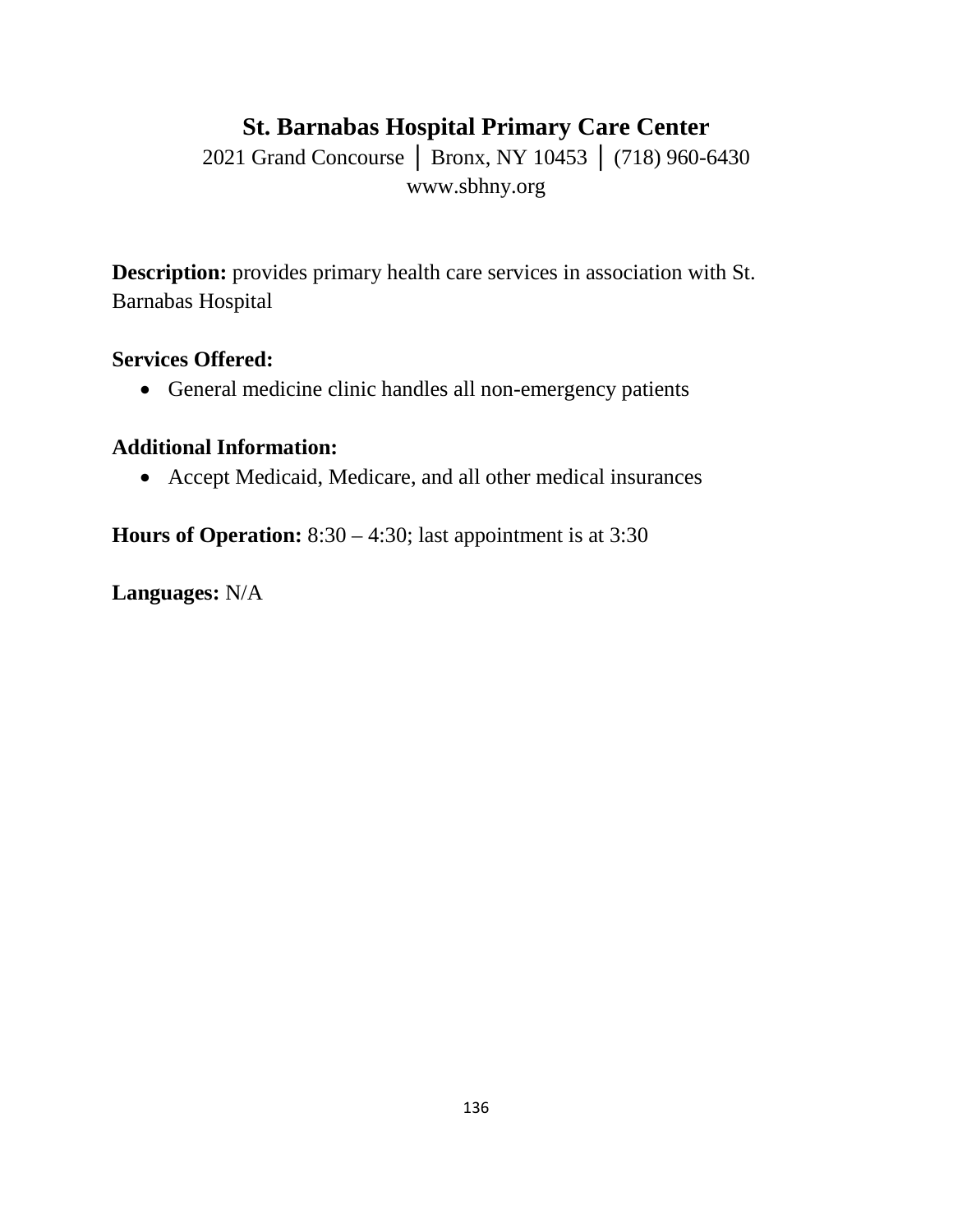# St. Barnabas Hospital Primary Care Center

2021 Grand Concourse │ Bronx, NY 10453 │ (718) 960-6430
www.sbhny.org

**Description:** provides primary health care services in association with St. Barnabas Hospital

**Services Offered:**

- General medicine clinic handles all non-emergency patients

**Additional Information:**

- Accept Medicaid, Medicare, and all other medical insurances

**Hours of Operation:** 8:30 – 4:30; last appointment is at 3:30

**Languages:** N/A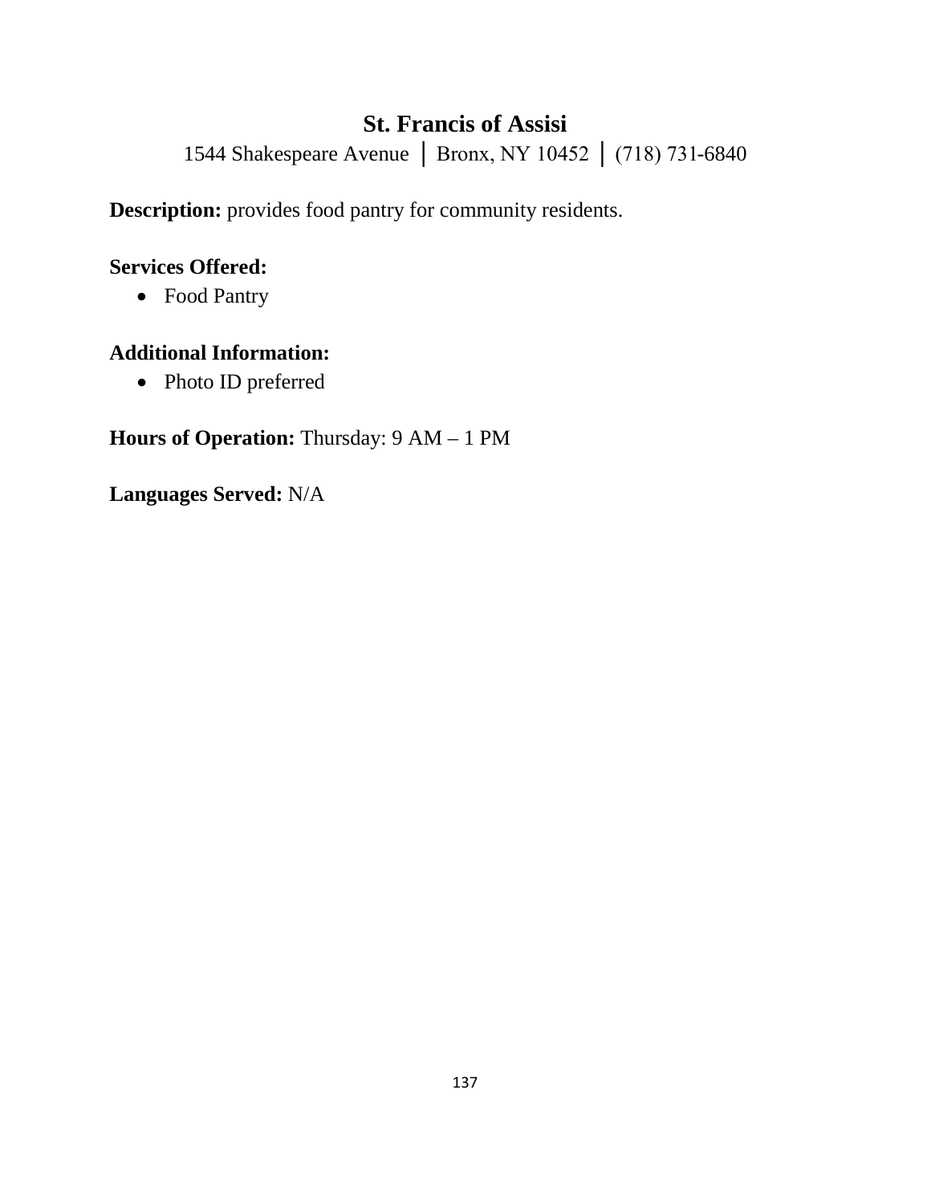## St. Francis of Assisi

1544 Shakespeare Avenue | Bronx, NY 10452 | (718) 731-6840

**Description:** provides food pantry for community residents.

**Services Offered:**

- Food Pantry

**Additional Information:**

- Photo ID preferred

**Hours of Operation:** Thursday: 9 AM – 1 PM

**Languages Served:** N/A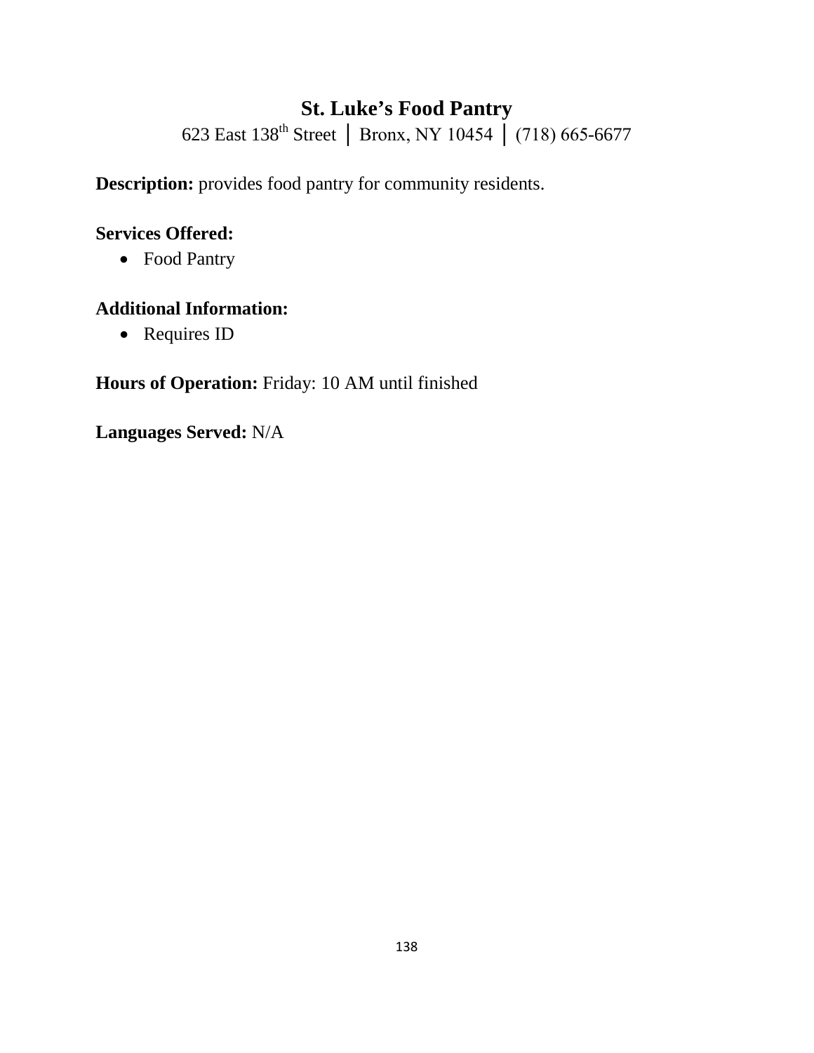# St. Luke's Food Pantry

623 East 138th Street │ Bronx, NY 10454 │ (718) 665-6677

**Description:** provides food pantry for community residents.

**Services Offered:**

- Food Pantry

**Additional Information:**

- Requires ID

**Hours of Operation:** Friday: 10 AM until finished

**Languages Served:** N/A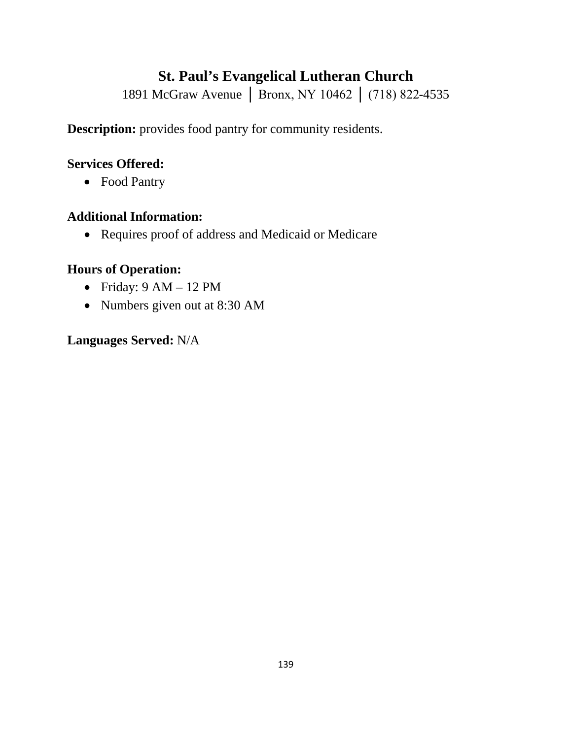# St. Paul's Evangelical Lutheran Church

1891 McGraw Avenue ┃ Bronx, NY 10462 ┃ (718) 822-4535

**Description:** provides food pantry for community residents.

**Services Offered:**

- Food Pantry

**Additional Information:**

- Requires proof of address and Medicaid or Medicare

**Hours of Operation:**

- Friday: 9 AM – 12 PM
- Numbers given out at 8:30 AM

**Languages Served:** N/A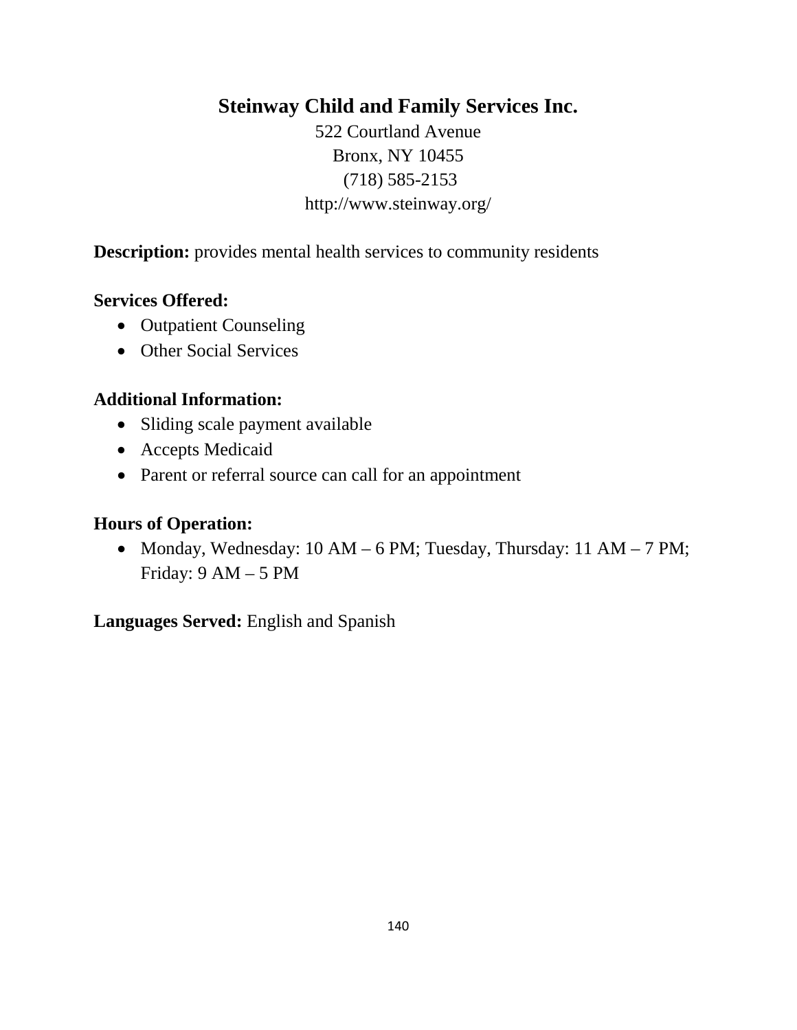# Steinway Child and Family Services Inc.

522 Courtland Avenue
Bronx, NY 10455
(718) 585-2153
http://www.steinway.org/

**Description:** provides mental health services to community residents

**Services Offered:**

- Outpatient Counseling
- Other Social Services

**Additional Information:**

- Sliding scale payment available
- Accepts Medicaid
- Parent or referral source can call for an appointment

**Hours of Operation:**

- Monday, Wednesday: 10 AM – 6 PM; Tuesday, Thursday: 11 AM – 7 PM; Friday: 9 AM – 5 PM

**Languages Served:** English and Spanish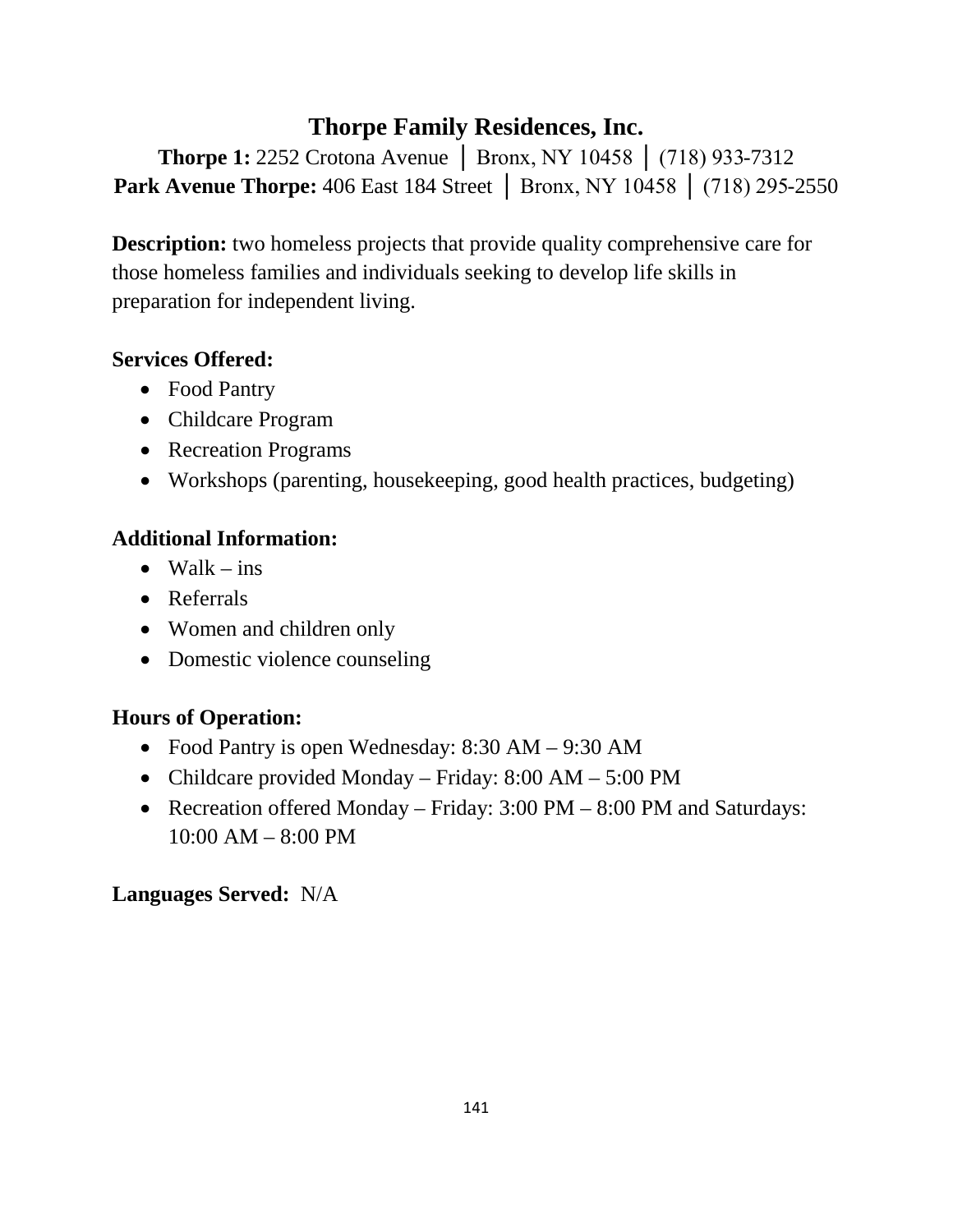# Thorpe Family Residences, Inc.

**Thorpe 1:** 2252 Crotona Avenue │ Bronx, NY 10458 │ (718) 933-7312
**Park Avenue Thorpe:** 406 East 184 Street │ Bronx, NY 10458 │ (718) 295-2550

**Description:** two homeless projects that provide quality comprehensive care for those homeless families and individuals seeking to develop life skills in preparation for independent living.

**Services Offered:**

- Food Pantry
- Childcare Program
- Recreation Programs
- Workshops (parenting, housekeeping, good health practices, budgeting)

**Additional Information:**

- Walk – ins
- Referrals
- Women and children only
- Domestic violence counseling

**Hours of Operation:**

- Food Pantry is open Wednesday: 8:30 AM – 9:30 AM
- Childcare provided Monday – Friday: 8:00 AM – 5:00 PM
- Recreation offered Monday – Friday: 3:00 PM – 8:00 PM and Saturdays: 10:00 AM – 8:00 PM

**Languages Served:** N/A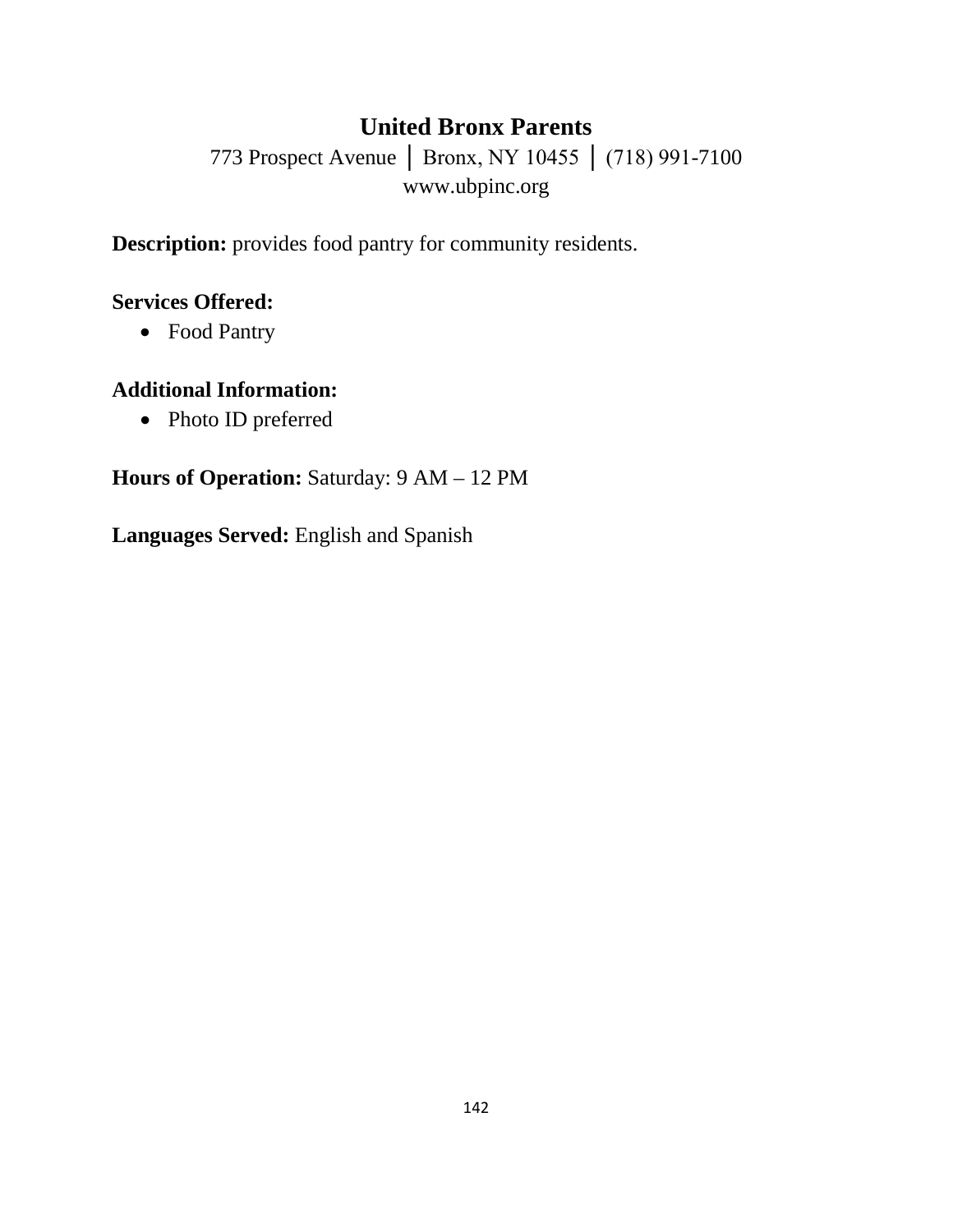# United Bronx Parents

773 Prospect Avenue │ Bronx, NY 10455 │ (718) 991-7100
www.ubpinc.org

**Description:** provides food pantry for community residents.

**Services Offered:**

- Food Pantry

**Additional Information:**

- Photo ID preferred

**Hours of Operation:** Saturday: 9 AM – 12 PM

**Languages Served:** English and Spanish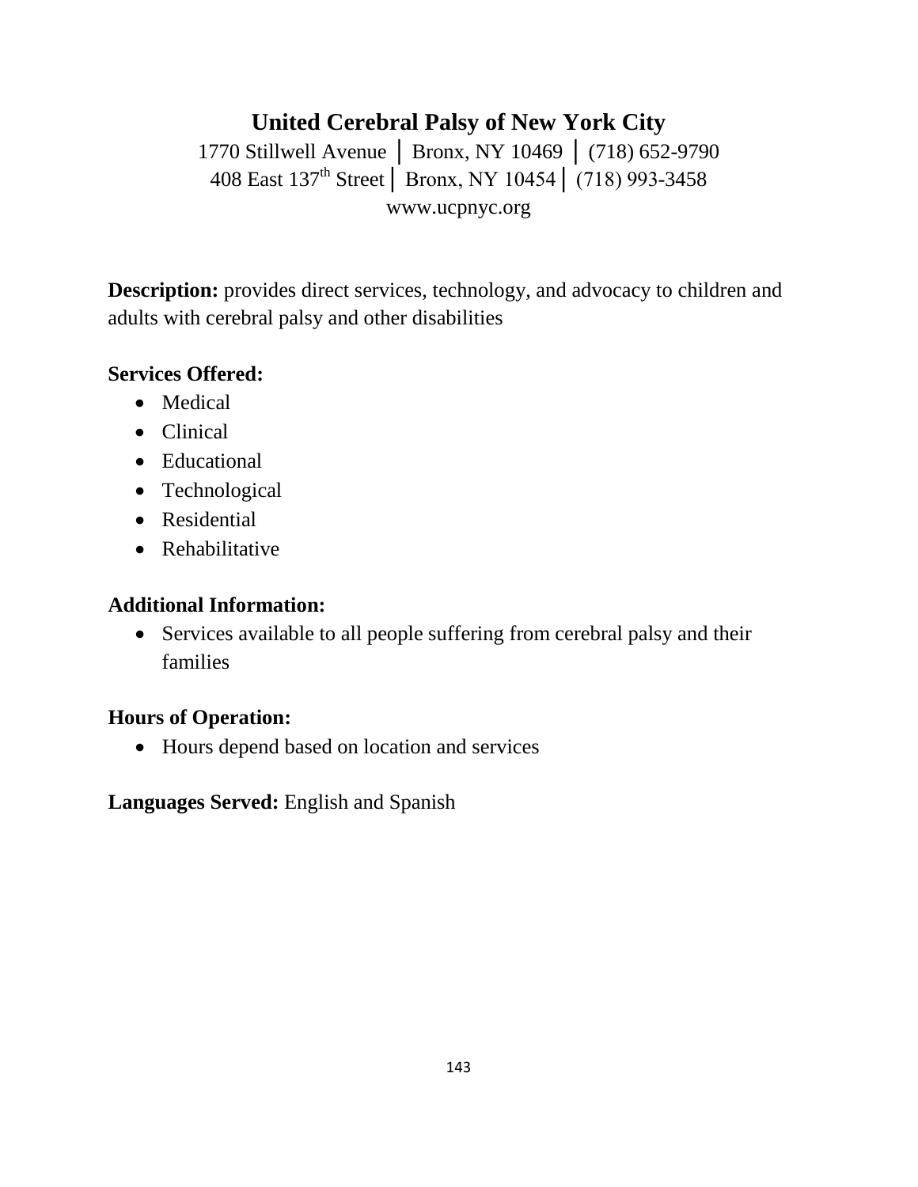# United Cerebral Palsy of New York City

1770 Stillwell Avenue │ Bronx, NY 10469 │ (718) 652-9790
408 East 137th Street │ Bronx, NY 10454 │ (718) 993-3458
www.ucpnyc.org

**Description:** provides direct services, technology, and advocacy to children and adults with cerebral palsy and other disabilities

**Services Offered:**

- Medical
- Clinical
- Educational
- Technological
- Residential
- Rehabilitative

**Additional Information:**

- Services available to all people suffering from cerebral palsy and their families

**Hours of Operation:**

- Hours depend based on location and services

**Languages Served:** English and Spanish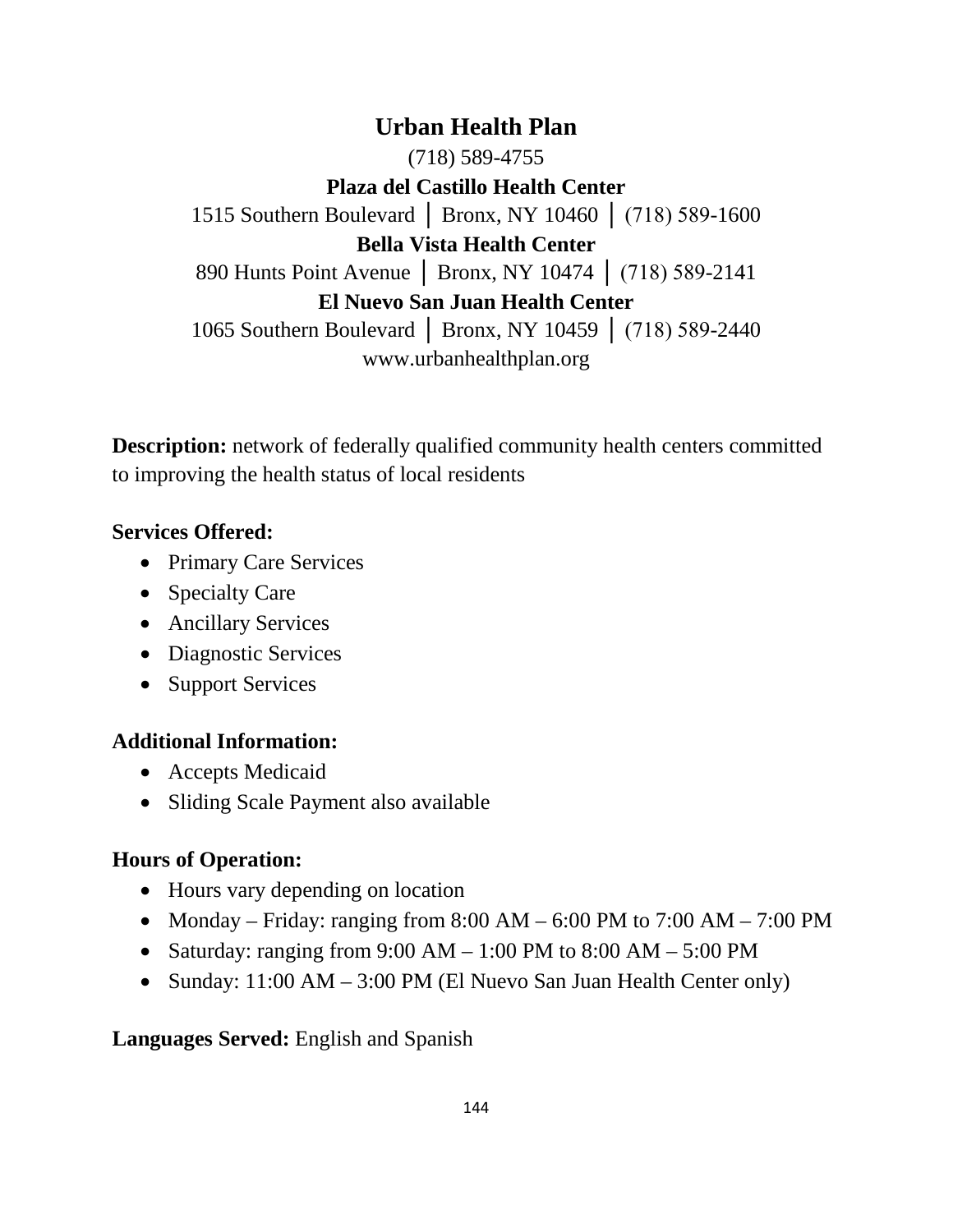## Urban Health Plan

(718) 589-4755

**Plaza del Castillo Health Center**

1515 Southern Boulevard │ Bronx, NY 10460 │ (718) 589-1600

**Bella Vista Health Center**

890 Hunts Point Avenue │ Bronx, NY 10474 │ (718) 589-2141

**El Nuevo San Juan Health Center**

1065 Southern Boulevard │ Bronx, NY 10459 │ (718) 589-2440

www.urbanhealthplan.org

**Description:** network of federally qualified community health centers committed to improving the health status of local residents

**Services Offered:**

- Primary Care Services
- Specialty Care
- Ancillary Services
- Diagnostic Services
- Support Services

**Additional Information:**

- Accepts Medicaid
- Sliding Scale Payment also available

**Hours of Operation:**

- Hours vary depending on location
- Monday – Friday: ranging from 8:00 AM – 6:00 PM to 7:00 AM – 7:00 PM
- Saturday: ranging from 9:00 AM – 1:00 PM to 8:00 AM – 5:00 PM
- Sunday: 11:00 AM – 3:00 PM (El Nuevo San Juan Health Center only)

**Languages Served:** English and Spanish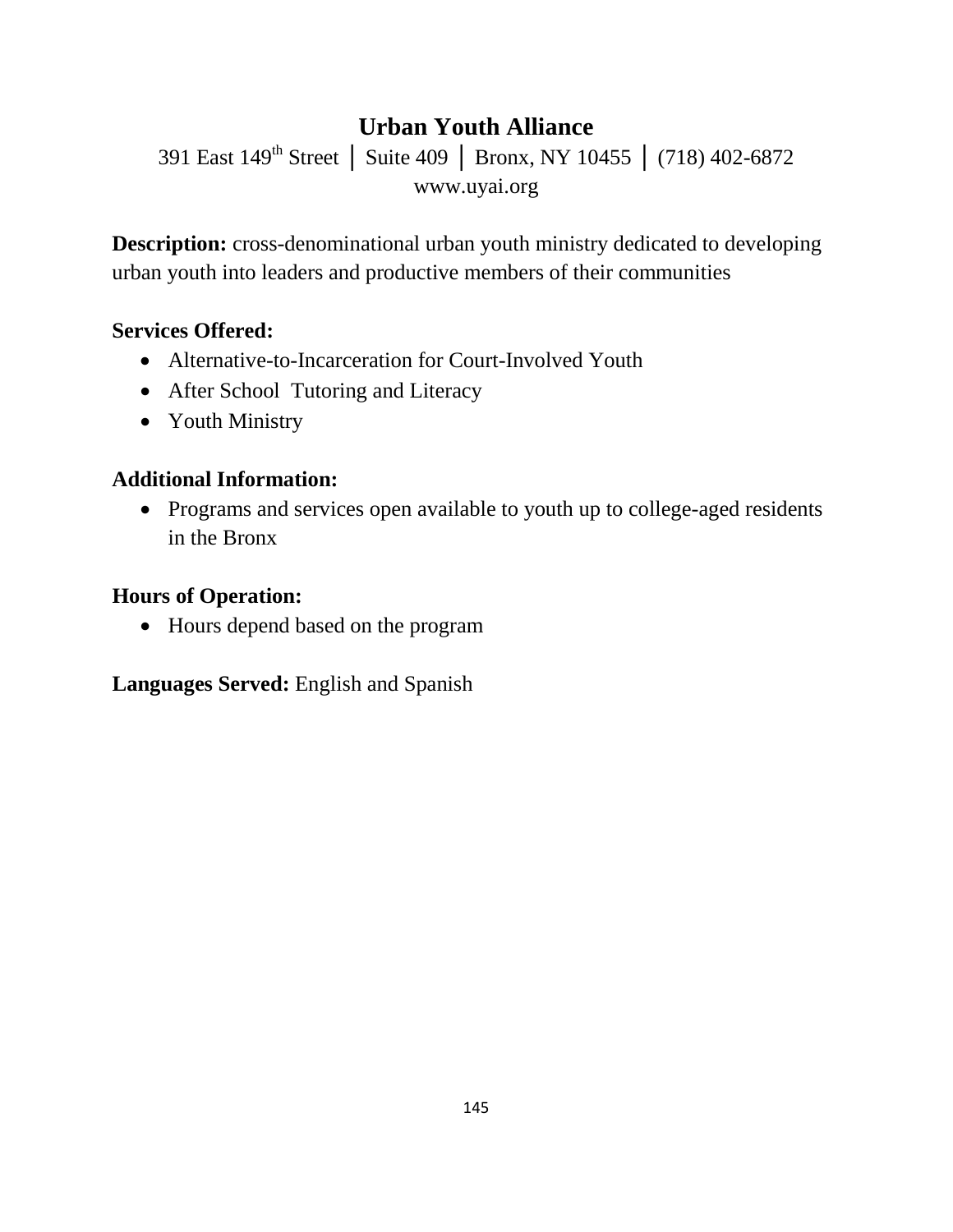# Urban Youth Alliance

391 East 149th Street │ Suite 409 │ Bronx, NY 10455 │ (718) 402-6872
www.uyai.org

**Description:** cross-denominational urban youth ministry dedicated to developing urban youth into leaders and productive members of their communities

**Services Offered:**

- Alternative-to-Incarceration for Court-Involved Youth
- After School Tutoring and Literacy
- Youth Ministry

**Additional Information:**

- Programs and services open available to youth up to college-aged residents in the Bronx

**Hours of Operation:**

- Hours depend based on the program

**Languages Served:** English and Spanish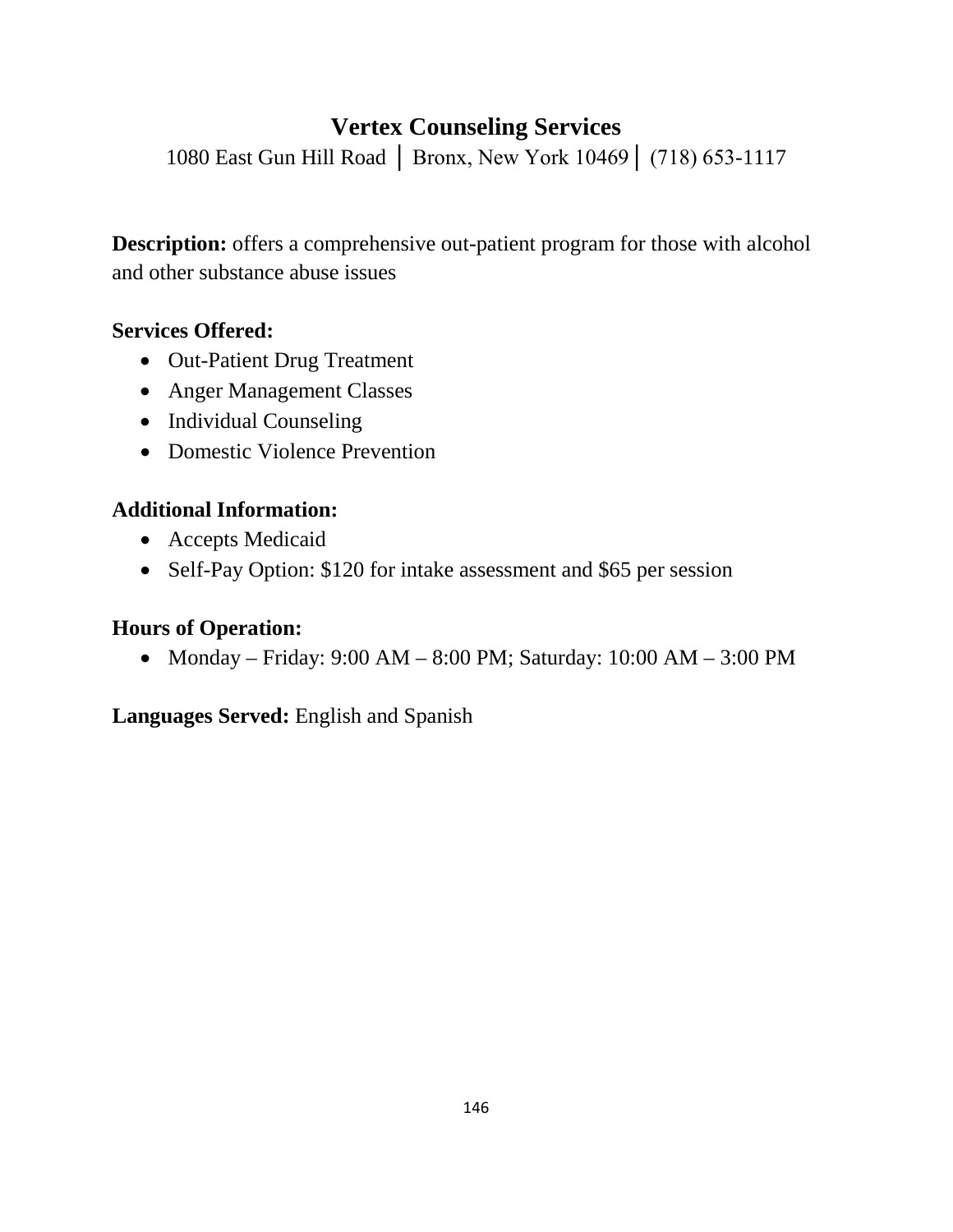## Vertex Counseling Services

1080 East Gun Hill Road │ Bronx, New York 10469 │ (718) 653-1117

**Description:** offers a comprehensive out-patient program for those with alcohol and other substance abuse issues

**Services Offered:**

- Out-Patient Drug Treatment
- Anger Management Classes
- Individual Counseling
- Domestic Violence Prevention

**Additional Information:**

- Accepts Medicaid
- Self-Pay Option: $120 for intake assessment and $65 per session

**Hours of Operation:**

- Monday – Friday: 9:00 AM – 8:00 PM; Saturday: 10:00 AM – 3:00 PM

**Languages Served:** English and Spanish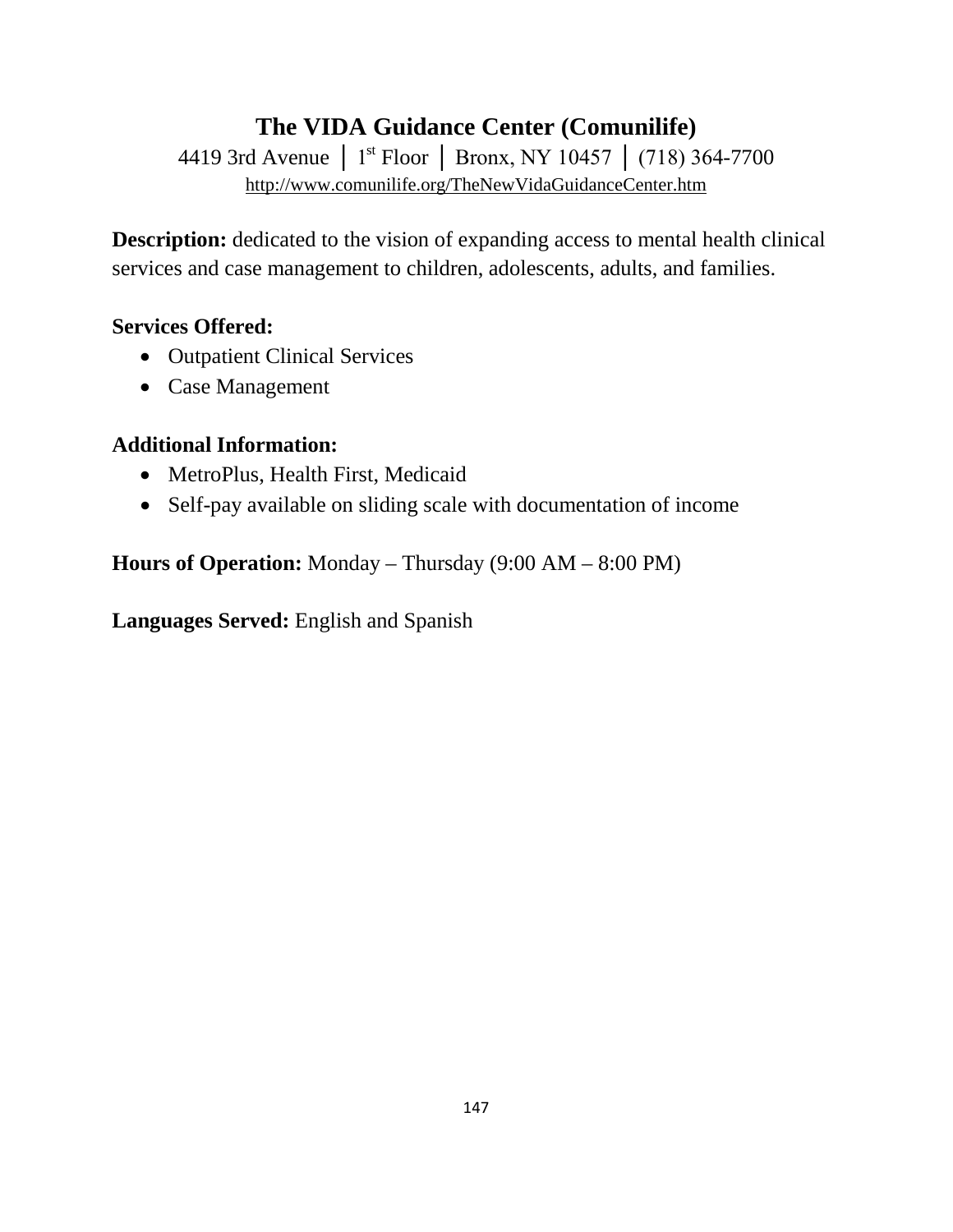## The VIDA Guidance Center (Comunilife)

4419 3rd Avenue │ 1st Floor │ Bronx, NY 10457 │ (718) 364-7700

http://www.comunilife.org/TheNewVidaGuidanceCenter.htm

**Description:** dedicated to the vision of expanding access to mental health clinical services and case management to children, adolescents, adults, and families.

**Services Offered:**

- Outpatient Clinical Services
- Case Management

**Additional Information:**

- MetroPlus, Health First, Medicaid
- Self-pay available on sliding scale with documentation of income

**Hours of Operation:** Monday – Thursday (9:00 AM – 8:00 PM)

**Languages Served:** English and Spanish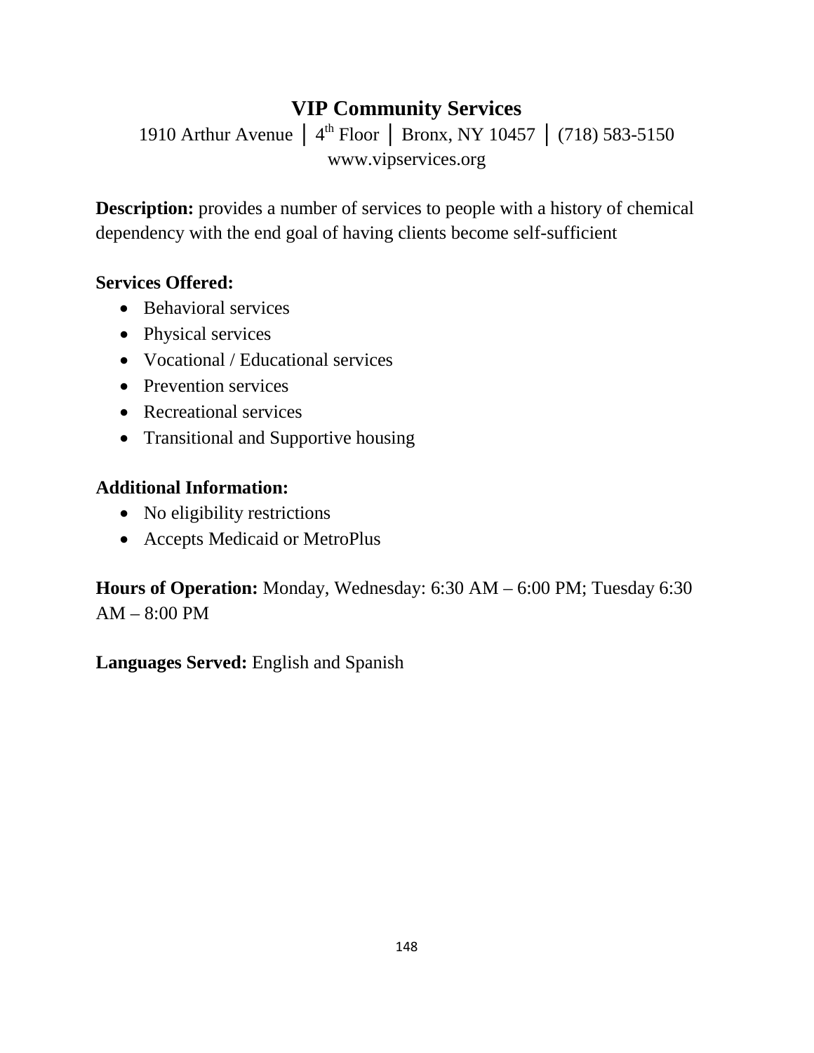# VIP Community Services

1910 Arthur Avenue │ 4th Floor │ Bronx, NY 10457 │ (718) 583-5150
www.vipservices.org

**Description:** provides a number of services to people with a history of chemical dependency with the end goal of having clients become self-sufficient

**Services Offered:**

- Behavioral services
- Physical services
- Vocational / Educational services
- Prevention services
- Recreational services
- Transitional and Supportive housing

**Additional Information:**

- No eligibility restrictions
- Accepts Medicaid or MetroPlus

**Hours of Operation:** Monday, Wednesday: 6:30 AM – 6:00 PM; Tuesday 6:30 AM – 8:00 PM

**Languages Served:** English and Spanish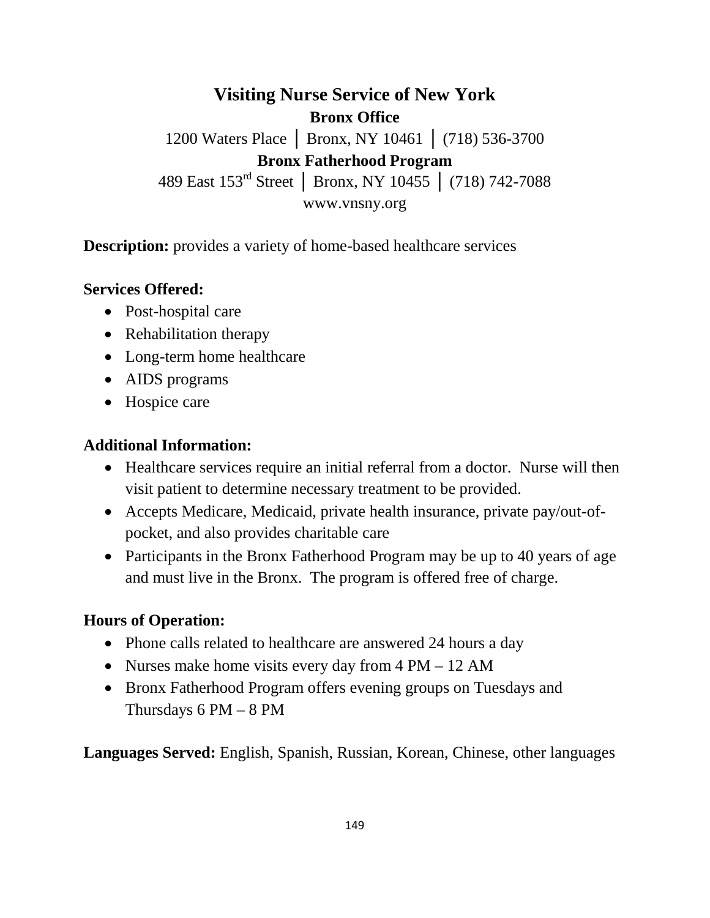# Visiting Nurse Service of New York

**Bronx Office**

1200 Waters Place │ Bronx, NY 10461 │ (718) 536-3700

**Bronx Fatherhood Program**

489 East 153rd Street │ Bronx, NY 10455 │ (718) 742-7088

www.vnsny.org

**Description:** provides a variety of home-based healthcare services

### Services Offered:

- Post-hospital care
- Rehabilitation therapy
- Long-term home healthcare
- AIDS programs
- Hospice care

### Additional Information:

- Healthcare services require an initial referral from a doctor. Nurse will then visit patient to determine necessary treatment to be provided.
- Accepts Medicare, Medicaid, private health insurance, private pay/out-of-pocket, and also provides charitable care
- Participants in the Bronx Fatherhood Program may be up to 40 years of age and must live in the Bronx. The program is offered free of charge.

### Hours of Operation:

- Phone calls related to healthcare are answered 24 hours a day
- Nurses make home visits every day from 4 PM – 12 AM
- Bronx Fatherhood Program offers evening groups on Tuesdays and Thursdays 6 PM – 8 PM

**Languages Served:** English, Spanish, Russian, Korean, Chinese, other languages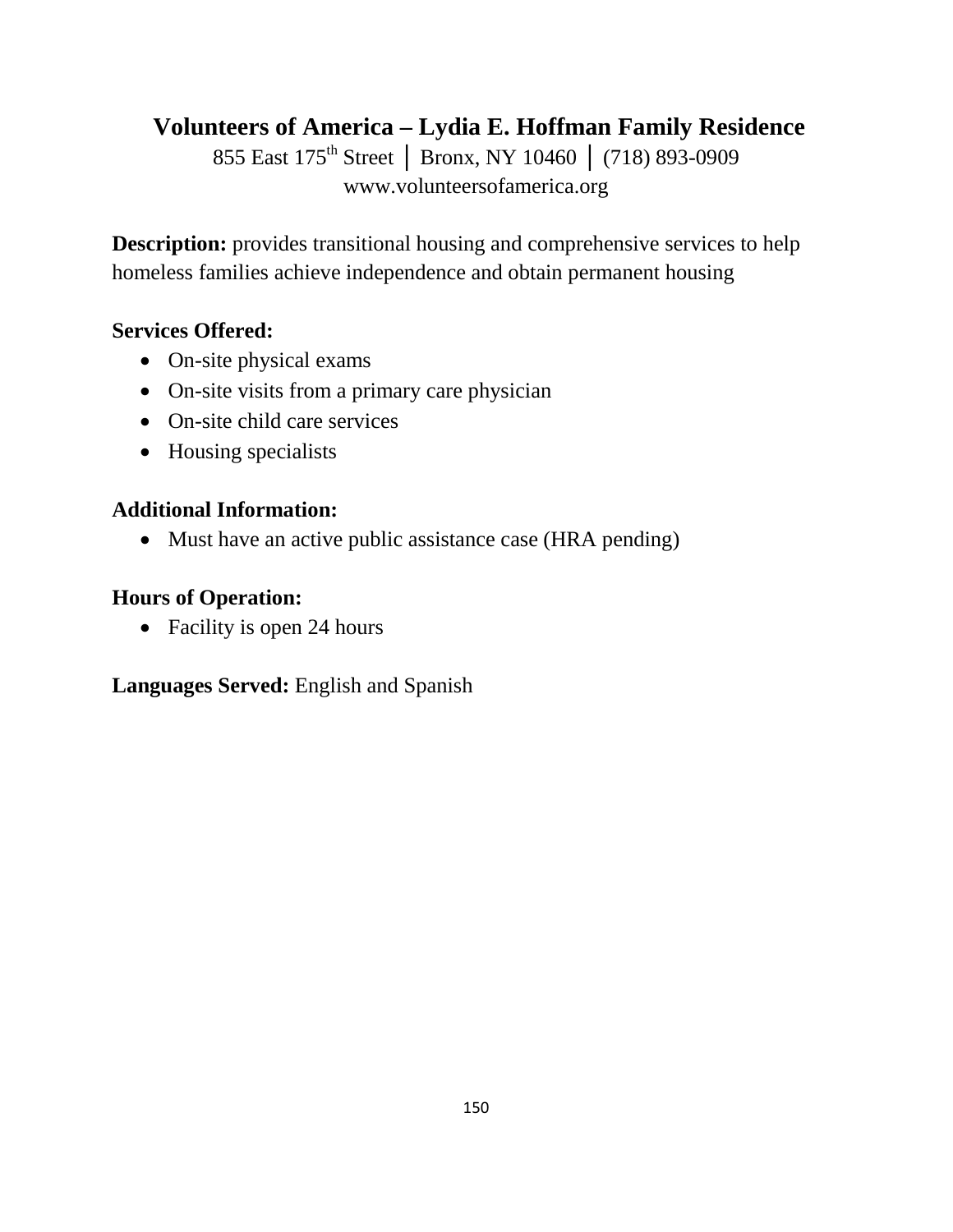# Volunteers of America – Lydia E. Hoffman Family Residence

855 East 175th Street │ Bronx, NY 10460 │ (718) 893-0909
www.volunteersofamerica.org

**Description:** provides transitional housing and comprehensive services to help homeless families achieve independence and obtain permanent housing

**Services Offered:**

- On-site physical exams
- On-site visits from a primary care physician
- On-site child care services
- Housing specialists

**Additional Information:**

- Must have an active public assistance case (HRA pending)

**Hours of Operation:**

- Facility is open 24 hours

**Languages Served:** English and Spanish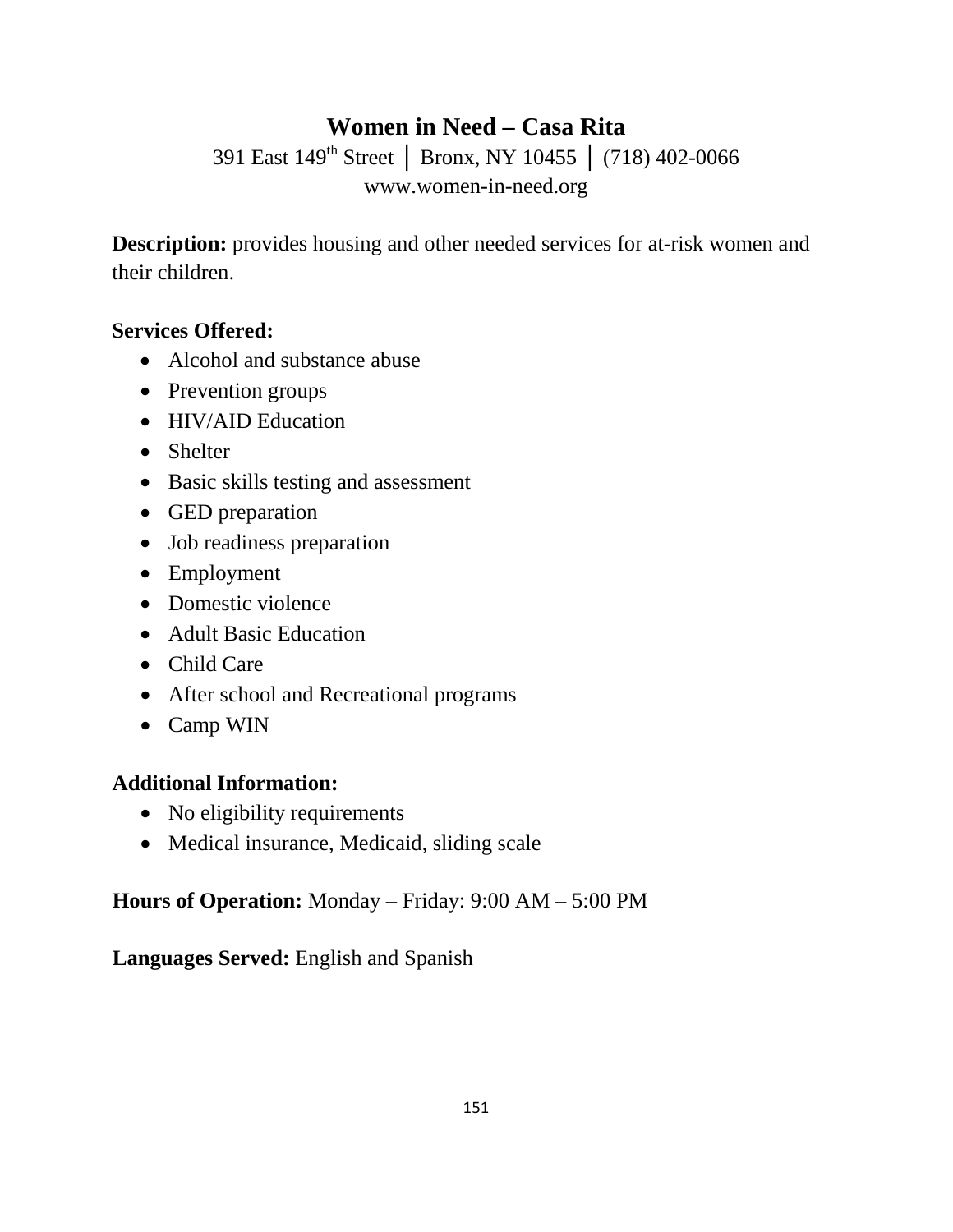# Women in Need – Casa Rita

391 East 149th Street │ Bronx, NY 10455 │ (718) 402-0066
www.women-in-need.org

**Description:** provides housing and other needed services for at-risk women and their children.

**Services Offered:**

- Alcohol and substance abuse
- Prevention groups
- HIV/AID Education
- Shelter
- Basic skills testing and assessment
- GED preparation
- Job readiness preparation
- Employment
- Domestic violence
- Adult Basic Education
- Child Care
- After school and Recreational programs
- Camp WIN

**Additional Information:**

- No eligibility requirements
- Medical insurance, Medicaid, sliding scale

**Hours of Operation:** Monday – Friday: 9:00 AM – 5:00 PM

**Languages Served:** English and Spanish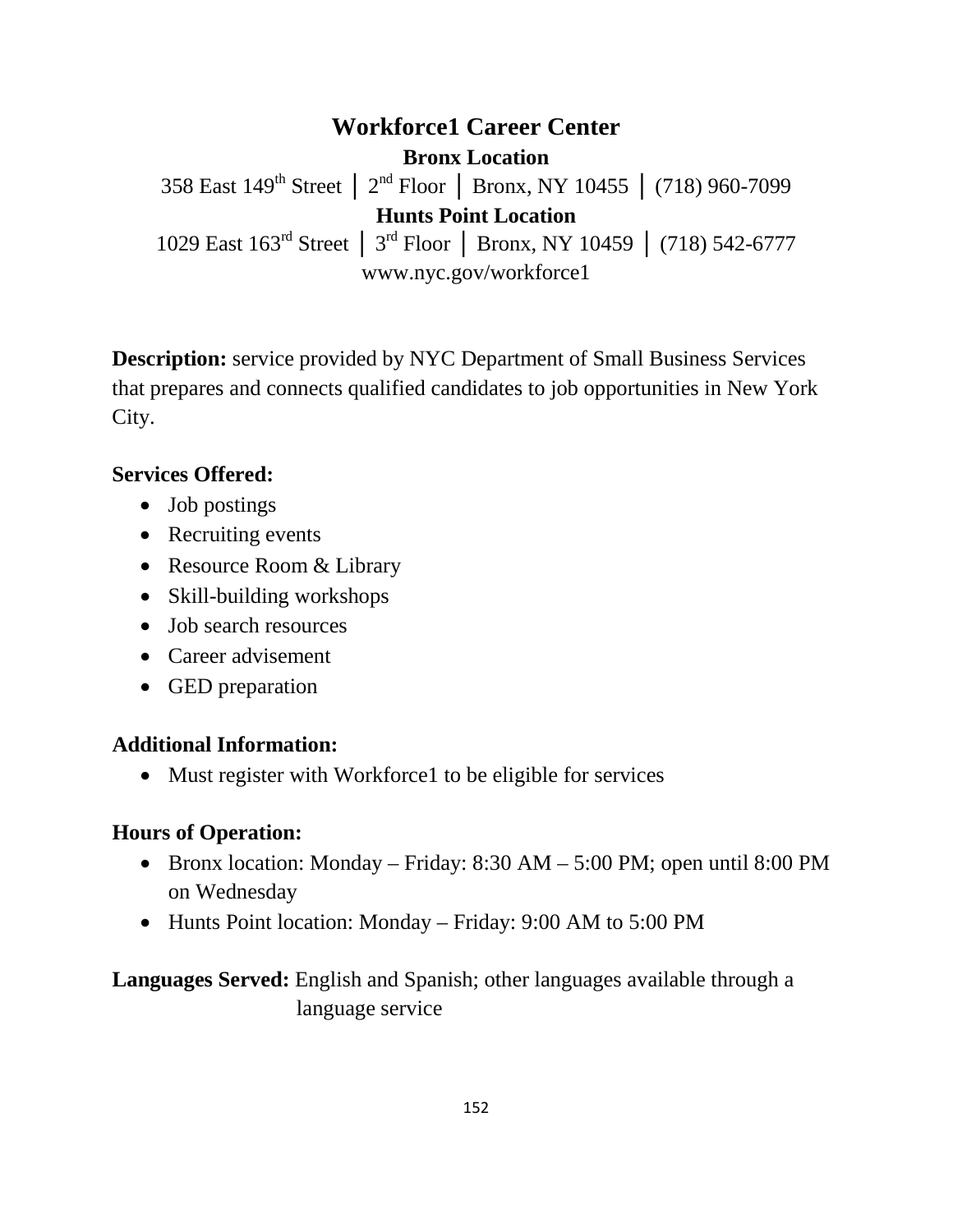# Workforce1 Career Center

**Bronx Location**

358 East 149th Street │ 2nd Floor │ Bronx, NY 10455 │ (718) 960-7099

**Hunts Point Location**

1029 East 163rd Street │ 3rd Floor │ Bronx, NY 10459 │ (718) 542-6777

www.nyc.gov/workforce1

**Description:** service provided by NYC Department of Small Business Services that prepares and connects qualified candidates to job opportunities in New York City.

**Services Offered:**

- Job postings
- Recruiting events
- Resource Room & Library
- Skill-building workshops
- Job search resources
- Career advisement
- GED preparation

**Additional Information:**

- Must register with Workforce1 to be eligible for services

**Hours of Operation:**

- Bronx location: Monday – Friday: 8:30 AM – 5:00 PM; open until 8:00 PM on Wednesday
- Hunts Point location: Monday – Friday: 9:00 AM to 5:00 PM

**Languages Served:** English and Spanish; other languages available through a language service